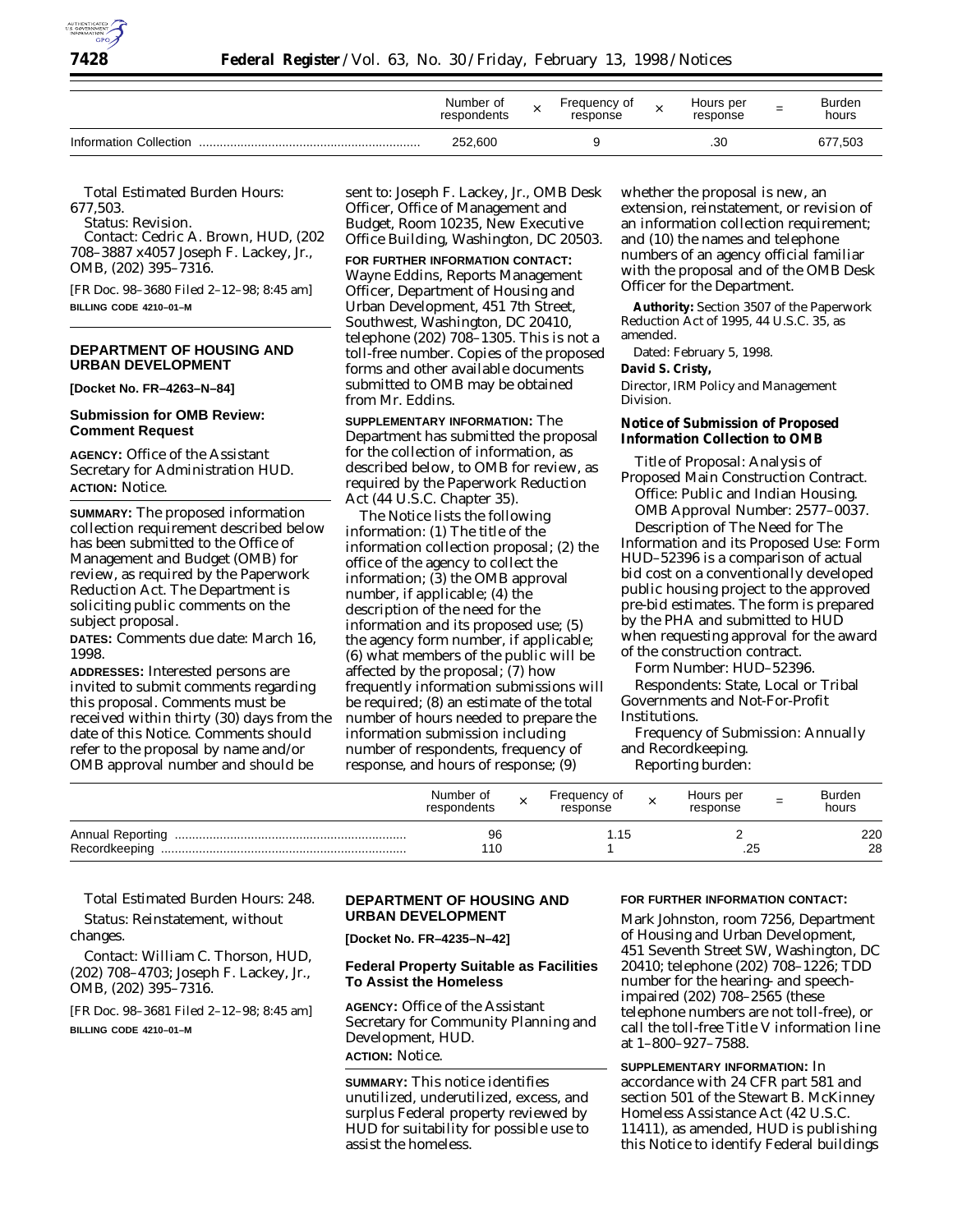| | Number of respondents | × | Frequency of response | × | Hours per response | = | Burden hours |
|---|---|---|---|---|---|---|---|
| Information Collection | 252,600 | | 9 | | .30 | | 677,503 |

Total Estimated Burden Hours: 677,503.

Status: Revision.

Contact: Cedric A. Brown, HUD, (202 708–3887 x4057 Joseph F. Lackey, Jr., OMB, (202) 395–7316.

[FR Doc. 98–3680 Filed 2–12–98; 8:45 am]

**BILLING CODE 4210–01–M**

## DEPARTMENT OF HOUSING AND URBAN DEVELOPMENT

**[Docket No. FR–4263–N–84]**

## Submission for OMB Review: Comment Request

**AGENCY:** Office of the Assistant Secretary for Administration HUD.

**ACTION:** Notice.

**SUMMARY:** The proposed information collection requirement described below has been submitted to the Office of Management and Budget (OMB) for review, as required by the Paperwork Reduction Act. The Department is soliciting public comments on the subject proposal.

**DATES:** Comments due date: March 16, 1998.

**ADDRESSES:** Interested persons are invited to submit comments regarding this proposal. Comments must be received within thirty (30) days from the date of this Notice. Comments should refer to the proposal by name and/or OMB approval number and should be sent to: Joseph F. Lackey, Jr., OMB Desk Officer, Office of Management and Budget, Room 10235, New Executive Office Building, Washington, DC 20503.

**FOR FURTHER INFORMATION CONTACT:** Wayne Eddins, Reports Management Officer, Department of Housing and Urban Development, 451 7th Street, Southwest, Washington, DC 20410, telephone (202) 708–1305. This is not a toll-free number. Copies of the proposed forms and other available documents submitted to OMB may be obtained from Mr. Eddins.

**SUPPLEMENTARY INFORMATION:** The Department has submitted the proposal for the collection of information, as described below, to OMB for review, as required by the Paperwork Reduction Act (44 U.S.C. Chapter 35).

The Notice lists the following information: (1) The title of the information collection proposal; (2) the office of the agency to collect the information; (3) the OMB approval number, if applicable; (4) the description of the need for the information and its proposed use; (5) the agency form number, if applicable; (6) what members of the public will be affected by the proposal; (7) how frequently information submissions will be required; (8) an estimate of the total number of hours needed to prepare the information submission including number of respondents, frequency of response, and hours of response; (9) whether the proposal is new, an extension, reinstatement, or revision of an information collection requirement; and (10) the names and telephone numbers of an agency official familiar with the proposal and of the OMB Desk Officer for the Department.

**Authority:** Section 3507 of the Paperwork Reduction Act of 1995, 44 U.S.C. 35, as amended.

Dated: February 5, 1998.

**David S. Cristy,**

*Director, IRM Policy and Management Division.*

### Notice of Submission of Proposed Information Collection to OMB

*Title of Proposal:* Analysis of Proposed Main Construction Contract.

*Office:* Public and Indian Housing.

*OMB Approval Number:* 2577–0037.

*Description of The Need for The Information and its Proposed Use:* Form HUD–52396 is a comparison of actual bid cost on a conventionally developed public housing project to the approved pre-bid estimates. The form is prepared by the PHA and submitted to HUD when requesting approval for the award of the construction contract.

*Form Number:* HUD–52396.

*Respondents:* State, Local or Tribal Governments and Not-For-Profit Institutions.

*Frequency of Submission:* Annually and Recordkeeping.

*Reporting burden:*

| | Number of respondents | × | Frequency of response | × | Hours per response | = | Burden hours |
|---|---|---|---|---|---|---|---|
| Annual Reporting | 96 | | 1.15 | | 2 | | 220 |
| Recordkeeping | 110 | | 1 | | .25 | | 28 |

*Total Estimated Burden Hours:* 248.

*Status:* Reinstatement, without changes.

*Contact:* William C. Thorson, HUD, (202) 708–4703; Joseph F. Lackey, Jr., OMB, (202) 395–7316.

[FR Doc. 98–3681 Filed 2–12–98; 8:45 am]

**BILLING CODE 4210–01–M**

## DEPARTMENT OF HOUSING AND URBAN DEVELOPMENT

**[Docket No. FR–4235–N–42]**

## Federal Property Suitable as Facilities To Assist the Homeless

**AGENCY:** Office of the Assistant Secretary for Community Planning and Development, HUD.

**ACTION:** Notice.

**SUMMARY:** This notice identifies unutilized, underutilized, excess, and surplus Federal property reviewed by HUD for suitability for possible use to assist the homeless.

**FOR FURTHER INFORMATION CONTACT:** Mark Johnston, room 7256, Department of Housing and Urban Development, 451 Seventh Street SW, Washington, DC 20410; telephone (202) 708–1226; TDD number for the hearing- and speech-impaired (202) 708–2565 (these telephone numbers are not toll-free), or call the toll-free Title V information line at 1–800–927–7588.

**SUPPLEMENTARY INFORMATION:** In accordance with 24 CFR part 581 and section 501 of the Stewart B. McKinney Homeless Assistance Act (42 U.S.C. 11411), as amended, HUD is publishing this Notice to identify Federal buildings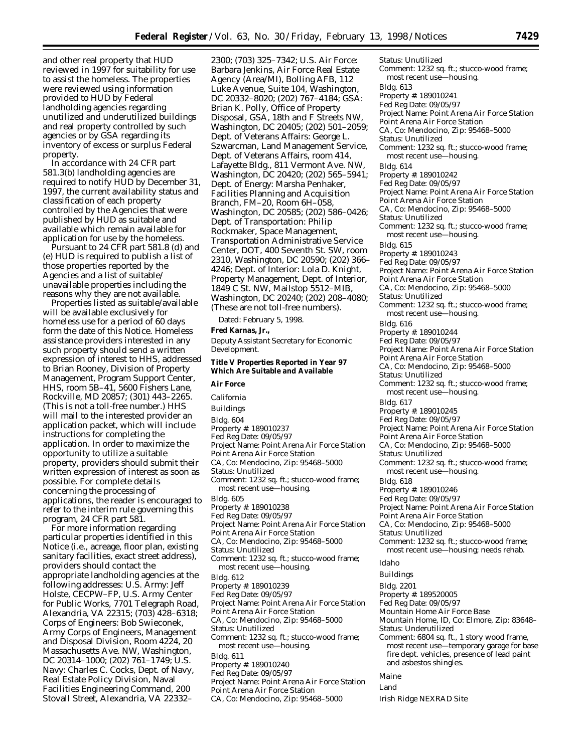and other real property that HUD reviewed in 1997 for suitability for use to assist the homeless. The properties were reviewed using information provided to HUD by Federal landholding agencies regarding unutilized and underutilized buildings and real property controlled by such agencies or by GSA regarding its inventory of excess or surplus Federal property.

In accordance with 24 CFR part 581.3(b) landholding agencies are required to notify HUD by December 31, 1997, the current availability status and classification of each property controlled by the Agencies that were published by HUD as suitable and available which remain available for application for use by the homeless.

Pursuant to 24 CFR part 581.8 (d) and (e) HUD is required to publish a list of those properties reported by the Agencies and a list of suitable/unavailable properties including the reasons why they are not available.

Properties listed as suitable/available will be available exclusively for homeless use for a period of 60 days form the date of this Notice. Homeless assistance providers interested in any such property should send a written expression of interest to HHS, addressed to Brian Rooney, Division of Property Management, Program Support Center, HHS, room 5B–41, 5600 Fishers Lane, Rockville, MD 20857; (301) 443–2265. (This is not a toll-free number.) HHS will mail to the interested provider an application packet, which will include instructions for completing the application. In order to maximize the opportunity to utilize a suitable property, providers should submit their written expression of interest as soon as possible. For complete details concerning the processing of applications, the reader is encouraged to refer to the interim rule governing this program, 24 CFR part 581.

For more information regarding particular properties identified in this Notice (i.e., acreage, floor plan, existing sanitary facilities, exact street address), providers should contact the appropriate landholding agencies at the following addresses: U.S. Army: Jeff Holste, CECPW–FP, U.S. Army Center for Public Works, 7701 Telegraph Road, Alexandria, VA 22315; (703) 428–6318; Corps of Engineers: Bob Swieconek, Army Corps of Engineers, Management and Disposal Division, Room 4224, 20 Massachusetts Ave. NW, Washington, DC 20314–1000; (202) 761–1749; U.S. Navy: Charles C. Cocks, Dept. of Navy, Real Estate Policy Division, Naval Facilities Engineering Command, 200 Stovall Street, Alexandria, VA 22332–2300; (703) 325–7342; U.S. Air Force: Barbara Jenkins, Air Force Real Estate Agency (Area/MI), Bolling AFB, 112 Luke Avenue, Suite 104, Washington, DC 20332–8020; (202) 767–4184; GSA: Brian K. Polly, Office of Property Disposal, GSA, 18th and F Streets NW, Washington, DC 20405; (202) 501–2059; Dept. of Veterans Affairs: George L. Szwarcman, Land Management Service, Dept. of Veterans Affairs, room 414, Lafayette Bldg., 811 Vermont Ave. NW, Washington, DC 20420; (202) 565–5941; Dept. of Energy: Marsha Penhaker, Facilities Planning and Acquisition Branch, FM–20, Room 6H–058, Washington, DC 20585; (202) 586–0426; Dept. of Transportation: Philip Rockmaker, Space Management, Transportation Administrative Service Center, DOT, 400 Seventh St. SW, room 2310, Washington, DC 20590; (202) 366–4246; Dept. of Interior: Lola D. Knight, Property Management, Dept. of Interior, 1849 C St. NW, Mailstop 5512–MIB, Washington, DC 20240; (202) 208–4080; (These are not toll-free numbers).

Dated: February 5, 1998.

**Fred Karnas, Jr.,**

*Deputy Assistant Secretary for Economic Development.*

**Title V Properties Reported in Year 97 Which Are Suitable and Available**

**Air Force**

*California*

*Buildings*

Bldg. 604
Property #: 189010237
Fed Reg Date: 09/05/97
Project Name: Point Arena Air Force Station
Point Arena Air Force Station
CA, Co: Mendocino, Zip: 95468–5000
Status: Unutilized
Comment: 1232 sq. ft.; stucco-wood frame; most recent use—housing.

Bldg. 605
Property #: 189010238
Fed Reg Date: 09/05/97
Project Name: Point Arena Air Force Station
Point Arena Air Force Station
CA, Co: Mendocino, Zip: 95468–5000
Status: Unutilized
Comment: 1232 sq. ft.; stucco-wood frame; most recent use—housing.

Bldg. 612
Property #: 189010239
Fed Reg Date: 09/05/97
Project Name: Point Arena Air Force Station
Point Arena Air Force Station
CA, Co: Mendocino, Zip: 95468–5000
Status: Unutilized
Comment: 1232 sq. ft.; stucco-wood frame; most recent use—housing.

Bldg. 611
Property #: 189010240
Fed Reg Date: 09/05/97
Project Name: Point Arena Air Force Station
Point Arena Air Force Station
CA, Co: Mendocino, Zip: 95468–5000
Status: Unutilized
Comment: 1232 sq. ft.; stucco-wood frame; most recent use—housing.

Bldg. 613
Property #: 189010241
Fed Reg Date: 09/05/97
Project Name: Point Arena Air Force Station
Point Arena Air Force Station
CA, Co: Mendocino, Zip: 95468–5000
Status: Unutilized
Comment: 1232 sq. ft.; stucco-wood frame; most recent use—housing.

Bldg. 614
Property #: 189010242
Fed Reg Date: 09/05/97
Project Name: Point Arena Air Force Station
Point Arena Air Force Station
CA, Co: Mendocino, Zip: 95468–5000
Status: Unutilized
Comment: 1232 sq. ft.; stucco-wood frame; most recent use—housing.

Bldg. 615
Property #: 189010243
Fed Reg Date: 09/05/97
Project Name: Point Arena Air Force Station
Point Arena Air Force Station
CA, Co: Mendocino, Zip: 95468–5000
Status: Unutilized
Comment: 1232 sq. ft.; stucco-wood frame; most recent use—housing.

Bldg. 616
Property #: 189010244
Fed Reg Date: 09/05/97
Project Name: Point Arena Air Force Station
Point Arena Air Force Station
CA, Co: Mendocino, Zip: 95468–5000
Status: Unutilized
Comment: 1232 sq. ft.; stucco-wood frame; most recent use—housing.

Bldg. 617
Property #: 189010245
Fed Reg Date: 09/05/97
Project Name: Point Arena Air Force Station
Point Arena Air Force Station
CA, Co: Mendocino, Zip: 95468–5000
Status: Unutilized
Comment: 1232 sq. ft.; stucco-wood frame; most recent use—housing.

Bldg. 618
Property #: 189010246
Fed Reg Date: 09/05/97
Project Name: Point Arena Air Force Station
Point Arena Air Force Station
CA, Co: Mendocino, Zip: 95468–5000
Status: Unutilized
Comment: 1232 sq. ft.; stucco-wood frame; most recent use—housing; needs rehab.

*Idaho*

*Buildings*

Bldg. 2201
Property #: 189520005
Fed Reg Date: 09/05/97
Mountain Home Air Force Base
Mountain Home, ID, Co: Elmore, Zip: 83648–
Status: Underutilized
Comment: 6804 sq. ft., 1 story wood frame, most recent use—temporary garage for base fire dept. vehicles, presence of lead paint and asbestos shingles.

*Maine*

*Land*

Irish Ridge NEXRAD Site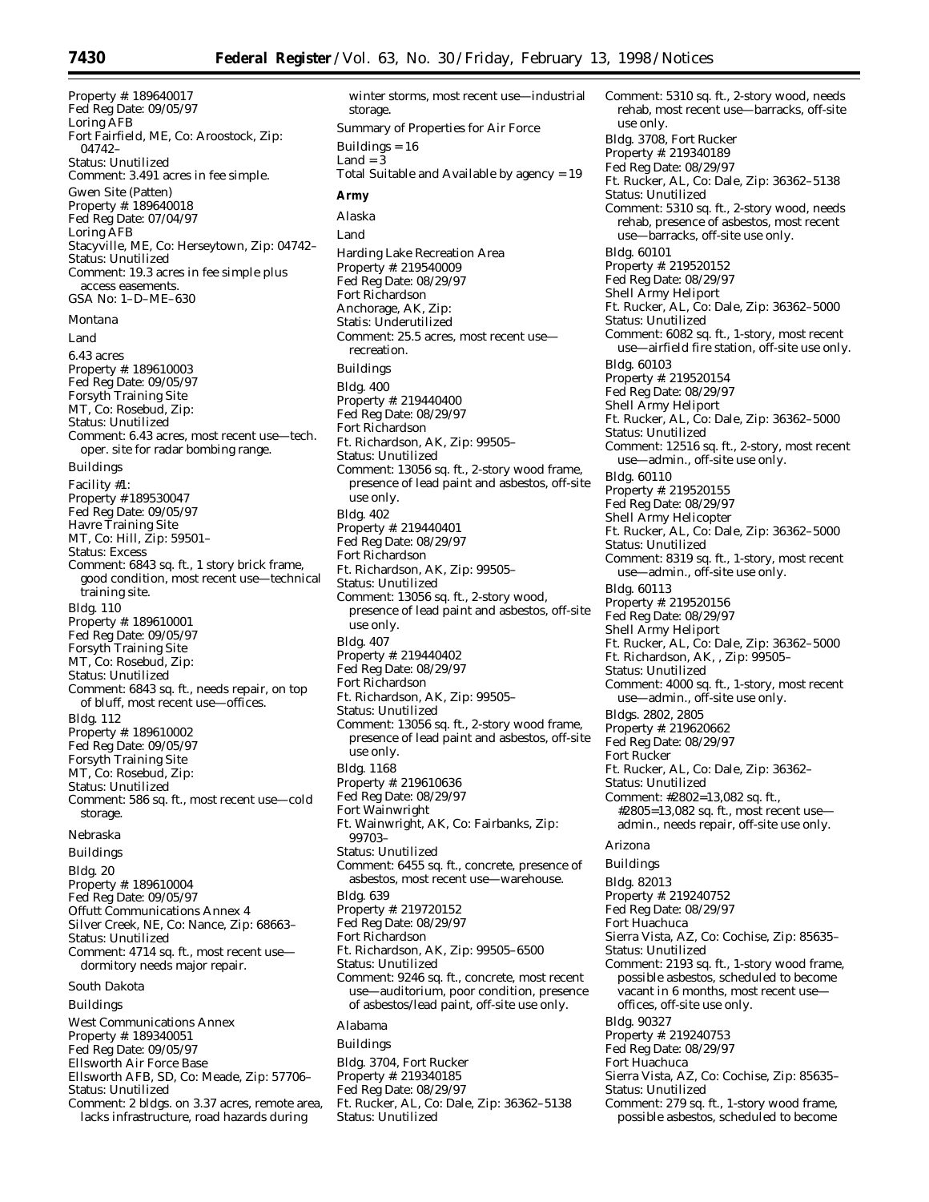Property #: 189640017
Fed Reg Date: 09/05/97
Loring AFB
Fort Fairfield, ME, Co: Aroostock, Zip: 04742–
Status: Unutilized
Comment: 3.491 acres in fee simple.

Gwen Site (Patten)
Property #: 189640018
Fed Reg Date: 07/04/97
Loring AFB
Stacyville, ME, Co: Herseytown, Zip: 04742–
Status: Unutilized
Comment: 19.3 acres in fee simple plus access easements.
GSA No: 1–D–ME–630

### Montana

#### Land

6.43 acres
Property #: 189610003
Fed Reg Date: 09/05/97
Forsyth Training Site
MT, Co: Rosebud, Zip:
Status: Unutilized
Comment: 6.43 acres, most recent use—tech. oper. site for radar bombing range.

#### Buildings

Facility #1:
Property #189530047
Fed Reg Date: 09/05/97
Havre Training Site
MT, Co: Hill, Zip: 59501–
Status: Excess
Comment: 6843 sq. ft., 1 story brick frame, good condition, most recent use—technical training site.

Bldg. 110
Property #: 189610001
Fed Reg Date: 09/05/97
Forsyth Training Site
MT, Co: Rosebud, Zip:
Status: Unutilized
Comment: 6843 sq. ft., needs repair, on top of bluff, most recent use—offices.

Bldg. 112
Property #: 189610002
Fed Reg Date: 09/05/97
Forsyth Training Site
MT, Co: Rosebud, Zip:
Status: Unutilized
Comment: 586 sq. ft., most recent use—cold storage.

### Nebraska

#### Buildings

Bldg. 20
Property #: 189610004
Fed Reg Date: 09/05/97
Offutt Communications Annex 4
Silver Creek, NE, Co: Nance, Zip: 68663–
Status: Unutilized
Comment: 4714 sq. ft., most recent use—dormitory needs major repair.

### South Dakota

#### Buildings

West Communications Annex
Property #: 189340051
Fed Reg Date: 09/05/97
Ellsworth Air Force Base
Ellsworth AFB, SD, Co: Meade, Zip: 57706–
Status: Unutilized
Comment: 2 bldgs. on 3.37 acres, remote area, lacks infrastructure, road hazards during winter storms, most recent use—industrial storage.

Summary of Properties for Air Force

Buildings = 16
Land = 3
Total Suitable and Available by agency = 19

## Army

### Alaska

#### Land

Harding Lake Recreation Area
Property #: 219540009
Fed Reg Date: 08/29/97
Fort Richardson
Anchorage, AK, Zip:
Statis: Underutilized
Comment: 25.5 acres, most recent use—recreation.

#### Buildings

Bldg. 400
Property #: 219440400
Fed Reg Date: 08/29/97
Fort Richardson
Ft. Richardson, AK, Zip: 99505–
Status: Unutilized
Comment: 13056 sq. ft., 2-story wood frame, presence of lead paint and asbestos, off-site use only.

Bldg. 402
Property #: 219440401
Fed Reg Date: 08/29/97
Fort Richardson
Ft. Richardson, AK, Zip: 99505–
Status: Unutilized
Comment: 13056 sq. ft., 2-story wood, presence of lead paint and asbestos, off-site use only.

Bldg. 407
Property #: 219440402
Fed Reg Date: 08/29/97
Fort Richardson
Ft. Richardson, AK, Zip: 99505–
Status: Unutilized
Comment: 13056 sq. ft., 2-story wood frame, presence of lead paint and asbestos, off-site use only.

Bldg. 1168
Property #: 219610636
Fed Reg Date: 08/29/97
Fort Wainwright
Ft. Wainwright, AK, Co: Fairbanks, Zip: 99703–
Status: Unutilized
Comment: 6455 sq. ft., concrete, presence of asbestos, most recent use—warehouse.

Bldg. 639
Property #: 219720152
Fed Reg Date: 08/29/97
Fort Richardson
Ft. Richardson, AK, Zip: 99505–6500
Status: Unutilized
Comment: 9246 sq. ft., concrete, most recent use—auditorium, poor condition, presence of asbestos/lead paint, off-site use only.

### Alabama

#### Buildings

Bldg. 3704, Fort Rucker
Property #: 219340185
Fed Reg Date: 08/29/97
Ft. Rucker, AL, Co: Dale, Zip: 36362–5138
Status: Unutilized
Comment: 5310 sq. ft., 2-story wood, needs rehab, most recent use—barracks, off-site use only.

Bldg. 3708, Fort Rucker
Property #: 219340189
Fed Reg Date: 08/29/97
Ft. Rucker, AL, Co: Dale, Zip: 36362–5138
Status: Unutilized
Comment: 5310 sq. ft., 2-story wood, needs rehab, presence of asbestos, most recent use—barracks, off-site use only.

Bldg. 60101
Property #: 219520152
Fed Reg Date: 08/29/97
Shell Army Heliport
Ft. Rucker, AL, Co: Dale, Zip: 36362–5000
Status: Unutilized
Comment: 6082 sq. ft., 1-story, most recent use—airfield fire station, off-site use only.

Bldg. 60103
Property #: 219520154
Fed Reg Date: 08/29/97
Shell Army Heliport
Ft. Rucker, AL, Co: Dale, Zip: 36362–5000
Status: Unutilized
Comment: 12516 sq. ft., 2-story, most recent use—admin., off-site use only.

Bldg. 60110
Property #: 219520155
Fed Reg Date: 08/29/97
Shell Army Helicopter
Ft. Rucker, AL, Co: Dale, Zip: 36362–5000
Status: Unutilized
Comment: 8319 sq. ft., 1-story, most recent use—admin., off-site use only.

Bldg. 60113
Property #: 219520156
Fed Reg Date: 08/29/97
Shell Army Heliport
Ft. Rucker, AL, Co: Dale, Zip: 36362–5000
Ft. Richardson, AK, , Zip: 99505–
Status: Unutilized
Comment: 4000 sq. ft., 1-story, most recent use—admin., off-site use only.

Bldgs. 2802, 2805
Property #: 219620662
Fed Reg Date: 08/29/97
Fort Rucker
Ft. Rucker, AL, Co: Dale, Zip: 36362–
Status: Unutilized
Comment: #2802=13,082 sq. ft., #2805=13,082 sq. ft., most recent use—admin., needs repair, off-site use only.

### Arizona

#### Buildings

Bldg. 82013
Property #: 219240752
Fed Reg Date: 08/29/97
Fort Huachuca
Sierra Vista, AZ, Co: Cochise, Zip: 85635–
Status: Unutilized
Comment: 2193 sq. ft., 1-story wood frame, possible asbestos, scheduled to become vacant in 6 months, most recent use—offices, off-site use only.

Bldg. 90327
Property #: 219240753
Fed Reg Date: 08/29/97
Fort Huachuca
Sierra Vista, AZ, Co: Cochise, Zip: 85635–
Status: Unutilized
Comment: 279 sq. ft., 1-story wood frame, possible asbestos, scheduled to become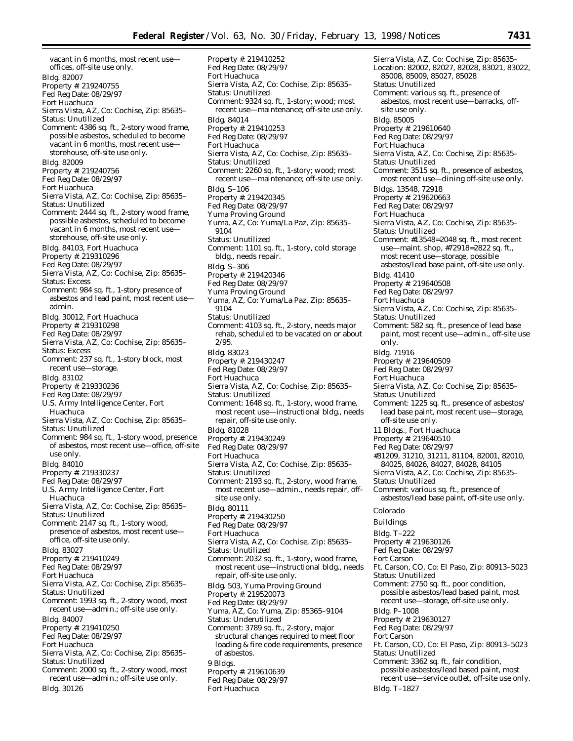vacant in 6 months, most recent use—offices, off-site use only.

Bldg. 82007
Property #: 219240755
Fed Reg Date: 08/29/97
Fort Huachuca
Sierra Vista, AZ, Co: Cochise, Zip: 85635–
Status: Unutilized
Comment: 4386 sq. ft., 2-story wood frame, possible asbestos, scheduled to become vacant in 6 months, most recent use—storehouse, off-site use only.

Bldg. 82009
Property #: 219240756
Fed Reg Date: 08/29/97
Fort Huachuca
Sierra Vista, AZ, Co: Cochise, Zip: 85635–
Status: Unutilized
Comment: 2444 sq. ft., 2-story wood frame, possible asbestos, scheduled to become vacant in 6 months, most recent use—storehouse, off-site use only.

Bldg. 84103, Fort Huachuca
Property #: 219310296
Fed Reg Date: 08/29/97
Sierra Vista, AZ, Co: Cochise, Zip: 85635–
Status: Excess
Comment: 984 sq. ft., 1-story presence of asbestos and lead paint, most recent use—admin.

Bldg. 30012, Fort Huachuca
Property #: 219310298
Fed Reg Date: 08/29/97
Sierra Vista, AZ, Co: Cochise, Zip: 85635–
Status: Excess
Comment: 237 sq. ft., 1-story block, most recent use—storage.

Bldg. 83102
Property #: 219330236
Fed Reg Date: 08/29/97
U.S. Army Intelligence Center, Fort Huachuca
Sierra Vista, AZ, Co: Cochise, Zip: 85635–
Status: Unutilized
Comment: 984 sq. ft., 1-story wood, presence of asbestos, most recent use—office, off-site use only.

Bldg. 84010
Property #: 219330237
Fed Reg Date: 08/29/97
U.S. Army Intelligence Center, Fort Huachuca
Sierra Vista, AZ, Co: Cochise, Zip: 85635–
Status: Unutilized
Comment: 2147 sq. ft., 1-story wood, presence of asbestos, most recent use—office, off-site use only.

Bldg. 83027
Property #: 219410249
Fed Reg Date: 08/29/97
Fort Huachuca
Sierra Vista, AZ, Co: Cochise, Zip: 85635–
Status: Unutilized
Comment: 1993 sq. ft., 2-story wood, most recent use—admin.; off-site use only.

Bldg. 84007
Property #: 219410250
Fed Reg Date: 08/29/97
Fort Huachuca
Sierra Vista, AZ, Co: Cochise, Zip: 85635–
Status: Unutilized
Comment: 2000 sq. ft., 2-story wood, most recent use—admin.; off-site use only.

Bldg. 30126
Property #: 219410252
Fed Reg Date: 08/29/97
Fort Huachuca
Sierra Vista, AZ, Co: Cochise, Zip: 85635–
Status: Unutilized
Comment: 9324 sq. ft., 1-story; wood; most recent use—maintenance; off-site use only.

Bldg. 84014
Property #: 219410253
Fed Reg Date: 08/29/97
Fort Huachuca
Sierra Vista, AZ, Co: Cochise, Zip: 85635–
Status: Unutilized
Comment: 2260 sq. ft., 1-story; wood; most recent use—maintenance; off-site use only.

Bldg. S–106
Property #: 219420345
Fed Reg Date: 08/29/97
Yuma Proving Ground
Yuma, AZ, Co: Yuma/La Paz, Zip: 85635–9104
Status: Unutilized
Comment: 1101 sq. ft., 1-story, cold storage bldg., needs repair.

Bldg. S–306
Property #: 219420346
Fed Reg Date: 08/29/97
Yuma Proving Ground
Yuma, AZ, Co: Yuma/La Paz, Zip: 85635–9104
Status: Unutilized
Comment: 4103 sq. ft., 2-story, needs major rehab, scheduled to be vacated on or about 2/95.

Bldg. 83023
Property #: 219430247
Fed Reg Date: 08/29/97
Fort Huachuca
Sierra Vista, AZ, Co: Cochise, Zip: 85635–
Status: Unutilized
Comment: 1648 sq. ft., 1-story, wood frame, most recent use—instructional bldg., needs repair, off-site use only.

Bldg. 81028
Property #: 219430249
Fed Reg Date: 08/29/97
Fort Huachuca
Sierra Vista, AZ, Co: Cochise, Zip: 85635–
Status: Unutilized
Comment: 2193 sq. ft., 2-story, wood frame, most recent use—admin., needs repair, off-site use only.

Bldg. 80111
Property #: 219430250
Fed Reg Date: 08/29/97
Fort Huachuca
Sierra Vista, AZ, Co: Cochise, Zip: 85635–
Status: Unutilized
Comment: 2032 sq. ft., 1-story, wood frame, most recent use—instructional bldg., needs repair, off-site use only.

Bldg. 503, Yuma Proving Ground
Property #: 219520073
Fed Reg Date: 08/29/97
Yuma, AZ, Co: Yuma, Zip: 85365–9104
Status: Underutilized
Comment: 3789 sq. ft., 2-story, major structural changes required to meet floor loading & fire code requirements, presence of asbestos.

9 Bldgs.
Property #: 219610639
Fed Reg Date: 08/29/97
Fort Huachuca
Sierra Vista, AZ, Co: Cochise, Zip: 85635–
Location: 82002, 82027, 82028, 83021, 83022, 85008, 85009, 85027, 85028
Status: Unutilized
Comment: various sq. ft., presence of asbestos, most recent use—barracks, off-site use only.

Bldg. 85005
Property #: 219610640
Fed Reg Date: 08/29/97
Fort Huachuca
Sierra Vista, AZ, Co: Cochise, Zip: 85635–
Status: Unutilized
Comment: 3515 sq. ft., presence of asbestos, most recent use—dining off-site use only.

Bldgs. 13548, 72918
Property #: 219620663
Fed Reg Date: 08/29/97
Fort Huachuca
Sierra Vista, AZ, Co: Cochise, Zip: 85635–
Status: Unutilized
Comment: #13548=2048 sq. ft., most recent use—maint. shop, #72918=2822 sq. ft., most recent use—storage, possible asbestos/lead base paint, off-site use only.

Bldg. 41410
Property #: 219640508
Fed Reg Date: 08/29/97
Fort Huachuca
Sierra Vista, AZ, Co: Cochise, Zip: 85635–
Status: Unutilized
Comment: 582 sq. ft., presence of lead base paint, most recent use—admin., off-site use only.

Bldg. 71916
Property #: 219640509
Fed Reg Date: 08/29/97
Fort Huachuca
Sierra Vista, AZ, Co: Cochise, Zip: 85635–
Status: Unutilized
Comment: 1225 sq. ft., presence of asbestos/lead base paint, most recent use—storage, off-site use only.

11 Bldgs., Fort Huachuca
Property #: 219640510
Fed Reg Date: 08/29/97
#31209, 31210, 31211, 81104, 82001, 82010, 84025, 84026, 84027, 84028, 84105
Sierra Vista, AZ, Co: Cochise, Zip: 85635–
Status: Unutilized
Comment: various sq. ft., presence of asbestos/lead base paint, off-site use only.

Colorado

Buildings

Bldg. T–222
Property #: 219630126
Fed Reg Date: 08/29/97
Fort Carson
Ft. Carson, CO, Co: El Paso, Zip: 80913–5023
Status: Unutilized
Comment: 2750 sq. ft., poor condition, possible asbestos/lead based paint, most recent use—storage, off-site use only.

Bldg. P–1008
Property #: 219630127
Fed Reg Date: 08/29/97
Fort Carson
Ft. Carson, CO, Co: El Paso, Zip: 80913–5023
Status: Unutilized
Comment: 3362 sq. ft., fair condition, possible asbestos/lead based paint, most recent use—service outlet, off-site use only.

Bldg. T–1827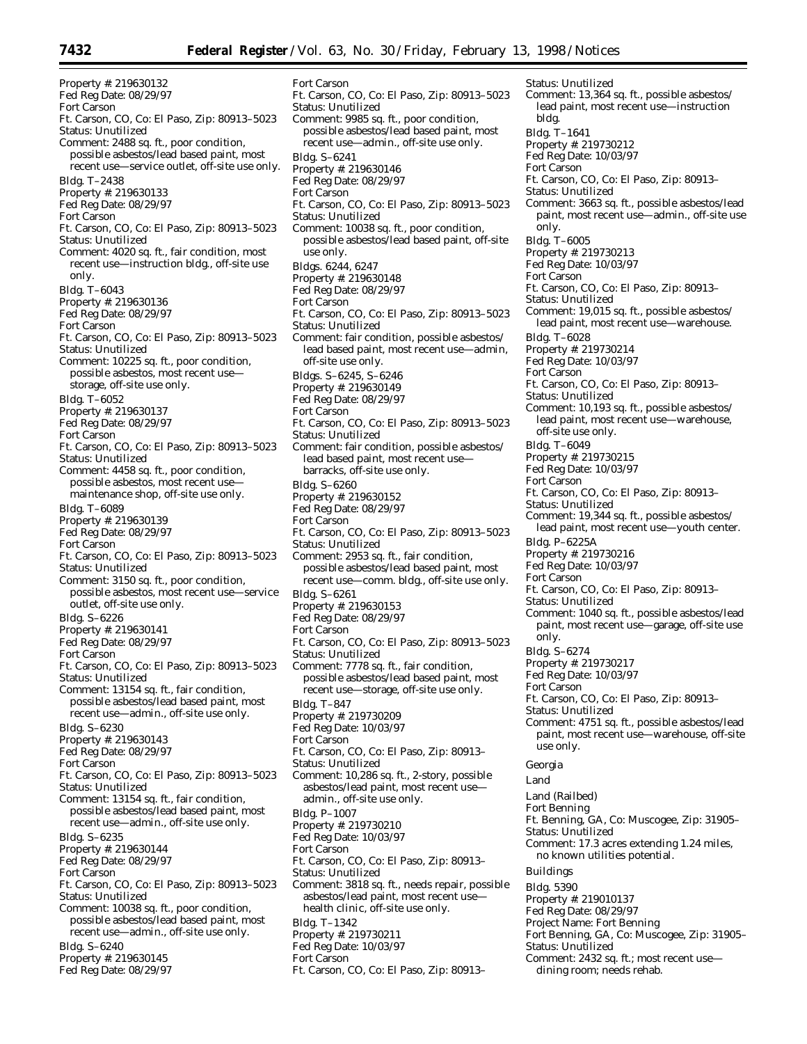Property #: 219630132
Fed Reg Date: 08/29/97
Fort Carson
Ft. Carson, CO, Co: El Paso, Zip: 80913–5023
Status: Unutilized
Comment: 2488 sq. ft., poor condition, possible asbestos/lead based paint, most recent use—service outlet, off-site use only.

Bldg. T–2438
Property #: 219630133
Fed Reg Date: 08/29/97
Fort Carson
Ft. Carson, CO, Co: El Paso, Zip: 80913–5023
Status: Unutilized
Comment: 4020 sq. ft., fair condition, most recent use—instruction bldg., off-site use only.

Bldg. T–6043
Property #: 219630136
Fed Reg Date: 08/29/97
Fort Carson
Ft. Carson, CO, Co: El Paso, Zip: 80913–5023
Status: Unutilized
Comment: 10225 sq. ft., poor condition, possible asbestos, most recent use—storage, off-site use only.

Bldg. T–6052
Property #: 219630137
Fed Reg Date: 08/29/97
Fort Carson
Ft. Carson, CO, Co: El Paso, Zip: 80913–5023
Status: Unutilized
Comment: 4458 sq. ft., poor condition, possible asbestos, most recent use—maintenance shop, off-site use only.

Bldg. T–6089
Property #: 219630139
Fed Reg Date: 08/29/97
Fort Carson
Ft. Carson, CO, Co: El Paso, Zip: 80913–5023
Status: Unutilized
Comment: 3150 sq. ft., poor condition, possible asbestos, most recent use—service outlet, off-site use only.

Bldg. S–6226
Property #: 219630141
Fed Reg Date: 08/29/97
Fort Carson
Ft. Carson, CO, Co: El Paso, Zip: 80913–5023
Status: Unutilized
Comment: 13154 sq. ft., fair condition, possible asbestos/lead based paint, most recent use—admin., off-site use only.

Bldg. S–6230
Property #: 219630143
Fed Reg Date: 08/29/97
Fort Carson
Ft. Carson, CO, Co: El Paso, Zip: 80913–5023
Status: Unutilized
Comment: 13154 sq. ft., fair condition, possible asbestos/lead based paint, most recent use—admin., off-site use only.

Bldg. S–6235
Property #: 219630144
Fed Reg Date: 08/29/97
Fort Carson
Ft. Carson, CO, Co: El Paso, Zip: 80913–5023
Status: Unutilized
Comment: 10038 sq. ft., poor condition, possible asbestos/lead based paint, most recent use—admin., off-site use only.

Bldg. S–6240
Property #: 219630145
Fed Reg Date: 08/29/97
Fort Carson
Ft. Carson, CO, Co: El Paso, Zip: 80913–5023
Status: Unutilized
Comment: 9985 sq. ft., poor condition, possible asbestos/lead based paint, most recent use—admin., off-site use only.

Bldg. S–6241
Property #: 219630146
Fed Reg Date: 08/29/97
Fort Carson
Ft. Carson, CO, Co: El Paso, Zip: 80913–5023
Status: Unutilized
Comment: 10038 sq. ft., poor condition, possible asbestos/lead based paint, off-site use only.

Bldgs. 6244, 6247
Property #: 219630148
Fed Reg Date: 08/29/97
Fort Carson
Ft. Carson, CO, Co: El Paso, Zip: 80913–5023
Status: Unutilized
Comment: fair condition, possible asbestos/lead based paint, most recent use—admin, off-site use only.

Bldgs. S–6245, S–6246
Property #: 219630149
Fed Reg Date: 08/29/97
Fort Carson
Ft. Carson, CO, Co: El Paso, Zip: 80913–5023
Status: Unutilized
Comment: fair condition, possible asbestos/lead based paint, most recent use—barracks, off-site use only.

Bldg. S–6260
Property #: 219630152
Fed Reg Date: 08/29/97
Fort Carson
Ft. Carson, CO, Co: El Paso, Zip: 80913–5023
Status: Unutilized
Comment: 2953 sq. ft., fair condition, possible asbestos/lead based paint, most recent use—comm. bldg., off-site use only.

Bldg. S–6261
Property #: 219630153
Fed Reg Date: 08/29/97
Fort Carson
Ft. Carson, CO, Co: El Paso, Zip: 80913–5023
Status: Unutilized
Comment: 7778 sq. ft., fair condition, possible asbestos/lead based paint, most recent use—storage, off-site use only.

Bldg. T–847
Property #: 219730209
Fed Reg Date: 10/03/97
Fort Carson
Ft. Carson, CO, Co: El Paso, Zip: 80913–
Status: Unutilized
Comment: 10,286 sq. ft., 2-story, possible asbestos/lead paint, most recent use—admin., off-site use only.

Bldg. P–1007
Property #: 219730210
Fed Reg Date: 10/03/97
Fort Carson
Ft. Carson, CO, Co: El Paso, Zip: 80913–
Status: Unutilized
Comment: 3818 sq. ft., needs repair, possible asbestos/lead paint, most recent use—health clinic, off-site use only.

Bldg. T–1342
Property #: 219730211
Fed Reg Date: 10/03/97
Fort Carson
Ft. Carson, CO, Co: El Paso, Zip: 80913–
Status: Unutilized
Comment: 13,364 sq. ft., possible asbestos/lead paint, most recent use—instruction bldg.

Bldg. T–1641
Property #: 219730212
Fed Reg Date: 10/03/97
Fort Carson
Ft. Carson, CO, Co: El Paso, Zip: 80913–
Status: Unutilized
Comment: 3663 sq. ft., possible asbestos/lead paint, most recent use—admin., off-site use only.

Bldg. T–6005
Property #: 219730213
Fed Reg Date: 10/03/97
Fort Carson
Ft. Carson, CO, Co: El Paso, Zip: 80913–
Status: Unutilized
Comment: 19,015 sq. ft., possible asbestos/lead paint, most recent use—warehouse.

Bldg. T–6028
Property #: 219730214
Fed Reg Date: 10/03/97
Fort Carson
Ft. Carson, CO, Co: El Paso, Zip: 80913–
Status: Unutilized
Comment: 10,193 sq. ft., possible asbestos/lead paint, most recent use—warehouse, off-site use only.

Bldg. T–6049
Property #: 219730215
Fed Reg Date: 10/03/97
Fort Carson
Ft. Carson, CO, Co: El Paso, Zip: 80913–
Status: Unutilized
Comment: 19,344 sq. ft., possible asbestos/lead paint, most recent use—youth center.

Bldg. P–6225A
Property #: 219730216
Fed Reg Date: 10/03/97
Fort Carson
Ft. Carson, CO, Co: El Paso, Zip: 80913–
Status: Unutilized
Comment: 1040 sq. ft., possible asbestos/lead paint, most recent use—garage, off-site use only.

Bldg. S–6274
Property #: 219730217
Fed Reg Date: 10/03/97
Fort Carson
Ft. Carson, CO, Co: El Paso, Zip: 80913–
Status: Unutilized
Comment: 4751 sq. ft., possible asbestos/lead paint, most recent use—warehouse, off-site use only.

## Georgia

### Land

Land (Railbed)
Fort Benning
Ft. Benning, GA, Co: Muscogee, Zip: 31905–
Status: Unutilized
Comment: 17.3 acres extending 1.24 miles, no known utilities potential.

### Buildings

Bldg. 5390
Property #: 219010137
Fed Reg Date: 08/29/97
Project Name: Fort Benning
Fort Benning, GA, Co: Muscogee, Zip: 31905–
Status: Unutilized
Comment: 2432 sq. ft.; most recent use—dining room; needs rehab.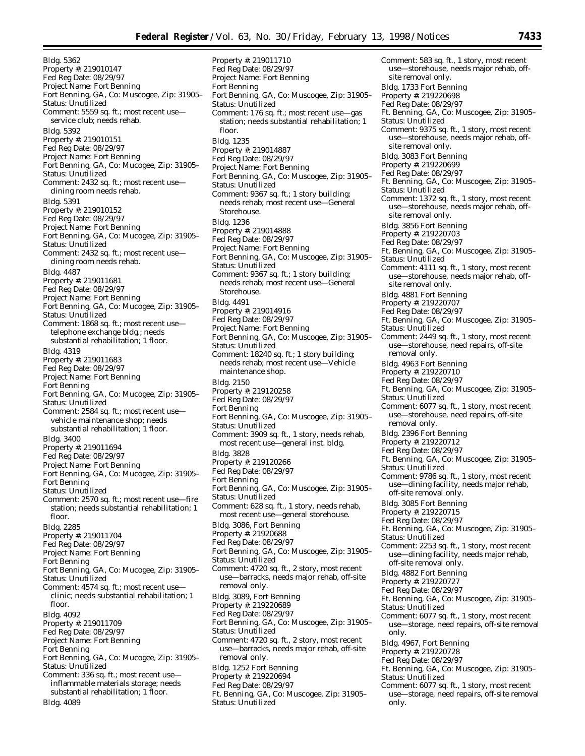Bldg. 5362
Property #: 219010147
Fed Reg Date: 08/29/97
Project Name: Fort Benning
Fort Benning, GA, Co: Muscogee, Zip: 31905–
Status: Unutilized
Comment: 5559 sq. ft.; most recent use—service club; needs rehab.

Bldg. 5392
Property #: 219010151
Fed Reg Date: 08/29/97
Project Name: Fort Benning
Fort Benning, GA, Co: Mucogee, Zip: 31905–
Status: Unutilized
Comment: 2432 sq. ft.; most recent use—dining room needs rehab.

Bldg. 5391
Property #: 219010152
Fed Reg Date: 08/29/97
Project Name: Fort Benning
Fort Benning, GA, Co: Mucogee, Zip: 31905–
Status: Unutilized
Comment: 2432 sq. ft.; most recent use—dining room needs rehab.

Bldg. 4487
Property #: 219011681
Fed Reg Date: 08/29/97
Project Name: Fort Benning
Fort Benning, GA, Co: Mucogee, Zip: 31905–
Status: Unutilized
Comment: 1868 sq. ft.; most recent use—telephone exchange bldg.; needs substantial rehabilitation; 1 floor.

Bldg. 4319
Property #: 219011683
Fed Reg Date: 08/29/97
Project Name: Fort Benning
Fort Benning
Fort Benning, GA, Co: Mucogee, Zip: 31905–
Status: Unutilized
Comment: 2584 sq. ft.; most recent use—vehicle maintenance shop; needs substantial rehabilitation; 1 floor.

Bldg. 3400
Property #: 219011694
Fed Reg Date: 08/29/97
Project Name: Fort Benning
Fort Benning, GA, Co: Mucogee, Zip: 31905–
Fort Benning
Status: Unutilized
Comment: 2570 sq. ft.; most recent use—fire station; needs substantial rehabilitation; 1 floor.

Bldg. 2285
Property #: 219011704
Fed Reg Date: 08/29/97
Project Name: Fort Benning
Fort Benning
Fort Benning, GA, Co: Mucogee, Zip: 31905–
Status: Unutilized
Comment: 4574 sq. ft.; most recent use—clinic; needs substantial rehabilitation; 1 floor.

Bldg. 4092
Property #: 219011709
Fed Reg Date: 08/29/97
Project Name: Fort Benning
Fort Benning
Fort Benning, GA, Co: Mucogee, Zip: 31905–
Status: Unutilized
Comment: 336 sq. ft.; most recent use—inflammable materials storage; needs substantial rehabilitation; 1 floor.

Bldg. 4089
Property #: 219011710
Fed Reg Date: 08/29/97
Project Name: Fort Benning
Fort Benning
Fort Benning, GA, Co: Muscogee, Zip: 31905–
Status: Unutilized
Comment: 176 sq. ft.; most recent use—gas station; needs substantial rehabilitation; 1 floor.

Bldg. 1235
Property #: 219014887
Fed Reg Date: 08/29/97
Project Name: Fort Benning
Fort Benning, GA, Co: Muscogee, Zip: 31905–
Status: Unutilized
Comment: 9367 sq. ft.; 1 story building; needs rehab; most recent use—General Storehouse.

Bldg. 1236
Property #: 219014888
Fed Reg Date: 08/29/97
Project Name: Fort Benning
Fort Benning, GA, Co: Muscogee, Zip: 31905–
Status: Unutilized
Comment: 9367 sq. ft.; 1 story building; needs rehab; most recent use—General Storehouse.

Bldg. 4491
Property #: 219014916
Fed Reg Date: 08/29/97
Project Name: Fort Benning
Fort Benning, GA, Co: Muscogee, Zip: 31905–
Status: Unutilized
Comment: 18240 sq. ft.; 1 story building; needs rehab; most recent use—Vehicle maintenance shop.

Bldg. 2150
Property #: 219120258
Fed Reg Date: 08/29/97
Fort Benning
Fort Benning, GA, Co: Muscogee, Zip: 31905–
Status: Unutilized
Comment: 3909 sq. ft., 1 story, needs rehab, most recent use—general inst. bldg.

Bldg. 3828
Property #: 219120266
Fed Reg Date: 08/29/97
Fort Benning
Fort Benning, GA, Co: Muscogee, Zip: 31905–
Status: Unutilized
Comment: 628 sq. ft., 1 story, needs rehab, most recent use—general storehouse.

Bldg. 3086, Fort Benning
Property #: 21920688
Fed Reg Date: 08/29/97
Fort Benning, GA, Co: Muscogee, Zip: 31905–
Status: Unutilized
Comment: 4720 sq. ft., 2 story, most recent use—barracks, needs major rehab, off-site removal only.

Bldg. 3089, Fort Benning
Property #: 219220689
Fed Reg Date: 08/29/97
Fort Benning, GA, Co: Muscogee, Zip: 31905–
Status: Unutilized
Comment: 4720 sq. ft., 2 story, most recent use—barracks, needs major rehab, off-site removal only.

Bldg. 1252 Fort Benning
Property #: 219220694
Fed Reg Date: 08/29/97
Ft. Benning, GA, Co: Muscogee, Zip: 31905–
Status: Unutilized
Comment: 583 sq. ft., 1 story, most recent use—storehouse, needs major rehab, off-site removal only.

Bldg. 1733 Fort Benning
Property #: 219220698
Fed Reg Date: 08/29/97
Ft. Benning, GA, Co: Muscogee, Zip: 31905–
Status: Unutilized
Comment: 9375 sq. ft., 1 story, most recent use—storehouse, needs major rehab, off-site removal only.

Bldg. 3083 Fort Benning
Property #: 219220699
Fed Reg Date: 08/29/97
Ft. Benning, GA, Co: Muscogee, Zip: 31905–
Status: Unutilized
Comment: 1372 sq. ft., 1 story, most recent use—storehouse, needs major rehab, off-site removal only.

Bldg. 3856 Fort Benning
Property #: 219220703
Fed Reg Date: 08/29/97
Ft. Benning, GA, Co: Muscogee, Zip: 31905–
Status: Unutilized
Comment: 4111 sq. ft., 1 story, most recent use—storehouse, needs major rehab, off-site removal only.

Bldg. 4881 Fort Benning
Property #: 219220707
Fed Reg Date: 08/29/97
Ft. Benning, GA, Co: Muscogee, Zip: 31905–
Status: Unutilized
Comment: 2449 sq. ft., 1 story, most recent use—storehouse, need repairs, off-site removal only.

Bldg. 4963 Fort Benning
Property #: 219220710
Fed Reg Date: 08/29/97
Ft. Benning, GA, Co: Muscogee, Zip: 31905–
Status: Unutilized
Comment: 6077 sq. ft., 1 story, most recent use—storehouse, need repairs, off-site removal only.

Bldg. 2396 Fort Benning
Property #: 219220712
Fed Reg Date: 08/29/97
Ft. Benning, GA, Co: Muscogee, Zip: 31905–
Status: Unutilized
Comment: 9786 sq. ft., 1 story, most recent use—dining facility, needs major rehab, off-site removal only.

Bldg. 3085 Fort Benning
Property #: 219220715
Fed Reg Date: 08/29/97
Ft. Benning, GA, Co: Muscogee, Zip: 31905–
Status: Unutilized
Comment: 2253 sq. ft., 1 story, most recent use—dining facility, needs major rehab, off-site removal only.

Bldg. 4882 Fort Benning
Property #: 219220727
Fed Reg Date: 08/29/97
Ft. Benning, GA, Co: Muscogee, Zip: 31905–
Status: Unutilized
Comment: 6077 sq. ft., 1 story, most recent use—storage, need repairs, off-site removal only.

Bldg. 4967, Fort Benning
Property #: 219220728
Fed Reg Date: 08/29/97
Ft. Benning, GA, Co: Muscogee, Zip: 31905–
Status: Unutilized
Comment: 6077 sq. ft., 1 story, most recent use—storage, need repairs, off-site removal only.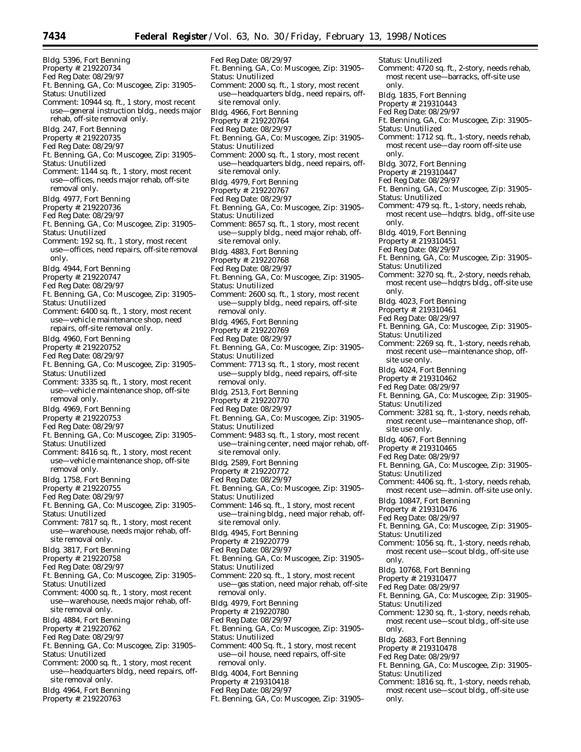Bldg. 5396, Fort Benning
Property #: 219220734
Fed Reg Date: 08/29/97
Ft. Benning, GA, Co: Muscogee, Zip: 31905–
Status: Unutilized
Comment: 10944 sq. ft., 1 story, most recent use—general instruction bldg., needs major rehab, off-site removal only.

Bldg. 247, Fort Benning
Property #: 219220735
Fed Reg Date: 08/29/97
Ft. Benning, GA, Co: Muscogee, Zip: 31905–
Status: Unutilized
Comment: 1144 sq. ft., 1 story, most recent use—offices, needs major rehab, off-site removal only.

Bldg. 4977, Fort Benning
Property #: 219220736
Fed Reg Date: 08/29/97
Ft. Benning, GA, Co: Muscogee, Zip: 31905–
Status: Unutilized
Comment: 192 sq. ft., 1 story, most recent use—offices, need repairs, off-site removal only.

Bldg. 4944, Fort Benning
Property #: 219220747
Fed Reg Date: 08/29/97
Ft. Benning, GA, Co: Muscogee, Zip: 31905–
Status: Unutilized
Comment: 6400 sq. ft., 1 story, most recent use—vehicle maintenance shop, need repairs, off-site removal only.

Bldg. 4960, Fort Benning
Property #: 219220752
Fed Reg Date: 08/29/97
Ft. Benning, GA, Co: Muscogee, Zip: 31905–
Status: Unutilized
Comment: 3335 sq. ft., 1 story, most recent use—vehicle maintenance shop, off-site removal only.

Bldg. 4969, Fort Benning
Property #: 219220753
Fed Reg Date: 08/29/97
Ft. Benning, GA, Co: Muscogee, Zip: 31905–
Status: Unutilized
Comment: 8416 sq. ft., 1 story, most recent use—vehicle maintenance shop, off-site removal only.

Bldg. 1758, Fort Benning
Property #: 219220755
Fed Reg Date: 08/29/97
Ft. Benning, GA, Co: Muscogee, Zip: 31905–
Status: Unutilized
Comment: 7817 sq. ft., 1 story, most recent use—warehouse, needs major rehab, off-site removal only.

Bldg. 3817, Fort Benning
Property #: 219220758
Fed Reg Date: 08/29/97
Ft. Benning, GA, Co: Muscogee, Zip: 31905–
Status: Unutilized
Comment: 4000 sq. ft., 1 story, most recent use—warehouse, needs major rehab, off-site removal only.

Bldg. 4884, Fort Benning
Property #: 219220762
Fed Reg Date: 08/29/97
Ft. Benning, GA, Co: Muscogee, Zip: 31905–
Status: Unutilized
Comment: 2000 sq. ft., 1 story, most recent use—headquarters bldg., need repairs, off-site removal only.

Bldg. 4964, Fort Benning
Property #: 219220763
Fed Reg Date: 08/29/97
Ft. Benning, GA, Co: Muscogee, Zip: 31905–
Status: Unutilized
Comment: 2000 sq. ft., 1 story, most recent use—headquarters bldg., need repairs, off-site removal only.

Bldg. 4966, Fort Benning
Property #: 219220764
Fed Reg Date: 08/29/97
Ft. Benning, GA, Co: Muscogee, Zip: 31905–
Status: Unutilized
Comment: 2000 sq. ft., 1 story, most recent use—headquarters bldg., need repairs, off-site removal only.

Bldg. 4979, Fort Benning
Property #: 219220767
Fed Reg Date: 08/29/97
Ft. Benning, GA, Co: Muscogee, Zip: 31905–
Status: Unutilized
Comment: 8657 sq. ft., 1 story, most recent use—supply bldg., need major rehab, off-site removal only.

Bldg. 4883, Fort Benning
Property #: 219220768
Fed Reg Date: 08/29/97
Ft. Benning, GA, Co: Muscogee, Zip: 31905–
Status: Unutilized
Comment: 2600 sq. ft., 1 story, most recent use—supply bldg., need repairs, off-site removal only.

Bldg. 4965, Fort Benning
Property #: 219220769
Fed Reg Date: 08/29/97
Ft. Benning, GA, Co: Muscogee, Zip: 31905–
Status: Unutilized
Comment: 7713 sq. ft., 1 story, most recent use—supply bldg., need repairs, off-site removal only.

Bldg. 2513, Fort Benning
Property #: 219220770
Fed Reg Date: 08/29/97
Ft. Benning, GA, Co: Muscogee, Zip: 31905–
Status: Unutilized
Comment: 9483 sq. ft., 1 story, most recent use—training center, need major rehab, off-site removal only.

Bldg. 2589, Fort Benning
Property #: 219220772
Fed Reg Date: 08/29/97
Ft. Benning, GA, Co: Muscogee, Zip: 31905–
Status: Unutilized
Comment: 146 sq. ft., 1 story, most recent use—training bldg., need major rehab, off-site removal only.

Bldg. 4945, Fort Benning
Property #: 219220779
Fed Reg Date: 08/29/97
Ft. Benning, GA, Co: Muscogee, Zip: 31905–
Status: Unutilized
Comment: 220 sq. ft., 1 story, most recent use—gas station, need major rehab, off-site removal only.

Bldg. 4979, Fort Benning
Property #: 219220780
Fed Reg Date: 08/29/97
Ft. Benning, GA, Co: Muscogee, Zip: 31905–
Status: Unutilized
Comment: 400 Sq. ft., 1 story, most recent use—oil house, need repairs, off-site removal only.

Bldg. 4004, Fort Benning
Property #: 219310418
Fed Reg Date: 08/29/97
Ft. Benning, GA, Co: Muscogee, Zip: 31905–
Status: Unutilized
Comment: 4720 sq. ft., 2-story, needs rehab, most recent use—barracks, off-site use only.

Bldg. 1835, Fort Benning
Property #: 219310443
Fed Reg Date: 08/29/97
Ft. Benning, GA, Co: Muscogee, Zip: 31905–
Status: Unutilized
Comment: 1712 sq. ft., 1-story, needs rehab, most recent use—day room off-site use only.

Bldg. 3072, Fort Benning
Property #: 219310447
Fed Reg Date: 08/29/97
Ft. Benning, GA, Co: Muscogee, Zip: 31905–
Status: Unutilized
Comment: 479 sq. ft., 1-story, needs rehab, most recent use—hdqtrs. bldg., off-site use only.

Bldg. 4019, Fort Benning
Property #: 219310451
Fed Reg Date: 08/29/97
Ft. Benning, GA, Co: Muscogee, Zip: 31905–
Status: Unutilized
Comment: 3270 sq. ft., 2-story, needs rehab, most recent use—hdqtrs bldg., off-site use only.

Bldg. 4023, Fort Benning
Property #: 219310461
Fed Reg Date: 08/29/97
Ft. Benning, GA, Co: Muscogee, Zip: 31905–
Status: Unutilized
Comment: 2269 sq. ft., 1-story, needs rehab, most recent use—maintenance shop, off-site use only.

Bldg. 4024, Fort Benning
Property #: 219310462
Fed Reg Date: 08/29/97
Ft. Benning, GA, Co: Muscogee, Zip: 31905–
Status: Unutilized
Comment: 3281 sq. ft., 1-story, needs rehab, most recent use—maintenance shop, off-site use only.

Bldg. 4067, Fort Benning
Property #: 219310465
Fed Reg Date: 08/29/97
Ft. Benning, GA, Co: Muscogee, Zip: 31905–
Status: Unutilized
Comment: 4406 sq. ft., 1-story, needs rehab, most recent use—admin. off-site use only.

Bldg. 10847, Fort Benning
Property #: 219310476
Fed Reg Date: 08/29/97
Ft. Benning, GA, Co: Muscogee, Zip: 31905–
Status: Unutilized
Comment: 1056 sq. ft., 1-story, needs rehab, most recent use—scout bldg., off-site use only.

Bldg. 10768, Fort Benning
Property #: 219310477
Fed Reg Date: 08/29/97
Ft. Benning, GA, Co: Muscogee, Zip: 31905–
Status: Unutilized
Comment: 1230 sq. ft., 1-story, needs rehab, most recent use—scout bldg., off-site use only.

Bldg. 2683, Fort Benning
Property #: 219310478
Fed Reg Date: 08/29/97
Ft. Benning, GA, Co: Muscogee, Zip: 31905–
Status: Unutilized
Comment: 1816 sq. ft., 1-story, needs rehab, most recent use—scout bldg., off-site use only.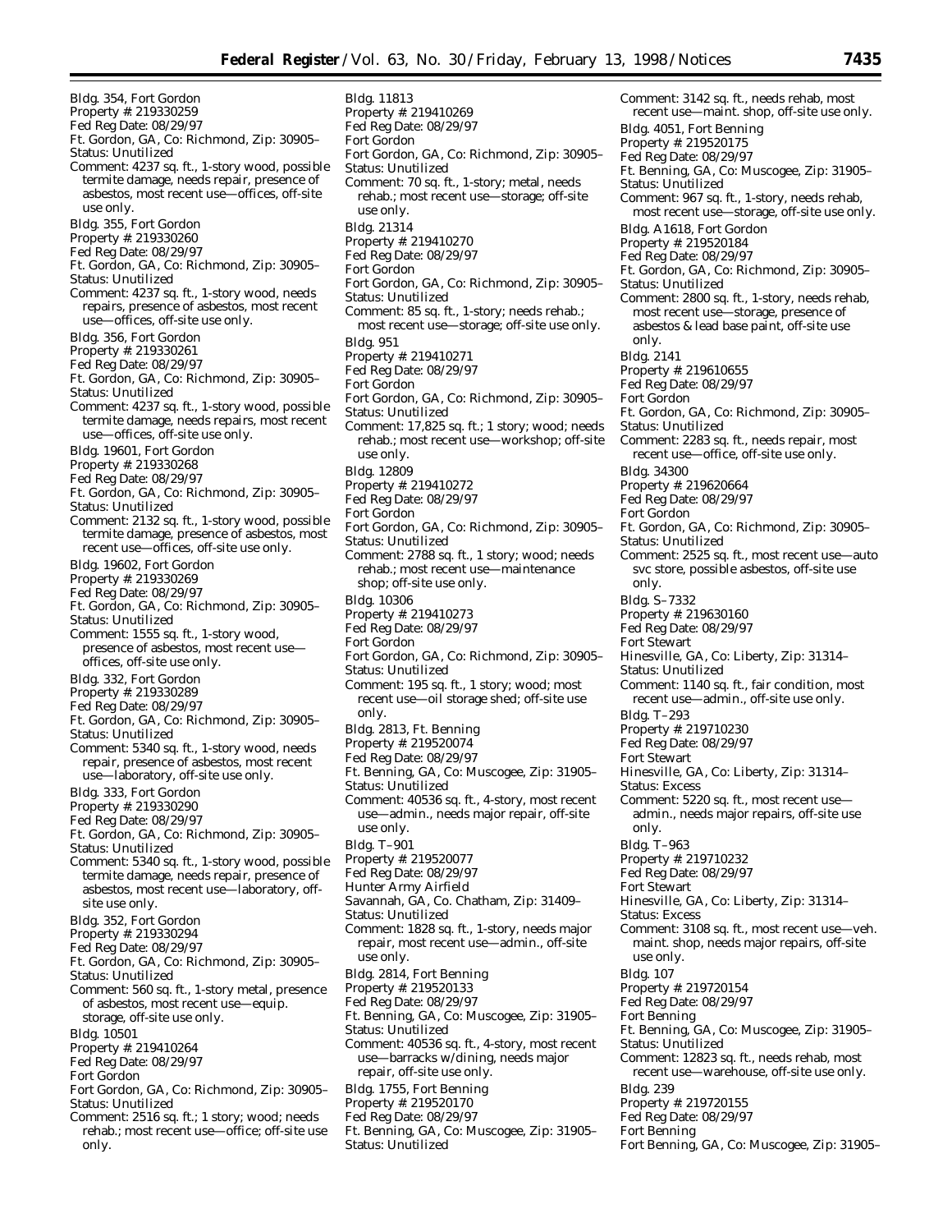Bldg. 354, Fort Gordon
Property #: 219330259
Fed Reg Date: 08/29/97
Ft. Gordon, GA, Co: Richmond, Zip: 30905–
Status: Unutilized
Comment: 4237 sq. ft., 1-story wood, possible termite damage, needs repair, presence of asbestos, most recent use—offices, off-site use only.

Bldg. 355, Fort Gordon
Property #: 219330260
Fed Reg Date: 08/29/97
Ft. Gordon, GA, Co: Richmond, Zip: 30905–
Status: Unutilized
Comment: 4237 sq. ft., 1-story wood, needs repairs, presence of asbestos, most recent use—offices, off-site use only.

Bldg. 356, Fort Gordon
Property #: 219330261
Fed Reg Date: 08/29/97
Ft. Gordon, GA, Co: Richmond, Zip: 30905–
Status: Unutilized
Comment: 4237 sq. ft., 1-story wood, possible termite damage, needs repairs, most recent use—offices, off-site use only.

Bldg. 19601, Fort Gordon
Property #: 219330268
Fed Reg Date: 08/29/97
Ft. Gordon, GA, Co: Richmond, Zip: 30905–
Status: Unutilized
Comment: 2132 sq. ft., 1-story wood, possible termite damage, presence of asbestos, most recent use—offices, off-site use only.

Bldg. 19602, Fort Gordon
Property #: 219330269
Fed Reg Date: 08/29/97
Ft. Gordon, GA, Co: Richmond, Zip: 30905–
Status: Unutilized
Comment: 1555 sq. ft., 1-story wood, presence of asbestos, most recent use—offices, off-site use only.

Bldg. 332, Fort Gordon
Property #: 219330289
Fed Reg Date: 08/29/97
Ft. Gordon, GA, Co: Richmond, Zip: 30905–
Status: Unutilized
Comment: 5340 sq. ft., 1-story wood, needs repair, presence of asbestos, most recent use—laboratory, off-site use only.

Bldg. 333, Fort Gordon
Property #: 219330290
Fed Reg Date: 08/29/97
Ft. Gordon, GA, Co: Richmond, Zip: 30905–
Status: Unutilized
Comment: 5340 sq. ft., 1-story wood, possible termite damage, needs repair, presence of asbestos, most recent use—laboratory, off-site use only.

Bldg. 352, Fort Gordon
Property #: 219330294
Fed Reg Date: 08/29/97
Ft. Gordon, GA, Co: Richmond, Zip: 30905–
Status: Unutilized
Comment: 560 sq. ft., 1-story metal, presence of asbestos, most recent use—equip. storage, off-site use only.

Bldg. 10501
Property #: 219410264
Fed Reg Date: 08/29/97
Fort Gordon
Fort Gordon, GA, Co: Richmond, Zip: 30905–
Status: Unutilized
Comment: 2516 sq. ft.; 1 story; wood; needs rehab.; most recent use—office; off-site use only.

Bldg. 11813
Property #: 219410269
Fed Reg Date: 08/29/97
Fort Gordon
Fort Gordon, GA, Co: Richmond, Zip: 30905–
Status: Unutilized
Comment: 70 sq. ft., 1-story; metal, needs rehab.; most recent use—storage; off-site use only.

Bldg. 21314
Property #: 219410270
Fed Reg Date: 08/29/97
Fort Gordon
Fort Gordon, GA, Co: Richmond, Zip: 30905–
Status: Unutilized
Comment: 85 sq. ft., 1-story; needs rehab.; most recent use—storage; off-site use only.

Bldg. 951
Property #: 219410271
Fed Reg Date: 08/29/97
Fort Gordon
Fort Gordon, GA, Co: Richmond, Zip: 30905–
Status: Unutilized
Comment: 17,825 sq. ft.; 1 story; wood; needs rehab.; most recent use—workshop; off-site use only.

Bldg. 12809
Property #: 219410272
Fed Reg Date: 08/29/97
Fort Gordon
Fort Gordon, GA, Co: Richmond, Zip: 30905–
Status: Unutilized
Comment: 2788 sq. ft., 1 story; wood; needs rehab.; most recent use—maintenance shop; off-site use only.

Bldg. 10306
Property #: 219410273
Fed Reg Date: 08/29/97
Fort Gordon
Fort Gordon, GA, Co: Richmond, Zip: 30905–
Status: Unutilized
Comment: 195 sq. ft., 1 story; wood; most recent use—oil storage shed; off-site use only.

Bldg. 2813, Ft. Benning
Property #: 219520074
Fed Reg Date: 08/29/97
Ft. Benning, GA, Co: Muscogee, Zip: 31905–
Status: Unutilized
Comment: 40536 sq. ft., 4-story, most recent use—admin., needs major repair, off-site use only.

Bldg. T–901
Property #: 219520077
Fed Reg Date: 08/29/97
Hunter Army Airfield
Savannah, GA, Co. Chatham, Zip: 31409–
Status: Unutilized
Comment: 1828 sq. ft., 1-story, needs major repair, most recent use—admin., off-site use only.

Bldg. 2814, Fort Benning
Property #: 219520133
Fed Reg Date: 08/29/97
Ft. Benning, GA, Co: Muscogee, Zip: 31905–
Status: Unutilized
Comment: 40536 sq. ft., 4-story, most recent use—barracks w/dining, needs major repair, off-site use only.

Bldg. 1755, Fort Benning
Property #: 219520170
Fed Reg Date: 08/29/97
Ft. Benning, GA, Co: Muscogee, Zip: 31905–
Status: Unutilized
Comment: 3142 sq. ft., needs rehab, most recent use—maint. shop, off-site use only.

Bldg. 4051, Fort Benning
Property #: 219520175
Fed Reg Date: 08/29/97
Ft. Benning, GA, Co: Muscogee, Zip: 31905–
Status: Unutilized
Comment: 967 sq. ft., 1-story, needs rehab, most recent use—storage, off-site use only.

Bldg. A1618, Fort Gordon
Property #: 219520184
Fed Reg Date: 08/29/97
Ft. Gordon, GA, Co: Richmond, Zip: 30905–
Status: Unutilized
Comment: 2800 sq. ft., 1-story, needs rehab, most recent use—storage, presence of asbestos & lead base paint, off-site use only.

Bldg. 2141
Property #: 219610655
Fed Reg Date: 08/29/97
Fort Gordon
Ft. Gordon, GA, Co: Richmond, Zip: 30905–
Status: Unutilized
Comment: 2283 sq. ft., needs repair, most recent use—office, off-site use only.

Bldg. 34300
Property #: 219620664
Fed Reg Date: 08/29/97
Fort Gordon
Ft. Gordon, GA, Co: Richmond, Zip: 30905–
Status: Unutilized
Comment: 2525 sq. ft., most recent use—auto svc store, possible asbestos, off-site use only.

Bldg. S–7332
Property #: 219630160
Fed Reg Date: 08/29/97
Fort Stewart
Hinesville, GA, Co: Liberty, Zip: 31314–
Status: Unutilized
Comment: 1140 sq. ft., fair condition, most recent use—admin., off-site use only.

Bldg. T–293
Property #: 219710230
Fed Reg Date: 08/29/97
Fort Stewart
Hinesville, GA, Co: Liberty, Zip: 31314–
Status: Excess
Comment: 5220 sq. ft., most recent use—admin., needs major repairs, off-site use only.

Bldg. T–963
Property #: 219710232
Fed Reg Date: 08/29/97
Fort Stewart
Hinesville, GA, Co: Liberty, Zip: 31314–
Status: Excess
Comment: 3108 sq. ft., most recent use—veh. maint. shop, needs major repairs, off-site use only.

Bldg. 107
Property #: 219720154
Fed Reg Date: 08/29/97
Fort Benning
Ft. Benning, GA, Co: Muscogee, Zip: 31905–
Status: Unutilized
Comment: 12823 sq. ft., needs rehab, most recent use—warehouse, off-site use only.

Bldg. 239
Property #: 219720155
Fed Reg Date: 08/29/97
Fort Benning
Fort Benning, GA, Co: Muscogee, Zip: 31905–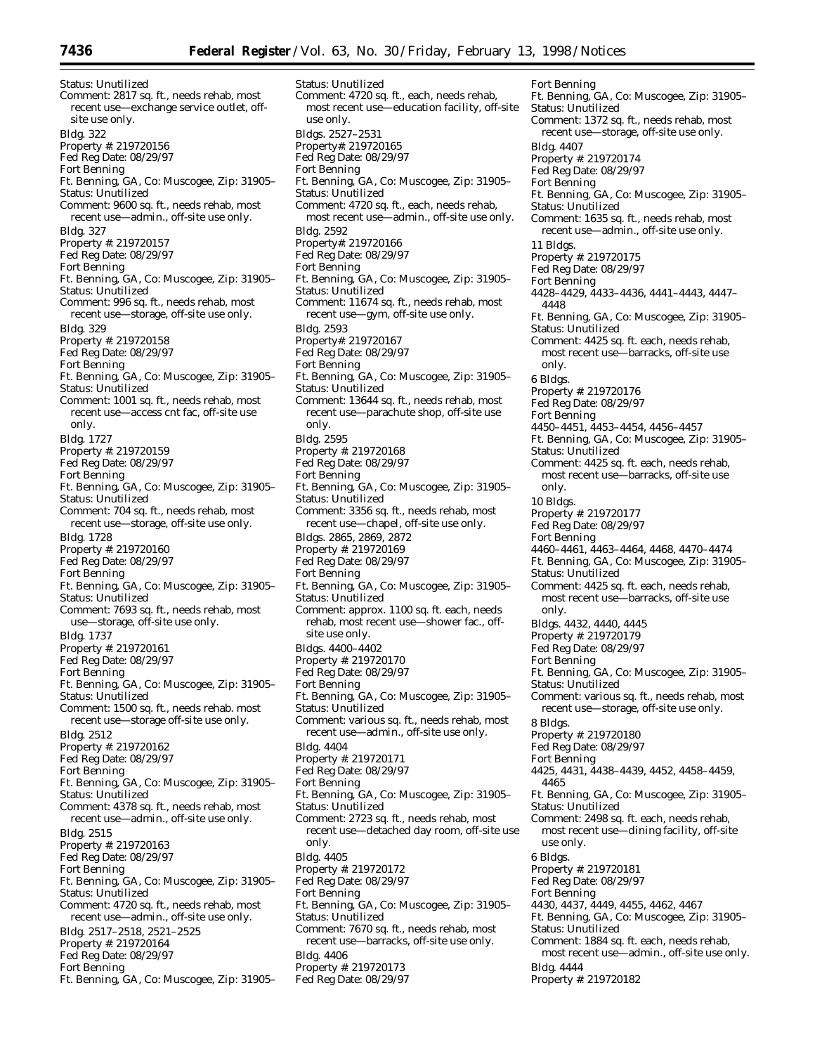Status: Unutilized
Comment: 2817 sq. ft., needs rehab, most recent use—exchange service outlet, off-site use only.

Bldg. 322
Property #: 219720156
Fed Reg Date: 08/29/97
Fort Benning
Ft. Benning, GA, Co: Muscogee, Zip: 31905–
Status: Unutilized
Comment: 9600 sq. ft., needs rehab, most recent use—admin., off-site use only.

Bldg. 327
Property #: 219720157
Fed Reg Date: 08/29/97
Fort Benning
Ft. Benning, GA, Co: Muscogee, Zip: 31905–
Status: Unutilized
Comment: 996 sq. ft., needs rehab, most recent use—storage, off-site use only.

Bldg. 329
Property #: 219720158
Fed Reg Date: 08/29/97
Fort Benning
Ft. Benning, GA, Co: Muscogee, Zip: 31905–
Status: Unutilized
Comment: 1001 sq. ft., needs rehab, most recent use—access cnt fac, off-site use only.

Bldg. 1727
Property #: 219720159
Fed Reg Date: 08/29/97
Fort Benning
Ft. Benning, GA, Co: Muscogee, Zip: 31905–
Status: Unutilized
Comment: 704 sq. ft., needs rehab, most recent use—storage, off-site use only.

Bldg. 1728
Property #: 219720160
Fed Reg Date: 08/29/97
Fort Benning
Ft. Benning, GA, Co: Muscogee, Zip: 31905–
Status: Unutilized
Comment: 7693 sq. ft., needs rehab, most use—storage, off-site use only.

Bldg. 1737
Property #: 219720161
Fed Reg Date: 08/29/97
Fort Benning
Ft. Benning, GA, Co: Muscogee, Zip: 31905–
Status: Unutilized
Comment: 1500 sq. ft., needs rehab. most recent use—storage off-site use only.

Bldg. 2512
Property #: 219720162
Fed Reg Date: 08/29/97
Fort Benning
Ft. Benning, GA, Co: Muscogee, Zip: 31905–
Status: Unutilized
Comment: 4378 sq. ft., needs rehab, most recent use—admin., off-site use only.

Bldg. 2515
Property #: 219720163
Fed Reg Date: 08/29/97
Fort Benning
Ft. Benning, GA, Co: Muscogee, Zip: 31905–
Status: Unutilized
Comment: 4720 sq. ft., needs rehab, most recent use—admin., off-site use only.

Bldg. 2517–2518, 2521–2525
Property #: 219720164
Fed Reg Date: 08/29/97
Fort Benning
Ft. Benning, GA, Co: Muscogee, Zip: 31905–
Status: Unutilized
Comment: 4720 sq. ft., each, needs rehab, most recent use—education facility, off-site use only.

Bldgs. 2527–2531
Property#: 219720165
Fed Reg Date: 08/29/97
Fort Benning
Ft. Benning, GA, Co: Muscogee, Zip: 31905–
Status: Unutilized
Comment: 4720 sq. ft., each, needs rehab, most recent use—admin., off-site use only.

Bldg. 2592
Property#: 219720166
Fed Reg Date: 08/29/97
Fort Benning
Ft. Benning, GA, Co: Muscogee, Zip: 31905–
Status: Unutilized
Comment: 11674 sq. ft., needs rehab, most recent use—gym, off-site use only.

Bldg. 2593
Property#: 219720167
Fed Reg Date: 08/29/97
Fort Benning
Ft. Benning, GA, Co: Muscogee, Zip: 31905–
Status: Unutilized
Comment: 13644 sq. ft., needs rehab, most recent use—parachute shop, off-site use only.

Bldg. 2595
Property #: 219720168
Fed Reg Date: 08/29/97
Fort Benning
Ft. Benning, GA, Co: Muscogee, Zip: 31905–
Status: Unutilized
Comment: 3356 sq. ft., needs rehab, most recent use—chapel, off-site use only.

Bldgs. 2865, 2869, 2872
Property #: 219720169
Fed Reg Date: 08/29/97
Fort Benning
Ft. Benning, GA, Co: Muscogee, Zip: 31905–
Status: Unutilized
Comment: approx. 1100 sq. ft. each, needs rehab, most recent use—shower fac., off-site use only.

Bldgs. 4400–4402
Property #: 219720170
Fed Reg Date: 08/29/97
Fort Benning
Ft. Benning, GA, Co: Muscogee, Zip: 31905–
Status: Unutilized
Comment: various sq. ft., needs rehab, most recent use—admin., off-site use only.

Bldg. 4404
Property #: 219720171
Fed Reg Date: 08/29/97
Fort Benning
Ft. Benning, GA, Co: Muscogee, Zip: 31905–
Status: Unutilized
Comment: 2723 sq. ft., needs rehab, most recent use—detached day room, off-site use only.

Bldg. 4405
Property #: 219720172
Fed Reg Date: 08/29/97
Fort Benning
Ft. Benning, GA, Co: Muscogee, Zip: 31905–
Status: Unutilized
Comment: 7670 sq. ft., needs rehab, most recent use—barracks, off-site use only.

Bldg. 4406
Property #: 219720173
Fed Reg Date: 08/29/97
Fort Benning
Ft. Benning, GA, Co: Muscogee, Zip: 31905–
Status: Unutilized
Comment: 1372 sq. ft., needs rehab, most recent use—storage, off-site use only.

Bldg. 4407
Property #: 219720174
Fed Reg Date: 08/29/97
Fort Benning
Ft. Benning, GA, Co: Muscogee, Zip: 31905–
Status: Unutilized
Comment: 1635 sq. ft., needs rehab, most recent use—admin., off-site use only.

11 Bldgs.
Property #: 219720175
Fed Reg Date: 08/29/97
Fort Benning
4428–4429, 4433–4436, 4441–4443, 4447–4448
Ft. Benning, GA, Co: Muscogee, Zip: 31905–
Status: Unutilized
Comment: 4425 sq. ft. each, needs rehab, most recent use—barracks, off-site use only.

6 Bldgs.
Property #: 219720176
Fed Reg Date: 08/29/97
Fort Benning
4450–4451, 4453–4454, 4456–4457
Ft. Benning, GA, Co: Muscogee, Zip: 31905–
Status: Unutilized
Comment: 4425 sq. ft. each, needs rehab, most recent use—barracks, off-site use only.

10 Bldgs.
Property #: 219720177
Fed Reg Date: 08/29/97
Fort Benning
4460–4461, 4463–4464, 4468, 4470–4474
Ft. Benning, GA, Co: Muscogee, Zip: 31905–
Status: Unutilized
Comment: 4425 sq. ft. each, needs rehab, most recent use—barracks, off-site use only.

Bldgs. 4432, 4440, 4445
Property #: 219720179
Fed Reg Date: 08/29/97
Fort Benning
Ft. Benning, GA, Co: Muscogee, Zip: 31905–
Status: Unutilized
Comment: various sq. ft., needs rehab, most recent use—storage, off-site use only.

8 Bldgs.
Property #: 219720180
Fed Reg Date: 08/29/97
Fort Benning
4425, 4431, 4438–4439, 4452, 4458–4459, 4465
Ft. Benning, GA, Co: Muscogee, Zip: 31905–
Status: Unutilized
Comment: 2498 sq. ft. each, needs rehab, most recent use—dining facility, off-site use only.

6 Bldgs.
Property #: 219720181
Fed Reg Date: 08/29/97
Fort Benning
4430, 4437, 4449, 4455, 4462, 4467
Ft. Benning, GA, Co: Muscogee, Zip: 31905–
Status: Unutilized
Comment: 1884 sq. ft. each, needs rehab, most recent use—admin., off-site use only.

Bldg. 4444
Property #: 219720182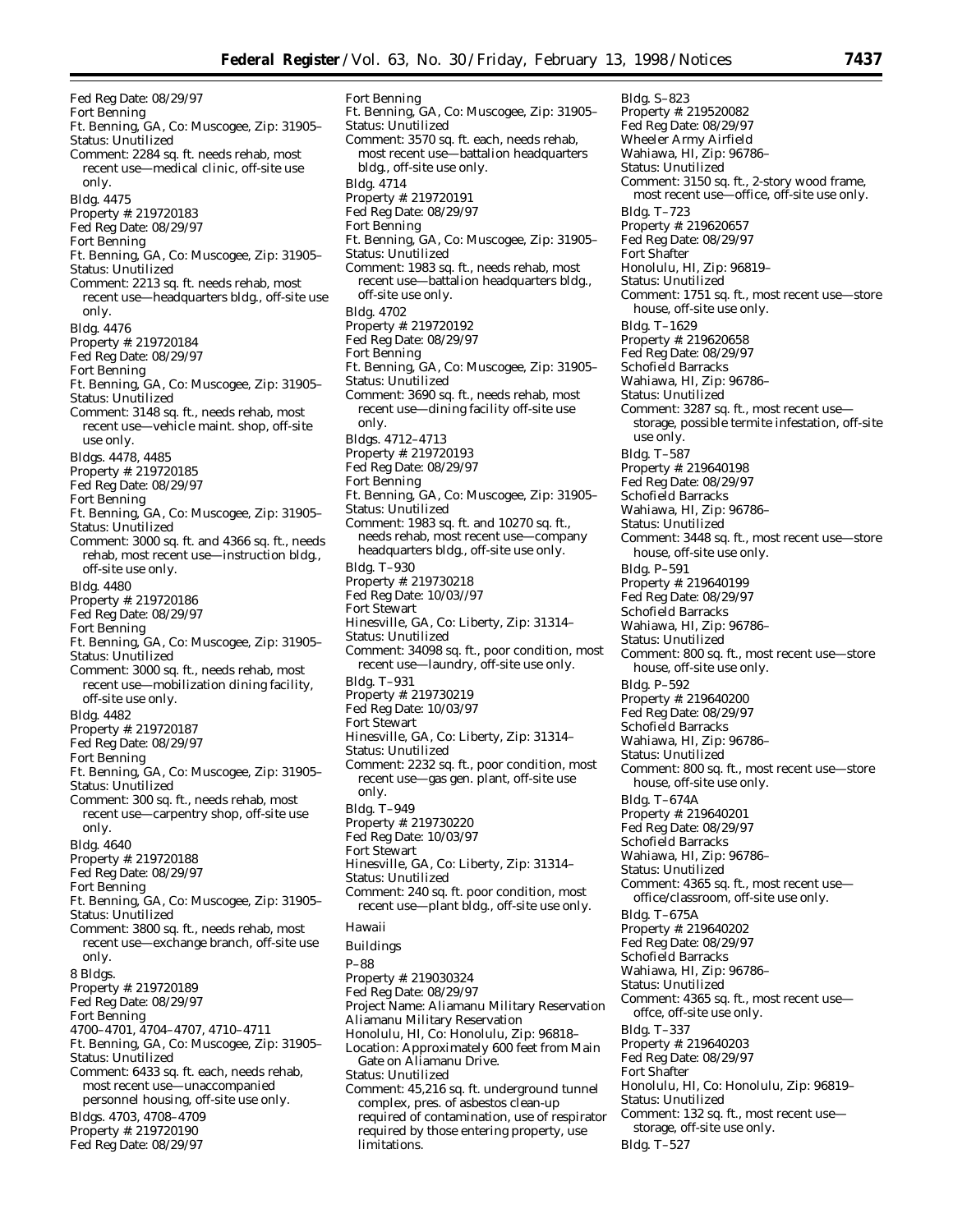Fed Reg Date: 08/29/97
Fort Benning
Ft. Benning, GA, Co: Muscogee, Zip: 31905–
Status: Unutilized
Comment: 2284 sq. ft. needs rehab, most recent use—medical clinic, off-site use only.

Bldg. 4475
Property #: 219720183
Fed Reg Date: 08/29/97
Fort Benning
Ft. Benning, GA, Co: Muscogee, Zip: 31905–
Status: Unutilized
Comment: 2213 sq. ft. needs rehab, most recent use—headquarters bldg., off-site use only.

Bldg. 4476
Property #: 219720184
Fed Reg Date: 08/29/97
Fort Benning
Ft. Benning, GA, Co: Muscogee, Zip: 31905–
Status: Unutilized
Comment: 3148 sq. ft., needs rehab, most recent use—vehicle maint. shop, off-site use only.

Bldgs. 4478, 4485
Property #: 219720185
Fed Reg Date: 08/29/97
Fort Benning
Ft. Benning, GA, Co: Muscogee, Zip: 31905–
Status: Unutilized
Comment: 3000 sq. ft. and 4366 sq. ft., needs rehab, most recent use—instruction bldg., off-site use only.

Bldg. 4480
Property #: 219720186
Fed Reg Date: 08/29/97
Fort Benning
Ft. Benning, GA, Co: Muscogee, Zip: 31905–
Status: Unutilized
Comment: 3000 sq. ft., needs rehab, most recent use—mobilization dining facility, off-site use only.

Bldg. 4482
Property #: 219720187
Fed Reg Date: 08/29/97
Fort Benning
Ft. Benning, GA, Co: Muscogee, Zip: 31905–
Status: Unutilized
Comment: 300 sq. ft., needs rehab, most recent use—carpentry shop, off-site use only.

Bldg. 4640
Property #: 219720188
Fed Reg Date: 08/29/97
Fort Benning
Ft. Benning, GA, Co: Muscogee, Zip: 31905–
Status: Unutilized
Comment: 3800 sq. ft., needs rehab, most recent use—exchange branch, off-site use only.

8 Bldgs.
Property #: 219720189
Fed Reg Date: 08/29/97
Fort Benning
4700–4701, 4704–4707, 4710–4711
Ft. Benning, GA, Co: Muscogee, Zip: 31905–
Status: Unutilized
Comment: 6433 sq. ft. each, needs rehab, most recent use—unaccompanied personnel housing, off-site use only.

Bldgs. 4703, 4708–4709
Property #: 219720190
Fed Reg Date: 08/29/97
Fort Benning
Ft. Benning, GA, Co: Muscogee, Zip: 31905–
Status: Unutilized
Comment: 3570 sq. ft. each, needs rehab, most recent use—battalion headquarters bldg., off-site use only.

Bldg. 4714
Property #: 219720191
Fed Reg Date: 08/29/97
Fort Benning
Ft. Benning, GA, Co: Muscogee, Zip: 31905–
Status: Unutilized
Comment: 1983 sq. ft., needs rehab, most recent use—battalion headquarters bldg., off-site use only.

Bldg. 4702
Property #: 219720192
Fed Reg Date: 08/29/97
Fort Benning
Ft. Benning, GA, Co: Muscogee, Zip: 31905–
Status: Unutilized
Comment: 3690 sq. ft., needs rehab, most recent use—dining facility off-site use only.

Bldgs. 4712–4713
Property #: 219720193
Fed Reg Date: 08/29/97
Fort Benning
Ft. Benning, GA, Co: Muscogee, Zip: 31905–
Status: Unutilized
Comment: 1983 sq. ft. and 10270 sq. ft., needs rehab, most recent use—company headquarters bldg., off-site use only.

Bldg. T–930
Property #: 219730218
Fed Reg Date: 10/03//97
Fort Stewart
Hinesville, GA, Co: Liberty, Zip: 31314–
Status: Unutilized
Comment: 34098 sq. ft., poor condition, most recent use—laundry, off-site use only.

Bldg. T–931
Property #: 219730219
Fed Reg Date: 10/03/97
Fort Stewart
Hinesville, GA, Co: Liberty, Zip: 31314–
Status: Unutilized
Comment: 2232 sq. ft., poor condition, most recent use—gas gen. plant, off-site use only.

Bldg. T–949
Property #: 219730220
Fed Reg Date: 10/03/97
Fort Stewart
Hinesville, GA, Co: Liberty, Zip: 31314–
Status: Unutilized
Comment: 240 sq. ft. poor condition, most recent use—plant bldg., off-site use only.

## Hawaii

### Buildings

P–88
Property #: 219030324
Fed Reg Date: 08/29/97
Project Name: Aliamanu Military Reservation
Aliamanu Military Reservation
Honolulu, HI, Co: Honolulu, Zip: 96818–
Location: Approximately 600 feet from Main Gate on Aliamanu Drive.
Status: Unutilized
Comment: 45,216 sq. ft. underground tunnel complex, pres. of asbestos clean-up required of contamination, use of respirator required by those entering property, use limitations.

Bldg. S–823
Property #: 219520082
Fed Reg Date: 08/29/97
Wheeler Army Airfield
Wahiawa, HI, Zip: 96786–
Status: Unutilized
Comment: 3150 sq. ft., 2-story wood frame, most recent use—office, off-site use only.

Bldg. T–723
Property #: 219620657
Fed Reg Date: 08/29/97
Fort Shafter
Honolulu, HI, Zip: 96819–
Status: Unutilized
Comment: 1751 sq. ft., most recent use—store house, off-site use only.

Bldg. T–1629
Property #: 219620658
Fed Reg Date: 08/29/97
Schofield Barracks
Wahiawa, HI, Zip: 96786–
Status: Unutilized
Comment: 3287 sq. ft., most recent use—storage, possible termite infestation, off-site use only.

Bldg. T–587
Property #: 219640198
Fed Reg Date: 08/29/97
Schofield Barracks
Wahiawa, HI, Zip: 96786–
Status: Unutilized
Comment: 3448 sq. ft., most recent use—store house, off-site use only.

Bldg. P–591
Property #: 219640199
Fed Reg Date: 08/29/97
Schofield Barracks
Wahiawa, HI, Zip: 96786–
Status: Unutilized
Comment: 800 sq. ft., most recent use—store house, off-site use only.

Bldg. P–592
Property #: 219640200
Fed Reg Date: 08/29/97
Schofield Barracks
Wahiawa, HI, Zip: 96786–
Status: Unutilized
Comment: 800 sq. ft., most recent use—store house, off-site use only.

Bldg. T–674A
Property #: 219640201
Fed Reg Date: 08/29/97
Schofield Barracks
Wahiawa, HI, Zip: 96786–
Status: Unutilized
Comment: 4365 sq. ft., most recent use—office/classroom, off-site use only.

Bldg. T–675A
Property #: 219640202
Fed Reg Date: 08/29/97
Schofield Barracks
Wahiawa, HI, Zip: 96786–
Status: Unutilized
Comment: 4365 sq. ft., most recent use—offce, off-site use only.

Bldg. T–337
Property #: 219640203
Fed Reg Date: 08/29/97
Fort Shafter
Honolulu, HI, Co: Honolulu, Zip: 96819–
Status: Unutilized
Comment: 132 sq. ft., most recent use—storage, off-site use only.

Bldg. T–527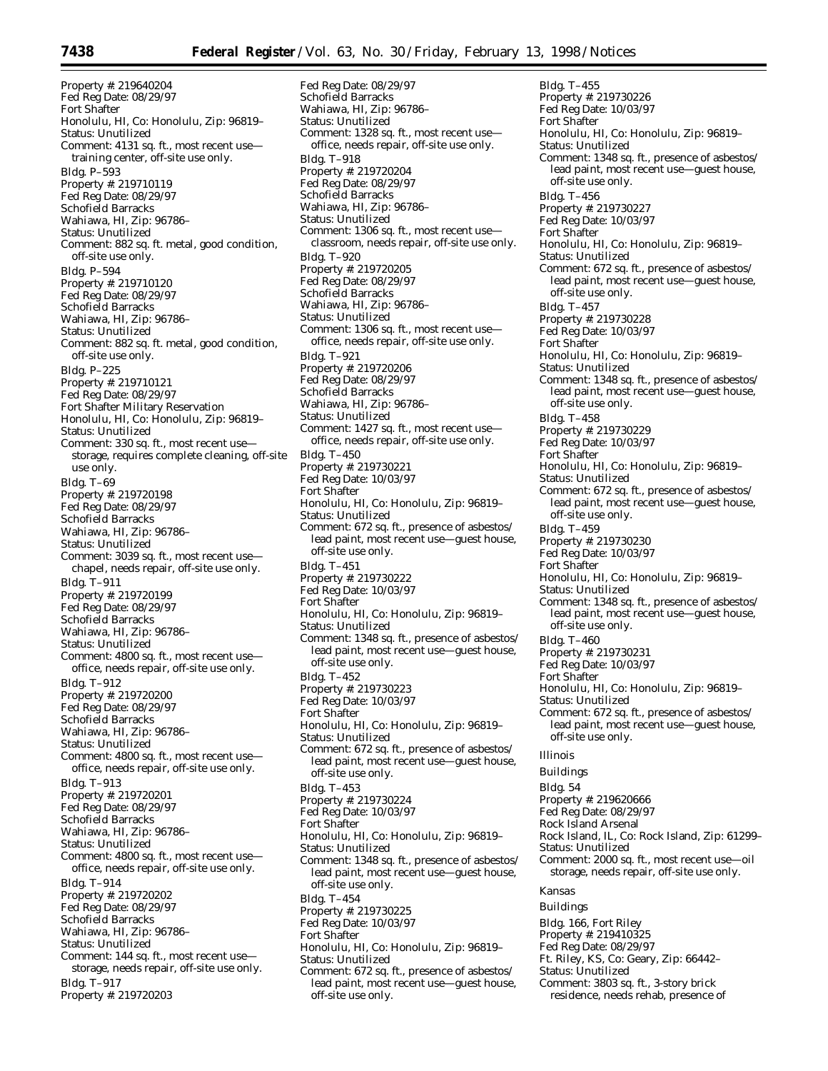Property #: 219640204
Fed Reg Date: 08/29/97
Fort Shafter
Honolulu, HI, Co: Honolulu, Zip: 96819–
Status: Unutilized
Comment: 4131 sq. ft., most recent use—training center, off-site use only.

Bldg. P–593
Property #: 219710119
Fed Reg Date: 08/29/97
Schofield Barracks
Wahiawa, HI, Zip: 96786–
Status: Unutilized
Comment: 882 sq. ft. metal, good condition, off-site use only.

Bldg. P–594
Property #: 219710120
Fed Reg Date: 08/29/97
Schofield Barracks
Wahiawa, HI, Zip: 96786–
Status: Unutilized
Comment: 882 sq. ft. metal, good condition, off-site use only.

Bldg. P–225
Property #: 219710121
Fed Reg Date: 08/29/97
Fort Shafter Military Reservation
Honolulu, HI, Co: Honolulu, Zip: 96819–
Status: Unutilized
Comment: 330 sq. ft., most recent use—storage, requires complete cleaning, off-site use only.

Bldg. T–69
Property #: 219720198
Fed Reg Date: 08/29/97
Schofield Barracks
Wahiawa, HI, Zip: 96786–
Status: Unutilized
Comment: 3039 sq. ft., most recent use—chapel, needs repair, off-site use only.

Bldg. T–911
Property #: 219720199
Fed Reg Date: 08/29/97
Schofield Barracks
Wahiawa, HI, Zip: 96786–
Status: Unutilized
Comment: 4800 sq. ft., most recent use—office, needs repair, off-site use only.

Bldg. T–912
Property #: 219720200
Fed Reg Date: 08/29/97
Schofield Barracks
Wahiawa, HI, Zip: 96786–
Status: Unutilized
Comment: 4800 sq. ft., most recent use—office, needs repair, off-site use only.

Bldg. T–913
Property #: 219720201
Fed Reg Date: 08/29/97
Schofield Barracks
Wahiawa, HI, Zip: 96786–
Status: Unutilized
Comment: 4800 sq. ft., most recent use—office, needs repair, off-site use only.

Bldg. T–914
Property #: 219720202
Fed Reg Date: 08/29/97
Schofield Barracks
Wahiawa, HI, Zip: 96786–
Status: Unutilized
Comment: 144 sq. ft., most recent use—storage, needs repair, off-site use only.

Bldg. T–917
Property #: 219720203
Fed Reg Date: 08/29/97
Schofield Barracks
Wahiawa, HI, Zip: 96786–
Status: Unutilized
Comment: 1328 sq. ft., most recent use—office, needs repair, off-site use only.

Bldg. T–918
Property #: 219720204
Fed Reg Date: 08/29/97
Schofield Barracks
Wahiawa, HI, Zip: 96786–
Status: Unutilized
Comment: 1306 sq. ft., most recent use—classroom, needs repair, off-site use only.

Bldg. T–920
Property #: 219720205
Fed Reg Date: 08/29/97
Schofield Barracks
Wahiawa, HI, Zip: 96786–
Status: Unutilized
Comment: 1306 sq. ft., most recent use—office, needs repair, off-site use only.

Bldg. T–921
Property #: 219720206
Fed Reg Date: 08/29/97
Schofield Barracks
Wahiawa, HI, Zip: 96786–
Status: Unutilized
Comment: 1427 sq. ft., most recent use—office, needs repair, off-site use only.

Bldg. T–450
Property #: 219730221
Fed Reg Date: 10/03/97
Fort Shafter
Honolulu, HI, Co: Honolulu, Zip: 96819–
Status: Unutilized
Comment: 672 sq. ft., presence of asbestos/lead paint, most recent use—guest house, off-site use only.

Bldg. T–451
Property #: 219730222
Fed Reg Date: 10/03/97
Fort Shafter
Honolulu, HI, Co: Honolulu, Zip: 96819–
Status: Unutilized
Comment: 1348 sq. ft., presence of asbestos/lead paint, most recent use—guest house, off-site use only.

Bldg. T–452
Property #: 219730223
Fed Reg Date: 10/03/97
Fort Shafter
Honolulu, HI, Co: Honolulu, Zip: 96819–
Status: Unutilized
Comment: 672 sq. ft., presence of asbestos/lead paint, most recent use—guest house, off-site use only.

Bldg. T–453
Property #: 219730224
Fed Reg Date: 10/03/97
Fort Shafter
Honolulu, HI, Co: Honolulu, Zip: 96819–
Status: Unutilized
Comment: 1348 sq. ft., presence of asbestos/lead paint, most recent use—guest house, off-site use only.

Bldg. T–454
Property #: 219730225
Fed Reg Date: 10/03/97
Fort Shafter
Honolulu, HI, Co: Honolulu, Zip: 96819–
Status: Unutilized
Comment: 672 sq. ft., presence of asbestos/lead paint, most recent use—guest house, off-site use only.

Bldg. T–455
Property #: 219730226
Fed Reg Date: 10/03/97
Fort Shafter
Honolulu, HI, Co: Honolulu, Zip: 96819–
Status: Unutilized
Comment: 1348 sq. ft., presence of asbestos/lead paint, most recent use—guest house, off-site use only.

Bldg. T–456
Property #: 219730227
Fed Reg Date: 10/03/97
Fort Shafter
Honolulu, HI, Co: Honolulu, Zip: 96819–
Status: Unutilized
Comment: 672 sq. ft., presence of asbestos/lead paint, most recent use—guest house, off-site use only.

Bldg. T–457
Property #: 219730228
Fed Reg Date: 10/03/97
Fort Shafter
Honolulu, HI, Co: Honolulu, Zip: 96819–
Status: Unutilized
Comment: 1348 sq. ft., presence of asbestos/lead paint, most recent use—guest house, off-site use only.

Bldg. T–458
Property #: 219730229
Fed Reg Date: 10/03/97
Fort Shafter
Honolulu, HI, Co: Honolulu, Zip: 96819–
Status: Unutilized
Comment: 672 sq. ft., presence of asbestos/lead paint, most recent use—guest house, off-site use only.

Bldg. T–459
Property #: 219730230
Fed Reg Date: 10/03/97
Fort Shafter
Honolulu, HI, Co: Honolulu, Zip: 96819–
Status: Unutilized
Comment: 1348 sq. ft., presence of asbestos/lead paint, most recent use—guest house, off-site use only.

Bldg. T–460
Property #: 219730231
Fed Reg Date: 10/03/97
Fort Shafter
Honolulu, HI, Co: Honolulu, Zip: 96819–
Status: Unutilized
Comment: 672 sq. ft., presence of asbestos/lead paint, most recent use—guest house, off-site use only.

Illinois

Buildings

Bldg. 54
Property #: 219620666
Fed Reg Date: 08/29/97
Rock Island Arsenal
Rock Island, IL, Co: Rock Island, Zip: 61299–
Status: Unutilized
Comment: 2000 sq. ft., most recent use—oil storage, needs repair, off-site use only.

Kansas

Buildings

Bldg. 166, Fort Riley
Property #: 219410325
Fed Reg Date: 08/29/97
Ft. Riley, KS, Co: Geary, Zip: 66442–
Status: Unutilized
Comment: 3803 sq. ft., 3-story brick residence, needs rehab, presence of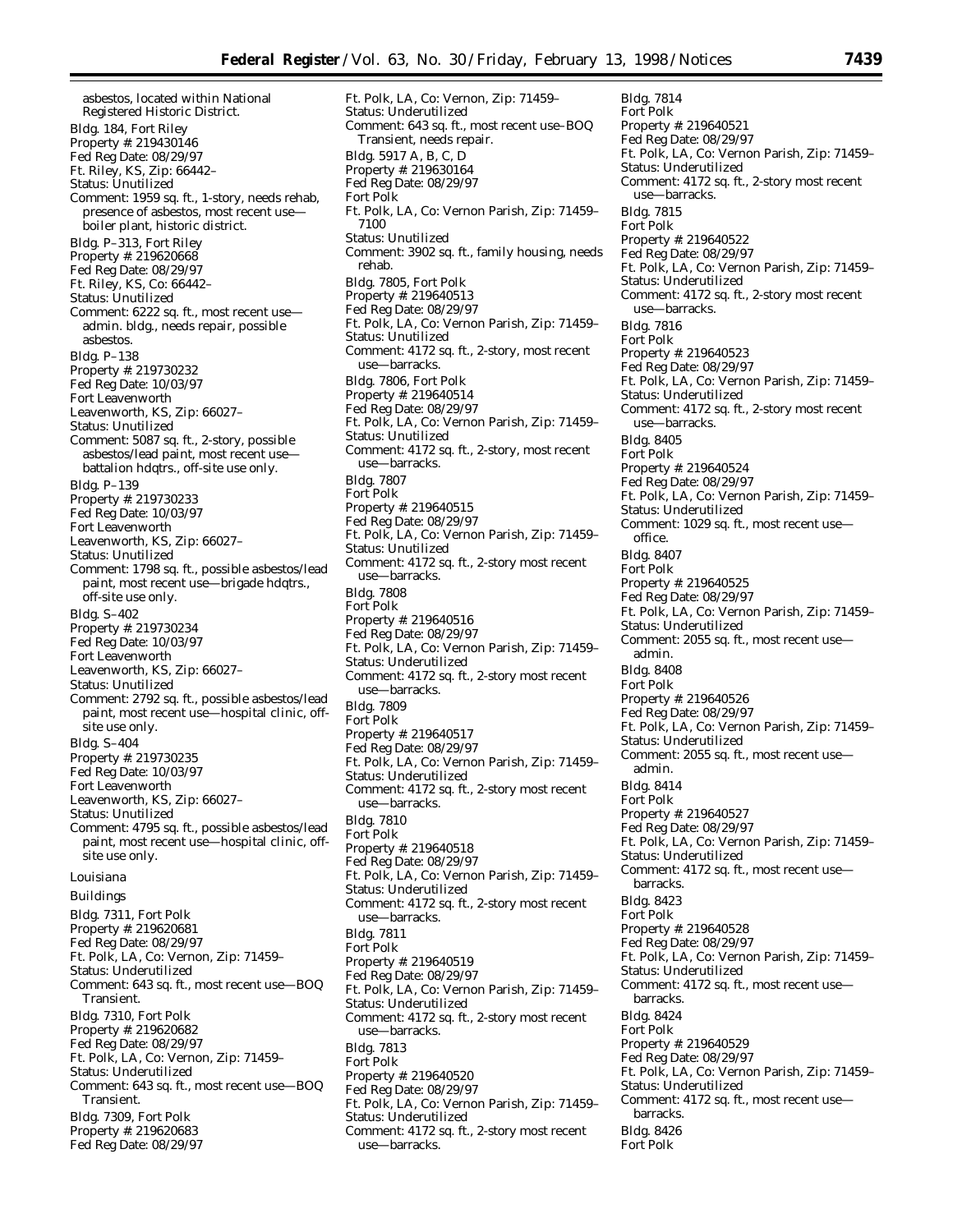asbestos, located within National Registered Historic District.

Bldg. 184, Fort Riley
Property #: 219430146
Fed Reg Date: 08/29/97
Ft. Riley, KS, Zip: 66442–
Status: Unutilized
Comment: 1959 sq. ft., 1-story, needs rehab, presence of asbestos, most recent use—boiler plant, historic district.

Bldg. P–313, Fort Riley
Property #: 219620668
Fed Reg Date: 08/29/97
Ft. Riley, KS, Co: 66442–
Status: Unutilized
Comment: 6222 sq. ft., most recent use—admin. bldg., needs repair, possible asbestos.

Bldg. P–138
Property #: 219730232
Fed Reg Date: 10/03/97
Fort Leavenworth
Leavenworth, KS, Zip: 66027–
Status: Unutilized
Comment: 5087 sq. ft., 2-story, possible asbestos/lead paint, most recent use—battalion hdqtrs., off-site use only.

Bldg. P–139
Property #: 219730233
Fed Reg Date: 10/03/97
Fort Leavenworth
Leavenworth, KS, Zip: 66027–
Status: Unutilized
Comment: 1798 sq. ft., possible asbestos/lead paint, most recent use—brigade hdqtrs., off-site use only.

Bldg. S–402
Property #: 219730234
Fed Reg Date: 10/03/97
Fort Leavenworth
Leavenworth, KS, Zip: 66027–
Status: Unutilized
Comment: 2792 sq. ft., possible asbestos/lead paint, most recent use—hospital clinic, off-site use only.

Bldg. S–404
Property #: 219730235
Fed Reg Date: 10/03/97
Fort Leavenworth
Leavenworth, KS, Zip: 66027–
Status: Unutilized
Comment: 4795 sq. ft., possible asbestos/lead paint, most recent use—hospital clinic, off-site use only.

## Louisiana

### Buildings

Bldg. 7311, Fort Polk
Property #: 219620681
Fed Reg Date: 08/29/97
Ft. Polk, LA, Co: Vernon, Zip: 71459–
Status: Underutilized
Comment: 643 sq. ft., most recent use—BOQ Transient.

Bldg. 7310, Fort Polk
Property #: 219620682
Fed Reg Date: 08/29/97
Ft. Polk, LA, Co: Vernon, Zip: 71459–
Status: Underutilized
Comment: 643 sq. ft., most recent use—BOQ Transient.

Bldg. 7309, Fort Polk
Property #: 219620683
Fed Reg Date: 08/29/97
Ft. Polk, LA, Co: Vernon, Zip: 71459–
Status: Underutilized
Comment: 643 sq. ft., most recent use–BOQ Transient, needs repair.

Bldg. 5917 A, B, C, D
Property #: 219630164
Fed Reg Date: 08/29/97
Fort Polk
Ft. Polk, LA, Co: Vernon Parish, Zip: 71459–7100
Status: Unutilized
Comment: 3902 sq. ft., family housing, needs rehab.

Bldg. 7805, Fort Polk
Property #: 219640513
Fed Reg Date: 08/29/97
Ft. Polk, LA, Co: Vernon Parish, Zip: 71459–
Status: Unutilized
Comment: 4172 sq. ft., 2-story, most recent use—barracks.

Bldg. 7806, Fort Polk
Property #: 219640514
Fed Reg Date: 08/29/97
Ft. Polk, LA, Co: Vernon Parish, Zip: 71459–
Status: Unutilized
Comment: 4172 sq. ft., 2-story, most recent use—barracks.

Bldg. 7807
Fort Polk
Property #: 219640515
Fed Reg Date: 08/29/97
Ft. Polk, LA, Co: Vernon Parish, Zip: 71459–
Status: Unutilized
Comment: 4172 sq. ft., 2-story most recent use—barracks.

Bldg. 7808
Fort Polk
Property #: 219640516
Fed Reg Date: 08/29/97
Ft. Polk, LA, Co: Vernon Parish, Zip: 71459–
Status: Underutilized
Comment: 4172 sq. ft., 2-story most recent use—barracks.

Bldg. 7809
Fort Polk
Property #: 219640517
Fed Reg Date: 08/29/97
Ft. Polk, LA, Co: Vernon Parish, Zip: 71459–
Status: Underutilized
Comment: 4172 sq. ft., 2-story most recent use—barracks.

Bldg. 7810
Fort Polk
Property #: 219640518
Fed Reg Date: 08/29/97
Ft. Polk, LA, Co: Vernon Parish, Zip: 71459–
Status: Underutilized
Comment: 4172 sq. ft., 2-story most recent use—barracks.

Bldg. 7811
Fort Polk
Property #: 219640519
Fed Reg Date: 08/29/97
Ft. Polk, LA, Co: Vernon Parish, Zip: 71459–
Status: Underutilized
Comment: 4172 sq. ft., 2-story most recent use—barracks.

Bldg. 7813
Fort Polk
Property #: 219640520
Fed Reg Date: 08/29/97
Ft. Polk, LA, Co: Vernon Parish, Zip: 71459–
Status: Underutilized
Comment: 4172 sq. ft., 2-story most recent use—barracks.

Bldg. 7814
Fort Polk
Property #: 219640521
Fed Reg Date: 08/29/97
Ft. Polk, LA, Co: Vernon Parish, Zip: 71459–
Status: Underutilized
Comment: 4172 sq. ft., 2-story most recent use—barracks.

Bldg. 7815
Fort Polk
Property #: 219640522
Fed Reg Date: 08/29/97
Ft. Polk, LA, Co: Vernon Parish, Zip: 71459–
Status: Underutilized
Comment: 4172 sq. ft., 2-story most recent use—barracks.

Bldg. 7816
Fort Polk
Property #: 219640523
Fed Reg Date: 08/29/97
Ft. Polk, LA, Co: Vernon Parish, Zip: 71459–
Status: Underutilized
Comment: 4172 sq. ft., 2-story most recent use—barracks.

Bldg. 8405
Fort Polk
Property #: 219640524
Fed Reg Date: 08/29/97
Ft. Polk, LA, Co: Vernon Parish, Zip: 71459–
Status: Underutilized
Comment: 1029 sq. ft., most recent use—office.

Bldg. 8407
Fort Polk
Property #: 219640525
Fed Reg Date: 08/29/97
Ft. Polk, LA, Co: Vernon Parish, Zip: 71459–
Status: Underutilized
Comment: 2055 sq. ft., most recent use—admin.

Bldg. 8408
Fort Polk
Property #: 219640526
Fed Reg Date: 08/29/97
Ft. Polk, LA, Co: Vernon Parish, Zip: 71459–
Status: Underutilized
Comment: 2055 sq. ft., most recent use—admin.

Bldg. 8414
Fort Polk
Property #: 219640527
Fed Reg Date: 08/29/97
Ft. Polk, LA, Co: Vernon Parish, Zip: 71459–
Status: Underutilized
Comment: 4172 sq. ft., most recent use—barracks.

Bldg. 8423
Fort Polk
Property #: 219640528
Fed Reg Date: 08/29/97
Ft. Polk, LA, Co: Vernon Parish, Zip: 71459–
Status: Underutilized
Comment: 4172 sq. ft., most recent use—barracks.

Bldg. 8424
Fort Polk
Property #: 219640529
Fed Reg Date: 08/29/97
Ft. Polk, LA, Co: Vernon Parish, Zip: 71459–
Status: Underutilized
Comment: 4172 sq. ft., most recent use—barracks.

Bldg. 8426
Fort Polk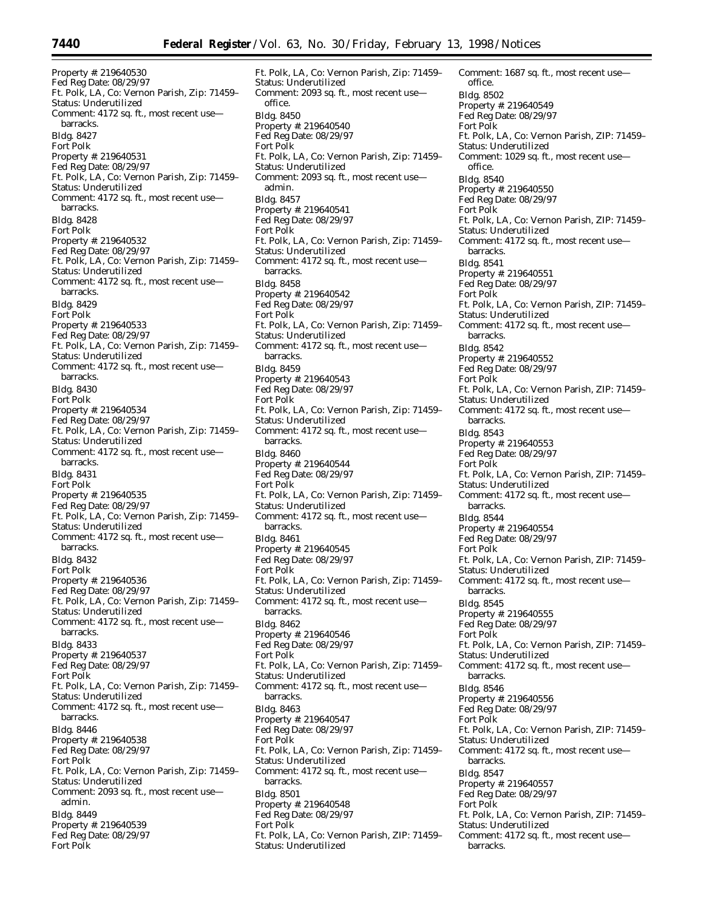Property #: 219640530
Fed Reg Date: 08/29/97
Ft. Polk, LA, Co: Vernon Parish, Zip: 71459–
Status: Underutilized
Comment: 4172 sq. ft., most recent use—barracks.

Bldg. 8427
Fort Polk
Property #: 219640531
Fed Reg Date: 08/29/97
Ft. Polk, LA, Co: Vernon Parish, Zip: 71459–
Status: Underutilized
Comment: 4172 sq. ft., most recent use—barracks.

Bldg. 8428
Fort Polk
Property #: 219640532
Fed Reg Date: 08/29/97
Ft. Polk, LA, Co: Vernon Parish, Zip: 71459–
Status: Underutilized
Comment: 4172 sq. ft., most recent use—barracks.

Bldg. 8429
Fort Polk
Property #: 219640533
Fed Reg Date: 08/29/97
Ft. Polk, LA, Co: Vernon Parish, Zip: 71459–
Status: Underutilized
Comment: 4172 sq. ft., most recent use—barracks.

Bldg. 8430
Fort Polk
Property #: 219640534
Fed Reg Date: 08/29/97
Ft. Polk, LA, Co: Vernon Parish, Zip: 71459–
Status: Underutilized
Comment: 4172 sq. ft., most recent use—barracks.

Bldg. 8431
Fort Polk
Property #: 219640535
Fed Reg Date: 08/29/97
Ft. Polk, LA, Co: Vernon Parish, Zip: 71459–
Status: Underutilized
Comment: 4172 sq. ft., most recent use—barracks.

Bldg. 8432
Fort Polk
Property #: 219640536
Fed Reg Date: 08/29/97
Ft. Polk, LA, Co: Vernon Parish, Zip: 71459–
Status: Underutilized
Comment: 4172 sq. ft., most recent use—barracks.

Bldg. 8433
Property #: 219640537
Fed Reg Date: 08/29/97
Fort Polk
Ft. Polk, LA, Co: Vernon Parish, Zip: 71459–
Status: Underutilized
Comment: 4172 sq. ft., most recent use—barracks.

Bldg. 8446
Property #: 219640538
Fed Reg Date: 08/29/97
Fort Polk
Ft. Polk, LA, Co: Vernon Parish, Zip: 71459–
Status: Underutilized
Comment: 2093 sq. ft., most recent use—admin.

Bldg. 8449
Property #: 219640539
Fed Reg Date: 08/29/97
Fort Polk
Ft. Polk, LA, Co: Vernon Parish, Zip: 71459–
Status: Underutilized
Comment: 2093 sq. ft., most recent use—office.

Bldg. 8450
Property #: 219640540
Fed Reg Date: 08/29/97
Fort Polk
Ft. Polk, LA, Co: Vernon Parish, Zip: 71459–
Status: Underutilized
Comment: 2093 sq. ft., most recent use—admin.

Bldg. 8457
Property #: 219640541
Fed Reg Date: 08/29/97
Fort Polk
Ft. Polk, LA, Co: Vernon Parish, Zip: 71459–
Status: Underutilized
Comment: 4172 sq. ft., most recent use—barracks.

Bldg. 8458
Property #: 219640542
Fed Reg Date: 08/29/97
Fort Polk
Ft. Polk, LA, Co: Vernon Parish, Zip: 71459–
Status: Underutilized
Comment: 4172 sq. ft., most recent use—barracks.

Bldg. 8459
Property #: 219640543
Fed Reg Date: 08/29/97
Fort Polk
Ft. Polk, LA, Co: Vernon Parish, Zip: 71459–
Status: Underutilized
Comment: 4172 sq. ft., most recent use—barracks.

Bldg. 8460
Property #: 219640544
Fed Reg Date: 08/29/97
Fort Polk
Ft. Polk, LA, Co: Vernon Parish, Zip: 71459–
Status: Underutilized
Comment: 4172 sq. ft., most recent use—barracks.

Bldg. 8461
Property #: 219640545
Fed Reg Date: 08/29/97
Fort Polk
Ft. Polk, LA, Co: Vernon Parish, Zip: 71459–
Status: Underutilized
Comment: 4172 sq. ft., most recent use—barracks.

Bldg. 8462
Property #: 219640546
Fed Reg Date: 08/29/97
Fort Polk
Ft. Polk, LA, Co: Vernon Parish, Zip: 71459–
Status: Underutilized
Comment: 4172 sq. ft., most recent use—barracks.

Bldg. 8463
Property #: 219640547
Fed Reg Date: 08/29/97
Fort Polk
Ft. Polk, LA, Co: Vernon Parish, Zip: 71459–
Status: Underutilized
Comment: 4172 sq. ft., most recent use—barracks.

Bldg. 8501
Property #: 219640548
Fed Reg Date: 08/29/97
Fort Polk
Ft. Polk, LA, Co: Vernon Parish, ZIP: 71459–
Status: Underutilized
Comment: 1687 sq. ft., most recent use—office.

Bldg. 8502
Property #: 219640549
Fed Reg Date: 08/29/97
Fort Polk
Ft. Polk, LA, Co: Vernon Parish, ZIP: 71459–
Status: Underutilized
Comment: 1029 sq. ft., most recent use—office.

Bldg. 8540
Property #: 219640550
Fed Reg Date: 08/29/97
Fort Polk
Ft. Polk, LA, Co: Vernon Parish, ZIP: 71459–
Status: Underutilized
Comment: 4172 sq. ft., most recent use—barracks.

Bldg. 8541
Property #: 219640551
Fed Reg Date: 08/29/97
Fort Polk
Ft. Polk, LA, Co: Vernon Parish, ZIP: 71459–
Status: Underutilized
Comment: 4172 sq. ft., most recent use—barracks.

Bldg. 8542
Property #: 219640552
Fed Reg Date: 08/29/97
Fort Polk
Ft. Polk, LA, Co: Vernon Parish, ZIP: 71459–
Status: Underutilized
Comment: 4172 sq. ft., most recent use—barracks.

Bldg. 8543
Property #: 219640553
Fed Reg Date: 08/29/97
Fort Polk
Ft. Polk, LA, Co: Vernon Parish, ZIP: 71459–
Status: Underutilized
Comment: 4172 sq. ft., most recent use—barracks.

Bldg. 8544
Property #: 219640554
Fed Reg Date: 08/29/97
Fort Polk
Ft. Polk, LA, Co: Vernon Parish, ZIP: 71459–
Status: Underutilized
Comment: 4172 sq. ft., most recent use—barracks.

Bldg. 8545
Property #: 219640555
Fed Reg Date: 08/29/97
Fort Polk
Ft. Polk, LA, Co: Vernon Parish, ZIP: 71459–
Status: Underutilized
Comment: 4172 sq. ft., most recent use—barracks.

Bldg. 8546
Property #: 219640556
Fed Reg Date: 08/29/97
Fort Polk
Ft. Polk, LA, Co: Vernon Parish, ZIP: 71459–
Status: Underutilized
Comment: 4172 sq. ft., most recent use—barracks.

Bldg. 8547
Property #: 219640557
Fed Reg Date: 08/29/97
Fort Polk
Ft. Polk, LA, Co: Vernon Parish, ZIP: 71459–
Status: Underutilized
Comment: 4172 sq. ft., most recent use—barracks.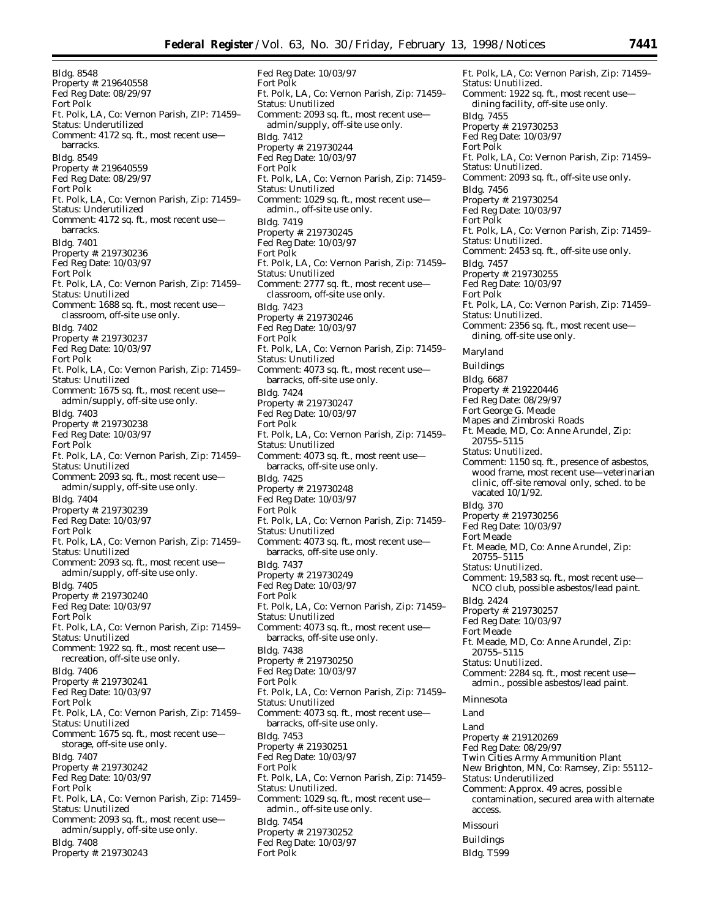Bldg. 8548
Property #: 219640558
Fed Reg Date: 08/29/97
Fort Polk
Ft. Polk, LA, Co: Vernon Parish, ZIP: 71459–
Status: Underutilized
Comment: 4172 sq. ft., most recent use—barracks.

Bldg. 8549
Property #: 219640559
Fed Reg Date: 08/29/97
Fort Polk
Ft. Polk, LA, Co: Vernon Parish, Zip: 71459–
Status: Underutilized
Comment: 4172 sq. ft., most recent use—barracks.

Bldg. 7401
Property #: 219730236
Fed Reg Date: 10/03/97
Fort Polk
Ft. Polk, LA, Co: Vernon Parish, Zip: 71459–
Status: Unutilized
Comment: 1688 sq. ft., most recent use—classroom, off-site use only.

Bldg. 7402
Property #: 219730237
Fed Reg Date: 10/03/97
Fort Polk
Ft. Polk, LA, Co: Vernon Parish, Zip: 71459–
Status: Unutilized
Comment: 1675 sq. ft., most recent use—admin/supply, off-site use only.

Bldg. 7403
Property #: 219730238
Fed Reg Date: 10/03/97
Fort Polk
Ft. Polk, LA, Co: Vernon Parish, Zip: 71459–
Status: Unutilized
Comment: 2093 sq. ft., most recent use—admin/supply, off-site use only.

Bldg. 7404
Property #: 219730239
Fed Reg Date: 10/03/97
Fort Polk
Ft. Polk, LA, Co: Vernon Parish, Zip: 71459–
Status: Unutilized
Comment: 2093 sq. ft., most recent use—admin/supply, off-site use only.

Bldg. 7405
Property #: 219730240
Fed Reg Date: 10/03/97
Fort Polk
Ft. Polk, LA, Co: Vernon Parish, Zip: 71459–
Status: Unutilized
Comment: 1922 sq. ft., most recent use—recreation, off-site use only.

Bldg. 7406
Property #: 219730241
Fed Reg Date: 10/03/97
Fort Polk
Ft. Polk, LA, Co: Vernon Parish, Zip: 71459–
Status: Unutilized
Comment: 1675 sq. ft., most recent use—storage, off-site use only.

Bldg. 7407
Property #: 219730242
Fed Reg Date: 10/03/97
Fort Polk
Ft. Polk, LA, Co: Vernon Parish, Zip: 71459–
Status: Unutilized
Comment: 2093 sq. ft., most recent use—admin/supply, off-site use only.

Bldg. 7408
Property #: 219730243
Fed Reg Date: 10/03/97
Fort Polk
Ft. Polk, LA, Co: Vernon Parish, Zip: 71459–
Status: Unutilized
Comment: 2093 sq. ft., most recent use—admin/supply, off-site use only.

Bldg. 7412
Property #: 219730244
Fed Reg Date: 10/03/97
Fort Polk
Ft. Polk, LA, Co: Vernon Parish, Zip: 71459–
Status: Unutilized
Comment: 1029 sq. ft., most recent use—admin., off-site use only.

Bldg. 7419
Property #: 219730245
Fed Reg Date: 10/03/97
Fort Polk
Ft. Polk, LA, Co: Vernon Parish, Zip: 71459–
Status: Unutilized
Comment: 2777 sq. ft., most recent use—classroom, off-site use only.

Bldg. 7423
Property #: 219730246
Fed Reg Date: 10/03/97
Fort Polk
Ft. Polk, LA, Co: Vernon Parish, Zip: 71459–
Status: Unutilized
Comment: 4073 sq. ft., most recent use—barracks, off-site use only.

Bldg. 7424
Property #: 219730247
Fed Reg Date: 10/03/97
Fort Polk
Ft. Polk, LA, Co: Vernon Parish, Zip: 71459–
Status: Unutilized
Comment: 4073 sq. ft., most reent use—barracks, off-site use only.

Bldg. 7425
Property #: 219730248
Fed Reg Date: 10/03/97
Fort Polk
Ft. Polk, LA, Co: Vernon Parish, Zip: 71459–
Status: Unutilized
Comment: 4073 sq. ft., most recent use—barracks, off-site use only.

Bldg. 7437
Property #: 219730249
Fed Reg Date: 10/03/97
Fort Polk
Ft. Polk, LA, Co: Vernon Parish, Zip: 71459–
Status: Unutilized
Comment: 4073 sq. ft., most recent use—barracks, off-site use only.

Bldg. 7438
Property #: 219730250
Fed Reg Date: 10/03/97
Fort Polk
Ft. Polk, LA, Co: Vernon Parish, Zip: 71459–
Status: Unutilized
Comment: 4073 sq. ft., most recent use—barracks, off-site use only.

Bldg. 7453
Property #: 21930251
Fed Reg Date: 10/03/97
Fort Polk
Ft. Polk, LA, Co: Vernon Parish, Zip: 71459–
Status: Unutilized.
Comment: 1029 sq. ft., most recent use—admin., off-site use only.

Bldg. 7454
Property #: 219730252
Fed Reg Date: 10/03/97
Fort Polk
Ft. Polk, LA, Co: Vernon Parish, Zip: 71459–
Status: Unutilized.
Comment: 1922 sq. ft., most recent use—dining facility, off-site use only.

Bldg. 7455
Property #: 219730253
Fed Reg Date: 10/03/97
Fort Polk
Ft. Polk, LA, Co: Vernon Parish, Zip: 71459–
Status: Unutilized.
Comment: 2093 sq. ft., off-site use only.

Bldg. 7456
Property #: 219730254
Fed Reg Date: 10/03/97
Fort Polk
Ft. Polk, LA, Co: Vernon Parish, Zip: 71459–
Status: Unutilized.
Comment: 2453 sq. ft., off-site use only.

Bldg. 7457
Property #: 219730255
Fed Reg Date: 10/03/97
Fort Polk
Ft. Polk, LA, Co: Vernon Parish, Zip: 71459–
Status: Unutilized.
Comment: 2356 sq. ft., most recent use—dining, off-site use only.

*Maryland*

*Buildings*

Bldg. 6687
Property #: 219220446
Fed Reg Date: 08/29/97
Fort George G. Meade
Mapes and Zimbroski Roads
Ft. Meade, MD, Co: Anne Arundel, Zip: 20755–5115
Status: Unutilized.
Comment: 1150 sq. ft., presence of asbestos, wood frame, most recent use—veterinarian clinic, off-site removal only, sched. to be vacated 10/1/92.

Bldg. 370
Property #: 219730256
Fed Reg Date: 10/03/97
Fort Meade
Ft. Meade, MD, Co: Anne Arundel, Zip: 20755–5115
Status: Unutilized.
Comment: 19,583 sq. ft., most recent use—NCO club, possible asbestos/lead paint.

Bldg. 2424
Property #: 219730257
Fed Reg Date: 10/03/97
Fort Meade
Ft. Meade, MD, Co: Anne Arundel, Zip: 20755–5115
Status: Unutilized.
Comment: 2284 sq. ft., most recent use—admin., possible asbestos/lead paint.

*Minnesota*

*Land*

Land
Property #: 219120269
Fed Reg Date: 08/29/97
Twin Cities Army Ammunition Plant
New Brighton, MN, Co: Ramsey, Zip: 55112–
Status: Underutilized
Comment: Approx. 49 acres, possible contamination, secured area with alternate access.

*Missouri*

*Buildings*

Bldg. T599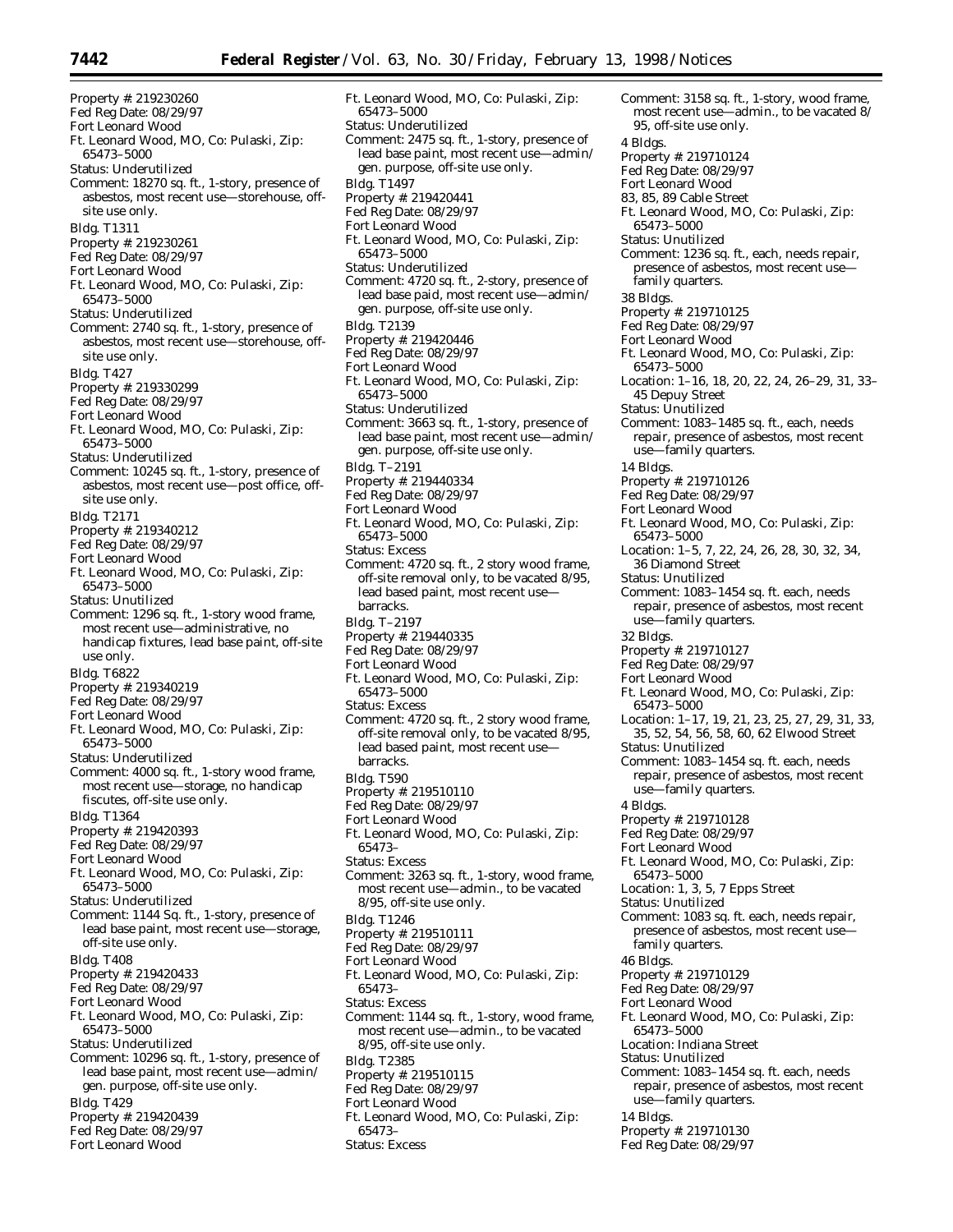Property #: 219230260
Fed Reg Date: 08/29/97
Fort Leonard Wood
Ft. Leonard Wood, MO, Co: Pulaski, Zip: 65473–5000
Status: Underutilized
Comment: 18270 sq. ft., 1-story, presence of asbestos, most recent use—storehouse, off-site use only.

Bldg. T1311
Property #: 219230261
Fed Reg Date: 08/29/97
Fort Leonard Wood
Ft. Leonard Wood, MO, Co: Pulaski, Zip: 65473–5000
Status: Underutilized
Comment: 2740 sq. ft., 1-story, presence of asbestos, most recent use—storehouse, off-site use only.

Bldg. T427
Property #: 219330299
Fed Reg Date: 08/29/97
Fort Leonard Wood
Ft. Leonard Wood, MO, Co: Pulaski, Zip: 65473–5000
Status: Underutilized
Comment: 10245 sq. ft., 1-story, presence of asbestos, most recent use—post office, off-site use only.

Bldg. T2171
Property #: 219340212
Fed Reg Date: 08/29/97
Fort Leonard Wood
Ft. Leonard Wood, MO, Co: Pulaski, Zip: 65473–5000
Status: Unutilized
Comment: 1296 sq. ft., 1-story wood frame, most recent use—administrative, no handicap fixtures, lead base paint, off-site use only.

Bldg. T6822
Property #: 219340219
Fed Reg Date: 08/29/97
Fort Leonard Wood
Ft. Leonard Wood, MO, Co: Pulaski, Zip: 65473–5000
Status: Underutilized
Comment: 4000 sq. ft., 1-story wood frame, most recent use—storage, no handicap fiscutes, off-site use only.

Bldg. T1364
Property #: 219420393
Fed Reg Date: 08/29/97
Fort Leonard Wood
Ft. Leonard Wood, MO, Co: Pulaski, Zip: 65473–5000
Status: Underutilized
Comment: 1144 Sq. ft., 1-story, presence of lead base paint, most recent use—storage, off-site use only.

Bldg. T408
Property #: 219420433
Fed Reg Date: 08/29/97
Fort Leonard Wood
Ft. Leonard Wood, MO, Co: Pulaski, Zip: 65473–5000
Status: Underutilized
Comment: 10296 sq. ft., 1-story, presence of lead base paint, most recent use—admin/ gen. purpose, off-site use only.

Bldg. T429
Property #: 219420439
Fed Reg Date: 08/29/97
Fort Leonard Wood
Ft. Leonard Wood, MO, Co: Pulaski, Zip: 65473–5000
Status: Underutilized
Comment: 2475 sq. ft., 1-story, presence of lead base paint, most recent use—admin/ gen. purpose, off-site use only.

Bldg. T1497
Property #: 219420441
Fed Reg Date: 08/29/97
Fort Leonard Wood
Ft. Leonard Wood, MO, Co: Pulaski, Zip: 65473–5000
Status: Underutilized
Comment: 4720 sq. ft., 2-story, presence of lead base paid, most recent use—admin/ gen. purpose, off-site use only.

Bldg. T2139
Property #: 219420446
Fed Reg Date: 08/29/97
Fort Leonard Wood
Ft. Leonard Wood, MO, Co: Pulaski, Zip: 65473–5000
Status: Underutilized
Comment: 3663 sq. ft., 1-story, presence of lead base paint, most recent use—admin/ gen. purpose, off-site use only.

Bldg. T–2191
Property #: 219440334
Fed Reg Date: 08/29/97
Fort Leonard Wood
Ft. Leonard Wood, MO, Co: Pulaski, Zip: 65473–5000
Status: Excess
Comment: 4720 sq. ft., 2 story wood frame, off-site removal only, to be vacated 8/95, lead based paint, most recent use—barracks.

Bldg. T–2197
Property #: 219440335
Fed Reg Date: 08/29/97
Fort Leonard Wood
Ft. Leonard Wood, MO, Co: Pulaski, Zip: 65473–5000
Status: Excess
Comment: 4720 sq. ft., 2 story wood frame, off-site removal only, to be vacated 8/95, lead based paint, most recent use—barracks.

Bldg. T590
Property #: 219510110
Fed Reg Date: 08/29/97
Fort Leonard Wood
Ft. Leonard Wood, MO, Co: Pulaski, Zip: 65473–
Status: Excess
Comment: 3263 sq. ft., 1-story, wood frame, most recent use—admin., to be vacated 8/95, off-site use only.

Bldg. T1246
Property #: 219510111
Fed Reg Date: 08/29/97
Fort Leonard Wood
Ft. Leonard Wood, MO, Co: Pulaski, Zip: 65473–
Status: Excess
Comment: 1144 sq. ft., 1-story, wood frame, most recent use—admin., to be vacated 8/95, off-site use only.

Bldg. T2385
Property #: 219510115
Fed Reg Date: 08/29/97
Fort Leonard Wood
Ft. Leonard Wood, MO, Co: Pulaski, Zip: 65473–
Status: Excess
Comment: 3158 sq. ft., 1-story, wood frame, most recent use—admin., to be vacated 8/95, off-site use only.

4 Bldgs.
Property #: 219710124
Fed Reg Date: 08/29/97
Fort Leonard Wood
83, 85, 89 Cable Street
Ft. Leonard Wood, MO, Co: Pulaski, Zip: 65473–5000
Status: Unutilized
Comment: 1236 sq. ft., each, needs repair, presence of asbestos, most recent use—family quarters.

38 Bldgs.
Property #: 219710125
Fed Reg Date: 08/29/97
Fort Leonard Wood
Ft. Leonard Wood, MO, Co: Pulaski, Zip: 65473–5000
Location: 1–16, 18, 20, 22, 24, 26–29, 31, 33–45 Depuy Street
Status: Unutilized
Comment: 1083–1485 sq. ft., each, needs repair, presence of asbestos, most recent use—family quarters.

14 Bldgs.
Property #: 219710126
Fed Reg Date: 08/29/97
Fort Leonard Wood
Ft. Leonard Wood, MO, Co: Pulaski, Zip: 65473–5000
Location: 1–5, 7, 22, 24, 26, 28, 30, 32, 34, 36 Diamond Street
Status: Unutilized
Comment: 1083–1454 sq. ft. each, needs repair, presence of asbestos, most recent use—family quarters.

32 Bldgs.
Property #: 219710127
Fed Reg Date: 08/29/97
Fort Leonard Wood
Ft. Leonard Wood, MO, Co: Pulaski, Zip: 65473–5000
Location: 1–17, 19, 21, 23, 25, 27, 29, 31, 33, 35, 52, 54, 56, 58, 60, 62 Elwood Street
Status: Unutilized
Comment: 1083–1454 sq. ft. each, needs repair, presence of asbestos, most recent use—family quarters.

4 Bldgs.
Property #: 219710128
Fed Reg Date: 08/29/97
Fort Leonard Wood
Ft. Leonard Wood, MO, Co: Pulaski, Zip: 65473–5000
Location: 1, 3, 5, 7 Epps Street
Status: Unutilized
Comment: 1083 sq. ft. each, needs repair, presence of asbestos, most recent use—family quarters.

46 Bldgs.
Property #: 219710129
Fed Reg Date: 08/29/97
Fort Leonard Wood
Ft. Leonard Wood, MO, Co: Pulaski, Zip: 65473–5000
Location: Indiana Street
Status: Unutilized
Comment: 1083–1454 sq. ft. each, needs repair, presence of asbestos, most recent use—family quarters.

14 Bldgs.
Property #: 219710130
Fed Reg Date: 08/29/97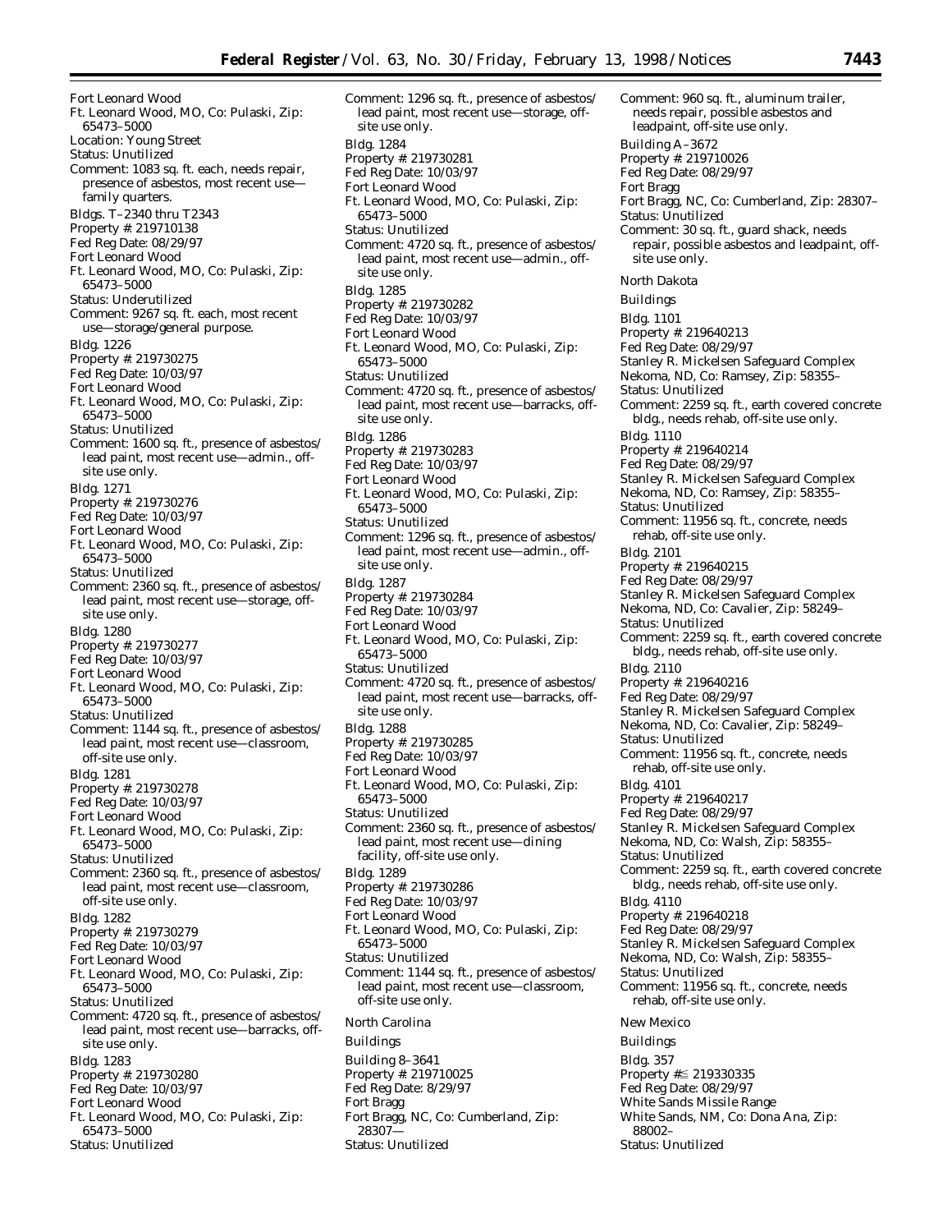Fort Leonard Wood
Ft. Leonard Wood, MO, Co: Pulaski, Zip: 65473–5000
Location: Young Street
Status: Unutilized
Comment: 1083 sq. ft. each, needs repair, presence of asbestos, most recent use—family quarters.

Bldgs. T–2340 thru T2343
Property #: 219710138
Fed Reg Date: 08/29/97
Fort Leonard Wood
Ft. Leonard Wood, MO, Co: Pulaski, Zip: 65473–5000
Status: Underutilized
Comment: 9267 sq. ft. each, most recent use—storage/general purpose.

Bldg. 1226
Property #: 219730275
Fed Reg Date: 10/03/97
Fort Leonard Wood
Ft. Leonard Wood, MO, Co: Pulaski, Zip: 65473–5000
Status: Unutilized
Comment: 1600 sq. ft., presence of asbestos/lead paint, most recent use—admin., off-site use only.

Bldg. 1271
Property #: 219730276
Fed Reg Date: 10/03/97
Fort Leonard Wood
Ft. Leonard Wood, MO, Co: Pulaski, Zip: 65473–5000
Status: Unutilized
Comment: 2360 sq. ft., presence of asbestos/lead paint, most recent use—storage, off-site use only.

Bldg. 1280
Property #: 219730277
Fed Reg Date: 10/03/97
Fort Leonard Wood
Ft. Leonard Wood, MO, Co: Pulaski, Zip: 65473–5000
Status: Unutilized
Comment: 1144 sq. ft., presence of asbestos/lead paint, most recent use—classroom, off-site use only.

Bldg. 1281
Property #: 219730278
Fed Reg Date: 10/03/97
Fort Leonard Wood
Ft. Leonard Wood, MO, Co: Pulaski, Zip: 65473–5000
Status: Unutilized
Comment: 2360 sq. ft., presence of asbestos/lead paint, most recent use—classroom, off-site use only.

Bldg. 1282
Property #: 219730279
Fed Reg Date: 10/03/97
Fort Leonard Wood
Ft. Leonard Wood, MO, Co: Pulaski, Zip: 65473–5000
Status: Unutilized
Comment: 4720 sq. ft., presence of asbestos/lead paint, most recent use—barracks, off-site use only.

Bldg. 1283
Property #: 219730280
Fed Reg Date: 10/03/97
Fort Leonard Wood
Ft. Leonard Wood, MO, Co: Pulaski, Zip: 65473–5000
Status: Unutilized
Comment: 1296 sq. ft., presence of asbestos/lead paint, most recent use—storage, off-site use only.

Bldg. 1284
Property #: 219730281
Fed Reg Date: 10/03/97
Fort Leonard Wood
Ft. Leonard Wood, MO, Co: Pulaski, Zip: 65473–5000
Status: Unutilized
Comment: 4720 sq. ft., presence of asbestos/lead paint, most recent use—admin., off-site use only.

Bldg. 1285
Property #: 219730282
Fed Reg Date: 10/03/97
Fort Leonard Wood
Ft. Leonard Wood, MO, Co: Pulaski, Zip: 65473–5000
Status: Unutilized
Comment: 4720 sq. ft., presence of asbestos/lead paint, most recent use—barracks, off-site use only.

Bldg. 1286
Property #: 219730283
Fed Reg Date: 10/03/97
Fort Leonard Wood
Ft. Leonard Wood, MO, Co: Pulaski, Zip: 65473–5000
Status: Unutilized
Comment: 1296 sq. ft., presence of asbestos/lead paint, most recent use—admin., off-site use only.

Bldg. 1287
Property #: 219730284
Fed Reg Date: 10/03/97
Fort Leonard Wood
Ft. Leonard Wood, MO, Co: Pulaski, Zip: 65473–5000
Status: Unutilized
Comment: 4720 sq. ft., presence of asbestos/lead paint, most recent use—barracks, off-site use only.

Bldg. 1288
Property #: 219730285
Fed Reg Date: 10/03/97
Fort Leonard Wood
Ft. Leonard Wood, MO, Co: Pulaski, Zip: 65473–5000
Status: Unutilized
Comment: 2360 sq. ft., presence of asbestos/lead paint, most recent use—dining facility, off-site use only.

Bldg. 1289
Property #: 219730286
Fed Reg Date: 10/03/97
Fort Leonard Wood
Ft. Leonard Wood, MO, Co: Pulaski, Zip: 65473–5000
Status: Unutilized
Comment: 1144 sq. ft., presence of asbestos/lead paint, most recent use—classroom, off-site use only.

North Carolina

Buildings

Building 8–3641
Property #: 219710025
Fed Reg Date: 8/29/97
Fort Bragg
Fort Bragg, NC, Co: Cumberland, Zip: 28307—
Status: Unutilized
Comment: 960 sq. ft., aluminum trailer, needs repair, possible asbestos and leadpaint, off-site use only.

Building A–3672
Property #: 219710026
Fed Reg Date: 08/29/97
Fort Bragg
Fort Bragg, NC, Co: Cumberland, Zip: 28307–
Status: Unutilized
Comment: 30 sq. ft., guard shack, needs repair, possible asbestos and leadpaint, off-site use only.

North Dakota

Buildings

Bldg. 1101
Property #: 219640213
Fed Reg Date: 08/29/97
Stanley R. Mickelsen Safeguard Complex
Nekoma, ND, Co: Ramsey, Zip: 58355–
Status: Unutilized
Comment: 2259 sq. ft., earth covered concrete bldg., needs rehab, off-site use only.

Bldg. 1110
Property #: 219640214
Fed Reg Date: 08/29/97
Stanley R. Mickelsen Safeguard Complex
Nekoma, ND, Co: Ramsey, Zip: 58355–
Status: Unutilized
Comment: 11956 sq. ft., concrete, needs rehab, off-site use only.

Bldg. 2101
Property #: 219640215
Fed Reg Date: 08/29/97
Stanley R. Mickelsen Safeguard Complex
Nekoma, ND, Co: Cavalier, Zip: 58249–
Status: Unutilized
Comment: 2259 sq. ft., earth covered concrete bldg., needs rehab, off-site use only.

Bldg. 2110
Property #: 219640216
Fed Reg Date: 08/29/97
Stanley R. Mickelsen Safeguard Complex
Nekoma, ND, Co: Cavalier, Zip: 58249–
Status: Unutilized
Comment: 11956 sq. ft., concrete, needs rehab, off-site use only.

Bldg. 4101
Property #: 219640217
Fed Reg Date: 08/29/97
Stanley R. Mickelsen Safeguard Complex
Nekoma, ND, Co: Walsh, Zip: 58355–
Status: Unutilized
Comment: 2259 sq. ft., earth covered concrete bldg., needs rehab, off-site use only.

Bldg. 4110
Property #: 219640218
Fed Reg Date: 08/29/97
Stanley R. Mickelsen Safeguard Complex
Nekoma, ND, Co: Walsh, Zip: 58355–
Status: Unutilized
Comment: 11956 sq. ft., concrete, needs rehab, off-site use only.

New Mexico

Buildings

Bldg. 357
Property #≤ 219330335
Fed Reg Date: 08/29/97
White Sands Missile Range
White Sands, NM, Co: Dona Ana, Zip: 88002–
Status: Unutilized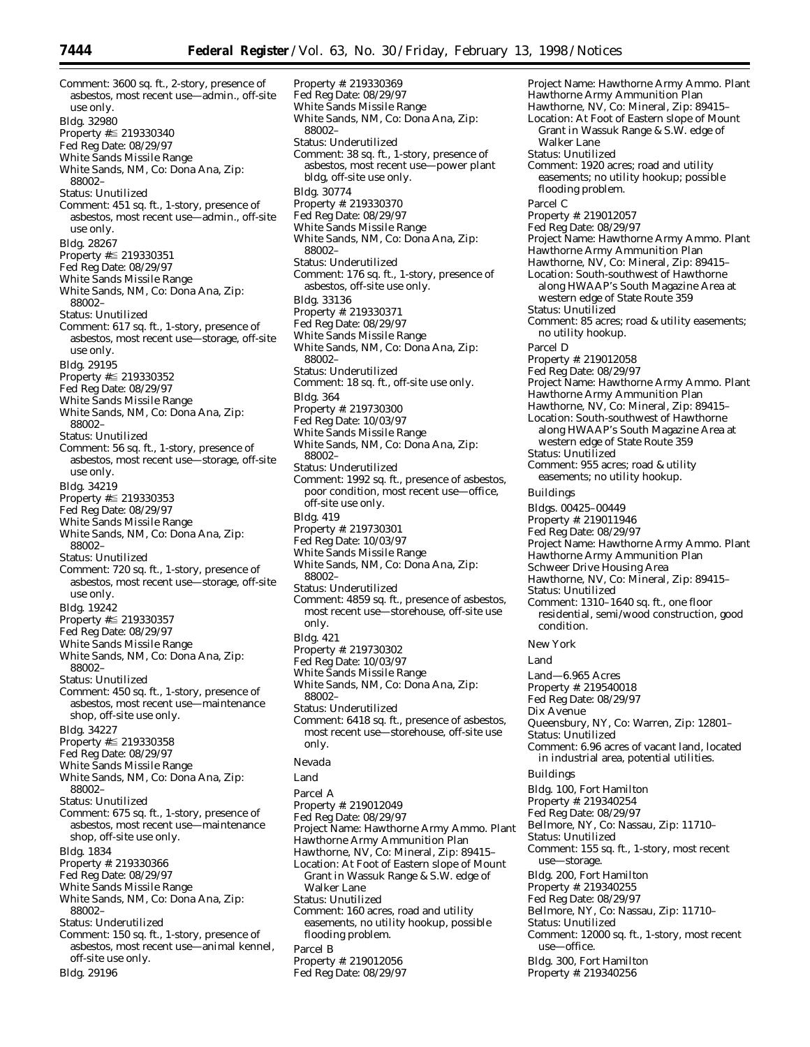Comment: 3600 sq. ft., 2-story, presence of asbestos, most recent use—admin., off-site use only.

Bldg. 32980
Property #: 219330340
Fed Reg Date: 08/29/97
White Sands Missile Range
White Sands, NM, Co: Dona Ana, Zip: 88002–
Status: Unutilized
Comment: 451 sq. ft., 1-story, presence of asbestos, most recent use—admin., off-site use only.

Bldg. 28267
Property #: 219330351
Fed Reg Date: 08/29/97
White Sands Missile Range
White Sands, NM, Co: Dona Ana, Zip: 88002–
Status: Unutilized
Comment: 617 sq. ft., 1-story, presence of asbestos, most recent use—storage, off-site use only.

Bldg. 29195
Property #: 219330352
Fed Reg Date: 08/29/97
White Sands Missile Range
White Sands, NM, Co: Dona Ana, Zip: 88002–
Status: Unutilized
Comment: 56 sq. ft., 1-story, presence of asbestos, most recent use—storage, off-site use only.

Bldg. 34219
Property #: 219330353
Fed Reg Date: 08/29/97
White Sands Missile Range
White Sands, NM, Co: Dona Ana, Zip: 88002–
Status: Unutilized
Comment: 720 sq. ft., 1-story, presence of asbestos, most recent use—storage, off-site use only.

Bldg. 19242
Property #: 219330357
Fed Reg Date: 08/29/97
White Sands Missile Range
White Sands, NM, Co: Dona Ana, Zip: 88002–
Status: Unutilized
Comment: 450 sq. ft., 1-story, presence of asbestos, most recent use—maintenance shop, off-site use only.

Bldg. 34227
Property #: 219330358
Fed Reg Date: 08/29/97
White Sands Missile Range
White Sands, NM, Co: Dona Ana, Zip: 88002–
Status: Unutilized
Comment: 675 sq. ft., 1-story, presence of asbestos, most recent use—maintenance shop, off-site use only.

Bldg. 1834
Property #: 219330366
Fed Reg Date: 08/29/97
White Sands Missile Range
White Sands, NM, Co: Dona Ana, Zip: 88002–
Status: Underutilized
Comment: 150 sq. ft., 1-story, presence of asbestos, most recent use—animal kennel, off-site use only.

Bldg. 29196
Property #: 219330369
Fed Reg Date: 08/29/97
White Sands Missile Range
White Sands, NM, Co: Dona Ana, Zip: 88002–
Status: Underutilized
Comment: 38 sq. ft., 1-story, presence of asbestos, most recent use—power plant bldg, off-site use only.

Bldg. 30774
Property #: 219330370
Fed Reg Date: 08/29/97
White Sands Missile Range
White Sands, NM, Co: Dona Ana, Zip: 88002–
Status: Underutilized
Comment: 176 sq. ft., 1-story, presence of asbestos, off-site use only.

Bldg. 33136
Property #: 219330371
Fed Reg Date: 08/29/97
White Sands Missile Range
White Sands, NM, Co: Dona Ana, Zip: 88002–
Status: Underutilized
Comment: 18 sq. ft., off-site use only.

Bldg. 364
Property #: 219730300
Fed Reg Date: 10/03/97
White Sands Missile Range
White Sands, NM, Co: Dona Ana, Zip: 88002–
Status: Underutilized
Comment: 1992 sq. ft., presence of asbestos, poor condition, most recent use—office, off-site use only.

Bldg. 419
Property #: 219730301
Fed Reg Date: 10/03/97
White Sands Missile Range
White Sands, NM, Co: Dona Ana, Zip: 88002–
Status: Underutilized
Comment: 4859 sq. ft., presence of asbestos, most recent use—storehouse, off-site use only.

Bldg. 421
Property #: 219730302
Fed Reg Date: 10/03/97
White Sands Missile Range
White Sands, NM, Co: Dona Ana, Zip: 88002–
Status: Underutilized
Comment: 6418 sq. ft., presence of asbestos, most recent use—storehouse, off-site use only.

Nevada

Land

Parcel A
Property #: 219012049
Fed Reg Date: 08/29/97
Project Name: Hawthorne Army Ammo. Plant
Hawthorne Army Ammunition Plan
Hawthorne, NV, Co: Mineral, Zip: 89415–
Location: At Foot of Eastern slope of Mount Grant in Wassuk Range & S.W. edge of Walker Lane
Status: Unutilized
Comment: 160 acres, road and utility easements, no utility hookup, possible flooding problem.

Parcel B
Property #: 219012056
Fed Reg Date: 08/29/97
Project Name: Hawthorne Army Ammo. Plant
Hawthorne Army Ammunition Plan
Hawthorne, NV, Co: Mineral, Zip: 89415–
Location: At Foot of Eastern slope of Mount Grant in Wassuk Range & S.W. edge of Walker Lane
Status: Unutilized
Comment: 1920 acres; road and utility easements; no utility hookup; possible flooding problem.

Parcel C
Property #: 219012057
Fed Reg Date: 08/29/97
Project Name: Hawthorne Army Ammo. Plant
Hawthorne Army Ammunition Plan
Hawthorne, NV, Co: Mineral, Zip: 89415–
Location: South-southwest of Hawthorne along HWAAP's South Magazine Area at western edge of State Route 359
Status: Unutilized
Comment: 85 acres; road & utility easements; no utility hookup.

Parcel D
Property #: 219012058
Fed Reg Date: 08/29/97
Project Name: Hawthorne Army Ammo. Plant
Hawthorne Army Ammunition Plan
Hawthorne, NV, Co: Mineral, Zip: 89415–
Location: South-southwest of Hawthorne along HWAAP's South Magazine Area at western edge of State Route 359
Status: Unutilized
Comment: 955 acres; road & utility easements; no utility hookup.

Buildings

Bldgs. 00425–00449
Property #: 219011946
Fed Reg Date: 08/29/97
Project Name: Hawthorne Army Ammo. Plant
Hawthorne Army Ammunition Plan
Schweer Drive Housing Area
Hawthorne, NV, Co: Mineral, Zip: 89415–
Status: Unutilized
Comment: 1310–1640 sq. ft., one floor residential, semi/wood construction, good condition.

New York

Land

Land—6.965 Acres
Property #: 219540018
Fed Reg Date: 08/29/97
Dix Avenue
Queensbury, NY, Co: Warren, Zip: 12801–
Status: Unutilized
Comment: 6.96 acres of vacant land, located in industrial area, potential utilities.

Buildings

Bldg. 100, Fort Hamilton
Property #: 219340254
Fed Reg Date: 08/29/97
Bellmore, NY, Co: Nassau, Zip: 11710–
Status: Unutilized
Comment: 155 sq. ft., 1-story, most recent use—storage.

Bldg. 200, Fort Hamilton
Property #: 219340255
Fed Reg Date: 08/29/97
Bellmore, NY, Co: Nassau, Zip: 11710–
Status: Unutilized
Comment: 12000 sq. ft., 1-story, most recent use—office.

Bldg. 300, Fort Hamilton
Property #: 219340256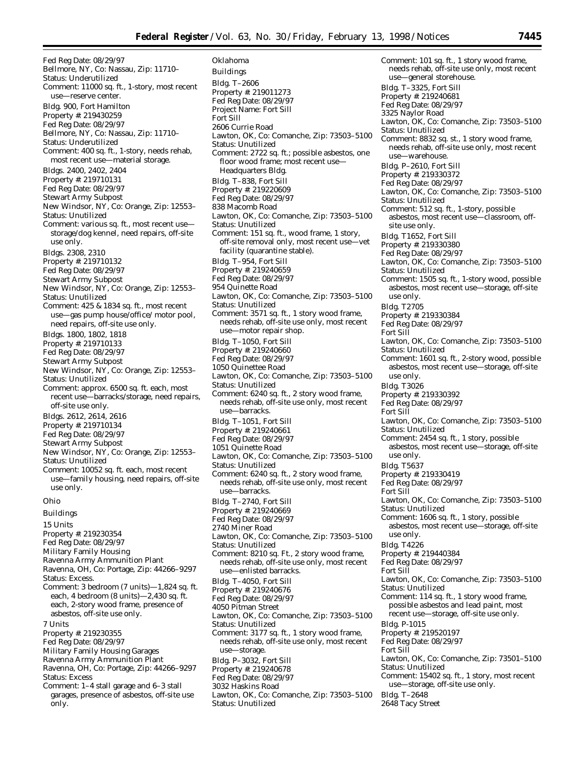Fed Reg Date: 08/29/97
Bellmore, NY, Co: Nassau, Zip: 11710–
Status: Underutilized
Comment: 11000 sq. ft., 1-story, most recent use—reserve center.

Bldg. 900, Fort Hamilton
Property #: 219430259
Fed Reg Date: 08/29/97
Bellmore, NY, Co: Nassau, Zip: 11710–
Status: Underutilized
Comment: 400 sq. ft., 1-story, needs rehab, most recent use—material storage.

Bldgs. 2400, 2402, 2404
Property #: 219710131
Fed Reg Date: 08/29/97
Stewart Army Subpost
New Windsor, NY, Co: Orange, Zip: 12553–
Status: Unutilized
Comment: various sq. ft., most recent use—storage/dog kennel, need repairs, off-site use only.

Bldgs. 2308, 2310
Property #: 219710132
Fed Reg Date: 08/29/97
Stewart Army Subpost
New Windsor, NY, Co: Orange, Zip: 12553–
Status: Unutilized
Comment: 425 & 1834 sq. ft., most recent use—gas pump house/office/ motor pool, need repairs, off-site use only.

Bldgs. 1800, 1802, 1818
Property #: 219710133
Fed Reg Date: 08/29/97
Stewart Army Subpost
New Windsor, NY, Co: Orange, Zip: 12553–
Status: Unutilized
Comment: approx. 6500 sq. ft. each, most recent use—barracks/storage, need repairs, off-site use only.

Bldgs. 2612, 2614, 2616
Property #: 219710134
Fed Reg Date: 08/29/97
Stewart Army Subpost
New Windsor, NY, Co: Orange, Zip: 12553–
Status: Unutilized
Comment: 10052 sq. ft. each, most recent use—family housing, need repairs, off-site use only.

## Ohio

### Buildings

15 Units
Property #: 219230354
Fed Reg Date: 08/29/97
Military Family Housing
Ravenna Army Ammunition Plant
Ravenna, OH, Co: Portage, Zip: 44266–9297
Status: Excess.
Comment: 3 bedroom (7 units)—1,824 sq. ft. each, 4 bedroom (8 units)—2,430 sq. ft. each, 2-story wood frame, presence of asbestos, off-site use only.

7 Units
Property #: 219230355
Fed Reg Date: 08/29/97
Military Family Housing Garages
Ravenna Army Ammunition Plant
Ravenna, OH, Co: Portage, Zip: 44266–9297
Status: Excess
Comment: 1–4 stall garage and 6–3 stall garages, presence of asbestos, off-site use only.

## Oklahoma

### Buildings

Bldg. T–2606
Property #: 219011273
Fed Reg Date: 08/29/97
Project Name: Fort Sill
Fort Sill
2606 Currie Road
Lawton, OK, Co: Comanche, Zip: 73503–5100
Status: Unutilized
Comment: 2722 sq. ft.; possible asbestos, one floor wood frame; most recent use—Headquarters Bldg.

Bldg. T–838, Fort Sill
Property #: 219220609
Fed Reg Date: 08/29/97
838 Macomb Road
Lawton, OK, Co: Comanche, Zip: 73503–5100
Status: Unutilized
Comment: 151 sq. ft., wood frame, 1 story, off-site removal only, most recent use—vet facility (quarantine stable).

Bldg. T–954, Fort Sill
Property #: 219240659
Fed Reg Date: 08/29/97
954 Quinette Road
Lawton, OK, Co: Comanche, Zip: 73503–5100
Status: Unutilized
Comment: 3571 sq. ft., 1 story wood frame, needs rehab, off-site use only, most recent use—motor repair shop.

Bldg. T–1050, Fort Sill
Property #: 219240660
Fed Reg Date: 08/29/97
1050 Quinettee Road
Lawton, OK, Co: Comanche, Zip: 73503–5100
Status: Unutilized
Comment: 6240 sq. ft., 2 story wood frame, needs rehab, off-site use only, most recent use—barracks.

Bldg. T–1051, Fort Sill
Property #: 219240661
Fed Reg Date: 08/29/97
1051 Quinette Road
Lawton, OK, Co: Comanche, Zip: 73503–5100
Status: Unutilized
Comment: 6240 sq. ft., 2 story wood frame, needs rehab, off-site use only, most recent use—barracks.

Bldg. T–2740, Fort Sill
Property #: 219240669
Fed Reg Date: 08/29/97
2740 Miner Road
Lawton, OK, Co: Comanche, Zip: 73503–5100
Status: Unutilized
Comment: 8210 sq. Ft., 2 story wood frame, needs rehab, off-site use only, most recent use—enlisted barracks.

Bldg. T–4050, Fort Sill
Property #: 219240676
Fed Reg Date: 08/29/97
4050 Pitman Street
Lawton, OK, Co: Comanche, Zip: 73503–5100
Status: Unutilized
Comment: 3177 sq. ft., 1 story wood frame, needs rehab, off-site use only, most recent use—storage.

Bldg. P–3032, Fort Sill
Property #: 219240678
Fed Reg Date: 08/29/97
3032 Haskins Road
Lawton, OK, Co: Comanche, Zip: 73503–5100
Status: Unutilized
Comment: 101 sq. ft., 1 story wood frame, needs rehab, off-site use only, most recent use—general storehouse.

Bldg. T–3325, Fort Sill
Property #: 219240681
Fed Reg Date: 08/29/97
3325 Naylor Road
Lawton, OK, Co: Comanche, Zip: 73503–5100
Status: Unutilized
Comment: 8832 sq. st., 1 story wood frame, needs rehab, off-site use only, most recent use—warehouse.

Bldg. P–2610, Fort Sill
Property #: 219330372
Fed Reg Date: 08/29/97
Lawton, OK, Co: Comanche, Zip: 73503–5100
Status: Unutilized
Comment: 512 sq. ft., 1-story, possible asbestos, most recent use—classroom, off-site use only.

Bldg. T1652, Fort Sill
Property #: 219330380
Fed Reg Date: 08/29/97
Lawton, OK, Co: Comanche, Zip: 73503–5100
Status: Unutilized
Comment: 1505 sq. ft., 1-story wood, possible asbestos, most recent use—storage, off-site use only.

Bldg. T2705
Property #: 219330384
Fed Reg Date: 08/29/97
Fort Sill
Lawton, OK, Co: Comanche, Zip: 73503–5100
Status: Unutilized
Comment: 1601 sq. ft., 2-story wood, possible asbestos, most recent use—storage, off-site use only.

Bldg. T3026
Property #: 219330392
Fed Reg Date: 08/29/97
Fort Sill
Lawton, OK, Co: Comanche, Zip: 73503–5100
Status: Unutilized
Comment: 2454 sq. ft., 1 story, possible asbestos, most recent use—storage, off-site use only.

Bldg. T5637
Property #: 219330419
Fed Reg Date: 08/29/97
Fort Sill
Lawton, OK, Co: Comanche, Zip: 73503–5100
Status: Unutilized
Comment: 1606 sq. ft., 1 story, possible asbestos, most recent use—storage, off-site use only.

Bldg. T4226
Property #: 219440384
Fed Reg Date: 08/29/97
Fort Sill
Lawton, OK, Co: Comanche, Zip: 73503–5100
Status: Unutilized
Comment: 114 sq. ft., 1 story wood frame, possible asbestos and lead paint, most recent use—storage, off-site use only.

Bldg. P-1015
Property #: 219520197
Fed Reg Date: 08/29/97
Fort Sill
Lawton, OK, Co: Comanche, Zip: 73501–5100
Status: Unutilized
Comment: 15402 sq. ft., 1 story, most recent use—storage, off-site use only.

Bldg. T–2648
2648 Tacy Street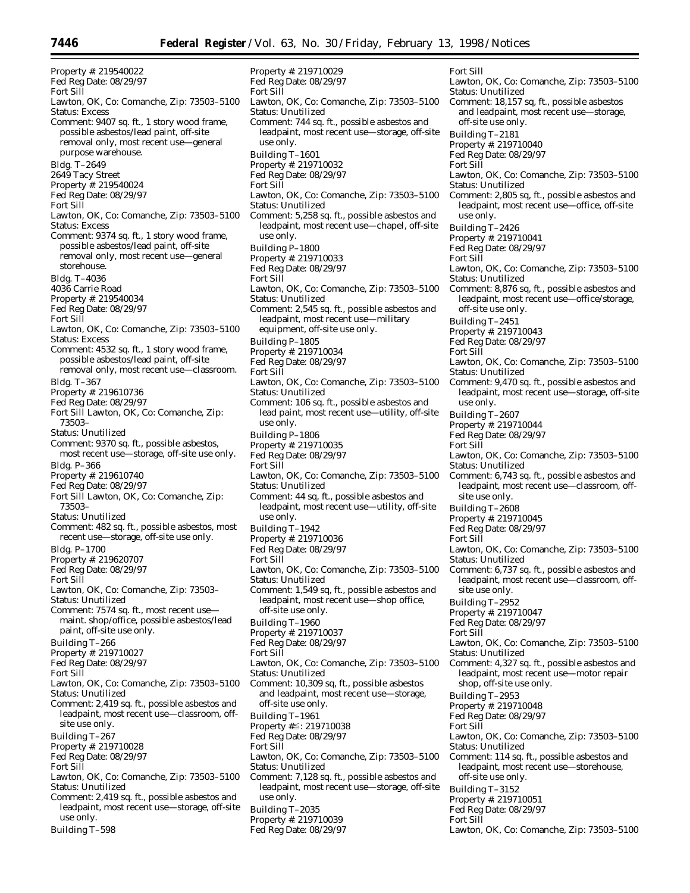Property #: 219540022
Fed Reg Date: 08/29/97
Fort Sill
Lawton, OK, Co: Comanche, Zip: 73503–5100
Status: Excess
Comment: 9407 sq. ft., 1 story wood frame, possible asbestos/lead paint, off-site removal only, most recent use—general purpose warehouse.

Bldg. T–2649
2649 Tacy Street
Property #: 219540024
Fed Reg Date: 08/29/97
Fort Sill
Lawton, OK, Co: Comanche, Zip: 73503–5100
Status: Excess
Comment: 9374 sq. ft., 1 story wood frame, possible asbestos/lead paint, off-site removal only, most recent use—general storehouse.

Bldg. T–4036
4036 Carrie Road
Property #: 219540034
Fed Reg Date: 08/29/97
Fort Sill
Lawton, OK, Co: Comanche, Zip: 73503–5100
Status: Excess
Comment: 4532 sq. ft., 1 story wood frame, possible asbestos/lead paint, off-site removal only, most recent use—classroom.

Bldg. T–367
Property #: 219610736
Fed Reg Date: 08/29/97
Fort Sill Lawton, OK, Co: Comanche, Zip: 73503–
Status: Unutilized
Comment: 9370 sq. ft., possible asbestos, most recent use—storage, off-site use only.

Bldg. P–366
Property #: 219610740
Fed Reg Date: 08/29/97
Fort Sill Lawton, OK, Co: Comanche, Zip: 73503–
Status: Unutilized
Comment: 482 sq. ft., possible asbestos, most recent use—storage, off-site use only.

Bldg. P–1700
Property #: 219620707
Fed Reg Date: 08/29/97
Fort Sill
Lawton, OK, Co: Comanche, Zip: 73503–
Status: Unutilized
Comment: 7574 sq. ft., most recent use—maint. shop/office, possible asbestos/lead paint, off-site use only.

Building T–266
Property #: 219710027
Fed Reg Date: 08/29/97
Fort Sill
Lawton, OK, Co: Comanche, Zip: 73503–5100
Status: Unutilized
Comment: 2,419 sq. ft., possible asbestos and leadpaint, most recent use—classroom, off-site use only.

Building T–267
Property #: 219710028
Fed Reg Date: 08/29/97
Fort Sill
Lawton, OK, Co: Comanche, Zip: 73503–5100
Status: Unutilized
Comment: 2,419 sq. ft., possible asbestos and leadpaint, most recent use—storage, off-site use only.

Building T–598
Property #: 219710029
Fed Reg Date: 08/29/97
Fort Sill
Lawton, OK, Co: Comanche, Zip: 73503–5100
Status: Unutilized
Comment: 744 sq. ft., possible asbestos and leadpaint, most recent use—storage, off-site use only.

Building T–1601
Property #: 219710032
Fed Reg Date: 08/29/97
Fort Sill
Lawton, OK, Co: Comanche, Zip: 73503–5100
Status: Unutilized
Comment: 5,258 sq. ft., possible asbestos and leadpaint, most recent use—chapel, off-site use only.

Building P–1800
Property #: 219710033
Fed Reg Date: 08/29/97
Fort Sill
Lawton, OK, Co: Comanche, Zip: 73503–5100
Status: Unutilized
Comment: 2,545 sq. ft., possible asbestos and leadpaint, most recent use—military equipment, off-site use only.

Building P–1805
Property #: 219710034
Fed Reg Date: 08/29/97
Fort Sill
Lawton, OK, Co: Comanche, Zip: 73503–5100
Status: Unutilized
Comment: 106 sq. ft., possible asbestos and lead paint, most recent use—utility, off-site use only.

Building P–1806
Property #: 219710035
Fed Reg Date: 08/29/97
Fort Sill
Lawton, OK, Co: Comanche, Zip: 73503–5100
Status: Unutilized
Comment: 44 sq, ft., possible asbestos and leadpaint, most recent use—utility, off-site use only.

Building T–1942
Property #: 219710036
Fed Reg Date: 08/29/97
Fort Sill
Lawton, OK, Co: Comanche, Zip: 73503–5100
Status: Unutilized
Comment: 1,549 sq, ft., possible asbestos and leadpaint, most recent use—shop office, off-site use only.

Building T–1960
Property #: 219710037
Fed Reg Date: 08/29/97
Fort Sill
Lawton, OK, Co: Comanche, Zip: 73503–5100
Status: Unutilized
Comment: 10,309 sq, ft., possible asbestos and leadpaint, most recent use—storage, off-site use only.

Building T–1961
Property #≤: 219710038
Fed Reg Date: 08/29/97
Fort Sill
Lawton, OK, Co: Comanche, Zip: 73503–5100
Status: Unutilized
Comment: 7,128 sq. ft., possible asbestos and leadpaint, most recent use—storage, off-site use only.

Building T–2035
Property #: 219710039
Fed Reg Date: 08/29/97
Fort Sill
Lawton, OK, Co: Comanche, Zip: 73503–5100
Status: Unutilized
Comment: 18,157 sq, ft., possible asbestos and leadpaint, most recent use—storage, off-site use only.

Building T–2181
Property #: 219710040
Fed Reg Date: 08/29/97
Fort Sill
Lawton, OK, Co: Comanche, Zip: 73503–5100
Status: Unutilized
Comment: 2,805 sq, ft., possible asbestos and leadpaint, most recent use—office, off-site use only.

Building T–2426
Property #: 219710041
Fed Reg Date: 08/29/97
Fort Sill
Lawton, OK, Co: Comanche, Zip: 73503–5100
Status: Unutilized
Comment: 8,876 sq, ft., possible asbestos and leadpaint, most recent use—office/storage, off-site use only.

Building T–2451
Property #: 219710043
Fed Reg Date: 08/29/97
Fort Sill
Lawton, OK, Co: Comanche, Zip: 73503–5100
Status: Unutilized
Comment: 9,470 sq. ft., possible asbestos and leadpaint, most recent use—storage, off-site use only.

Building T–2607
Property #: 219710044
Fed Reg Date: 08/29/97
Fort Sill
Lawton, OK, Co: Comanche, Zip: 73503–5100
Status: Unutilized
Comment: 6,743 sq. ft., possible asbestos and leadpaint, most recent use—classroom, off-site use only.

Building T–2608
Property #: 219710045
Fed Reg Date: 08/29/97
Fort Sill
Lawton, OK, Co: Comanche, Zip: 73503–5100
Status: Unutilized
Comment: 6,737 sq. ft., possible asbestos and leadpaint, most recent use—classroom, off-site use only.

Building T–2952
Property #: 219710047
Fed Reg Date: 08/29/97
Fort Sill
Lawton, OK, Co: Comanche, Zip: 73503–5100
Status: Unutilized
Comment: 4,327 sq. ft., possible asbestos and leadpaint, most recent use—motor repair shop, off-site use only.

Building T–2953
Property #: 219710048
Fed Reg Date: 08/29/97
Fort Sill
Lawton, OK, Co: Comanche, Zip: 73503–5100
Status: Unutilized
Comment: 114 sq. ft., possible asbestos and leadpaint, most recent use—storehouse, off-site use only.

Building T–3152
Property #: 219710051
Fed Reg Date: 08/29/97
Fort Sill
Lawton, OK, Co: Comanche, Zip: 73503–5100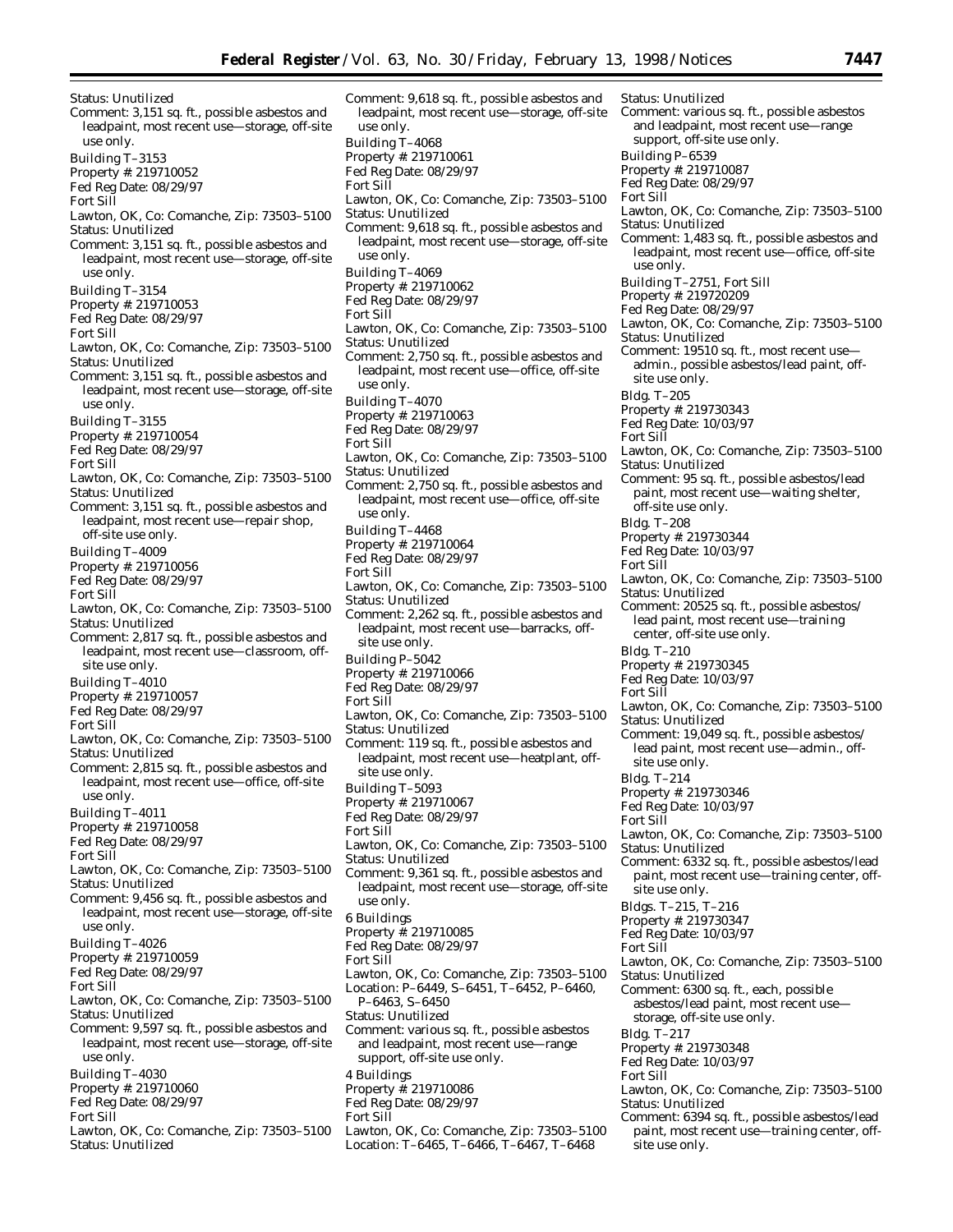Status: Unutilized
Comment: 3,151 sq. ft., possible asbestos and leadpaint, most recent use—storage, off-site use only.

Building T–3153
Property #: 219710052
Fed Reg Date: 08/29/97
Fort Sill
Lawton, OK, Co: Comanche, Zip: 73503–5100
Status: Unutilized
Comment: 3,151 sq. ft., possible asbestos and leadpaint, most recent use—storage, off-site use only.

Building T–3154
Property #: 219710053
Fed Reg Date: 08/29/97
Fort Sill
Lawton, OK, Co: Comanche, Zip: 73503–5100
Status: Unutilized
Comment: 3,151 sq. ft., possible asbestos and leadpaint, most recent use—storage, off-site use only.

Building T–3155
Property #: 219710054
Fed Reg Date: 08/29/97
Fort Sill
Lawton, OK, Co: Comanche, Zip: 73503–5100
Status: Unutilized
Comment: 3,151 sq. ft., possible asbestos and leadpaint, most recent use—repair shop, off-site use only.

Building T–4009
Property #: 219710056
Fed Reg Date: 08/29/97
Fort Sill
Lawton, OK, Co: Comanche, Zip: 73503–5100
Status: Unutilized
Comment: 2,817 sq. ft., possible asbestos and leadpaint, most recent use—classroom, off-site use only.

Building T–4010
Property #: 219710057
Fed Reg Date: 08/29/97
Fort Sill
Lawton, OK, Co: Comanche, Zip: 73503–5100
Status: Unutilized
Comment: 2,815 sq. ft., possible asbestos and leadpaint, most recent use—office, off-site use only.

Building T–4011
Property #: 219710058
Fed Reg Date: 08/29/97
Fort Sill
Lawton, OK, Co: Comanche, Zip: 73503–5100
Status: Unutilized
Comment: 9,456 sq. ft., possible asbestos and leadpaint, most recent use—storage, off-site use only.

Building T–4026
Property #: 219710059
Fed Reg Date: 08/29/97
Fort Sill
Lawton, OK, Co: Comanche, Zip: 73503–5100
Status: Unutilized
Comment: 9,597 sq. ft., possible asbestos and leadpaint, most recent use—storage, off-site use only.

Building T–4030
Property #: 219710060
Fed Reg Date: 08/29/97
Fort Sill
Lawton, OK, Co: Comanche, Zip: 73503–5100
Status: Unutilized
Comment: 9,618 sq. ft., possible asbestos and leadpaint, most recent use—storage, off-site use only.

Building T–4068
Property #: 219710061
Fed Reg Date: 08/29/97
Fort Sill
Lawton, OK, Co: Comanche, Zip: 73503–5100
Status: Unutilized
Comment: 9,618 sq. ft., possible asbestos and leadpaint, most recent use—storage, off-site use only.

Building T–4069
Property #: 219710062
Fed Reg Date: 08/29/97
Fort Sill
Lawton, OK, Co: Comanche, Zip: 73503–5100
Status: Unutilized
Comment: 2,750 sq. ft., possible asbestos and leadpaint, most recent use—office, off-site use only.

Building T–4070
Property #: 219710063
Fed Reg Date: 08/29/97
Fort Sill
Lawton, OK, Co: Comanche, Zip: 73503–5100
Status: Unutilized
Comment: 2,750 sq. ft., possible asbestos and leadpaint, most recent use—office, off-site use only.

Building T–4468
Property #: 219710064
Fed Reg Date: 08/29/97
Fort Sill
Lawton, OK, Co: Comanche, Zip: 73503–5100
Status: Unutilized
Comment: 2,262 sq. ft., possible asbestos and leadpaint, most recent use—barracks, off-site use only.

Building P–5042
Property #: 219710066
Fed Reg Date: 08/29/97
Fort Sill
Lawton, OK, Co: Comanche, Zip: 73503–5100
Status: Unutilized
Comment: 119 sq. ft., possible asbestos and leadpaint, most recent use—heatplant, off-site use only.

Building T–5093
Property #: 219710067
Fed Reg Date: 08/29/97
Fort Sill
Lawton, OK, Co: Comanche, Zip: 73503–5100
Status: Unutilized
Comment: 9,361 sq. ft., possible asbestos and leadpaint, most recent use—storage, off-site use only.

6 Buildings
Property #: 219710085
Fed Reg Date: 08/29/97
Fort Sill
Lawton, OK, Co: Comanche, Zip: 73503–5100
Location: P–6449, S–6451, T–6452, P–6460, P–6463, S–6450
Status: Unutilized
Comment: various sq. ft., possible asbestos and leadpaint, most recent use—range support, off-site use only.

4 Buildings
Property #: 219710086
Fed Reg Date: 08/29/97
Fort Sill
Lawton, OK, Co: Comanche, Zip: 73503–5100
Location: T–6465, T–6466, T–6467, T–6468
Status: Unutilized
Comment: various sq. ft., possible asbestos and leadpaint, most recent use—range support, off-site use only.

Building P–6539
Property #: 219710087
Fed Reg Date: 08/29/97
Fort Sill
Lawton, OK, Co: Comanche, Zip: 73503–5100
Status: Unutilized
Comment: 1,483 sq. ft., possible asbestos and leadpaint, most recent use—office, off-site use only.

Building T–2751, Fort Sill
Property #: 219720209
Fed Reg Date: 08/29/97
Lawton, OK, Co: Comanche, Zip: 73503–5100
Status: Unutilized
Comment: 19510 sq. ft., most recent use—admin., possible asbestos/lead paint, off-site use only.

Bldg. T–205
Property #: 219730343
Fed Reg Date: 10/03/97
Fort Sill
Lawton, OK, Co: Comanche, Zip: 73503–5100
Status: Unutilized
Comment: 95 sq. ft., possible asbestos/lead paint, most recent use—waiting shelter, off-site use only.

Bldg. T–208
Property #: 219730344
Fed Reg Date: 10/03/97
Fort Sill
Lawton, OK, Co: Comanche, Zip: 73503–5100
Status: Unutilized
Comment: 20525 sq. ft., possible asbestos/lead paint, most recent use—training center, off-site use only.

Bldg. T–210
Property #: 219730345
Fed Reg Date: 10/03/97
Fort Sill
Lawton, OK, Co: Comanche, Zip: 73503–5100
Status: Unutilized
Comment: 19,049 sq. ft., possible asbestos/lead paint, most recent use—admin., off-site use only.

Bldg. T–214
Property #: 219730346
Fed Reg Date: 10/03/97
Fort Sill
Lawton, OK, Co: Comanche, Zip: 73503–5100
Status: Unutilized
Comment: 6332 sq. ft., possible asbestos/lead paint, most recent use—training center, off-site use only.

Bldgs. T–215, T–216
Property #: 219730347
Fed Reg Date: 10/03/97
Fort Sill
Lawton, OK, Co: Comanche, Zip: 73503–5100
Status: Unutilized
Comment: 6300 sq. ft., each, possible asbestos/lead paint, most recent use—storage, off-site use only.

Bldg. T–217
Property #: 219730348
Fed Reg Date: 10/03/97
Fort Sill
Lawton, OK, Co: Comanche, Zip: 73503–5100
Status: Unutilized
Comment: 6394 sq. ft., possible asbestos/lead paint, most recent use—training center, off-site use only.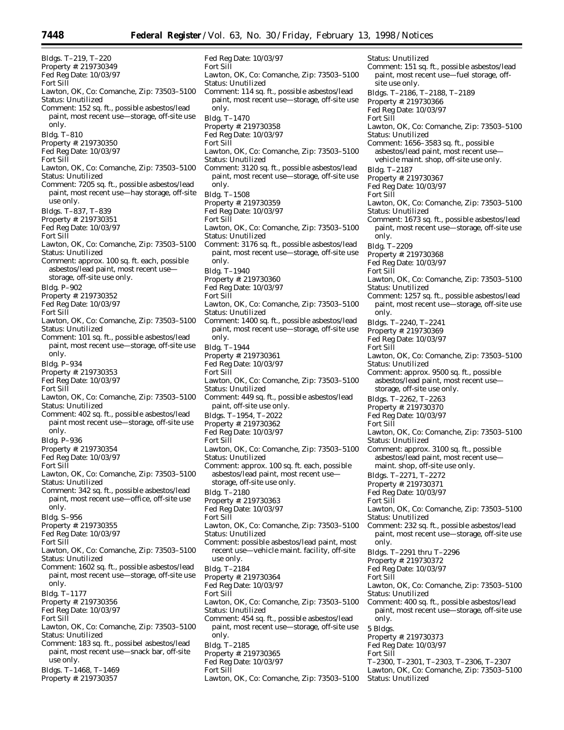Bldgs. T–219, T–220
Property #: 219730349
Fed Reg Date: 10/03/97
Fort Sill
Lawton, OK, Co: Comanche, Zip: 73503–5100
Status: Unutilized
Comment: 152 sq. ft., possible asbestos/lead paint, most recent use—storage, off-site use only.

Bldg. T–810
Property #: 219730350
Fed Reg Date: 10/03/97
Fort Sill
Lawton, OK, Co: Comanche, Zip: 73503–5100
Status: Unutilized
Comment: 7205 sq. ft., possible asbestos/lead paint, most recent use—hay storage, off-site use only.

Bldgs. T–837, T–839
Property #: 219730351
Fed Reg Date: 10/03/97
Fort Sill
Lawton, OK, Co: Comanche, Zip: 73503–5100
Status: Unutilized
Comment: approx. 100 sq. ft. each, possible asbestos/lead paint, most recent use—storage, off-site use only.

Bldg. P–902
Property #: 219730352
Fed Reg Date: 10/03/97
Fort Sill
Lawton, OK, Co: Comanche, Zip: 73503–5100
Status: Unutilized
Comment: 101 sq. ft., possible asbestos/lead paint, most recent use—storage, off-site use only.

Bldg. P–934
Property #: 219730353
Fed Reg Date: 10/03/97
Fort Sill
Lawton, OK, Co: Comanche, Zip: 73503–5100
Status: Unutilized
Comment: 402 sq. ft., possible asbestos/lead paint most recent use—storage, off-site use only.

Bldg. P–936
Property #: 219730354
Fed Reg Date: 10/03/97
Fort Sill
Lawton, OK, Co: Comanche, Zip: 73503–5100
Status: Unutilized
Comment: 342 sq. ft., possible asbestos/lead paint, most recent use—office, off-site use only.

Bldg. S–956
Property #: 219730355
Fed Reg Date: 10/03/97
Fort Sill
Lawton, OK, Co: Comanche, Zip: 73503–5100
Status: Unutilized
Comment: 1602 sq. ft., possible asbestos/lead paint, most recent use—storage, off-site use only.

Bldg. T–1177
Property #: 219730356
Fed Reg Date: 10/03/97
Fort Sill
Lawton, OK, Co: Comanche, Zip: 73503–5100
Status: Unutilized
Comment: 183 sq. ft., possibel asbestos/lead paint, most recent use—snack bar, off-site use only.

Bldgs. T–1468, T–1469
Property #: 219730357
Fed Reg Date: 10/03/97
Fort Sill
Lawton, OK, Co: Comanche, Zip: 73503–5100
Status: Unutilized
Comment: 114 sq. ft., possible asbestos/lead paint, most recent use—storage, off-site use only.

Bldg. T–1470
Property #: 219730358
Fed Reg Date: 10/03/97
Fort Sill
Lawton, OK, Co: Comanche, Zip: 73503–5100
Status: Unutilized
Comment: 3120 sq. ft., possible asbestos/lead paint, most recent use—storage, off-site use only.

Bldg. T–1508
Property #: 219730359
Fed Reg Date: 10/03/97
Fort Sill
Lawton, OK, Co: Comanche, Zip: 73503–5100
Status: Unutilized
Comment: 3176 sq. ft., possible asbestos/lead paint, most recent use—storage, off-site use only.

Bldg. T–1940
Property #: 219730360
Fed Reg Date: 10/03/97
Fort Sill
Lawton, OK, Co: Comanche, Zip: 73503–5100
Status: Unutilized
Comment: 1400 sq. ft., possible asbestos/lead paint, most recent use—storage, off-site use only.

Bldg. T–1944
Property #: 219730361
Fed Reg Date: 10/03/97
Fort Sill
Lawton, OK, Co: Comanche, Zip: 73503–5100
Status: Unutilized
Comment: 449 sq. ft., possible asbestos/lead paint, off-site use only.

Bldgs. T–1954, T–2022
Property #: 219730362
Fed Reg Date: 10/03/97
Fort Sill
Lawton, OK, Co: Comanche, Zip: 73503–5100
Status: Unutilized
Comment: approx. 100 sq. ft. each, possible asbestos/lead paint, most recent use—storage, off-site use only.

Bldg. T–2180
Property #: 219730363
Fed Reg Date: 10/03/97
Fort Sill
Lawton, OK, Co: Comanche, Zip: 73503–5100
Status: Unutilized
Comment: possible asbestos/lead paint, most recent use—vehicle maint. facility, off-site use only.

Bldg. T–2184
Property #: 219730364
Fed Reg Date: 10/03/97
Fort Sill
Lawton, OK, Co: Comanche, Zip: 73503–5100
Status: Unutilized
Comment: 454 sq. ft., possible asbestos/lead paint, most recent use—storage, off-site use only.

Bldg. T–2185
Property #: 219730365
Fed Reg Date: 10/03/97
Fort Sill
Lawton, OK, Co: Comanche, Zip: 73503–5100
Status: Unutilized
Comment: 151 sq. ft., possible asbestos/lead paint, most recent use—fuel storage, off-site use only.

Bldgs. T–2186, T–2188, T–2189
Property #: 219730366
Fed Reg Date: 10/03/97
Fort Sill
Lawton, OK, Co: Comanche, Zip: 73503–5100
Status: Unutilized
Comment: 1656–3583 sq. ft., possible asbestos/lead paint, most recent use—vehicle maint. shop, off-site use only.

Bldg. T–2187
Property #: 219730367
Fed Reg Date: 10/03/97
Fort Sill
Lawton, OK, Co: Comanche, Zip: 73503–5100
Status: Unutilized
Comment: 1673 sq. ft., possible asbestos/lead paint, most recent use—storage, off-site use only.

Bldg. T–2209
Property #: 219730368
Fed Reg Date: 10/03/97
Fort Sill
Lawton, OK, Co: Comanche, Zip: 73503–5100
Status: Unutilized
Comment: 1257 sq. ft., possible asbestos/lead paint, most recent use—storage, off-site use only.

Bldgs. T–2240, T–2241
Property #: 219730369
Fed Reg Date: 10/03/97
Fort Sill
Lawton, OK, Co: Comanche, Zip: 73503–5100
Status: Unutilized
Comment: approx. 9500 sq. ft., possible asbestos/lead paint, most recent use—storage, off-site use only.

Bldgs. T–2262, T–2263
Property #: 219730370
Fed Reg Date: 10/03/97
Fort Sill
Lawton, OK, Co: Comanche, Zip: 73503–5100
Status: Unutilized
Comment: approx. 3100 sq. ft., possible asbestos/lead paint, most recent use—maint. shop, off-site use only.

Bldgs. T–2271, T–2272
Property #: 219730371
Fed Reg Date: 10/03/97
Fort Sill
Lawton, OK, Co: Comanche, Zip: 73503–5100
Status: Unutilized
Comment: 232 sq. ft., possible asbestos/lead paint, most recent use—storage, off-site use only.

Bldgs. T–2291 thru T–2296
Property #: 219730372
Fed Reg Date: 10/03/97
Fort Sill
Lawton, OK, Co: Comanche, Zip: 73503–5100
Status: Unutilized
Comment: 400 sq. ft., possible asbestos/lead paint, most recent use—storage, off-site use only.

5 Bldgs.
Property #: 219730373
Fed Reg Date: 10/03/97
Fort Sill
T–2300, T–2301, T–2303, T–2306, T–2307
Lawton, OK, Co: Comanche, Zip: 73503–5100
Status: Unutilized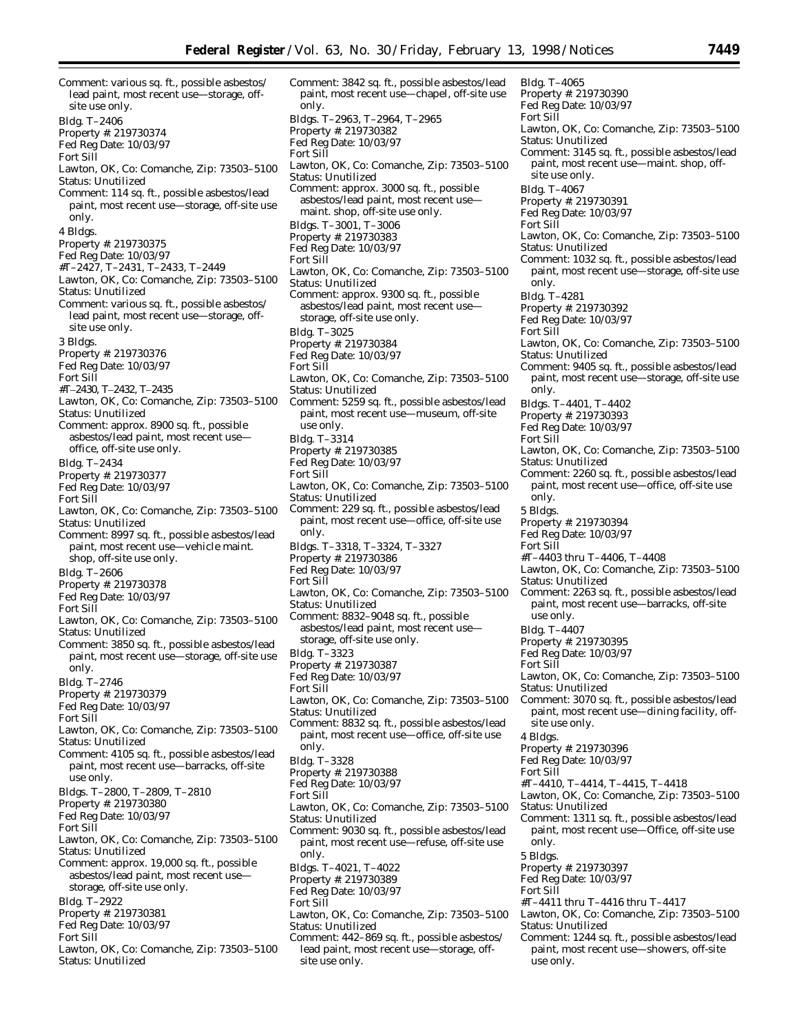Comment: various sq. ft., possible asbestos/lead paint, most recent use—storage, off-site use only.

Bldg. T–2406
Property #: 219730374
Fed Reg Date: 10/03/97
Fort Sill
Lawton, OK, Co: Comanche, Zip: 73503–5100
Status: Unutilized
Comment: 114 sq. ft., possible asbestos/lead paint, most recent use—storage, off-site use only.

4 Bldgs.
Property #: 219730375
Fed Reg Date: 10/03/97
#T–2427, T–2431, T–2433, T–2449
Lawton, OK, Co: Comanche, Zip: 73503–5100
Status: Unutilized
Comment: various sq. ft., possible asbestos/lead paint, most recent use—storage, off-site use only.

3 Bldgs.
Property #: 219730376
Fed Reg Date: 10/03/97
Fort Sill
#T–2430, T–2432, T–2435
Lawton, OK, Co: Comanche, Zip: 73503–5100
Status: Unutilized
Comment: approx. 8900 sq. ft., possible asbestos/lead paint, most recent use—office, off-site use only.

Bldg. T–2434
Property #: 219730377
Fed Reg Date: 10/03/97
Fort Sill
Lawton, OK, Co: Comanche, Zip: 73503–5100
Status: Unutilized
Comment: 8997 sq. ft., possible asbestos/lead paint, most recent use—vehicle maint. shop, off-site use only.

Bldg. T–2606
Property #: 219730378
Fed Reg Date: 10/03/97
Fort Sill
Lawton, OK, Co: Comanche, Zip: 73503–5100
Status: Unutilized
Comment: 3850 sq. ft., possible asbestos/lead paint, most recent use—storage, off-site use only.

Bldg. T–2746
Property #: 219730379
Fed Reg Date: 10/03/97
Fort Sill
Lawton, OK, Co: Comanche, Zip: 73503–5100
Status: Unutilized
Comment: 4105 sq. ft., possible asbestos/lead paint, most recent use—barracks, off-site use only.

Bldgs. T–2800, T–2809, T–2810
Property #: 219730380
Fed Reg Date: 10/03/97
Fort Sill
Lawton, OK, Co: Comanche, Zip: 73503–5100
Status: Unutilized
Comment: approx. 19,000 sq. ft., possible asbestos/lead paint, most recent use—storage, off-site use only.

Bldg. T–2922
Property #: 219730381
Fed Reg Date: 10/03/97
Fort Sill
Lawton, OK, Co: Comanche, Zip: 73503–5100
Status: Unutilized
Comment: 3842 sq. ft., possible asbestos/lead paint, most recent use—chapel, off-site use only.

Bldgs. T–2963, T–2964, T–2965
Property #: 219730382
Fed Reg Date: 10/03/97
Fort Sill
Lawton, OK, Co: Comanche, Zip: 73503–5100
Status: Unutilized
Comment: approx. 3000 sq. ft., possible asbestos/lead paint, most recent use—maint. shop, off-site use only.

Bldgs. T–3001, T–3006
Property #: 219730383
Fed Reg Date: 10/03/97
Fort Sill
Lawton, OK, Co: Comanche, Zip: 73503–5100
Status: Unutilized
Comment: approx. 9300 sq. ft., possible asbestos/lead paint, most recent use—storage, off-site use only.

Bldg. T–3025
Property #: 219730384
Fed Reg Date: 10/03/97
Fort Sill
Lawton, OK, Co: Comanche, Zip: 73503–5100
Status: Unutilized
Comment: 5259 sq. ft., possible asbestos/lead paint, most recent use—museum, off-site use only.

Bldg. T–3314
Property #: 219730385
Fed Reg Date: 10/03/97
Fort Sill
Lawton, OK, Co: Comanche, Zip: 73503–5100
Status: Unutilized
Comment: 229 sq. ft., possible asbestos/lead paint, most recent use—office, off-site use only.

Bldgs. T–3318, T–3324, T–3327
Property #: 219730386
Fed Reg Date: 10/03/97
Fort Sill
Lawton, OK, Co: Comanche, Zip: 73503–5100
Status: Unutilized
Comment: 8832–9048 sq. ft., possible asbestos/lead paint, most recent use—storage, off-site use only.

Bldg. T–3323
Property #: 219730387
Fed Reg Date: 10/03/97
Fort Sill
Lawton, OK, Co: Comanche, Zip: 73503–5100
Status: Unutilized
Comment: 8832 sq. ft., possible asbestos/lead paint, most recent use—office, off-site use only.

Bldg. T–3328
Property #: 219730388
Fed Reg Date: 10/03/97
Fort Sill
Lawton, OK, Co: Comanche, Zip: 73503–5100
Status: Unutilized
Comment: 9030 sq. ft., possible asbestos/lead paint, most recent use—refuse, off-site use only.

Bldgs. T–4021, T–4022
Property #: 219730389
Fed Reg Date: 10/03/97
Fort Sill
Lawton, OK, Co: Comanche, Zip: 73503–5100
Status: Unutilized
Comment: 442–869 sq. ft., possible asbestos/lead paint, most recent use—storage, off-site use only.

Bldg. T–4065
Property #: 219730390
Fed Reg Date: 10/03/97
Fort Sill
Lawton, OK, Co: Comanche, Zip: 73503–5100
Status: Unutilized
Comment: 3145 sq. ft., possible asbestos/lead paint, most recent use—maint. shop, off-site use only.

Bldg. T–4067
Property #: 219730391
Fed Reg Date: 10/03/97
Fort Sill
Lawton, OK, Co: Comanche, Zip: 73503–5100
Status: Unutilized
Comment: 1032 sq. ft., possible asbestos/lead paint, most recent use—storage, off-site use only.

Bldg. T–4281
Property #: 219730392
Fed Reg Date: 10/03/97
Fort Sill
Lawton, OK, Co: Comanche, Zip: 73503–5100
Status: Unutilized
Comment: 9405 sq. ft., possible asbestos/lead paint, most recent use—storage, off-site use only.

Bldgs. T–4401, T–4402
Property #: 219730393
Fed Reg Date: 10/03/97
Fort Sill
Lawton, OK, Co: Comanche, Zip: 73503–5100
Status: Unutilized
Comment: 2260 sq. ft., possible asbestos/lead paint, most recent use—office, off-site use only.

5 Bldgs.
Property #: 219730394
Fed Reg Date: 10/03/97
Fort Sill
#T–4403 thru T–4406, T–4408
Lawton, OK, Co: Comanche, Zip: 73503–5100
Status: Unutilized
Comment: 2263 sq. ft., possible asbestos/lead paint, most recent use—barracks, off-site use only.

Bldg. T–4407
Property #: 219730395
Fed Reg Date: 10/03/97
Fort Sill
Lawton, OK, Co: Comanche, Zip: 73503–5100
Status: Unutilized
Comment: 3070 sq. ft., possible asbestos/lead paint, most recent use—dining facility, off-site use only.

4 Bldgs.
Property #: 219730396
Fed Reg Date: 10/03/97
Fort Sill
#T–4410, T–4414, T–4415, T–4418
Lawton, OK, Co: Comanche, Zip: 73503–5100
Status: Unutilized
Comment: 1311 sq. ft., possible asbestos/lead paint, most recent use—Office, off-site use only.

5 Bldgs.
Property #: 219730397
Fed Reg Date: 10/03/97
Fort Sill
#T–4411 thru T–4416 thru T–4417
Lawton, OK, Co: Comanche, Zip: 73503–5100
Status: Unutilized
Comment: 1244 sq. ft., possible asbestos/lead paint, most recent use—showers, off-site use only.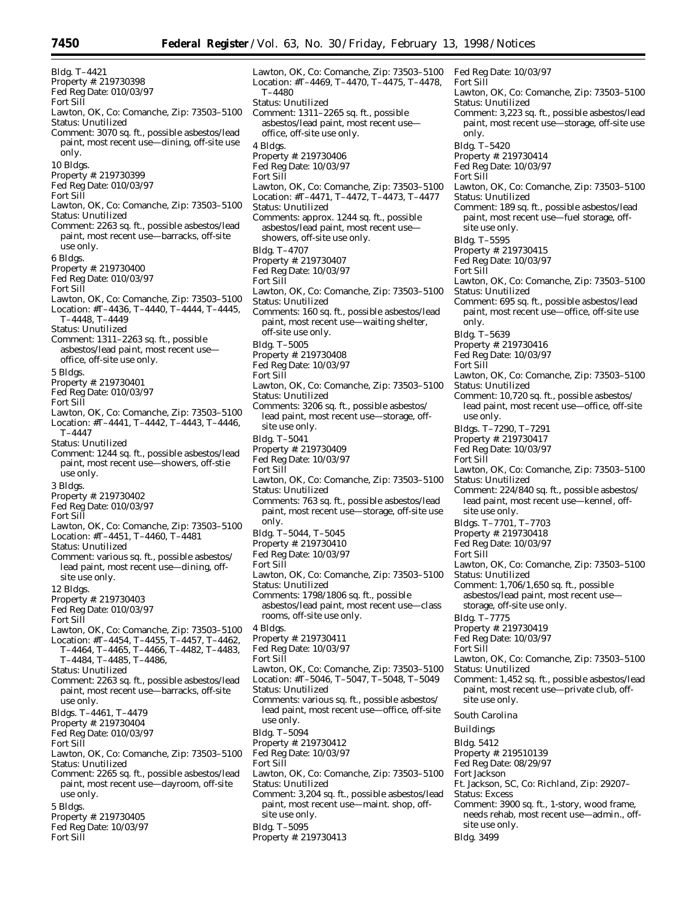Bldg. T–4421
Property #: 219730398
Fed Reg Date: 010/03/97
Fort Sill
Lawton, OK, Co: Comanche, Zip: 73503–5100
Status: Unutilized
Comment: 3070 sq. ft., possible asbestos/lead paint, most recent use—dining, off-site use only.

10 Bldgs.
Property #: 219730399
Fed Reg Date: 010/03/97
Fort Sill
Lawton, OK, Co: Comanche, Zip: 73503–5100
Status: Unutilized
Comment: 2263 sq. ft., possible asbestos/lead paint, most recent use—barracks, off-site use only.

6 Bldgs.
Property #: 219730400
Fed Reg Date: 010/03/97
Fort Sill
Lawton, OK, Co: Comanche, Zip: 73503–5100
Location: #T–4436, T–4440, T–4444, T–4445, T–4448, T–4449
Status: Unutilized
Comment: 1311–2263 sq. ft., possible asbestos/lead paint, most recent use—office, off-site use only.

5 Bldgs.
Property #: 219730401
Fed Reg Date: 010/03/97
Fort Sill
Lawton, OK, Co: Comanche, Zip: 73503–5100
Location: #T–4441, T–4442, T–4443, T–4446, T–4447
Status: Unutilized
Comment: 1244 sq. ft., possible asbestos/lead paint, most recent use—showers, off-stie use only.

3 Bldgs.
Property #: 219730402
Fed Reg Date: 010/03/97
Fort Sill
Lawton, OK, Co: Comanche, Zip: 73503–5100
Location: #T–4451, T–4460, T–4481
Status: Unutilized
Comment: various sq. ft., possible asbestos/lead paint, most recent use—dining, off-site use only.

12 Bldgs.
Property #: 219730403
Fed Reg Date: 010/03/97
Fort Sill
Lawton, OK, Co: Comanche, Zip: 73503–5100
Location: #T–4454, T–4455, T–4457, T–4462, T–4464, T–4465, T–4466, T–4482, T–4483, T–4484, T–4485, T–4486,
Status: Unutilized
Comment: 2263 sq. ft., possible asbestos/lead paint, most recent use—barracks, off-site use only.

Bldgs. T–4461, T–4479
Property #: 219730404
Fed Reg Date: 010/03/97
Fort Sill
Lawton, OK, Co: Comanche, Zip: 73503–5100
Status: Unutilized
Comment: 2265 sq. ft., possible asbestos/lead paint, most recent use—dayroom, off-site use only.

5 Bldgs.
Property #: 219730405
Fed Reg Date: 10/03/97
Fort Sill
Lawton, OK, Co: Comanche, Zip: 73503–5100
Location: #T–4469, T–4470, T–4475, T–4478, T–4480
Status: Unutilized
Comment: 1311–2265 sq. ft., possible asbestos/lead paint, most recent use—office, off-site use only.

4 Bldgs.
Property #: 219730406
Fed Reg Date: 10/03/97
Fort Sill
Lawton, OK, Co: Comanche, Zip: 73503–5100
Location: #T–4471, T–4472, T–4473, T–4477
Status: Unutilized
Comments: approx. 1244 sq. ft., possible asbestos/lead paint, most recent use—showers, off-site use only.

Bldg. T–4707
Property #: 219730407
Fed Reg Date: 10/03/97
Fort Sill
Lawton, OK, Co: Comanche, Zip: 73503–5100
Status: Unutilized
Comments: 160 sq. ft., possible asbestos/lead paint, most recent use—waiting shelter, off-site use only.

Bldg. T–5005
Property #: 219730408
Fed Reg Date: 10/03/97
Fort Sill
Lawton, OK, Co: Comanche, Zip: 73503–5100
Status: Unutilized
Comments: 3206 sq. ft., possible asbestos/lead paint, most recent use—storage, off-site use only.

Bldg. T–5041
Property #: 219730409
Fed Reg Date: 10/03/97
Fort Sill
Lawton, OK, Co: Comanche, Zip: 73503–5100
Status: Unutilized
Comments: 763 sq. ft., possible asbestos/lead paint, most recent use—storage, off-site use only.

Bldg. T–5044, T–5045
Property #: 219730410
Fed Reg Date: 10/03/97
Fort Sill
Lawton, OK, Co: Comanche, Zip: 73503–5100
Status: Unutilized
Comments: 1798/1806 sq. ft., possible asbestos/lead paint, most recent use—class rooms, off-site use only.

4 Bldgs.
Property #: 219730411
Fed Reg Date: 10/03/97
Fort Sill
Lawton, OK, Co: Comanche, Zip: 73503–5100
Location: #T–5046, T–5047, T–5048, T–5049
Status: Unutilized
Comments: various sq. ft., possible asbestos/lead paint, most recent use—office, off-site use only.

Bldg. T–5094
Property #: 219730412
Fed Reg Date: 10/03/97
Fort Sill
Lawton, OK, Co: Comanche, Zip: 73503–5100
Status: Unutilized
Comment: 3,204 sq. ft., possible asbestos/lead paint, most recent use—maint. shop, off-site use only.

Bldg. T–5095
Property #: 219730413
Fed Reg Date: 10/03/97
Fort Sill
Lawton, OK, Co: Comanche, Zip: 73503–5100
Status: Unutilized
Comment: 3,223 sq. ft., possible asbestos/lead paint, most recent use—storage, off-site use only.

Bldg. T–5420
Property #: 219730414
Fed Reg Date: 10/03/97
Fort Sill
Lawton, OK, Co: Comanche, Zip: 73503–5100
Status: Unutilized
Comment: 189 sq. ft., possible asbestos/lead paint, most recent use—fuel storage, off-site use only.

Bldg. T–5595
Property #: 219730415
Fed Reg Date: 10/03/97
Fort Sill
Lawton, OK, Co: Comanche, Zip: 73503–5100
Status: Unutilized
Comment: 695 sq. ft., possible asbestos/lead paint, most recent use—office, off-site use only.

Bldg. T–5639
Property #: 219730416
Fed Reg Date: 10/03/97
Fort Sill
Lawton, OK, Co: Comanche, Zip: 73503–5100
Status: Unutilized
Comment: 10,720 sq. ft., possible asbestos/lead paint, most recent use—office, off-site use only.

Bldgs. T–7290, T–7291
Property #: 219730417
Fed Reg Date: 10/03/97
Fort Sill
Lawton, OK, Co: Comanche, Zip: 73503–5100
Status: Unutilized
Comment: 224/840 sq. ft., possible asbestos/lead paint, most recent use—kennel, off-site use only.

Bldgs. T–7701, T–7703
Property #: 219730418
Fed Reg Date: 10/03/97
Fort Sill
Lawton, OK, Co: Comanche, Zip: 73503–5100
Status: Unutilized
Comment: 1,706/1,650 sq. ft., possible asbestos/lead paint, most recent use—storage, off-site use only.

Bldg. T–7775
Property #: 219730419
Fed Reg Date: 10/03/97
Fort Sill
Lawton, OK, Co: Comanche, Zip: 73503–5100
Status: Unutilized
Comment: 1,452 sq. ft., possible asbestos/lead paint, most recent use—private club, off-site use only.

## South Carolina

### Buildings

Bldg. 5412
Property #: 219510139
Fed Reg Date: 08/29/97
Fort Jackson
Ft. Jackson, SC, Co: Richland, Zip: 29207–
Status: Excess
Comment: 3900 sq. ft., 1-story, wood frame, needs rehab, most recent use—admin., off-site use only.

Bldg. 3499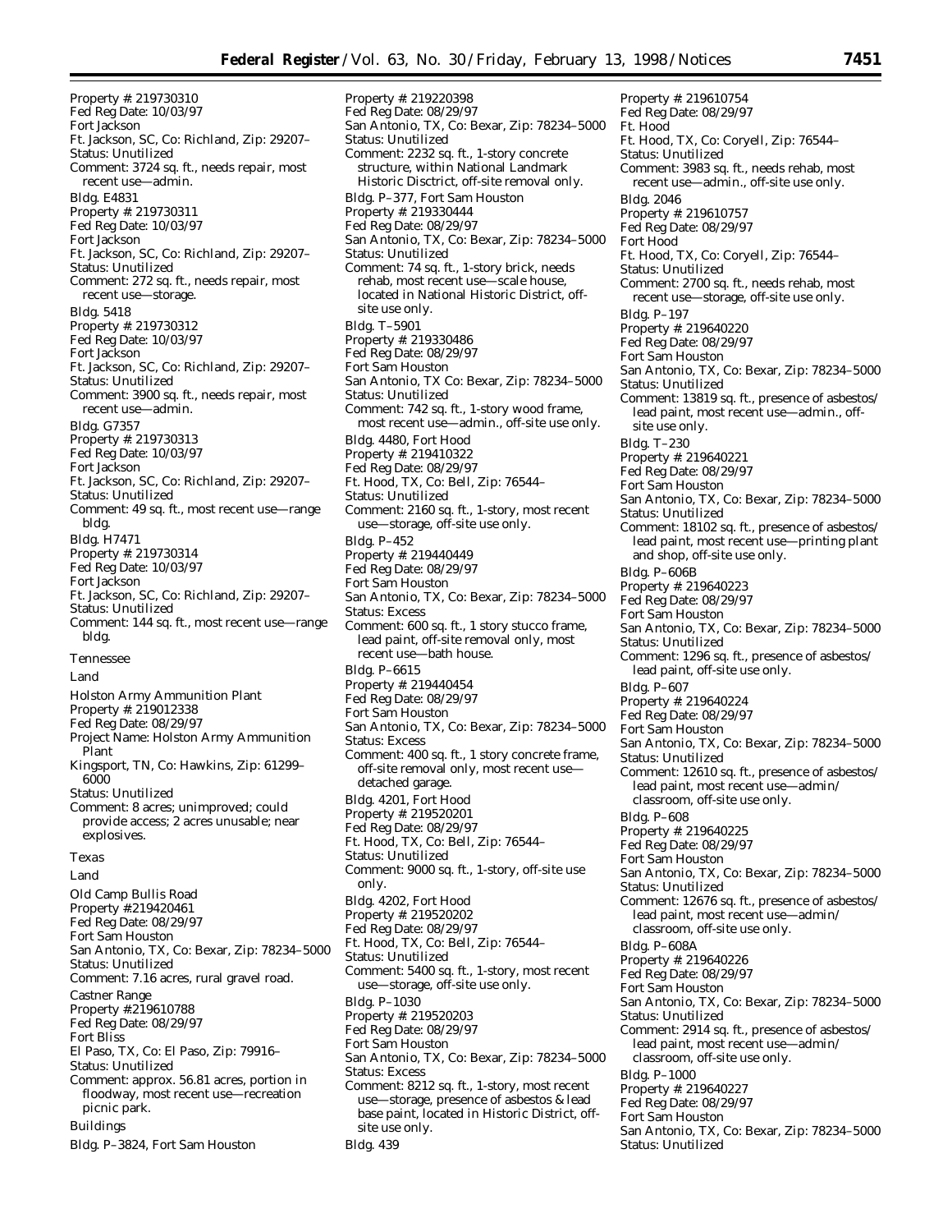Property #: 219730310
Fed Reg Date: 10/03/97
Fort Jackson
Ft. Jackson, SC, Co: Richland, Zip: 29207–
Status: Unutilized
Comment: 3724 sq. ft., needs repair, most recent use—admin.

Bldg. E4831
Property #: 219730311
Fed Reg Date: 10/03/97
Fort Jackson
Ft. Jackson, SC, Co: Richland, Zip: 29207–
Status: Unutilized
Comment: 272 sq. ft., needs repair, most recent use—storage.

Bldg. 5418
Property #: 219730312
Fed Reg Date: 10/03/97
Fort Jackson
Ft. Jackson, SC, Co: Richland, Zip: 29207–
Status: Unutilized
Comment: 3900 sq. ft., needs repair, most recent use—admin.

Bldg. G7357
Property #: 219730313
Fed Reg Date: 10/03/97
Fort Jackson
Ft. Jackson, SC, Co: Richland, Zip: 29207–
Status: Unutilized
Comment: 49 sq. ft., most recent use—range bldg.

Bldg. H7471
Property #: 219730314
Fed Reg Date: 10/03/97
Fort Jackson
Ft. Jackson, SC, Co: Richland, Zip: 29207–
Status: Unutilized
Comment: 144 sq. ft., most recent use—range bldg.

Tennessee

Land

Holston Army Ammunition Plant
Property #: 219012338
Fed Reg Date: 08/29/97
Project Name: Holston Army Ammunition Plant
Kingsport, TN, Co: Hawkins, Zip: 61299–6000
Status: Unutilized
Comment: 8 acres; unimproved; could provide access; 2 acres unusable; near explosives.

Texas

Land

Old Camp Bullis Road
Property #:219420461
Fed Reg Date: 08/29/97
Fort Sam Houston
San Antonio, TX, Co: Bexar, Zip: 78234–5000
Status: Unutilized
Comment: 7.16 acres, rural gravel road.

Castner Range
Property #:219610788
Fed Reg Date: 08/29/97
Fort Bliss
El Paso, TX, Co: El Paso, Zip: 79916–
Status: Unutilized
Comment: approx. 56.81 acres, portion in floodway, most recent use—recreation picnic park.

Buildings

Bldg. P–3824, Fort Sam Houston
Property #: 219220398
Fed Reg Date: 08/29/97
San Antonio, TX, Co: Bexar, Zip: 78234–5000
Status: Unutilized
Comment: 2232 sq. ft., 1-story concrete structure, within National Landmark Historic Disctrict, off-site removal only.

Bldg. P–377, Fort Sam Houston
Property #: 219330444
Fed Reg Date: 08/29/97
San Antonio, TX, Co: Bexar, Zip: 78234–5000
Status: Unutilized
Comment: 74 sq. ft., 1-story brick, needs rehab, most recent use—scale house, located in National Historic District, off-site use only.

Bldg. T–5901
Property #: 219330486
Fed Reg Date: 08/29/97
Fort Sam Houston
San Antonio, TX Co: Bexar, Zip: 78234–5000
Status: Unutilized
Comment: 742 sq. ft., 1-story wood frame, most recent use—admin., off-site use only.

Bldg. 4480, Fort Hood
Property #: 219410322
Fed Reg Date: 08/29/97
Ft. Hood, TX, Co: Bell, Zip: 76544–
Status: Unutilized
Comment: 2160 sq. ft., 1-story, most recent use—storage, off-site use only.

Bldg. P–452
Property #: 219440449
Fed Reg Date: 08/29/97
Fort Sam Houston
San Antonio, TX, Co: Bexar, Zip: 78234–5000
Status: Excess
Comment: 600 sq. ft., 1 story stucco frame, lead paint, off-site removal only, most recent use—bath house.

Bldg. P–6615
Property #: 219440454
Fed Reg Date: 08/29/97
Fort Sam Houston
San Antonio, TX, Co: Bexar, Zip: 78234–5000
Status: Excess
Comment: 400 sq. ft., 1 story concrete frame, off-site removal only, most recent use—detached garage.

Bldg. 4201, Fort Hood
Property #: 219520201
Fed Reg Date: 08/29/97
Ft. Hood, TX, Co: Bell, Zip: 76544–
Status: Unutilized
Comment: 9000 sq. ft., 1-story, off-site use only.

Bldg. 4202, Fort Hood
Property #: 219520202
Fed Reg Date: 08/29/97
Ft. Hood, TX, Co: Bell, Zip: 76544–
Status: Unutilized
Comment: 5400 sq. ft., 1-story, most recent use—storage, off-site use only.

Bldg. P–1030
Property #: 219520203
Fed Reg Date: 08/29/97
Fort Sam Houston
San Antonio, TX, Co: Bexar, Zip: 78234–5000
Status: Excess
Comment: 8212 sq. ft., 1-story, most recent use—storage, presence of asbestos & lead base paint, located in Historic District, off-site use only.

Bldg. 439
Property #: 219610754
Fed Reg Date: 08/29/97
Ft. Hood
Ft. Hood, TX, Co: Coryell, Zip: 76544–
Status: Unutilized
Comment: 3983 sq. ft., needs rehab, most recent use—admin., off-site use only.

Bldg. 2046
Property #: 219610757
Fed Reg Date: 08/29/97
Fort Hood
Ft. Hood, TX, Co: Coryell, Zip: 76544–
Status: Unutilized
Comment: 2700 sq. ft., needs rehab, most recent use—storage, off-site use only.

Bldg. P–197
Property #: 219640220
Fed Reg Date: 08/29/97
Fort Sam Houston
San Antonio, TX, Co: Bexar, Zip: 78234–5000
Status: Unutilized
Comment: 13819 sq. ft., presence of asbestos/lead paint, most recent use—admin., off-site use only.

Bldg. T–230
Property #: 219640221
Fed Reg Date: 08/29/97
Fort Sam Houston
San Antonio, TX, Co: Bexar, Zip: 78234–5000
Status: Unutilized
Comment: 18102 sq. ft., presence of asbestos/lead paint, most recent use—printing plant and shop, off-site use only.

Bldg. P–606B
Property #: 219640223
Fed Reg Date: 08/29/97
Fort Sam Houston
San Antonio, TX, Co: Bexar, Zip: 78234–5000
Status: Unutilized
Comment: 1296 sq. ft., presence of asbestos/lead paint, off-site use only.

Bldg. P–607
Property #: 219640224
Fed Reg Date: 08/29/97
Fort Sam Houston
San Antonio, TX, Co: Bexar, Zip: 78234–5000
Status: Unutilized
Comment: 12610 sq. ft., presence of asbestos/lead paint, most recent use—admin/classroom, off-site use only.

Bldg. P–608
Property #: 219640225
Fed Reg Date: 08/29/97
Fort Sam Houston
San Antonio, TX, Co: Bexar, Zip: 78234–5000
Status: Unutilized
Comment: 12676 sq. ft., presence of asbestos/lead paint, most recent use—admin/classroom, off-site use only.

Bldg. P–608A
Property #: 219640226
Fed Reg Date: 08/29/97
Fort Sam Houston
San Antonio, TX, Co: Bexar, Zip: 78234–5000
Status: Unutilized
Comment: 2914 sq. ft., presence of asbestos/lead paint, most recent use—admin/classroom, off-site use only.

Bldg. P–1000
Property #: 219640227
Fed Reg Date: 08/29/97
Fort Sam Houston
San Antonio, TX, Co: Bexar, Zip: 78234–5000
Status: Unutilized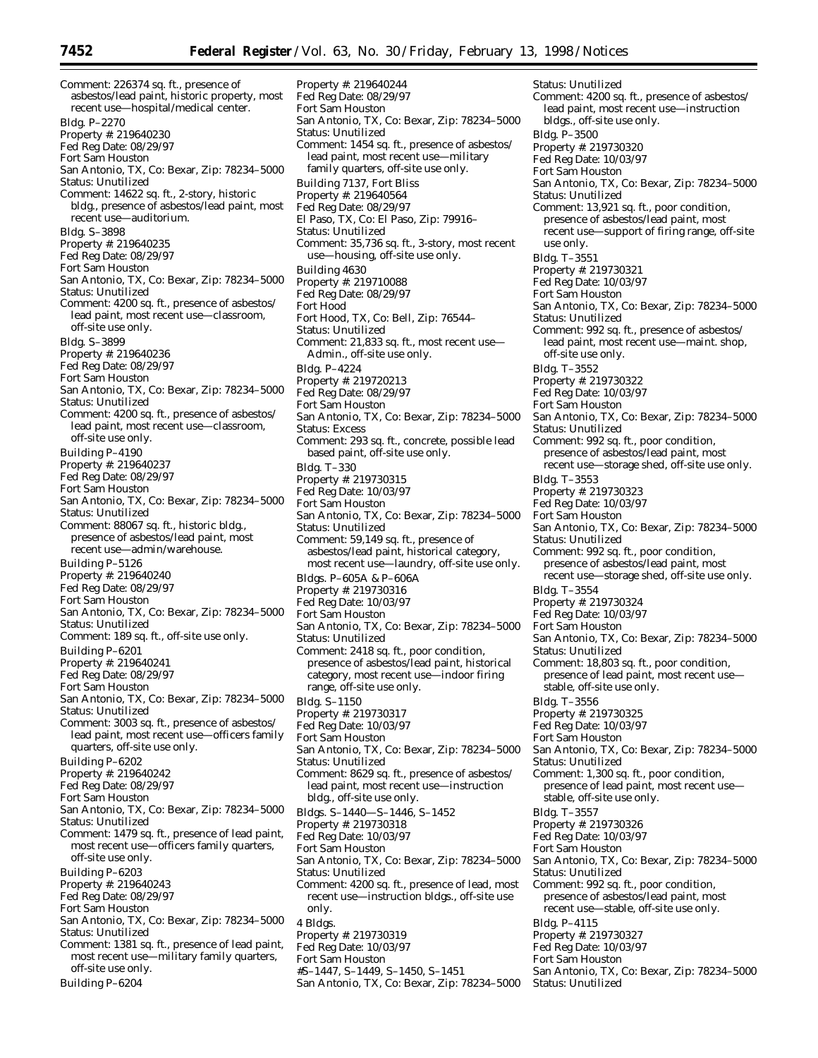Comment: 226374 sq. ft., presence of asbestos/lead paint, historic property, most recent use—hospital/medical center.

Bldg. P–2270
Property #: 219640230
Fed Reg Date: 08/29/97
Fort Sam Houston
San Antonio, TX, Co: Bexar, Zip: 78234–5000
Status: Unutilized
Comment: 14622 sq. ft., 2-story, historic bldg., presence of asbestos/lead paint, most recent use—auditorium.

Bldg. S–3898
Property #: 219640235
Fed Reg Date: 08/29/97
Fort Sam Houston
San Antonio, TX, Co: Bexar, Zip: 78234–5000
Status: Unutilized
Comment: 4200 sq. ft., presence of asbestos/lead paint, most recent use—classroom, off-site use only.

Bldg. S–3899
Property #: 219640236
Fed Reg Date: 08/29/97
Fort Sam Houston
San Antonio, TX, Co: Bexar, Zip: 78234–5000
Status: Unutilized
Comment: 4200 sq. ft., presence of asbestos/lead paint, most recent use—classroom, off-site use only.

Building P–4190
Property #: 219640237
Fed Reg Date: 08/29/97
Fort Sam Houston
San Antonio, TX, Co: Bexar, Zip: 78234–5000
Status: Unutilized
Comment: 88067 sq. ft., historic bldg., presence of asbestos/lead paint, most recent use—admin/warehouse.

Building P–5126
Property #: 219640240
Fed Reg Date: 08/29/97
Fort Sam Houston
San Antonio, TX, Co: Bexar, Zip: 78234–5000
Status: Unutilized
Comment: 189 sq. ft., off-site use only.

Building P–6201
Property #: 219640241
Fed Reg Date: 08/29/97
Fort Sam Houston
San Antonio, TX, Co: Bexar, Zip: 78234–5000
Status: Unutilized
Comment: 3003 sq. ft., presence of asbestos/lead paint, most recent use—officers family quarters, off-site use only.

Building P–6202
Property #: 219640242
Fed Reg Date: 08/29/97
Fort Sam Houston
San Antonio, TX, Co: Bexar, Zip: 78234–5000
Status: Unutilized
Comment: 1479 sq. ft., presence of lead paint, most recent use—officers family quarters, off-site use only.

Building P–6203
Property #: 219640243
Fed Reg Date: 08/29/97
Fort Sam Houston
San Antonio, TX, Co: Bexar, Zip: 78234–5000
Status: Unutilized
Comment: 1381 sq. ft., presence of lead paint, most recent use—military family quarters, off-site use only.

Building P–6204
Property #: 219640244
Fed Reg Date: 08/29/97
Fort Sam Houston
San Antonio, TX, Co: Bexar, Zip: 78234–5000
Status: Unutilized
Comment: 1454 sq. ft., presence of asbestos/lead paint, most recent use—military family quarters, off-site use only.

Building 7137, Fort Bliss
Property #: 219640564
Fed Reg Date: 08/29/97
El Paso, TX, Co: El Paso, Zip: 79916–
Status: Unutilized
Comment: 35,736 sq. ft., 3-story, most recent use—housing, off-site use only.

Building 4630
Property #: 219710088
Fed Reg Date: 08/29/97
Fort Hood
Fort Hood, TX, Co: Bell, Zip: 76544–
Status: Unutilized
Comment: 21,833 sq. ft., most recent use—Admin., off-site use only.

Bldg. P–4224
Property #: 219720213
Fed Reg Date: 08/29/97
Fort Sam Houston
San Antonio, TX, Co: Bexar, Zip: 78234–5000
Status: Excess
Comment: 293 sq. ft., concrete, possible lead based paint, off-site use only.

Bldg. T–330
Property #: 219730315
Fed Reg Date: 10/03/97
Fort Sam Houston
San Antonio, TX, Co: Bexar, Zip: 78234–5000
Status: Unutilized
Comment: 59,149 sq. ft., presence of asbestos/lead paint, historical category, most recent use—laundry, off-site use only.

Bldgs. P–605A & P–606A
Property #: 219730316
Fed Reg Date: 10/03/97
Fort Sam Houston
San Antonio, TX, Co: Bexar, Zip: 78234–5000
Status: Unutilized
Comment: 2418 sq. ft., poor condition, presence of asbestos/lead paint, historical category, most recent use—indoor firing range, off-site use only.

Bldg. S–1150
Property #: 219730317
Fed Reg Date: 10/03/97
Fort Sam Houston
San Antonio, TX, Co: Bexar, Zip: 78234–5000
Status: Unutilized
Comment: 8629 sq. ft., presence of asbestos/lead paint, most recent use—instruction bldg., off-site use only.

Bldgs. S–1440—S–1446, S–1452
Property #: 219730318
Fed Reg Date: 10/03/97
Fort Sam Houston
San Antonio, TX, Co: Bexar, Zip: 78234–5000
Status: Unutilized
Comment: 4200 sq. ft., presence of lead, most recent use—instruction bldgs., off-site use only.

4 Bldgs.
Property #: 219730319
Fed Reg Date: 10/03/97
Fort Sam Houston
#S–1447, S–1449, S–1450, S–1451
San Antonio, TX, Co: Bexar, Zip: 78234–5000
Status: Unutilized
Comment: 4200 sq. ft., presence of asbestos/lead paint, most recent use—instruction bldgs., off-site use only.

Bldg. P–3500
Property #: 219730320
Fed Reg Date: 10/03/97
Fort Sam Houston
San Antonio, TX, Co: Bexar, Zip: 78234–5000
Status: Unutilized
Comment: 13,921 sq. ft., poor condition, presence of asbestos/lead paint, most recent use—support of firing range, off-site use only.

Bldg. T–3551
Property #: 219730321
Fed Reg Date: 10/03/97
Fort Sam Houston
San Antonio, TX, Co: Bexar, Zip: 78234–5000
Status: Unutilized
Comment: 992 sq. ft., presence of asbestos/lead paint, most recent use—maint. shop, off-site use only.

Bldg. T–3552
Property #: 219730322
Fed Reg Date: 10/03/97
Fort Sam Houston
San Antonio, TX, Co: Bexar, Zip: 78234–5000
Status: Unutilized
Comment: 992 sq. ft., poor condition, presence of asbestos/lead paint, most recent use—storage shed, off-site use only.

Bldg. T–3553
Property #: 219730323
Fed Reg Date: 10/03/97
Fort Sam Houston
San Antonio, TX, Co: Bexar, Zip: 78234–5000
Status: Unutilized
Comment: 992 sq. ft., poor condition, presence of asbestos/lead paint, most recent use—storage shed, off-site use only.

Bldg. T–3554
Property #: 219730324
Fed Reg Date: 10/03/97
Fort Sam Houston
San Antonio, TX, Co: Bexar, Zip: 78234–5000
Status: Unutilized
Comment: 18,803 sq. ft., poor condition, presence of lead paint, most recent use—stable, off-site use only.

Bldg. T–3556
Property #: 219730325
Fed Reg Date: 10/03/97
Fort Sam Houston
San Antonio, TX, Co: Bexar, Zip: 78234–5000
Status: Unutilized
Comment: 1,300 sq. ft., poor condition, presence of lead paint, most recent use—stable, off-site use only.

Bldg. T–3557
Property #: 219730326
Fed Reg Date: 10/03/97
Fort Sam Houston
San Antonio, TX, Co: Bexar, Zip: 78234–5000
Status: Unutilized
Comment: 992 sq. ft., poor condition, presence of asbestos/lead paint, most recent use—stable, off-site use only.

Bldg. P–4115
Property #: 219730327
Fed Reg Date: 10/03/97
Fort Sam Houston
San Antonio, TX, Co: Bexar, Zip: 78234–5000
Status: Unutilized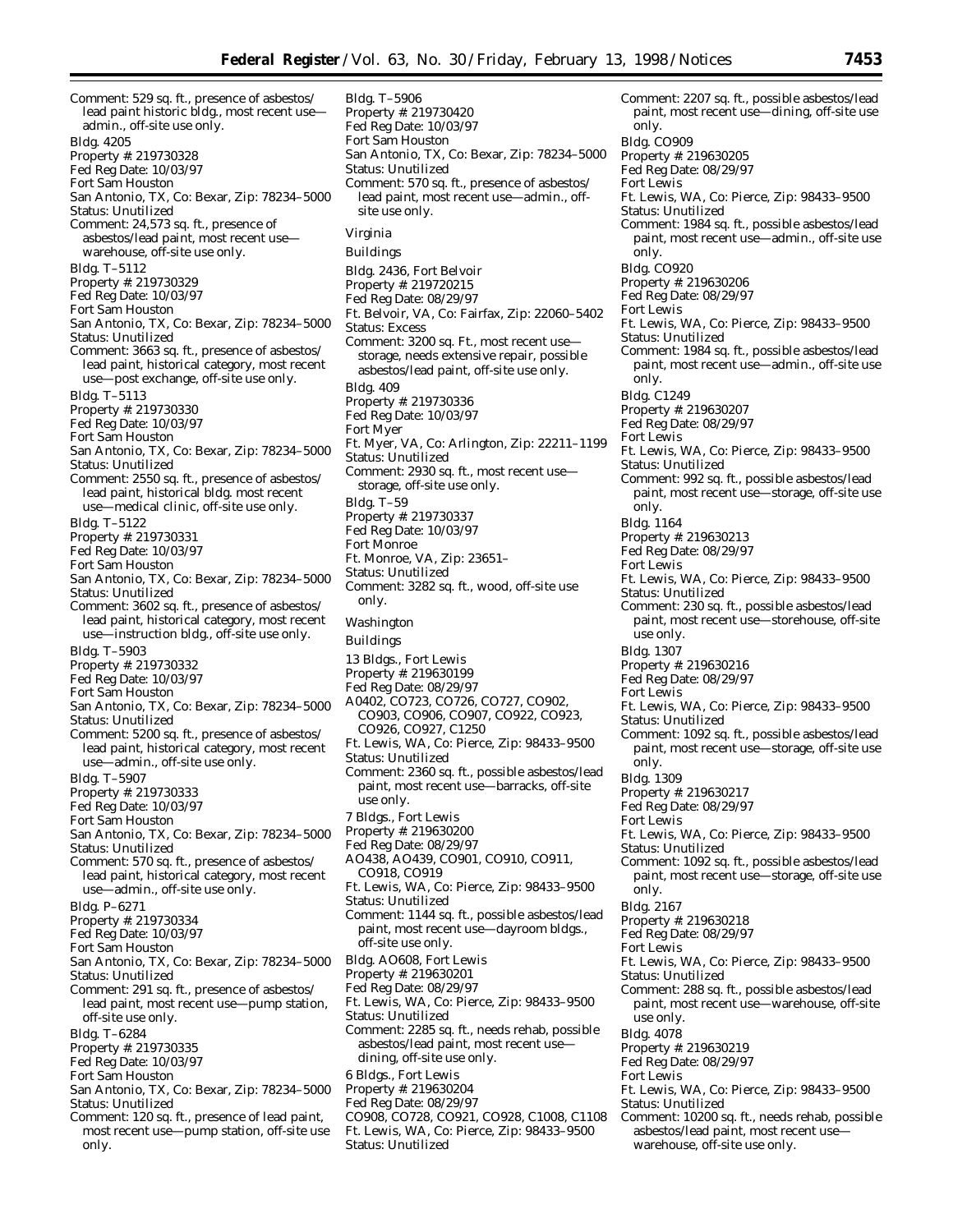Comment: 529 sq. ft., presence of asbestos/lead paint historic bldg., most recent use—admin., off-site use only.

Bldg. 4205
Property #: 219730328
Fed Reg Date: 10/03/97
Fort Sam Houston
San Antonio, TX, Co: Bexar, Zip: 78234–5000
Status: Unutilized
Comment: 24,573 sq. ft., presence of asbestos/lead paint, most recent use—warehouse, off-site use only.

Bldg. T–5112
Property #: 219730329
Fed Reg Date: 10/03/97
Fort Sam Houston
San Antonio, TX, Co: Bexar, Zip: 78234–5000
Status: Unutilized
Comment: 3663 sq. ft., presence of asbestos/lead paint, historical category, most recent use—post exchange, off-site use only.

Bldg. T–5113
Property #: 219730330
Fed Reg Date: 10/03/97
Fort Sam Houston
San Antonio, TX, Co: Bexar, Zip: 78234–5000
Status: Unutilized
Comment: 2550 sq. ft., presence of asbestos/lead paint, historical bldg. most recent use—medical clinic, off-site use only.

Bldg. T–5122
Property #: 219730331
Fed Reg Date: 10/03/97
Fort Sam Houston
San Antonio, TX, Co: Bexar, Zip: 78234–5000
Status: Unutilized
Comment: 3602 sq. ft., presence of asbestos/lead paint, historical category, most recent use—instruction bldg., off-site use only.

Bldg. T–5903
Property #: 219730332
Fed Reg Date: 10/03/97
Fort Sam Houston
San Antonio, TX, Co: Bexar, Zip: 78234–5000
Status: Unutilized
Comment: 5200 sq. ft., presence of asbestos/lead paint, historical category, most recent use—admin., off-site use only.

Bldg. T–5907
Property #: 219730333
Fed Reg Date: 10/03/97
Fort Sam Houston
San Antonio, TX, Co: Bexar, Zip: 78234–5000
Status: Unutilized
Comment: 570 sq. ft., presence of asbestos/lead paint, historical category, most recent use—admin., off-site use only.

Bldg. P–6271
Property #: 219730334
Fed Reg Date: 10/03/97
Fort Sam Houston
San Antonio, TX, Co: Bexar, Zip: 78234–5000
Status: Unutilized
Comment: 291 sq. ft., presence of asbestos/lead paint, most recent use—pump station, off-site use only.

Bldg. T–6284
Property #: 219730335
Fed Reg Date: 10/03/97
Fort Sam Houston
San Antonio, TX, Co: Bexar, Zip: 78234–5000
Status: Unutilized
Comment: 120 sq. ft., presence of lead paint, most recent use—pump station, off-site use only.

Bldg. T–5906
Property #: 219730420
Fed Reg Date: 10/03/97
Fort Sam Houston
San Antonio, TX, Co: Bexar, Zip: 78234–5000
Status: Unutilized
Comment: 570 sq. ft., presence of asbestos/lead paint, most recent use—admin., off-site use only.

## Virginia

### Buildings

Bldg. 2436, Fort Belvoir
Property #: 219720215
Fed Reg Date: 08/29/97
Ft. Belvoir, VA, Co: Fairfax, Zip: 22060–5402
Status: Excess
Comment: 3200 sq. Ft., most recent use—storage, needs extensive repair, possible asbestos/lead paint, off-site use only.

Bldg. 409
Property #: 219730336
Fed Reg Date: 10/03/97
Fort Myer
Ft. Myer, VA, Co: Arlington, Zip: 22211–1199
Status: Unutilized
Comment: 2930 sq. ft., most recent use—storage, off-site use only.

Bldg. T–59
Property #: 219730337
Fed Reg Date: 10/03/97
Fort Monroe
Ft. Monroe, VA, Zip: 23651–
Status: Unutilized
Comment: 3282 sq. ft., wood, off-site use only.

## Washington

### Buildings

13 Bldgs., Fort Lewis
Property #: 219630199
Fed Reg Date: 08/29/97
A0402, CO723, CO726, CO727, CO902, CO903, CO906, CO907, CO922, CO923, CO926, CO927, C1250
Ft. Lewis, WA, Co: Pierce, Zip: 98433–9500
Status: Unutilized
Comment: 2360 sq. ft., possible asbestos/lead paint, most recent use—barracks, off-site use only.

7 Bldgs., Fort Lewis
Property #: 219630200
Fed Reg Date: 08/29/97
AO438, AO439, CO901, CO910, CO911, CO918, CO919
Ft. Lewis, WA, Co: Pierce, Zip: 98433–9500
Status: Unutilized
Comment: 1144 sq. ft., possible asbestos/lead paint, most recent use—dayroom bldgs., off-site use only.

Bldg. AO608, Fort Lewis
Property #: 219630201
Fed Reg Date: 08/29/97
Ft. Lewis, WA, Co: Pierce, Zip: 98433–9500
Status: Unutilized
Comment: 2285 sq. ft., needs rehab, possible asbestos/lead paint, most recent use—dining, off-site use only.

6 Bldgs., Fort Lewis
Property #: 219630204
Fed Reg Date: 08/29/97
CO908, CO728, CO921, CO928, C1008, C1108
Ft. Lewis, WA, Co: Pierce, Zip: 98433–9500
Status: Unutilized
Comment: 2207 sq. ft., possible asbestos/lead paint, most recent use—dining, off-site use only.

Bldg. CO909
Property #: 219630205
Fed Reg Date: 08/29/97
Fort Lewis
Ft. Lewis, WA, Co: Pierce, Zip: 98433–9500
Status: Unutilized
Comment: 1984 sq. ft., possible asbestos/lead paint, most recent use—admin., off-site use only.

Bldg. CO920
Property #: 219630206
Fed Reg Date: 08/29/97
Fort Lewis
Ft. Lewis, WA, Co: Pierce, Zip: 98433–9500
Status: Unutilized
Comment: 1984 sq. ft., possible asbestos/lead paint, most recent use—admin., off-site use only.

Bldg. C1249
Property #: 219630207
Fed Reg Date: 08/29/97
Fort Lewis
Ft. Lewis, WA, Co: Pierce, Zip: 98433–9500
Status: Unutilized
Comment: 992 sq. ft., possible asbestos/lead paint, most recent use—storage, off-site use only.

Bldg. 1164
Property #: 219630213
Fed Reg Date: 08/29/97
Fort Lewis
Ft. Lewis, WA, Co: Pierce, Zip: 98433–9500
Status: Unutilized
Comment: 230 sq. ft., possible asbestos/lead paint, most recent use—storehouse, off-site use only.

Bldg. 1307
Property #: 219630216
Fed Reg Date: 08/29/97
Fort Lewis
Ft. Lewis, WA, Co: Pierce, Zip: 98433–9500
Status: Unutilized
Comment: 1092 sq. ft., possible asbestos/lead paint, most recent use—storage, off-site use only.

Bldg. 1309
Property #: 219630217
Fed Reg Date: 08/29/97
Fort Lewis
Ft. Lewis, WA, Co: Pierce, Zip: 98433–9500
Status: Unutilized
Comment: 1092 sq. ft., possible asbestos/lead paint, most recent use—storage, off-site use only.

Bldg. 2167
Property #: 219630218
Fed Reg Date: 08/29/97
Fort Lewis
Ft. Lewis, WA, Co: Pierce, Zip: 98433–9500
Status: Unutilized
Comment: 288 sq. ft., possible asbestos/lead paint, most recent use—warehouse, off-site use only.

Bldg. 4078
Property #: 219630219
Fed Reg Date: 08/29/97
Fort Lewis
Ft. Lewis, WA, Co: Pierce, Zip: 98433–9500
Status: Unutilized
Comment: 10200 sq. ft., needs rehab, possible asbestos/lead paint, most recent use—warehouse, off-site use only.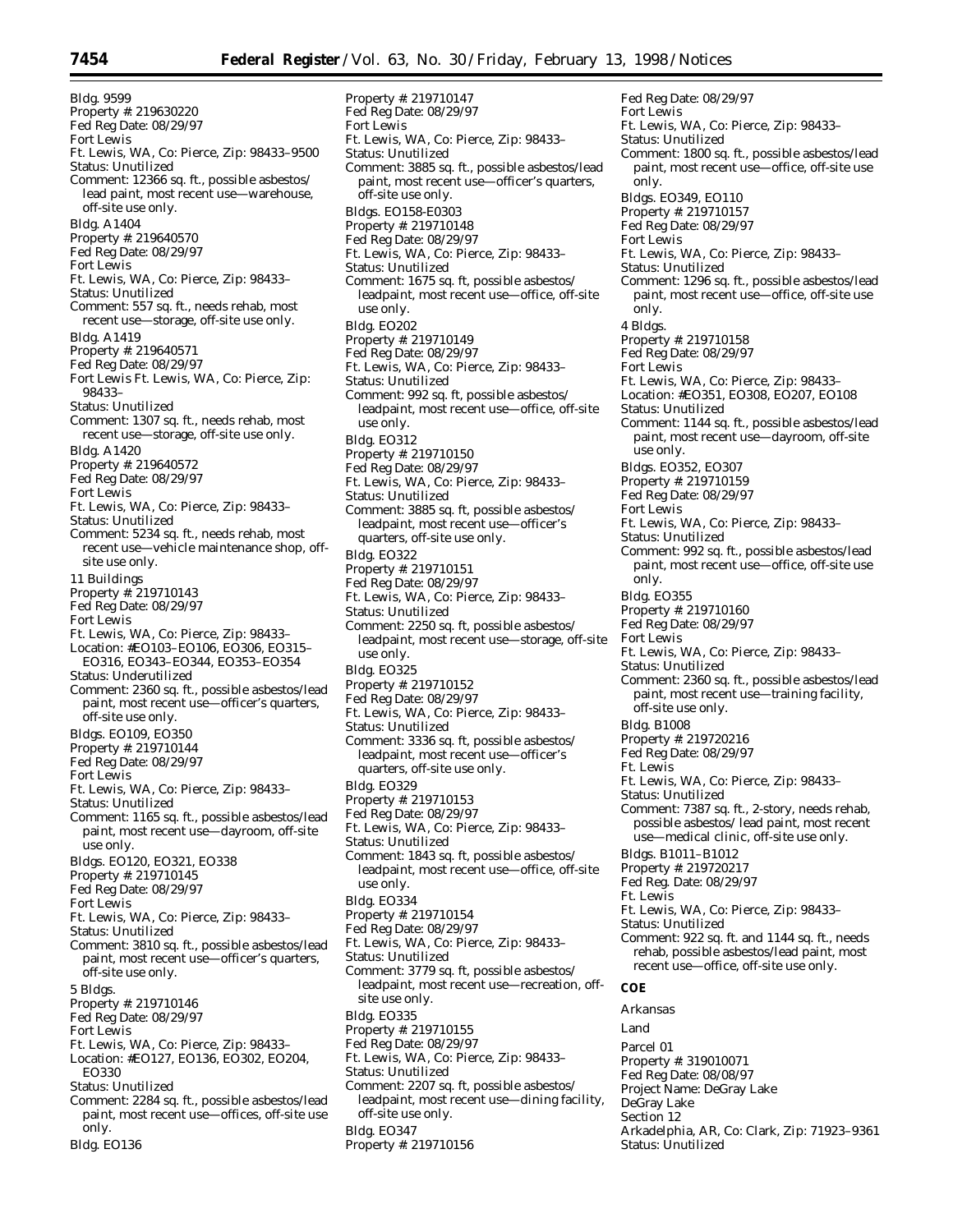Bldg. 9599
Property #: 219630220
Fed Reg Date: 08/29/97
Fort Lewis
Ft. Lewis, WA, Co: Pierce, Zip: 98433–9500
Status: Unutilized
Comment: 12366 sq. ft., possible asbestos/lead paint, most recent use—warehouse, off-site use only.

Bldg. A1404
Property #: 219640570
Fed Reg Date: 08/29/97
Fort Lewis
Ft. Lewis, WA, Co: Pierce, Zip: 98433–
Status: Unutilized
Comment: 557 sq. ft., needs rehab, most recent use—storage, off-site use only.

Bldg. A1419
Property #: 219640571
Fed Reg Date: 08/29/97
Fort Lewis Ft. Lewis, WA, Co: Pierce, Zip: 98433–
Status: Unutilized
Comment: 1307 sq. ft., needs rehab, most recent use—storage, off-site use only.

Bldg. A1420
Property #: 219640572
Fed Reg Date: 08/29/97
Fort Lewis
Ft. Lewis, WA, Co: Pierce, Zip: 98433–
Status: Unutilized
Comment: 5234 sq. ft., needs rehab, most recent use—vehicle maintenance shop, off-site use only.

11 Buildings
Property #: 219710143
Fed Reg Date: 08/29/97
Fort Lewis
Ft. Lewis, WA, Co: Pierce, Zip: 98433–
Location: #EO103–EO106, EO306, EO315–EO316, EO343–EO344, EO353–EO354
Status: Underutilized
Comment: 2360 sq. ft., possible asbestos/lead paint, most recent use—officer's quarters, off-site use only.

Bldgs. EO109, EO350
Property #: 219710144
Fed Reg Date: 08/29/97
Fort Lewis
Ft. Lewis, WA, Co: Pierce, Zip: 98433–
Status: Unutilized
Comment: 1165 sq. ft., possible asbestos/lead paint, most recent use—dayroom, off-site use only.

Bldgs. EO120, EO321, EO338
Property #: 219710145
Fed Reg Date: 08/29/97
Fort Lewis
Ft. Lewis, WA, Co: Pierce, Zip: 98433–
Status: Unutilized
Comment: 3810 sq. ft., possible asbestos/lead paint, most recent use—officer's quarters, off-site use only.

5 Bldgs.
Property #: 219710146
Fed Reg Date: 08/29/97
Fort Lewis
Ft. Lewis, WA, Co: Pierce, Zip: 98433–
Location: #EO127, EO136, EO302, EO204, EO330
Status: Unutilized
Comment: 2284 sq. ft., possible asbestos/lead paint, most recent use—offices, off-site use only.

Bldg. EO136
Property #: 219710147
Fed Reg Date: 08/29/97
Fort Lewis
Ft. Lewis, WA, Co: Pierce, Zip: 98433–
Status: Unutilized
Comment: 3885 sq. ft., possible asbestos/lead paint, most recent use—officer's quarters, off-site use only.

Bldgs. EO158-E0303
Property #: 219710148
Fed Reg Date: 08/29/97
Ft. Lewis, WA, Co: Pierce, Zip: 98433–
Status: Unutilized
Comment: 1675 sq. ft, possible asbestos/leadpaint, most recent use—office, off-site use only.

Bldg. EO202
Property #: 219710149
Fed Reg Date: 08/29/97
Ft. Lewis, WA, Co: Pierce, Zip: 98433–
Status: Unutilized
Comment: 992 sq. ft, possible asbestos/leadpaint, most recent use—office, off-site use only.

Bldg. EO312
Property #: 219710150
Fed Reg Date: 08/29/97
Ft. Lewis, WA, Co: Pierce, Zip: 98433–
Status: Unutilized
Comment: 3885 sq. ft, possible asbestos/leadpaint, most recent use—officer's quarters, off-site use only.

Bldg. EO322
Property #: 219710151
Fed Reg Date: 08/29/97
Ft. Lewis, WA, Co: Pierce, Zip: 98433–
Status: Unutilized
Comment: 2250 sq. ft, possible asbestos/leadpaint, most recent use—storage, off-site use only.

Bldg. EO325
Property #: 219710152
Fed Reg Date: 08/29/97
Ft. Lewis, WA, Co: Pierce, Zip: 98433–
Status: Unutilized
Comment: 3336 sq. ft, possible asbestos/leadpaint, most recent use—officer's quarters, off-site use only.

Bldg. EO329
Property #: 219710153
Fed Reg Date: 08/29/97
Ft. Lewis, WA, Co: Pierce, Zip: 98433–
Status: Unutilized
Comment: 1843 sq. ft, possible asbestos/leadpaint, most recent use—office, off-site use only.

Bldg. EO334
Property #: 219710154
Fed Reg Date: 08/29/97
Ft. Lewis, WA, Co: Pierce, Zip: 98433–
Status: Unutilized
Comment: 3779 sq. ft, possible asbestos/leadpaint, most recent use—recreation, off-site use only.

Bldg. EO335
Property #: 219710155
Fed Reg Date: 08/29/97
Ft. Lewis, WA, Co: Pierce, Zip: 98433–
Status: Unutilized
Comment: 2207 sq. ft, possible asbestos/leadpaint, most recent use—dining facility, off-site use only.

Bldg. EO347
Property #: 219710156
Fed Reg Date: 08/29/97
Fort Lewis
Ft. Lewis, WA, Co: Pierce, Zip: 98433–
Status: Unutilized
Comment: 1800 sq. ft., possible asbestos/lead paint, most recent use—office, off-site use only.

Bldgs. EO349, EO110
Property #: 219710157
Fed Reg Date: 08/29/97
Fort Lewis
Ft. Lewis, WA, Co: Pierce, Zip: 98433–
Status: Unutilized
Comment: 1296 sq. ft., possible asbestos/lead paint, most recent use—office, off-site use only.

4 Bldgs.
Property #: 219710158
Fed Reg Date: 08/29/97
Fort Lewis
Ft. Lewis, WA, Co: Pierce, Zip: 98433–
Location: #EO351, EO308, EO207, EO108
Status: Unutilized
Comment: 1144 sq. ft., possible asbestos/lead paint, most recent use—dayroom, off-site use only.

Bldgs. EO352, EO307
Property #: 219710159
Fed Reg Date: 08/29/97
Fort Lewis
Ft. Lewis, WA, Co: Pierce, Zip: 98433–
Status: Unutilized
Comment: 992 sq. ft., possible asbestos/lead paint, most recent use—office, off-site use only.

Bldg. EO355
Property #: 219710160
Fed Reg Date: 08/29/97
Fort Lewis
Ft. Lewis, WA, Co: Pierce, Zip: 98433–
Status: Unutilized
Comment: 2360 sq. ft., possible asbestos/lead paint, most recent use—training facility, off-site use only.

Bldg. B1008
Property #: 219720216
Fed Reg Date: 08/29/97
Ft. Lewis
Ft. Lewis, WA, Co: Pierce, Zip: 98433–
Status: Unutilized
Comment: 7387 sq. ft., 2-story, needs rehab, possible asbestos/ lead paint, most recent use—medical clinic, off-site use only.

Bldgs. B1011–B1012
Property #: 219720217
Fed Reg. Date: 08/29/97
Ft. Lewis
Ft. Lewis, WA, Co: Pierce, Zip: 98433–
Status: Unutilized
Comment: 922 sq. ft. and 1144 sq. ft., needs rehab, possible asbestos/lead paint, most recent use—office, off-site use only.

**COE**

Arkansas

Land

Parcel 01
Property #: 319010071
Fed Reg Date: 08/08/97
Project Name: DeGray Lake
DeGray Lake
Section 12
Arkadelphia, AR, Co: Clark, Zip: 71923–9361
Status: Unutilized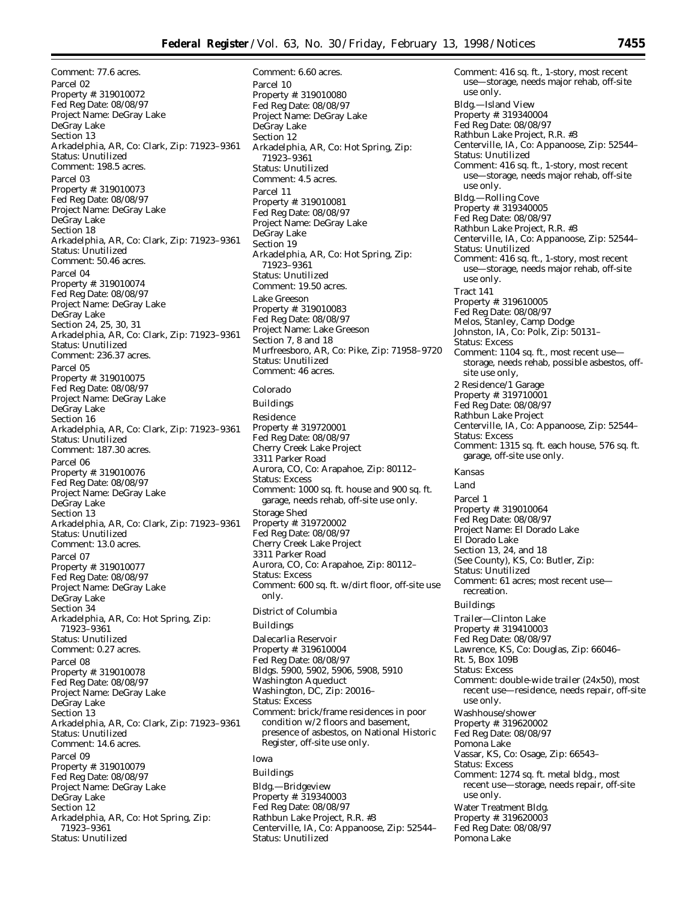Comment: 77.6 acres.

Parcel 02
Property #: 319010072
Fed Reg Date: 08/08/97
Project Name: DeGray Lake
DeGray Lake
Section 13
Arkadelphia, AR, Co: Clark, Zip: 71923–9361
Status: Unutilized
Comment: 198.5 acres.

Parcel 03
Property #: 319010073
Fed Reg Date: 08/08/97
Project Name: DeGray Lake
DeGray Lake
Section 18
Arkadelphia, AR, Co: Clark, Zip: 71923–9361
Status: Unutilized
Comment: 50.46 acres.

Parcel 04
Property #: 319010074
Fed Reg Date: 08/08/97
Project Name: DeGray Lake
DeGray Lake
Section 24, 25, 30, 31
Arkadelphia, AR, Co: Clark, Zip: 71923–9361
Status: Unutilized
Comment: 236.37 acres.

Parcel 05
Property #: 319010075
Fed Reg Date: 08/08/97
Project Name: DeGray Lake
DeGray Lake
Section 16
Arkadelphia, AR, Co: Clark, Zip: 71923–9361
Status: Unutilized
Comment: 187.30 acres.

Parcel 06
Property #: 319010076
Fed Reg Date: 08/08/97
Project Name: DeGray Lake
DeGray Lake
Section 13
Arkadelphia, AR, Co: Clark, Zip: 71923–9361
Status: Unutilized
Comment: 13.0 acres.

Parcel 07
Property #: 319010077
Fed Reg Date: 08/08/97
Project Name: DeGray Lake
DeGray Lake
Section 34
Arkadelphia, AR, Co: Hot Spring, Zip: 71923–9361
Status: Unutilized
Comment: 0.27 acres.

Parcel 08
Property #: 319010078
Fed Reg Date: 08/08/97
Project Name: DeGray Lake
DeGray Lake
Section 13
Arkadelphia, AR, Co: Clark, Zip: 71923–9361
Status: Unutilized
Comment: 14.6 acres.

Parcel 09
Property #: 319010079
Fed Reg Date: 08/08/97
Project Name: DeGray Lake
DeGray Lake
Section 12
Arkadelphia, AR, Co: Hot Spring, Zip: 71923–9361
Status: Unutilized
Comment: 6.60 acres.

Parcel 10
Property #: 319010080
Fed Reg Date: 08/08/97
Project Name: DeGray Lake
DeGray Lake
Section 12
Arkadelphia, AR, Co: Hot Spring, Zip: 71923–9361
Status: Unutilized
Comment: 4.5 acres.

Parcel 11
Property #: 319010081
Fed Reg Date: 08/08/97
Project Name: DeGray Lake
DeGray Lake
Section 19
Arkadelphia, AR, Co: Hot Spring, Zip: 71923–9361
Status: Unutilized
Comment: 19.50 acres.

Lake Greeson
Property #: 319010083
Fed Reg Date: 08/08/97
Project Name: Lake Greeson
Section 7, 8 and 18
Murfreesboro, AR, Co: Pike, Zip: 71958–9720
Status: Unutilized
Comment: 46 acres.

## Colorado

### Buildings

Residence
Property #: 319720001
Fed Reg Date: 08/08/97
Cherry Creek Lake Project
3311 Parker Road
Aurora, CO, Co: Arapahoe, Zip: 80112–
Status: Excess
Comment: 1000 sq. ft. house and 900 sq. ft. garage, needs rehab, off-site use only.

Storage Shed
Property #: 319720002
Fed Reg Date: 08/08/97
Cherry Creek Lake Project
3311 Parker Road
Aurora, CO, Co: Arapahoe, Zip: 80112–
Status: Excess
Comment: 600 sq. ft. w/dirt floor, off-site use only.

## District of Columbia

### Buildings

Dalecarlia Reservoir
Property #: 319610004
Fed Reg Date: 08/08/97
Bldgs. 5900, 5902, 5906, 5908, 5910
Washington Aqueduct
Washington, DC, Zip: 20016–
Status: Excess
Comment: brick/frame residences in poor condition w/2 floors and basement, presence of asbestos, on National Historic Register, off-site use only.

## Iowa

### Buildings

Bldg.—Bridgeview
Property #: 319340003
Fed Reg Date: 08/08/97
Rathbun Lake Project, R.R. #3
Centerville, IA, Co: Appanoose, Zip: 52544–
Status: Unutilized
Comment: 416 sq. ft., 1-story, most recent use—storage, needs major rehab, off-site use only.

Bldg.—Island View
Property #: 319340004
Fed Reg Date: 08/08/97
Rathbun Lake Project, R.R. #3
Centerville, IA, Co: Appanoose, Zip: 52544–
Status: Unutilized
Comment: 416 sq. ft., 1-story, most recent use—storage, needs major rehab, off-site use only.

Bldg.—Rolling Cove
Property #: 319340005
Fed Reg Date: 08/08/97
Rathbun Lake Project, R.R. #3
Centerville, IA, Co: Appanoose, Zip: 52544–
Status: Unutilized
Comment: 416 sq. ft., 1-story, most recent use—storage, needs major rehab, off-site use only.

Tract 141
Property #: 319610005
Fed Reg Date: 08/08/97
Melos, Stanley, Camp Dodge
Johnston, IA, Co: Polk, Zip: 50131–
Status: Excess
Comment: 1104 sq. ft., most recent use—storage, needs rehab, possible asbestos, off-site use only,

2 Residence/1 Garage
Property #: 319710001
Fed Reg Date: 08/08/97
Rathbun Lake Project
Centerville, IA, Co: Appanoose, Zip: 52544–
Status: Excess
Comment: 1315 sq. ft. each house, 576 sq. ft. garage, off-site use only.

## Kansas

### Land

Parcel 1
Property #: 319010064
Fed Reg Date: 08/08/97
Project Name: El Dorado Lake
El Dorado Lake
Section 13, 24, and 18
(See County), KS, Co: Butler, Zip:
Status: Unutilized
Comment: 61 acres; most recent use—recreation.

### Buildings

Trailer—Clinton Lake
Property #: 319410003
Fed Reg Date: 08/08/97
Lawrence, KS, Co: Douglas, Zip: 66046–
Rt. 5, Box 109B
Status: Excess
Comment: double-wide trailer (24x50), most recent use—residence, needs repair, off-site use only.

Washhouse/shower
Property #: 319620002
Fed Reg Date: 08/08/97
Pomona Lake
Vassar, KS, Co: Osage, Zip: 66543–
Status: Excess
Comment: 1274 sq. ft. metal bldg., most recent use—storage, needs repair, off-site use only.

Water Treatment Bldg.
Property #: 319620003
Fed Reg Date: 08/08/97
Pomona Lake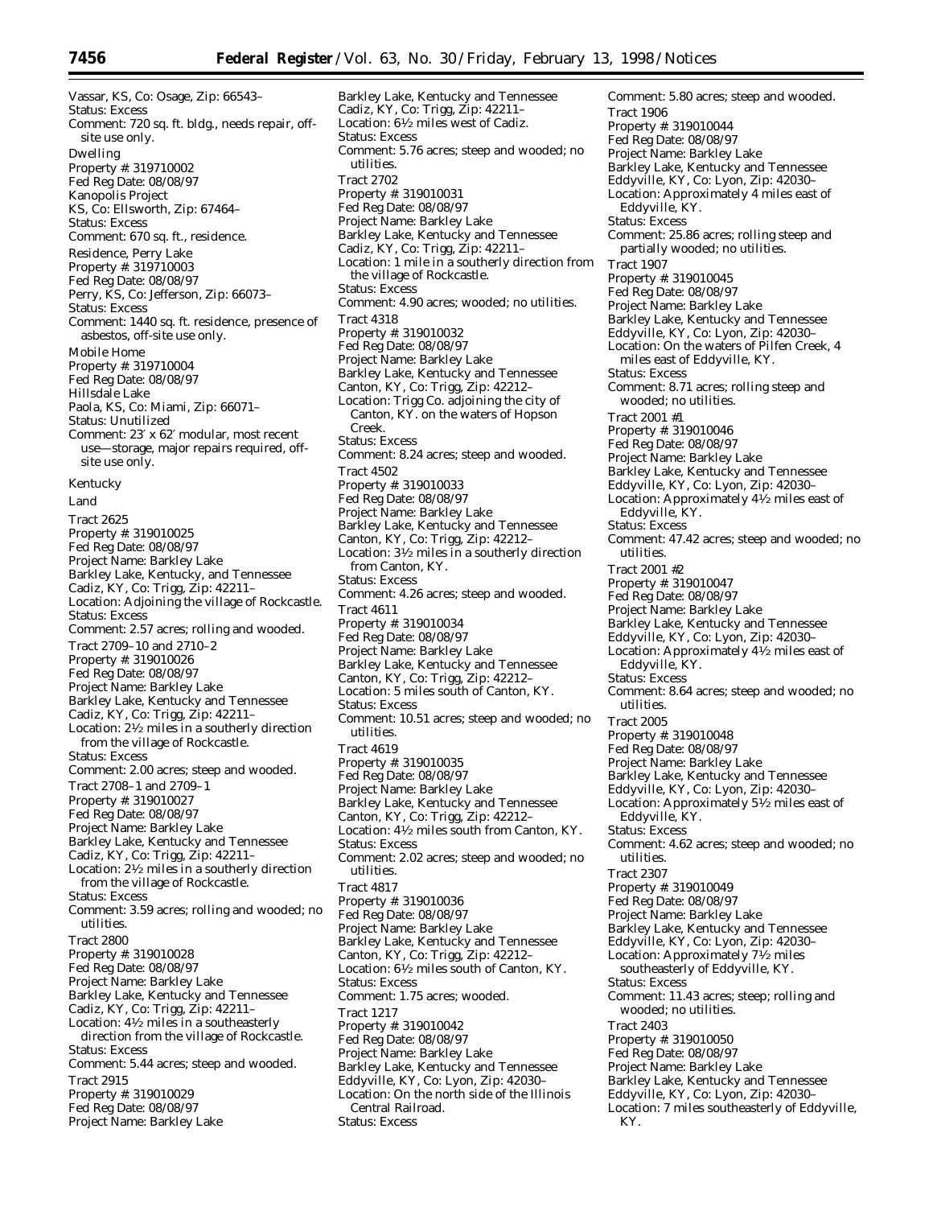Vassar, KS, Co: Osage, Zip: 66543–
Status: Excess
Comment: 720 sq. ft. bldg., needs repair, off-site use only.

Dwelling
Property #: 319710002
Fed Reg Date: 08/08/97
Kanopolis Project
KS, Co: Ellsworth, Zip: 67464–
Status: Excess
Comment: 670 sq. ft., residence.

Residence, Perry Lake
Property #: 319710003
Fed Reg Date: 08/08/97
Perry, KS, Co: Jefferson, Zip: 66073–
Status: Excess
Comment: 1440 sq. ft. residence, presence of asbestos, off-site use only.

Mobile Home
Property #: 319710004
Fed Reg Date: 08/08/97
Hillsdale Lake
Paola, KS, Co: Miami, Zip: 66071–
Status: Unutilized
Comment: 23′ x 62′ modular, most recent use—storage, major repairs required, off-site use only.

## Kentucky

### Land

Tract 2625
Property #: 319010025
Fed Reg Date: 08/08/97
Project Name: Barkley Lake
Barkley Lake, Kentucky, and Tennessee
Cadiz, KY, Co: Trigg, Zip: 42211–
Location: Adjoining the village of Rockcastle.
Status: Excess
Comment: 2.57 acres; rolling and wooded.

Tract 2709–10 and 2710–2
Property #: 319010026
Fed Reg Date: 08/08/97
Project Name: Barkley Lake
Barkley Lake, Kentucky and Tennessee
Cadiz, KY, Co: Trigg, Zip: 42211–
Location: 2½ miles in a southerly direction from the village of Rockcastle.
Status: Excess
Comment: 2.00 acres; steep and wooded.

Tract 2708–1 and 2709–1
Property #: 319010027
Fed Reg Date: 08/08/97
Project Name: Barkley Lake
Barkley Lake, Kentucky and Tennessee
Cadiz, KY, Co: Trigg, Zip: 42211–
Location: 2½ miles in a southerly direction from the village of Rockcastle.
Status: Excess
Comment: 3.59 acres; rolling and wooded; no utilities.

Tract 2800
Property #: 319010028
Fed Reg Date: 08/08/97
Project Name: Barkley Lake
Barkley Lake, Kentucky and Tennessee
Cadiz, KY, Co: Trigg, Zip: 42211–
Location: 4½ miles in a southeasterly direction from the village of Rockcastle.
Status: Excess
Comment: 5.44 acres; steep and wooded.

Tract 2915
Property #: 319010029
Fed Reg Date: 08/08/97
Project Name: Barkley Lake
Barkley Lake, Kentucky and Tennessee
Cadiz, KY, Co: Trigg, Zip: 42211–
Location: 6½ miles west of Cadiz.
Status: Excess
Comment: 5.76 acres; steep and wooded; no utilities.

Tract 2702
Property #: 319010031
Fed Reg Date: 08/08/97
Project Name: Barkley Lake
Barkley Lake, Kentucky and Tennessee
Cadiz, KY, Co: Trigg, Zip: 42211–
Location: 1 mile in a southerly direction from the village of Rockcastle.
Status: Excess
Comment: 4.90 acres; wooded; no utilities.

Tract 4318
Property #: 319010032
Fed Reg Date: 08/08/97
Project Name: Barkley Lake
Barkley Lake, Kentucky and Tennessee
Canton, KY, Co: Trigg, Zip: 42212–
Location: Trigg Co. adjoining the city of Canton, KY. on the waters of Hopson Creek.
Status: Excess
Comment: 8.24 acres; steep and wooded.

Tract 4502
Property #: 319010033
Fed Reg Date: 08/08/97
Project Name: Barkley Lake
Barkley Lake, Kentucky and Tennessee
Canton, KY, Co: Trigg, Zip: 42212–
Location: 3½ miles in a southerly direction from Canton, KY.
Status: Excess
Comment: 4.26 acres; steep and wooded.

Tract 4611
Property #: 319010034
Fed Reg Date: 08/08/97
Project Name: Barkley Lake
Barkley Lake, Kentucky and Tennessee
Canton, KY, Co: Trigg, Zip: 42212–
Location: 5 miles south of Canton, KY.
Status: Excess
Comment: 10.51 acres; steep and wooded; no utilities.

Tract 4619
Property #: 319010035
Fed Reg Date: 08/08/97
Project Name: Barkley Lake
Barkley Lake, Kentucky and Tennessee
Canton, KY, Co: Trigg, Zip: 42212–
Location: 4½ miles south from Canton, KY.
Status: Excess
Comment: 2.02 acres; steep and wooded; no utilities.

Tract 4817
Property #: 319010036
Fed Reg Date: 08/08/97
Project Name: Barkley Lake
Barkley Lake, Kentucky and Tennessee
Canton, KY, Co: Trigg, Zip: 42212–
Location: 6½ miles south of Canton, KY.
Status: Excess
Comment: 1.75 acres; wooded.

Tract 1217
Property #: 319010042
Fed Reg Date: 08/08/97
Project Name: Barkley Lake
Barkley Lake, Kentucky and Tennessee
Eddyville, KY, Co: Lyon, Zip: 42030–
Location: On the north side of the Illinois Central Railroad.
Status: Excess
Comment: 5.80 acres; steep and wooded.

Tract 1906
Property #: 319010044
Fed Reg Date: 08/08/97
Project Name: Barkley Lake
Barkley Lake, Kentucky and Tennessee
Eddyville, KY, Co: Lyon, Zip: 42030–
Location: Approximately 4 miles east of Eddyville, KY.
Status: Excess
Comment: 25.86 acres; rolling steep and partially wooded; no utilities.

Tract 1907
Property #: 319010045
Fed Reg Date: 08/08/97
Project Name: Barkley Lake
Barkley Lake, Kentucky and Tennessee
Eddyville, KY, Co: Lyon, Zip: 42030–
Location: On the waters of Pilfen Creek, 4 miles east of Eddyville, KY.
Status: Excess
Comment: 8.71 acres; rolling steep and wooded; no utilities.

Tract 2001 #1
Property #: 319010046
Fed Reg Date: 08/08/97
Project Name: Barkley Lake
Barkley Lake, Kentucky and Tennessee
Eddyville, KY, Co: Lyon, Zip: 42030–
Location: Approximately 4½ miles east of Eddyville, KY.
Status: Excess
Comment: 47.42 acres; steep and wooded; no utilities.

Tract 2001 #2
Property #: 319010047
Fed Reg Date: 08/08/97
Project Name: Barkley Lake
Barkley Lake, Kentucky and Tennessee
Eddyville, KY, Co: Lyon, Zip: 42030–
Location: Approximately 4½ miles east of Eddyville, KY.
Status: Excess
Comment: 8.64 acres; steep and wooded; no utilities.

Tract 2005
Property #: 319010048
Fed Reg Date: 08/08/97
Project Name: Barkley Lake
Barkley Lake, Kentucky and Tennessee
Eddyville, KY, Co: Lyon, Zip: 42030–
Location: Approximately 5½ miles east of Eddyville, KY.
Status: Excess
Comment: 4.62 acres; steep and wooded; no utilities.

Tract 2307
Property #: 319010049
Fed Reg Date: 08/08/97
Project Name: Barkley Lake
Barkley Lake, Kentucky and Tennessee
Eddyville, KY, Co: Lyon, Zip: 42030–
Location: Approximately 7½ miles southeasterly of Eddyville, KY.
Status: Excess
Comment: 11.43 acres; steep; rolling and wooded; no utilities.

Tract 2403
Property #: 319010050
Fed Reg Date: 08/08/97
Project Name: Barkley Lake
Barkley Lake, Kentucky and Tennessee
Eddyville, KY, Co: Lyon, Zip: 42030–
Location: 7 miles southeasterly of Eddyville, KY.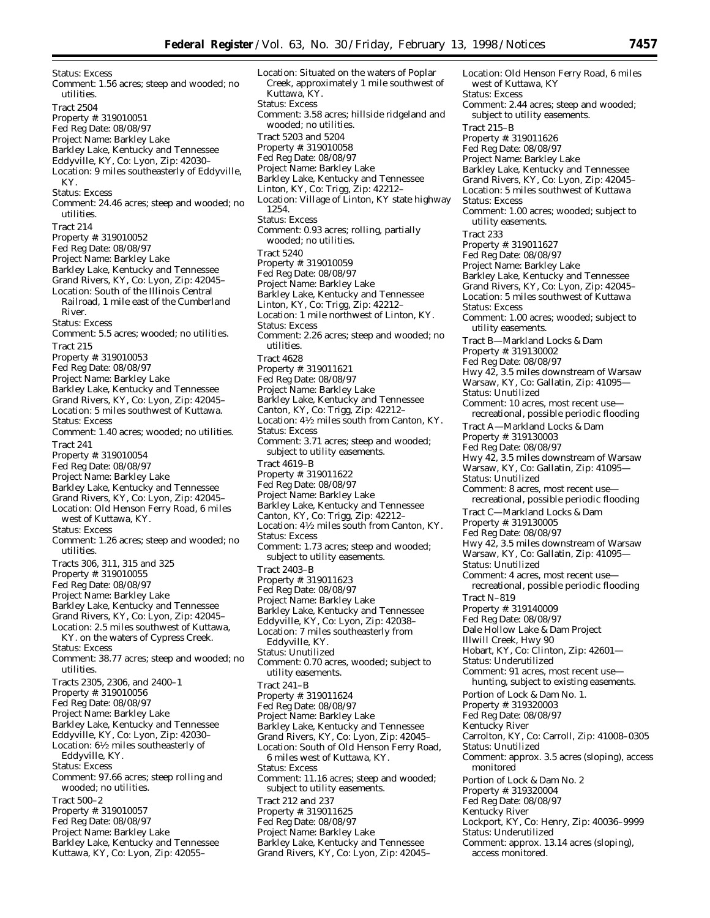Status: Excess
Comment: 1.56 acres; steep and wooded; no utilities.

Tract 2504
Property #: 319010051
Fed Reg Date: 08/08/97
Project Name: Barkley Lake
Barkley Lake, Kentucky and Tennessee
Eddyville, KY, Co: Lyon, Zip: 42030–
Location: 9 miles southeasterly of Eddyville, KY.
Status: Excess
Comment: 24.46 acres; steep and wooded; no utilities.

Tract 214
Property #: 319010052
Fed Reg Date: 08/08/97
Project Name: Barkley Lake
Barkley Lake, Kentucky and Tennessee
Grand Rivers, KY, Co: Lyon, Zip: 42045–
Location: South of the Illinois Central Railroad, 1 mile east of the Cumberland River.
Status: Excess
Comment: 5.5 acres; wooded; no utilities.

Tract 215
Property #: 319010053
Fed Reg Date: 08/08/97
Project Name: Barkley Lake
Barkley Lake, Kentucky and Tennessee
Grand Rivers, KY, Co: Lyon, Zip: 42045–
Location: 5 miles southwest of Kuttawa.
Status: Excess
Comment: 1.40 acres; wooded; no utilities.

Tract 241
Property #: 319010054
Fed Reg Date: 08/08/97
Project Name: Barkley Lake
Barkley Lake, Kentucky and Tennessee
Grand Rivers, KY, Co: Lyon, Zip: 42045–
Location: Old Henson Ferry Road, 6 miles west of Kuttawa, KY.
Status: Excess
Comment: 1.26 acres; steep and wooded; no utilities.

Tracts 306, 311, 315 and 325
Property #: 319010055
Fed Reg Date: 08/08/97
Project Name: Barkley Lake
Barkley Lake, Kentucky and Tennessee
Grand Rivers, KY, Co: Lyon, Zip: 42045–
Location: 2.5 miles southwest of Kuttawa, KY. on the waters of Cypress Creek.
Status: Excess
Comment: 38.77 acres; steep and wooded; no utilities.

Tracts 2305, 2306, and 2400–1
Property #: 319010056
Fed Reg Date: 08/08/97
Project Name: Barkley Lake
Barkley Lake, Kentucky and Tennessee
Eddyville, KY, Co: Lyon, Zip: 42030–
Location: 6½ miles southeasterly of Eddyville, KY.
Status: Excess
Comment: 97.66 acres; steep rolling and wooded; no utilities.

Tract 500–2
Property #: 319010057
Fed Reg Date: 08/08/97
Project Name: Barkley Lake
Barkley Lake, Kentucky and Tennessee
Kuttawa, KY, Co: Lyon, Zip: 42055–
Location: Situated on the waters of Poplar Creek, approximately 1 mile southwest of Kuttawa, KY.
Status: Excess
Comment: 3.58 acres; hillside ridgeland and wooded; no utilities.

Tract 5203 and 5204
Property #: 319010058
Fed Reg Date: 08/08/97
Project Name: Barkley Lake
Barkley Lake, Kentucky and Tennessee
Linton, KY, Co: Trigg, Zip: 42212–
Location: Village of Linton, KY state highway 1254.
Status: Excess
Comment: 0.93 acres; rolling, partially wooded; no utilities.

Tract 5240
Property #: 319010059
Fed Reg Date: 08/08/97
Project Name: Barkley Lake
Barkley Lake, Kentucky and Tennessee
Linton, KY, Co: Trigg, Zip: 42212–
Location: 1 mile northwest of Linton, KY.
Status: Excess
Comment: 2.26 acres; steep and wooded; no utilities.

Tract 4628
Property #: 319011621
Fed Reg Date: 08/08/97
Project Name: Barkley Lake
Barkley Lake, Kentucky and Tennessee
Canton, KY, Co: Trigg, Zip: 42212–
Location: 4½ miles south from Canton, KY.
Status: Excess
Comment: 3.71 acres; steep and wooded; subject to utility easements.

Tract 4619–B
Property #: 319011622
Fed Reg Date: 08/08/97
Project Name: Barkley Lake
Barkley Lake, Kentucky and Tennessee
Canton, KY, Co: Trigg, Zip: 42212–
Location: 4½ miles south from Canton, KY.
Status: Excess
Comment: 1.73 acres; steep and wooded; subject to utility easements.

Tract 2403–B
Property #: 319011623
Fed Reg Date: 08/08/97
Project Name: Barkley Lake
Barkley Lake, Kentucky and Tennessee
Eddyville, KY, Co: Lyon, Zip: 42038–
Location: 7 miles southeasterly from Eddyville, KY.
Status: Unutilized
Comment: 0.70 acres, wooded; subject to utility easements.

Tract 241–B
Property #: 319011624
Fed Reg Date: 08/08/97
Project Name: Barkley Lake
Barkley Lake, Kentucky and Tennessee
Grand Rivers, KY, Co: Lyon, Zip: 42045–
Location: South of Old Henson Ferry Road, 6 miles west of Kuttawa, KY.
Status: Excess
Comment: 11.16 acres; steep and wooded; subject to utility easements.

Tract 212 and 237
Property #: 319011625
Fed Reg Date: 08/08/97
Project Name: Barkley Lake
Barkley Lake, Kentucky and Tennessee
Grand Rivers, KY, Co: Lyon, Zip: 42045–
Location: Old Henson Ferry Road, 6 miles west of Kuttawa, KY
Status: Excess
Comment: 2.44 acres; steep and wooded; subject to utility easements.

Tract 215–B
Property #: 319011626
Fed Reg Date: 08/08/97
Project Name: Barkley Lake
Barkley Lake, Kentucky and Tennessee
Grand Rivers, KY, Co: Lyon, Zip: 42045–
Location: 5 miles southwest of Kuttawa
Status: Excess
Comment: 1.00 acres; wooded; subject to utility easements.

Tract 233
Property #: 319011627
Fed Reg Date: 08/08/97
Project Name: Barkley Lake
Barkley Lake, Kentucky and Tennessee
Grand Rivers, KY, Co: Lyon, Zip: 42045–
Location: 5 miles southwest of Kuttawa
Status: Excess
Comment: 1.00 acres; wooded; subject to utility easements.

Tract B—Markland Locks & Dam
Property #: 319130002
Fed Reg Date: 08/08/97
Hwy 42, 3.5 miles downstream of Warsaw
Warsaw, KY, Co: Gallatin, Zip: 41095—
Status: Unutilized
Comment: 10 acres, most recent use—recreational, possible periodic flooding

Tract A—Markland Locks & Dam
Property #: 319130003
Fed Reg Date: 08/08/97
Hwy 42, 3.5 miles downstream of Warsaw
Warsaw, KY, Co: Gallatin, Zip: 41095—
Status: Unutilized
Comment: 8 acres, most recent use—recreational, possible periodic flooding

Tract C—Markland Locks & Dam
Property #: 319130005
Fed Reg Date: 08/08/97
Hwy 42, 3.5 miles downstream of Warsaw
Warsaw, KY, Co: Gallatin, Zip: 41095—
Status: Unutilized
Comment: 4 acres, most recent use—recreational, possible periodic flooding

Tract N–819
Property #: 319140009
Fed Reg Date: 08/08/97
Dale Hollow Lake & Dam Project
Illwill Creek, Hwy 90
Hobart, KY, Co: Clinton, Zip: 42601—
Status: Underutilized
Comment: 91 acres, most recent use—hunting, subject to existing easements.

Portion of Lock & Dam No. 1.
Property #: 319320003
Fed Reg Date: 08/08/97
Kentucky River
Carrolton, KY, Co: Carroll, Zip: 41008–0305
Status: Unutilized
Comment: approx. 3.5 acres (sloping), access monitored

Portion of Lock & Dam No. 2
Property #: 319320004
Fed Reg Date: 08/08/97
Kentucky River
Lockport, KY, Co: Henry, Zip: 40036–9999
Status: Underutilized
Comment: approx. 13.14 acres (sloping), access monitored.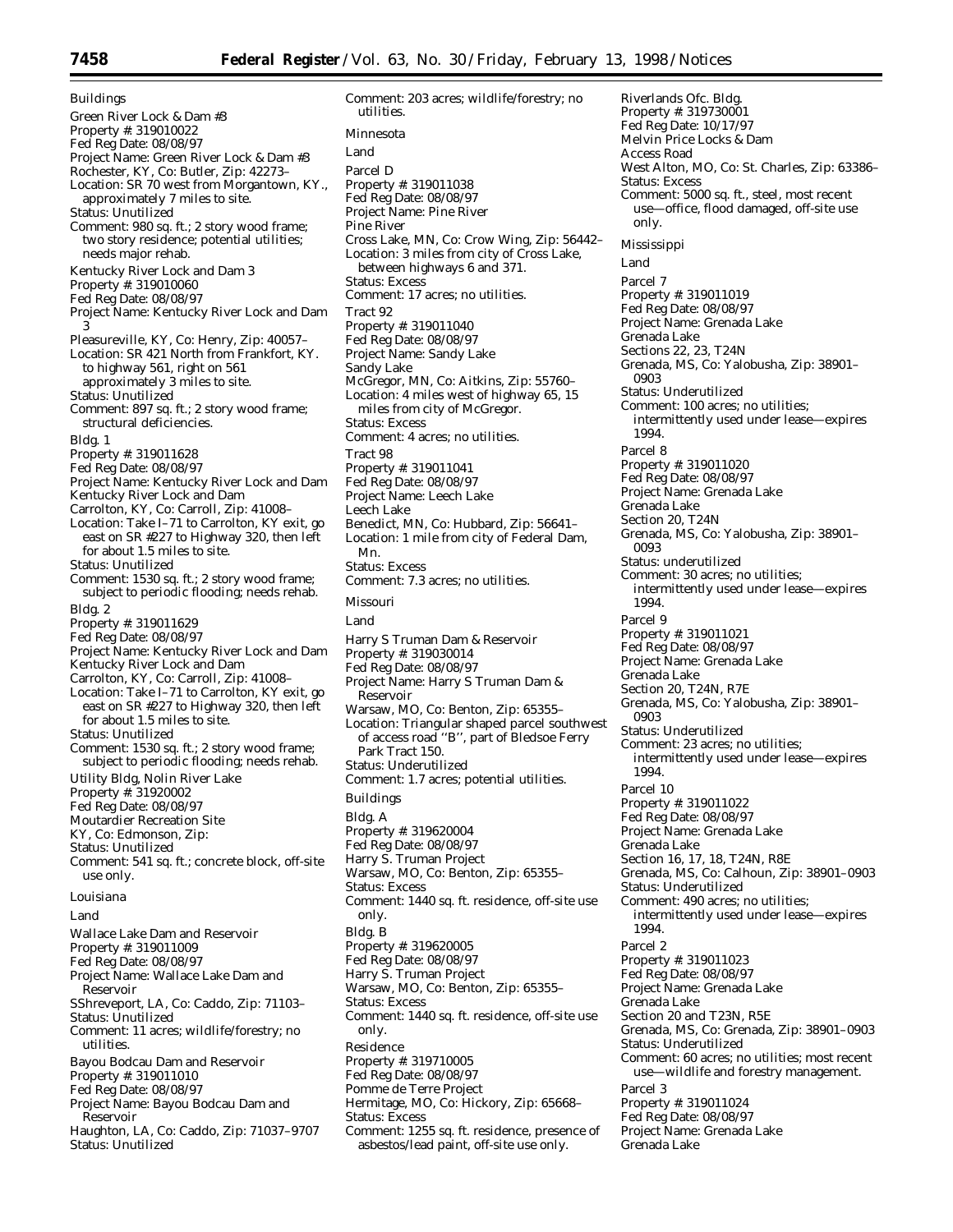Buildings

Green River Lock & Dam #3
Property #: 319010022
Fed Reg Date: 08/08/97
Project Name: Green River Lock & Dam #3
Rochester, KY, Co: Butler, Zip: 42273–
Location: SR 70 west from Morgantown, KY., approximately 7 miles to site.
Status: Unutilized
Comment: 980 sq. ft.; 2 story wood frame; two story residence; potential utilities; needs major rehab.

Kentucky River Lock and Dam 3
Property #: 319010060
Fed Reg Date: 08/08/97
Project Name: Kentucky River Lock and Dam 3
Pleasureville, KY, Co: Henry, Zip: 40057–
Location: SR 421 North from Frankfort, KY. to highway 561, right on 561 approximately 3 miles to site.
Status: Unutilized
Comment: 897 sq. ft.; 2 story wood frame; structural deficiencies.

Bldg. 1
Property #: 319011628
Fed Reg Date: 08/08/97
Project Name: Kentucky River Lock and Dam
Kentucky River Lock and Dam
Carrolton, KY, Co: Carroll, Zip: 41008–
Location: Take I–71 to Carrolton, KY exit, go east on SR #227 to Highway 320, then left for about 1.5 miles to site.
Status: Unutilized
Comment: 1530 sq. ft.; 2 story wood frame; subject to periodic flooding; needs rehab.

Bldg. 2
Property #: 319011629
Fed Reg Date: 08/08/97
Project Name: Kentucky River Lock and Dam
Kentucky River Lock and Dam
Carrolton, KY, Co: Carroll, Zip: 41008–
Location: Take I–71 to Carrolton, KY exit, go east on SR #227 to Highway 320, then left for about 1.5 miles to site.
Status: Unutilized
Comment: 1530 sq. ft.; 2 story wood frame; subject to periodic flooding; needs rehab.

Utility Bldg, Nolin River Lake
Property #: 31920002
Fed Reg Date: 08/08/97
Moutardier Recreation Site
KY, Co: Edmonson, Zip:
Status: Unutilized
Comment: 541 sq. ft.; concrete block, off-site use only.

Louisiana

Land

Wallace Lake Dam and Reservoir
Property #: 319011009
Fed Reg Date: 08/08/97
Project Name: Wallace Lake Dam and Reservoir
SShreveport, LA, Co: Caddo, Zip: 71103–
Status: Unutilized
Comment: 11 acres; wildlife/forestry; no utilities.

Bayou Bodcau Dam and Reservoir
Property #: 319011010
Fed Reg Date: 08/08/97
Project Name: Bayou Bodcau Dam and Reservoir
Haughton, LA, Co: Caddo, Zip: 71037–9707
Status: Unutilized
Comment: 203 acres; wildlife/forestry; no utilities.

Minnesota

Land

Parcel D
Property #: 319011038
Fed Reg Date: 08/08/97
Project Name: Pine River
Pine River
Cross Lake, MN, Co: Crow Wing, Zip: 56442–
Location: 3 miles from city of Cross Lake, between highways 6 and 371.
Status: Excess
Comment: 17 acres; no utilities.

Tract 92
Property #: 319011040
Fed Reg Date: 08/08/97
Project Name: Sandy Lake
Sandy Lake
McGregor, MN, Co: Aitkins, Zip: 55760–
Location: 4 miles west of highway 65, 15 miles from city of McGregor.
Status: Excess
Comment: 4 acres; no utilities.

Tract 98
Property #: 319011041
Fed Reg Date: 08/08/97
Project Name: Leech Lake
Leech Lake
Benedict, MN, Co: Hubbard, Zip: 56641–
Location: 1 mile from city of Federal Dam, Mn.
Status: Excess
Comment: 7.3 acres; no utilities.

Missouri

Land

Harry S Truman Dam & Reservoir
Property #: 319030014
Fed Reg Date: 08/08/97
Project Name: Harry S Truman Dam & Reservoir
Warsaw, MO, Co: Benton, Zip: 65355–
Location: Triangular shaped parcel southwest of access road ''B'', part of Bledsoe Ferry Park Tract 150.
Status: Underutilized
Comment: 1.7 acres; potential utilities.

Buildings

Bldg. A
Property #: 319620004
Fed Reg Date: 08/08/97
Harry S. Truman Project
Warsaw, MO, Co: Benton, Zip: 65355–
Status: Excess
Comment: 1440 sq. ft. residence, off-site use only.

Bldg. B
Property #: 319620005
Fed Reg Date: 08/08/97
Harry S. Truman Project
Warsaw, MO, Co: Benton, Zip: 65355–
Status: Excess
Comment: 1440 sq. ft. residence, off-site use only.

Residence
Property #: 319710005
Fed Reg Date: 08/08/97
Pomme de Terre Project
Hermitage, MO, Co: Hickory, Zip: 65668–
Status: Excess
Comment: 1255 sq. ft. residence, presence of asbestos/lead paint, off-site use only.

Riverlands Ofc. Bldg.
Property #: 319730001
Fed Reg Date: 10/17/97
Melvin Price Locks & Dam
Access Road
West Alton, MO, Co: St. Charles, Zip: 63386–
Status: Excess
Comment: 5000 sq. ft., steel, most recent use—office, flood damaged, off-site use only.

Mississippi

Land

Parcel 7
Property #: 319011019
Fed Reg Date: 08/08/97
Project Name: Grenada Lake
Grenada Lake
Sections 22, 23, T24N
Grenada, MS, Co: Yalobusha, Zip: 38901–0903
Status: Underutilized
Comment: 100 acres; no utilities; intermittently used under lease—expires 1994.

Parcel 8
Property #: 319011020
Fed Reg Date: 08/08/97
Project Name: Grenada Lake
Grenada Lake
Section 20, T24N
Grenada, MS, Co: Yalobusha, Zip: 38901–0093
Status: underutilized
Comment: 30 acres; no utilities; intermittently used under lease—expires 1994.

Parcel 9
Property #: 319011021
Fed Reg Date: 08/08/97
Project Name: Grenada Lake
Grenada Lake
Section 20, T24N, R7E
Grenada, MS, Co: Yalobusha, Zip: 38901–0903
Status: Underutilized
Comment: 23 acres; no utilities; intermittently used under lease—expires 1994.

Parcel 10
Property #: 319011022
Fed Reg Date: 08/08/97
Project Name: Grenada Lake
Grenada Lake
Section 16, 17, 18, T24N, R8E
Grenada, MS, Co: Calhoun, Zip: 38901–0903
Status: Underutilized
Comment: 490 acres; no utilities; intermittently used under lease—expires 1994.

Parcel 2
Property #: 319011023
Fed Reg Date: 08/08/97
Project Name: Grenada Lake
Grenada Lake
Section 20 and T23N, R5E
Grenada, MS, Co: Grenada, Zip: 38901–0903
Status: Underutilized
Comment: 60 acres; no utilities; most recent use—wildlife and forestry management.

Parcel 3
Property #: 319011024
Fed Reg Date: 08/08/97
Project Name: Grenada Lake
Grenada Lake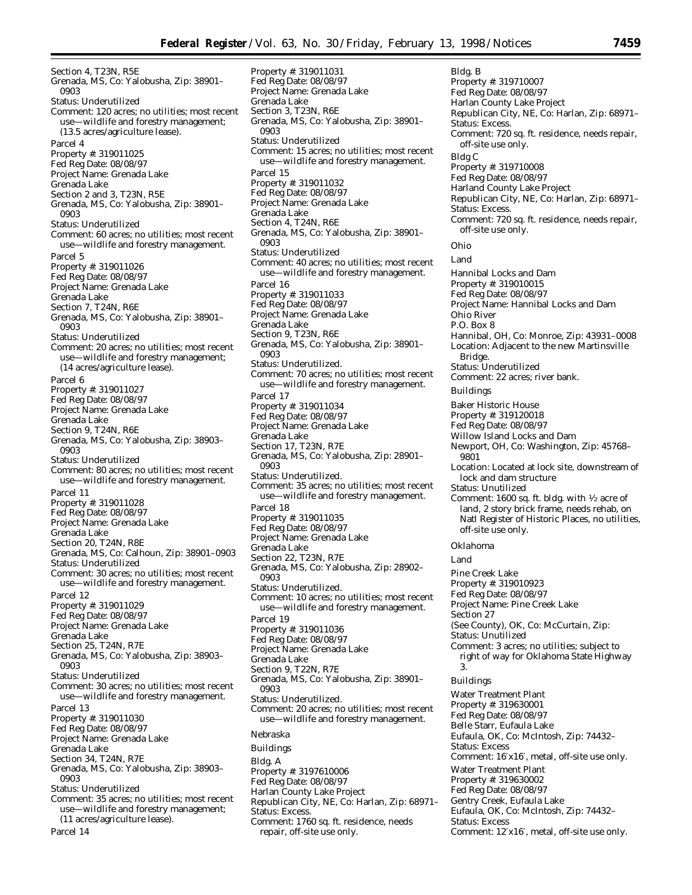Section 4, T23N, R5E
Grenada, MS, Co: Yalobusha, Zip: 38901–0903
Status: Underutilized
Comment: 120 acres; no utilities; most recent use—wildlife and forestry management; (13.5 acres/agriculture lease).

Parcel 4
Property #: 319011025
Fed Reg Date: 08/08/97
Project Name: Grenada Lake
Grenada Lake
Section 2 and 3, T23N, R5E
Grenada, MS, Co: Yalobusha, Zip: 38901–0903
Status: Underutilized
Comment: 60 acres; no utilities; most recent use—wildlife and forestry management.

Parcel 5
Property #: 319011026
Fed Reg Date: 08/08/97
Project Name: Grenada Lake
Grenada Lake
Section 7, T24N, R6E
Grenada, MS, Co: Yalobusha, Zip: 38901–0903
Status: Underutilized
Comment: 20 acres; no utilities; most recent use—wildlife and forestry management; (14 acres/agriculture lease).

Parcel 6
Property #: 319011027
Fed Reg Date: 08/08/97
Project Name: Grenada Lake
Grenada Lake
Section 9, T24N, R6E
Grenada, MS, Co: Yalobusha, Zip: 38903–0903
Status: Underutilized
Comment: 80 acres; no utilities; most recent use—wildlife and forestry management.

Parcel 11
Property #: 319011028
Fed Reg Date: 08/08/97
Project Name: Grenada Lake
Grenada Lake
Section 20, T24N, R8E
Grenada, MS, Co: Calhoun, Zip: 38901–0903
Status: Underutilized
Comment: 30 acres; no utilities; most recent use—wildlife and forestry management.

Parcel 12
Property #: 319011029
Fed Reg Date: 08/08/97
Project Name: Grenada Lake
Grenada Lake
Section 25, T24N, R7E
Grenada, MS, Co: Yalobusha, Zip: 38903–0903
Status: Underutilized
Comment: 30 acres; no utilities; most recent use—wildlife and forestry management.

Parcel 13
Property #: 319011030
Fed Reg Date: 08/08/97
Project Name: Grenada Lake
Grenada Lake
Section 34, T24N, R7E
Grenada, MS, Co: Yalobusha, Zip: 38903–0903
Status: Underutilized
Comment: 35 acres; no utilities; most recent use—wildlife and forestry management; (11 acres/agriculture lease).

Parcel 14
Property #: 319011031
Fed Reg Date: 08/08/97
Project Name: Grenada Lake
Grenada Lake
Section 3, T23N, R6E
Grenada, MS, Co: Yalobusha, Zip: 38901–0903
Status: Underutilized
Comment: 15 acres; no utilities; most recent use—wildlife and forestry management.

Parcel 15
Property #: 319011032
Fed Reg Date: 08/08/97
Project Name: Grenada Lake
Grenada Lake
Section 4, T24N, R6E
Grenada, MS, Co: Yalobusha, Zip: 38901–0903
Status: Underutilized
Comment: 40 acres; no utilities; most recent use—wildlife and forestry management.

Parcel 16
Property #: 319011033
Fed Reg Date: 08/08/97
Project Name: Grenada Lake
Grenada Lake
Section 9, T23N, R6E
Grenada, MS, Co: Yalobusha, Zip: 38901–0903
Status: Underutilized.
Comment: 70 acres; no utilities; most recent use—wildlife and forestry management.

Parcel 17
Property #: 319011034
Fed Reg Date: 08/08/97
Project Name: Grenada Lake
Grenada Lake
Section 17, T23N, R7E
Grenada, MS, Co: Yalobusha, Zip: 28901–0903
Status: Underutilized.
Comment: 35 acres; no utilities; most recent use—wildlife and forestry management.

Parcel 18
Property #: 319011035
Fed Reg Date: 08/08/97
Project Name: Grenada Lake
Grenada Lake
Section 22, T23N, R7E
Grenada, MS, Co: Yalobusha, Zip: 28902–0903
Status: Underutilized.
Comment: 10 acres; no utilities; most recent use—wildlife and forestry management.

Parcel 19
Property #: 319011036
Fed Reg Date: 08/08/97
Project Name: Grenada Lake
Grenada Lake
Section 9, T22N, R7E
Grenada, MS, Co: Yalobusha, Zip: 38901–0903
Status: Underutilized.
Comment: 20 acres; no utilities; most recent use—wildlife and forestry management.

*Nebraska*

*Buildings*

Bldg. A
Property #: 3197610006
Fed Reg Date: 08/08/97
Harlan County Lake Project
Republican City, NE, Co: Harlan, Zip: 68971–
Status: Excess.
Comment: 1760 sq. ft. residence, needs repair, off-site use only.

Bldg. B
Property #: 319710007
Fed Reg Date: 08/08/97
Harlan County Lake Project
Republican City, NE, Co: Harlan, Zip: 68971–
Status: Excess.
Comment: 720 sq. ft. residence, needs repair, off-site use only.

Bldg C
Property #: 319710008
Fed Reg Date: 08/08/97
Harland County Lake Project
Republican City, NE, Co: Harlan, Zip: 68971–
Status: Excess.
Comment: 720 sq. ft. residence, needs repair, off-site use only.

*Ohio*

*Land*

Hannibal Locks and Dam
Property #: 319010015
Fed Reg Date: 08/08/97
Project Name: Hannibal Locks and Dam
Ohio River
P.O. Box 8
Hannibal, OH, Co: Monroe, Zip: 43931–0008
Location: Adjacent to the new Martinsville Bridge.
Status: Underutilized
Comment: 22 acres; river bank.

*Buildings*

Baker Historic House
Property #: 319120018
Fed Reg Date: 08/08/97
Willow Island Locks and Dam
Newport, OH, Co: Washington, Zip: 45768–9801
Location: Located at lock site, downstream of lock and dam structure
Status: Unutilized
Comment: 1600 sq. ft. bldg. with ½ acre of land, 2 story brick frame, needs rehab, on Natl Register of Historic Places, no utilities, off-site use only.

*Oklahoma*

*Land*

Pine Creek Lake
Property #: 319010923
Fed Reg Date: 08/08/97
Project Name: Pine Creek Lake
Section 27
(See County), OK, Co: McCurtain, Zip:
Status: Unutilized
Comment: 3 acres; no utilities; subject to right of way for Oklahoma State Highway 3.

*Buildings*

Water Treatment Plant
Property #: 319630001
Fed Reg Date: 08/08/97
Belle Starr, Eufaula Lake
Eufaula, OK, Co: McIntosh, Zip: 74432–
Status: Excess
Comment: 16′x16′, metal, off-site use only.

Water Treatment Plant
Property #: 319630002
Fed Reg Date: 08/08/97
Gentry Creek, Eufaula Lake
Eufaula, OK, Co: McIntosh, Zip: 74432–
Status: Excess
Comment: 12′x16′, metal, off-site use only.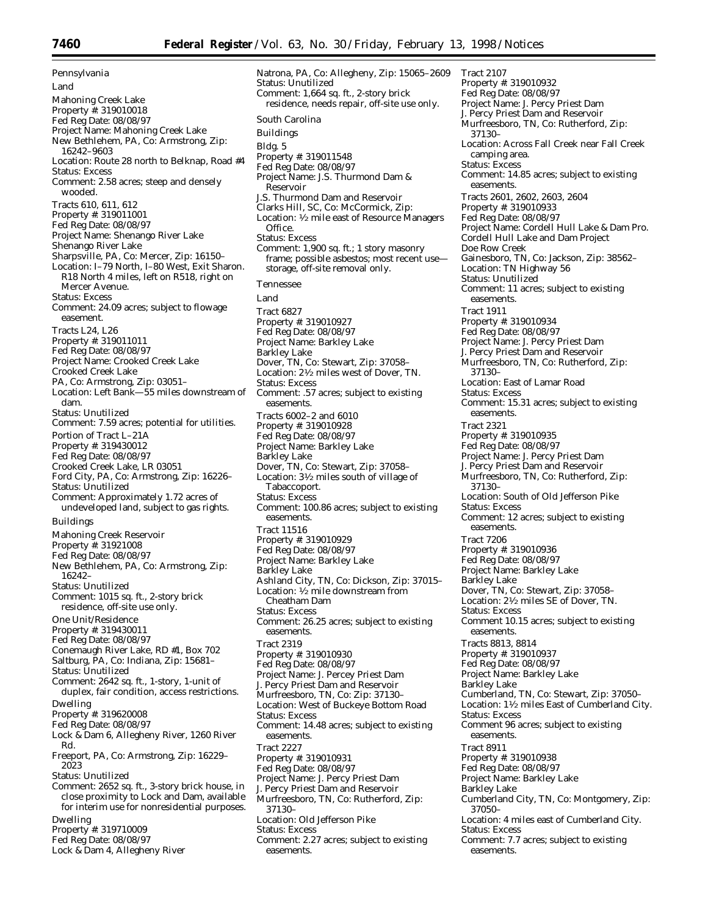Pennsylvania

Land

Mahoning Creek Lake
Property #: 319010018
Fed Reg Date: 08/08/97
Project Name: Mahoning Creek Lake
New Bethlehem, PA, Co: Armstrong, Zip: 16242–9603
Location: Route 28 north to Belknap, Road #4
Status: Excess
Comment: 2.58 acres; steep and densely wooded.

Tracts 610, 611, 612
Property #: 319011001
Fed Reg Date: 08/08/97
Project Name: Shenango River Lake
Shenango River Lake
Sharpsville, PA, Co: Mercer, Zip: 16150–
Location: I–79 North, I–80 West, Exit Sharon. R18 North 4 miles, left on R518, right on Mercer Avenue.
Status: Excess
Comment: 24.09 acres; subject to flowage easement.

Tracts L24, L26
Property #: 319011011
Fed Reg Date: 08/08/97
Project Name: Crooked Creek Lake
Crooked Creek Lake
PA, Co: Armstrong, Zip: 03051–
Location: Left Bank—55 miles downstream of dam.
Status: Unutilized
Comment: 7.59 acres; potential for utilities.

Portion of Tract L–21A
Property #: 319430012
Fed Reg Date: 08/08/97
Crooked Creek Lake, LR 03051
Ford City, PA, Co: Armstrong, Zip: 16226–
Status: Unutilized
Comment: Approximately 1.72 acres of undeveloped land, subject to gas rights.

Buildings

Mahoning Creek Reservoir
Property #: 31921008
Fed Reg Date: 08/08/97
New Bethlehem, PA, Co: Armstrong, Zip: 16242–
Status: Unutilized
Comment: 1015 sq. ft., 2-story brick residence, off-site use only.

One Unit/Residence
Property #: 319430011
Fed Reg Date: 08/08/97
Conemaugh River Lake, RD #1, Box 702
Saltburg, PA, Co: Indiana, Zip: 15681–
Status: Unutilized
Comment: 2642 sq. ft., 1-story, 1-unit of duplex, fair condition, access restrictions.

Dwelling
Property #: 319620008
Fed Reg Date: 08/08/97
Lock & Dam 6, Allegheny River, 1260 River Rd.
Freeport, PA, Co: Armstrong, Zip: 16229–2023
Status: Unutilized
Comment: 2652 sq. ft., 3-story brick house, in close proximity to Lock and Dam, available for interim use for nonresidential purposes.

Dwelling
Property #: 319710009
Fed Reg Date: 08/08/97
Lock & Dam 4, Allegheny River
Natrona, PA, Co: Allegheny, Zip: 15065–2609
Status: Unutilized
Comment: 1,664 sq. ft., 2-story brick residence, needs repair, off-site use only.

South Carolina

Buildings

Bldg. 5
Property #: 319011548
Fed Reg Date: 08/08/97
Project Name: J.S. Thurmond Dam & Reservoir
J.S. Thurmond Dam and Reservoir
Clarks Hill, SC, Co: McCormick, Zip:
Location: ½ mile east of Resource Managers Office.
Status: Excess
Comment: 1,900 sq. ft.; 1 story masonry frame; possible asbestos; most recent use—storage, off-site removal only.

Tennessee

Land

Tract 6827
Property #: 319010927
Fed Reg Date: 08/08/97
Project Name: Barkley Lake
Barkley Lake
Dover, TN, Co: Stewart, Zip: 37058–
Location: 2½ miles west of Dover, TN.
Status: Excess
Comment: .57 acres; subject to existing easements.

Tracts 6002–2 and 6010
Property #: 319010928
Fed Reg Date: 08/08/97
Project Name: Barkley Lake
Barkley Lake
Dover, TN, Co: Stewart, Zip: 37058–
Location: 3½ miles south of village of Tabaccoport.
Status: Excess
Comment: 100.86 acres; subject to existing easements.

Tract 11516
Property #: 319010929
Fed Reg Date: 08/08/97
Project Name: Barkley Lake
Barkley Lake
Ashland City, TN, Co: Dickson, Zip: 37015–
Location: ½ mile downstream from Cheatham Dam
Status: Excess
Comment: 26.25 acres; subject to existing easements.

Tract 2319
Property #: 319010930
Fed Reg Date: 08/08/97
Project Name: J. Percey Priest Dam
J. Percy Priest Dam and Reservoir
Murfreesboro, TN, Co: Zip: 37130–
Location: West of Buckeye Bottom Road
Status: Excess
Comment: 14.48 acres; subject to existing easements.

Tract 2227
Property #: 319010931
Fed Reg Date: 08/08/97
Project Name: J. Percy Priest Dam
J. Percy Priest Dam and Reservoir
Murfreesboro, TN, Co: Rutherford, Zip: 37130–
Location: Old Jefferson Pike
Status: Excess
Comment: 2.27 acres; subject to existing easements.

Tract 2107
Property #: 319010932
Fed Reg Date: 08/08/97
Project Name: J. Percy Priest Dam
J. Percy Priest Dam and Reservoir
Murfreesboro, TN, Co: Rutherford, Zip: 37130–
Location: Across Fall Creek near Fall Creek camping area.
Status: Excess
Comment: 14.85 acres; subject to existing easements.

Tracts 2601, 2602, 2603, 2604
Property #: 319010933
Fed Reg Date: 08/08/97
Project Name: Cordell Hull Lake & Dam Pro.
Cordell Hull Lake and Dam Project
Doe Row Creek
Gainesboro, TN, Co: Jackson, Zip: 38562–
Location: TN Highway 56
Status: Unutilized
Comment: 11 acres; subject to existing easements.

Tract 1911
Property #: 319010934
Fed Reg Date: 08/08/97
Project Name: J. Percy Priest Dam
J. Percy Priest Dam and Reservoir
Murfreesboro, TN, Co: Rutherford, Zip: 37130–
Location: East of Lamar Road
Status: Excess
Comment: 15.31 acres; subject to existing easements.

Tract 2321
Property #: 319010935
Fed Reg Date: 08/08/97
Project Name: J. Percy Priest Dam
J. Percy Priest Dam and Reservoir
Murfreesboro, TN, Co: Rutherford, Zip: 37130–
Location: South of Old Jefferson Pike
Status: Excess
Comment: 12 acres; subject to existing easements.

Tract 7206
Property #: 319010936
Fed Reg Date: 08/08/97
Project Name: Barkley Lake
Barkley Lake
Dover, TN, Co: Stewart, Zip: 37058–
Location: 2½ miles SE of Dover, TN.
Status: Excess
Comment 10.15 acres; subject to existing easements.

Tracts 8813, 8814
Property #: 319010937
Fed Reg Date: 08/08/97
Project Name: Barkley Lake
Barkley Lake
Cumberland, TN, Co: Stewart, Zip: 37050–
Location: 1½ miles East of Cumberland City.
Status: Excess
Comment 96 acres; subject to existing easements.

Tract 8911
Property #: 319010938
Fed Reg Date: 08/08/97
Project Name: Barkley Lake
Barkley Lake
Cumberland City, TN, Co: Montgomery, Zip: 37050–
Location: 4 miles east of Cumberland City.
Status: Excess
Comment: 7.7 acres; subject to existing easements.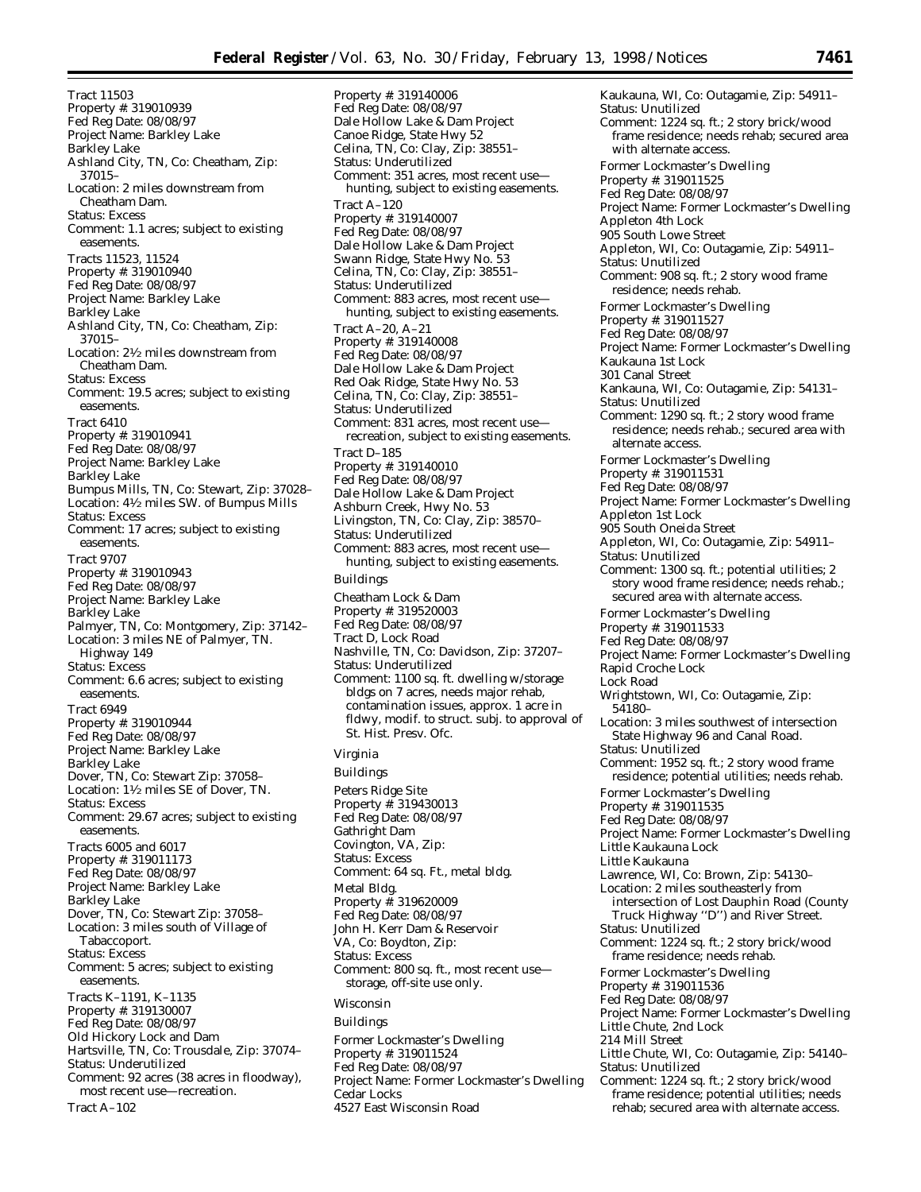Tract 11503
Property #: 319010939
Fed Reg Date: 08/08/97
Project Name: Barkley Lake
Barkley Lake
Ashland City, TN, Co: Cheatham, Zip: 37015–
Location: 2 miles downstream from Cheatham Dam.
Status: Excess
Comment: 1.1 acres; subject to existing easements.

Tracts 11523, 11524
Property #: 319010940
Fed Reg Date: 08/08/97
Project Name: Barkley Lake
Barkley Lake
Ashland City, TN, Co: Cheatham, Zip: 37015–
Location: 2½ miles downstream from Cheatham Dam.
Status: Excess
Comment: 19.5 acres; subject to existing easements.

Tract 6410
Property #: 319010941
Fed Reg Date: 08/08/97
Project Name: Barkley Lake
Barkley Lake
Bumpus Mills, TN, Co: Stewart, Zip: 37028–
Location: 4½ miles SW. of Bumpus Mills
Status: Excess
Comment: 17 acres; subject to existing easements.

Tract 9707
Property #: 319010943
Fed Reg Date: 08/08/97
Project Name: Barkley Lake
Barkley Lake
Palmyer, TN, Co: Montgomery, Zip: 37142–
Location: 3 miles NE of Palmyer, TN. Highway 149
Status: Excess
Comment: 6.6 acres; subject to existing easements.

Tract 6949
Property #: 319010944
Fed Reg Date: 08/08/97
Project Name: Barkley Lake
Barkley Lake
Dover, TN, Co: Stewart Zip: 37058–
Location: 1½ miles SE of Dover, TN.
Status: Excess
Comment: 29.67 acres; subject to existing easements.

Tracts 6005 and 6017
Property #: 319011173
Fed Reg Date: 08/08/97
Project Name: Barkley Lake
Barkley Lake
Dover, TN, Co: Stewart Zip: 37058–
Location: 3 miles south of Village of Tabaccoport.
Status: Excess
Comment: 5 acres; subject to existing easements.

Tracts K–1191, K–1135
Property #: 319130007
Fed Reg Date: 08/08/97
Old Hickory Lock and Dam
Hartsville, TN, Co: Trousdale, Zip: 37074–
Status: Underutilized
Comment: 92 acres (38 acres in floodway), most recent use—recreation.

Tract A–102
Property #: 319140006
Fed Reg Date: 08/08/97
Dale Hollow Lake & Dam Project
Canoe Ridge, State Hwy 52
Celina, TN, Co: Clay, Zip: 38551–
Status: Underutilized
Comment: 351 acres, most recent use—hunting, subject to existing easements.

Tract A–120
Property #: 319140007
Fed Reg Date: 08/08/97
Dale Hollow Lake & Dam Project
Swann Ridge, State Hwy No. 53
Celina, TN, Co: Clay, Zip: 38551–
Status: Underutilized
Comment: 883 acres, most recent use—hunting, subject to existing easements.

Tract A–20, A–21
Property #: 319140008
Fed Reg Date: 08/08/97
Dale Hollow Lake & Dam Project
Red Oak Ridge, State Hwy No. 53
Celina, TN, Co: Clay, Zip: 38551–
Status: Underutilized
Comment: 831 acres, most recent use—recreation, subject to existing easements.

Tract D–185
Property #: 319140010
Fed Reg Date: 08/08/97
Dale Hollow Lake & Dam Project
Ashburn Creek, Hwy No. 53
Livingston, TN, Co: Clay, Zip: 38570–
Status: Underutilized
Comment: 883 acres, most recent use—hunting, subject to existing easements.

Buildings

Cheatham Lock & Dam
Property #: 319520003
Fed Reg Date: 08/08/97
Tract D, Lock Road
Nashville, TN, Co: Davidson, Zip: 37207–
Status: Underutilized
Comment: 1100 sq. ft. dwelling w/storage bldgs on 7 acres, needs major rehab, contamination issues, approx. 1 acre in fldwy, modif. to struct. subj. to approval of St. Hist. Presv. Ofc.

## Virginia

Buildings

Peters Ridge Site
Property #: 319430013
Fed Reg Date: 08/08/97
Gathright Dam
Covington, VA, Zip:
Status: Excess
Comment: 64 sq. Ft., metal bldg.

Metal Bldg.
Property #: 319620009
Fed Reg Date: 08/08/97
John H. Kerr Dam & Reservoir
VA, Co: Boydton, Zip:
Status: Excess
Comment: 800 sq. ft., most recent use—storage, off-site use only.

## Wisconsin

Buildings

Former Lockmaster's Dwelling
Property #: 319011524
Fed Reg Date: 08/08/97
Project Name: Former Lockmaster's Dwelling
Cedar Locks
4527 East Wisconsin Road
Kaukauna, WI, Co: Outagamie, Zip: 54911–
Status: Unutilized
Comment: 1224 sq. ft.; 2 story brick/wood frame residence; needs rehab; secured area with alternate access.

Former Lockmaster's Dwelling
Property #: 319011525
Fed Reg Date: 08/08/97
Project Name: Former Lockmaster's Dwelling
Appleton 4th Lock
905 South Lowe Street
Appleton, WI, Co: Outagamie, Zip: 54911–
Status: Unutilized
Comment: 908 sq. ft.; 2 story wood frame residence; needs rehab.

Former Lockmaster's Dwelling
Property #: 319011527
Fed Reg Date: 08/08/97
Project Name: Former Lockmaster's Dwelling
Kaukauna 1st Lock
301 Canal Street
Kankauna, WI, Co: Outagamie, Zip: 54131–
Status: Unutilized
Comment: 1290 sq. ft.; 2 story wood frame residence; needs rehab.; secured area with alternate access.

Former Lockmaster's Dwelling
Property #: 319011531
Fed Reg Date: 08/08/97
Project Name: Former Lockmaster's Dwelling
Appleton 1st Lock
905 South Oneida Street
Appleton, WI, Co: Outagamie, Zip: 54911–
Status: Unutilized
Comment: 1300 sq. ft.; potential utilities; 2 story wood frame residence; needs rehab.; secured area with alternate access.

Former Lockmaster's Dwelling
Property #: 319011533
Fed Reg Date: 08/08/97
Project Name: Former Lockmaster's Dwelling
Rapid Croche Lock
Lock Road
Wrightstown, WI, Co: Outagamie, Zip: 54180–
Location: 3 miles southwest of intersection State Highway 96 and Canal Road.
Status: Unutilized
Comment: 1952 sq. ft.; 2 story wood frame residence; potential utilities; needs rehab.

Former Lockmaster's Dwelling
Property #: 319011535
Fed Reg Date: 08/08/97
Project Name: Former Lockmaster's Dwelling
Little Kaukauna Lock
Little Kaukauna
Lawrence, WI, Co: Brown, Zip: 54130–
Location: 2 miles southeasterly from intersection of Lost Dauphin Road (County Truck Highway ''D'') and River Street.
Status: Unutilized
Comment: 1224 sq. ft.; 2 story brick/wood frame residence; needs rehab.

Former Lockmaster's Dwelling
Property #: 319011536
Fed Reg Date: 08/08/97
Project Name: Former Lockmaster's Dwelling
Little Chute, 2nd Lock
214 Mill Street
Little Chute, WI, Co: Outagamie, Zip: 54140–
Status: Unutilized
Comment: 1224 sq. ft.; 2 story brick/wood frame residence; potential utilities; needs rehab; secured area with alternate access.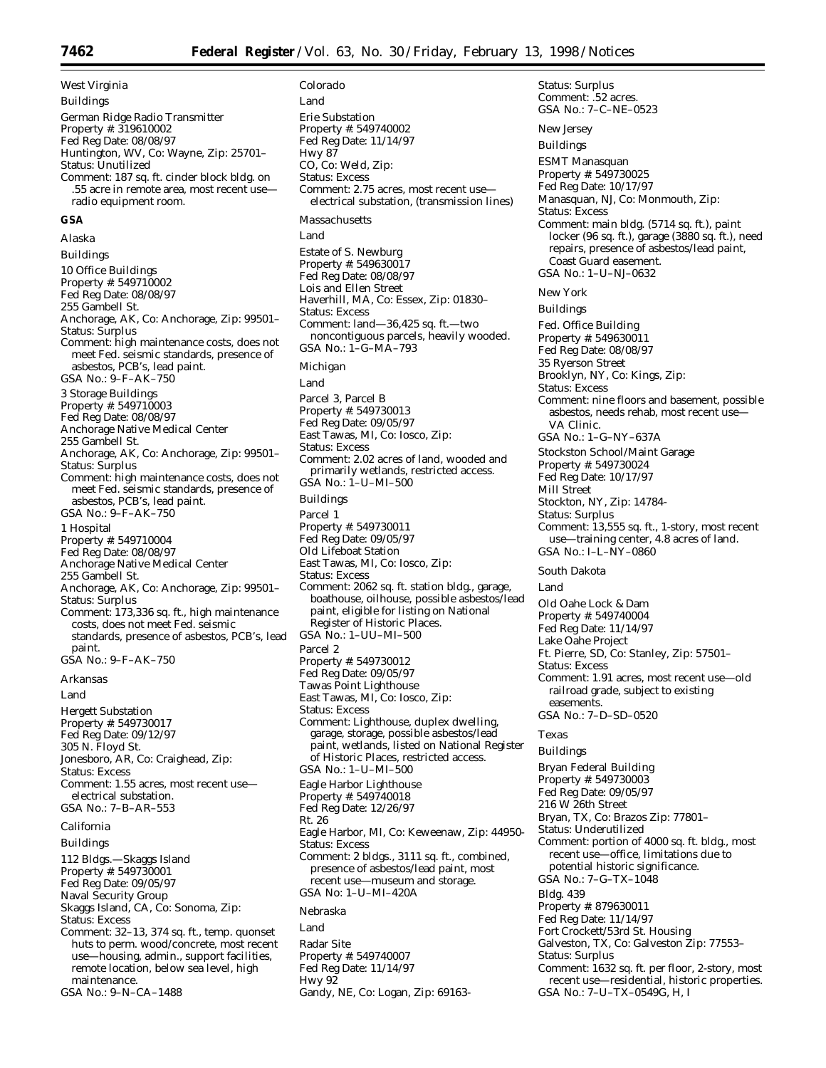West Virginia

Buildings

German Ridge Radio Transmitter
Property #: 319610002
Fed Reg Date: 08/08/97
Huntington, WV, Co: Wayne, Zip: 25701–
Status: Unutilized
Comment: 187 sq. ft. cinder block bldg. on .55 acre in remote area, most recent use—radio equipment room.

## GSA

Alaska

Buildings

10 Office Buildings
Property #: 549710002
Fed Reg Date: 08/08/97
255 Gambell St.
Anchorage, AK, Co: Anchorage, Zip: 99501–
Status: Surplus
Comment: high maintenance costs, does not meet Fed. seismic standards, presence of asbestos, PCB's, lead paint.
GSA No.: 9–F–AK–750

3 Storage Buildings
Property #: 549710003
Fed Reg Date: 08/08/97
Anchorage Native Medical Center
255 Gambell St.
Anchorage, AK, Co: Anchorage, Zip: 99501–
Status: Surplus
Comment: high maintenance costs, does not meet Fed. seismic standards, presence of asbestos, PCB's, lead paint.
GSA No.: 9–F–AK–750

1 Hospital
Property #: 549710004
Fed Reg Date: 08/08/97
Anchorage Native Medical Center
255 Gambell St.
Anchorage, AK, Co: Anchorage, Zip: 99501–
Status: Surplus
Comment: 173,336 sq. ft., high maintenance costs, does not meet Fed. seismic standards, presence of asbestos, PCB's, lead paint.
GSA No.: 9–F–AK–750

Arkansas

Land

Hergett Substation
Property #: 549730017
Fed Reg Date: 09/12/97
305 N. Floyd St.
Jonesboro, AR, Co: Craighead, Zip:
Status: Excess
Comment: 1.55 acres, most recent use—electrical substation.
GSA No.: 7–B–AR–553

California

Buildings

112 Bldgs.—Skaggs Island
Property #: 549730001
Fed Reg Date: 09/05/97
Naval Security Group
Skaggs Island, CA, Co: Sonoma, Zip:
Status: Excess
Comment: 32–13, 374 sq. ft., temp. quonset huts to perm. wood/concrete, most recent use—housing, admin., support facilities, remote location, below sea level, high maintenance.
GSA No.: 9–N–CA–1488

Colorado

Land

Erie Substation
Property #: 549740002
Fed Reg Date: 11/14/97
Hwy 87
CO, Co: Weld, Zip:
Status: Excess
Comment: 2.75 acres, most recent use—electrical substation, (transmission lines)

Massachusetts

Land

Estate of S. Newburg
Property #: 549630017
Fed Reg Date: 08/08/97
Lois and Ellen Street
Haverhill, MA, Co: Essex, Zip: 01830–
Status: Excess
Comment: land—36,425 sq. ft.—two noncontiguous parcels, heavily wooded.
GSA No.: 1–G–MA–793

Michigan

Land

Parcel 3, Parcel B
Property #: 549730013
Fed Reg Date: 09/05/97
East Tawas, MI, Co: Iosco, Zip:
Status: Excess
Comment: 2.02 acres of land, wooded and primarily wetlands, restricted access.
GSA No.: 1–U–MI–500

Buildings

Parcel 1
Property #: 549730011
Fed Reg Date: 09/05/97
Old Lifeboat Station
East Tawas, MI, Co: Iosco, Zip:
Status: Excess
Comment: 2062 sq. ft. station bldg., garage, boathouse, oilhouse, possible asbestos/lead paint, eligible for listing on National Register of Historic Places.
GSA No.: 1–UU–MI–500

Parcel 2
Property #: 549730012
Fed Reg Date: 09/05/97
Tawas Point Lighthouse
East Tawas, MI, Co: Iosco, Zip:
Status: Excess
Comment: Lighthouse, duplex dwelling, garage, storage, possible asbestos/lead paint, wetlands, listed on National Register of Historic Places, restricted access.
GSA No.: 1–U–MI–500

Eagle Harbor Lighthouse
Property #: 549740018
Fed Reg Date: 12/26/97
Rt. 26
Eagle Harbor, MI, Co: Keweenaw, Zip: 44950-
Status: Excess
Comment: 2 bldgs., 3111 sq. ft., combined, presence of asbestos/lead paint, most recent use—museum and storage.
GSA No: 1–U–MI–420A

Nebraska

Land

Radar Site
Property #: 549740007
Fed Reg Date: 11/14/97
Hwy 92
Gandy, NE, Co: Logan, Zip: 69163-
Status: Surplus
Comment: .52 acres.
GSA No.: 7–C–NE–0523

New Jersey

Buildings

ESMT Manasquan
Property #: 549730025
Fed Reg Date: 10/17/97
Manasquan, NJ, Co: Monmouth, Zip:
Status: Excess
Comment: main bldg. (5714 sq. ft.), paint locker (96 sq. ft.), garage (3880 sq. ft.), need repairs, presence of asbestos/lead paint, Coast Guard easement.
GSA No.: 1–U–NJ–0632

New York

Buildings

Fed. Office Building
Property #: 549630011
Fed Reg Date: 08/08/97
35 Ryerson Street
Brooklyn, NY, Co: Kings, Zip:
Status: Excess
Comment: nine floors and basement, possible asbestos, needs rehab, most recent use—VA Clinic.
GSA No.: 1–G–NY–637A

Stockston School/Maint Garage
Property #: 549730024
Fed Reg Date: 10/17/97
Mill Street
Stockton, NY, Zip: 14784-
Status: Surplus
Comment: 13,555 sq. ft., 1-story, most recent use—training center, 4.8 acres of land.
GSA No.: I–L–NY–0860

South Dakota

Land

Old Oahe Lock & Dam
Property #: 549740004
Fed Reg Date: 11/14/97
Lake Oahe Project
Ft. Pierre, SD, Co: Stanley, Zip: 57501–
Status: Excess
Comment: 1.91 acres, most recent use—old railroad grade, subject to existing easements.
GSA No.: 7–D–SD–0520

Texas

Buildings

Bryan Federal Building
Property #: 549730003
Fed Reg Date: 09/05/97
216 W 26th Street
Bryan, TX, Co: Brazos Zip: 77801–
Status: Underutilized
Comment: portion of 4000 sq. ft. bldg., most recent use—office, limitations due to potential historic significance.
GSA No.: 7–G–TX–1048

Bldg. 439
Property #: 879630011
Fed Reg Date: 11/14/97
Fort Crockett/53rd St. Housing
Galveston, TX, Co: Galveston Zip: 77553–
Status: Surplus
Comment: 1632 sq. ft. per floor, 2-story, most recent use—residential, historic properties.
GSA No.: 7–U–TX–0549G, H, I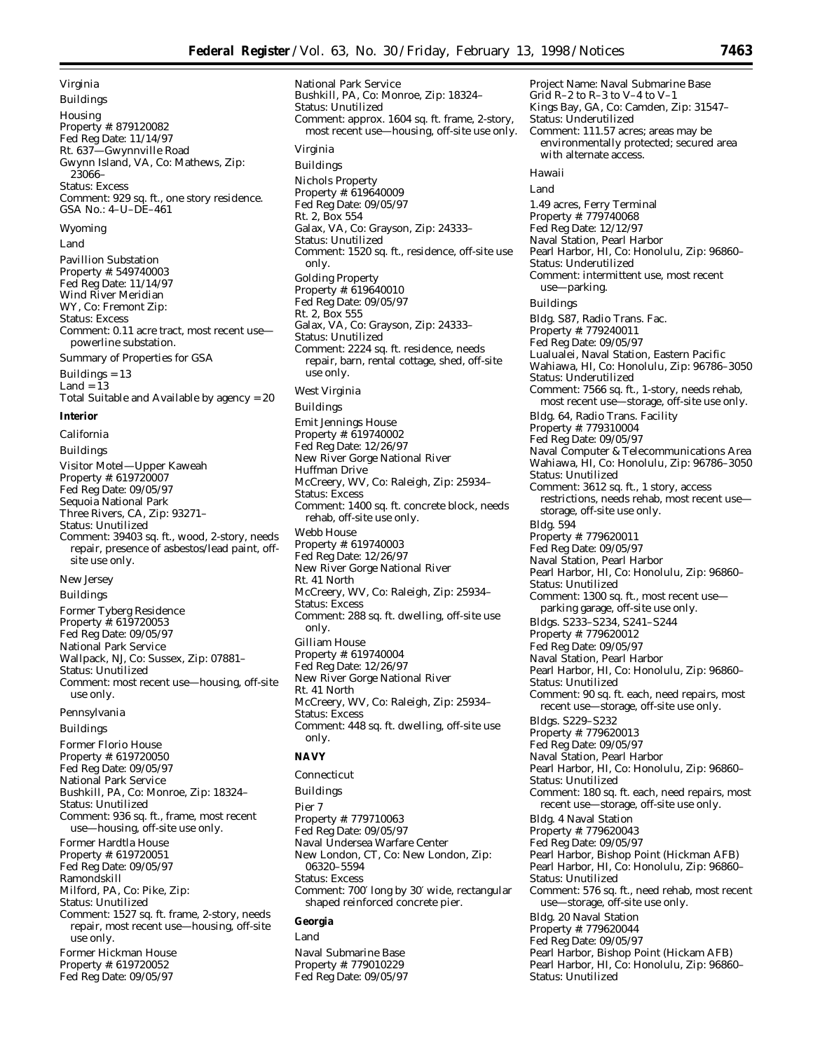Virginia

Buildings

Housing
Property #: 879120082
Fed Reg Date: 11/14/97
Rt. 637—Gwynnville Road
Gwynn Island, VA, Co: Mathews, Zip: 23066–
Status: Excess
Comment: 929 sq. ft., one story residence.
GSA No.: 4–U–DE–461

Wyoming

Land

Pavillion Substation
Property #: 549740003
Fed Reg Date: 11/14/97
Wind River Meridian
WY, Co: Fremont Zip:
Status: Excess
Comment: 0.11 acre tract, most recent use—powerline substation.

Summary of Properties for GSA

Buildings = 13
Land = 13
Total Suitable and Available by agency = 20

**Interior**

California

Buildings

Visitor Motel—Upper Kaweah
Property #: 619720007
Fed Reg Date: 09/05/97
Sequoia National Park
Three Rivers, CA, Zip: 93271–
Status: Unutilized
Comment: 39403 sq. ft., wood, 2-story, needs repair, presence of asbestos/lead paint, off-site use only.

New Jersey

Buildings

Former Tyberg Residence
Property #: 619720053
Fed Reg Date: 09/05/97
National Park Service
Wallpack, NJ, Co: Sussex, Zip: 07881–
Status: Unutilized
Comment: most recent use—housing, off-site use only.

Pennsylvania

Buildings

Former Florio House
Property #: 619720050
Fed Reg Date: 09/05/97
National Park Service
Bushkill, PA, Co: Monroe, Zip: 18324–
Status: Unutilized
Comment: 936 sq. ft., frame, most recent use—housing, off-site use only.

Former Hardtla House
Property #: 619720051
Fed Reg Date: 09/05/97
Ramondskill
Milford, PA, Co: Pike, Zip:
Status: Unutilized
Comment: 1527 sq. ft. frame, 2-story, needs repair, most recent use—housing, off-site use only.

Former Hickman House
Property #: 619720052
Fed Reg Date: 09/05/97
National Park Service
Bushkill, PA, Co: Monroe, Zip: 18324–
Status: Unutilized
Comment: approx. 1604 sq. ft. frame, 2-story, most recent use—housing, off-site use only.

Virginia

Buildings

Nichols Property
Property #: 619640009
Fed Reg Date: 09/05/97
Rt. 2, Box 554
Galax, VA, Co: Grayson, Zip: 24333–
Status: Unutilized
Comment: 1520 sq. ft., residence, off-site use only.

Golding Property
Property #: 619640010
Fed Reg Date: 09/05/97
Rt. 2, Box 555
Galax, VA, Co: Grayson, Zip: 24333–
Status: Unutilized
Comment: 2224 sq. ft. residence, needs repair, barn, rental cottage, shed, off-site use only.

West Virginia

Buildings

Emit Jennings House
Property #: 619740002
Fed Reg Date: 12/26/97
New River Gorge National River
Huffman Drive
McCreery, WV, Co: Raleigh, Zip: 25934–
Status: Excess
Comment: 1400 sq. ft. concrete block, needs rehab, off-site use only.

Webb House
Property #: 619740003
Fed Reg Date: 12/26/97
New River Gorge National River
Rt. 41 North
McCreery, WV, Co: Raleigh, Zip: 25934–
Status: Excess
Comment: 288 sq. ft. dwelling, off-site use only.

Gilliam House
Property #: 619740004
Fed Reg Date: 12/26/97
New River Gorge National River
Rt. 41 North
McCreery, WV, Co: Raleigh, Zip: 25934–
Status: Excess
Comment: 448 sq. ft. dwelling, off-site use only.

**NAVY**

Connecticut

Buildings

Pier 7
Property #: 779710063
Fed Reg Date: 09/05/97
Naval Undersea Warfare Center
New London, CT, Co: New London, Zip: 06320–5594
Status: Excess
Comment: 700′ long by 30′ wide, rectangular shaped reinforced concrete pier.

**Georgia**

Land

Naval Submarine Base
Property #: 779010229
Fed Reg Date: 09/05/97
Project Name: Naval Submarine Base
Grid R–2 to R–3 to V–4 to V–1
Kings Bay, GA, Co: Camden, Zip: 31547–
Status: Underutilized
Comment: 111.57 acres; areas may be environmentally protected; secured area with alternate access.

Hawaii

Land

1.49 acres, Ferry Terminal
Property #: 779740068
Fed Reg Date: 12/12/97
Naval Station, Pearl Harbor
Pearl Harbor, HI, Co: Honolulu, Zip: 96860–
Status: Underutilized
Comment: intermittent use, most recent use—parking.

Buildings

Bldg. S87, Radio Trans. Fac.
Property #: 779240011
Fed Reg Date: 09/05/97
Lualualei, Naval Station, Eastern Pacific
Wahiawa, HI, Co: Honolulu, Zip: 96786–3050
Status: Underutilized
Comment: 7566 sq. ft., 1-story, needs rehab, most recent use—storage, off-site use only.

Bldg. 64, Radio Trans. Facility
Property #: 779310004
Fed Reg Date: 09/05/97
Naval Computer & Telecommunications Area
Wahiawa, HI, Co: Honolulu, Zip: 96786–3050
Status: Unutilized
Comment: 3612 sq. ft., 1 story, access restrictions, needs rehab, most recent use—storage, off-site use only.

Bldg. 594
Property #: 779620011
Fed Reg Date: 09/05/97
Naval Station, Pearl Harbor
Pearl Harbor, HI, Co: Honolulu, Zip: 96860–
Status: Unutilized
Comment: 1300 sq. ft., most recent use—parking garage, off-site use only.

Bldgs. S233–S234, S241–S244
Property #: 779620012
Fed Reg Date: 09/05/97
Naval Station, Pearl Harbor
Pearl Harbor, HI, Co: Honolulu, Zip: 96860–
Status: Unutilized
Comment: 90 sq. ft. each, need repairs, most recent use—storage, off-site use only.

Bldgs. S229–S232
Property #: 779620013
Fed Reg Date: 09/05/97
Naval Station, Pearl Harbor
Pearl Harbor, HI, Co: Honolulu, Zip: 96860–
Status: Unutilized
Comment: 180 sq. ft. each, need repairs, most recent use—storage, off-site use only.

Bldg. 4 Naval Station
Property #: 779620043
Fed Reg Date: 09/05/97
Pearl Harbor, Bishop Point (Hickman AFB)
Pearl Harbor, HI, Co: Honolulu, Zip: 96860–
Status: Unutilized
Comment: 576 sq. ft., need rehab, most recent use—storage, off-site use only.

Bldg. 20 Naval Station
Property #: 779620044
Fed Reg Date: 09/05/97
Pearl Harbor, Bishop Point (Hickam AFB)
Pearl Harbor, HI, Co: Honolulu, Zip: 96860–
Status: Unutilized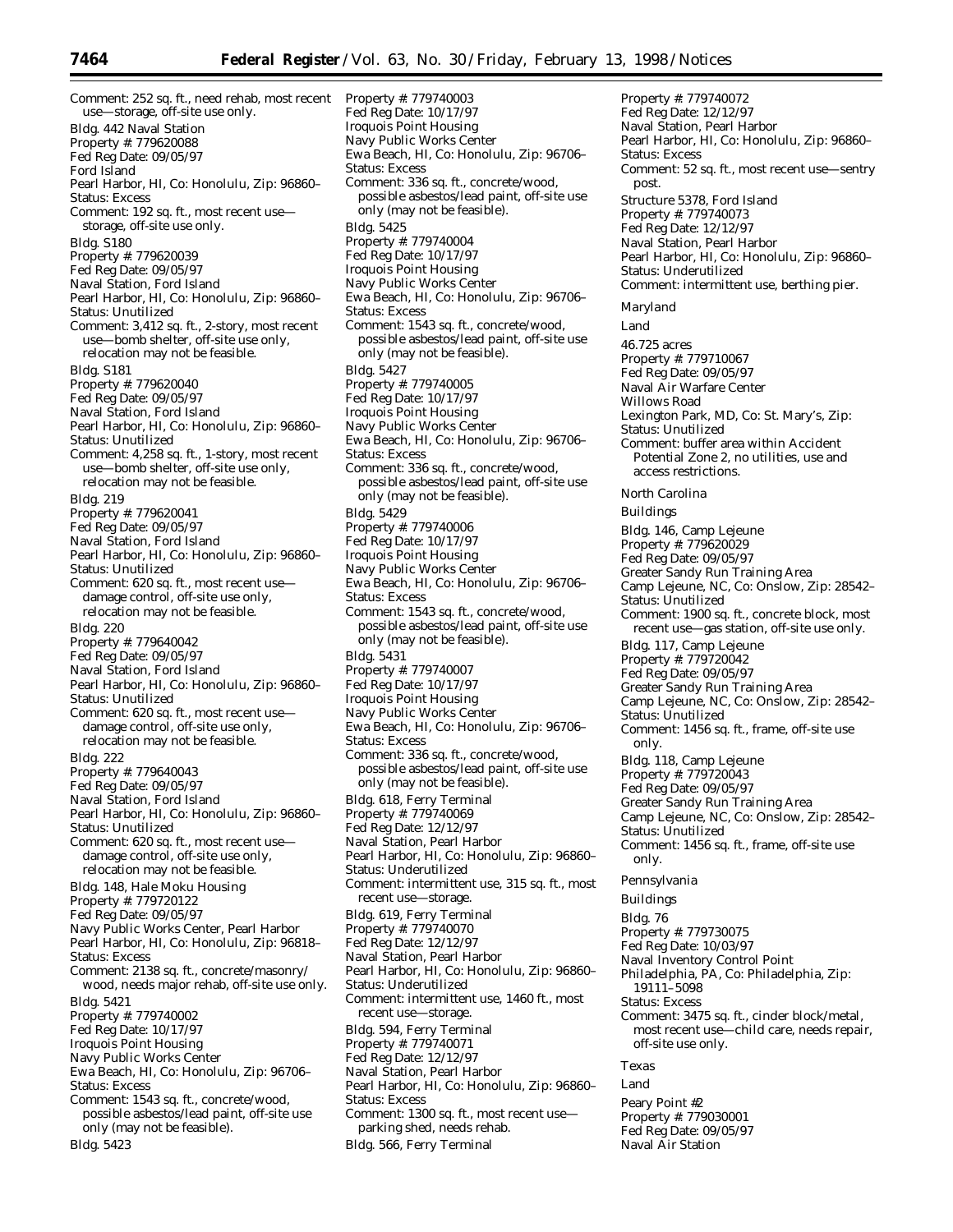Comment: 252 sq. ft., need rehab, most recent use—storage, off-site use only.

Bldg. 442 Naval Station
Property #: 779620088
Fed Reg Date: 09/05/97
Ford Island
Pearl Harbor, HI, Co: Honolulu, Zip: 96860–
Status: Excess
Comment: 192 sq. ft., most recent use—storage, off-site use only.

Bldg. S180
Property #: 779620039
Fed Reg Date: 09/05/97
Naval Station, Ford Island
Pearl Harbor, HI, Co: Honolulu, Zip: 96860–
Status: Unutilized
Comment: 3,412 sq. ft., 2-story, most recent use—bomb shelter, off-site use only, relocation may not be feasible.

Bldg. S181
Property #: 779620040
Fed Reg Date: 09/05/97
Naval Station, Ford Island
Pearl Harbor, HI, Co: Honolulu, Zip: 96860–
Status: Unutilized
Comment: 4,258 sq. ft., 1-story, most recent use—bomb shelter, off-site use only, relocation may not be feasible.

Bldg. 219
Property #: 779620041
Fed Reg Date: 09/05/97
Naval Station, Ford Island
Pearl Harbor, HI, Co: Honolulu, Zip: 96860–
Status: Unutilized
Comment: 620 sq. ft., most recent use—damage control, off-site use only, relocation may not be feasible.

Bldg. 220
Property #: 779640042
Fed Reg Date: 09/05/97
Naval Station, Ford Island
Pearl Harbor, HI, Co: Honolulu, Zip: 96860–
Status: Unutilized
Comment: 620 sq. ft., most recent use—damage control, off-site use only, relocation may not be feasible.

Bldg. 222
Property #: 779640043
Fed Reg Date: 09/05/97
Naval Station, Ford Island
Pearl Harbor, HI, Co: Honolulu, Zip: 96860–
Status: Unutilized
Comment: 620 sq. ft., most recent use—damage control, off-site use only, relocation may not be feasible.

Bldg. 148, Hale Moku Housing
Property #: 779720122
Fed Reg Date: 09/05/97
Navy Public Works Center, Pearl Harbor
Pearl Harbor, HI, Co: Honolulu, Zip: 96818–
Status: Excess
Comment: 2138 sq. ft., concrete/masonry/wood, needs major rehab, off-site use only.

Bldg. 5421
Property #: 779740002
Fed Reg Date: 10/17/97
Iroquois Point Housing
Navy Public Works Center
Ewa Beach, HI, Co: Honolulu, Zip: 96706–
Status: Excess
Comment: 1543 sq. ft., concrete/wood, possible asbestos/lead paint, off-site use only (may not be feasible).

Bldg. 5423
Property #: 779740003
Fed Reg Date: 10/17/97
Iroquois Point Housing
Navy Public Works Center
Ewa Beach, HI, Co: Honolulu, Zip: 96706–
Status: Excess
Comment: 336 sq. ft., concrete/wood, possible asbestos/lead paint, off-site use only (may not be feasible).

Bldg. 5425
Property #: 779740004
Fed Reg Date: 10/17/97
Iroquois Point Housing
Navy Public Works Center
Ewa Beach, HI, Co: Honolulu, Zip: 96706–
Status: Excess
Comment: 1543 sq. ft., concrete/wood, possible asbestos/lead paint, off-site use only (may not be feasible).

Bldg. 5427
Property #: 779740005
Fed Reg Date: 10/17/97
Iroquois Point Housing
Navy Public Works Center
Ewa Beach, HI, Co: Honolulu, Zip: 96706–
Status: Excess
Comment: 336 sq. ft., concrete/wood, possible asbestos/lead paint, off-site use only (may not be feasible).

Bldg. 5429
Property #: 779740006
Fed Reg Date: 10/17/97
Iroquois Point Housing
Navy Public Works Center
Ewa Beach, HI, Co: Honolulu, Zip: 96706–
Status: Excess
Comment: 1543 sq. ft., concrete/wood, possible asbestos/lead paint, off-site use only (may not be feasible).

Bldg. 5431
Property #: 779740007
Fed Reg Date: 10/17/97
Iroquois Point Housing
Navy Public Works Center
Ewa Beach, HI, Co: Honolulu, Zip: 96706–
Status: Excess
Comment: 336 sq. ft., concrete/wood, possible asbestos/lead paint, off-site use only (may not be feasible).

Bldg. 618, Ferry Terminal
Property #: 779740069
Fed Reg Date: 12/12/97
Naval Station, Pearl Harbor
Pearl Harbor, HI, Co: Honolulu, Zip: 96860–
Status: Underutilized
Comment: intermittent use, 315 sq. ft., most recent use—storage.

Bldg. 619, Ferry Terminal
Property #: 779740070
Fed Reg Date: 12/12/97
Naval Station, Pearl Harbor
Pearl Harbor, HI, Co: Honolulu, Zip: 96860–
Status: Underutilized
Comment: intermittent use, 1460 ft., most recent use—storage.

Bldg. 594, Ferry Terminal
Property #: 779740071
Fed Reg Date: 12/12/97
Naval Station, Pearl Harbor
Pearl Harbor, HI, Co: Honolulu, Zip: 96860–
Status: Excess
Comment: 1300 sq. ft., most recent use—parking shed, needs rehab.

Bldg. 566, Ferry Terminal
Property #: 779740072
Fed Reg Date: 12/12/97
Naval Station, Pearl Harbor
Pearl Harbor, HI, Co: Honolulu, Zip: 96860–
Status: Excess
Comment: 52 sq. ft., most recent use—sentry post.

Structure 5378, Ford Island
Property #: 779740073
Fed Reg Date: 12/12/97
Naval Station, Pearl Harbor
Pearl Harbor, HI, Co: Honolulu, Zip: 96860–
Status: Underutilized
Comment: intermittent use, berthing pier.

Maryland

Land

46.725 acres
Property #: 779710067
Fed Reg Date: 09/05/97
Naval Air Warfare Center
Willows Road
Lexington Park, MD, Co: St. Mary's, Zip:
Status: Unutilized
Comment: buffer area within Accident Potential Zone 2, no utilities, use and access restrictions.

North Carolina

Buildings

Bldg. 146, Camp Lejeune
Property #: 779620029
Fed Reg Date: 09/05/97
Greater Sandy Run Training Area
Camp Lejeune, NC, Co: Onslow, Zip: 28542–
Status: Unutilized
Comment: 1900 sq. ft., concrete block, most recent use—gas station, off-site use only.

Bldg. 117, Camp Lejeune
Property #: 779720042
Fed Reg Date: 09/05/97
Greater Sandy Run Training Area
Camp Lejeune, NC, Co: Onslow, Zip: 28542–
Status: Unutilized
Comment: 1456 sq. ft., frame, off-site use only.

Bldg. 118, Camp Lejeune
Property #: 779720043
Fed Reg Date: 09/05/97
Greater Sandy Run Training Area
Camp Lejeune, NC, Co: Onslow, Zip: 28542–
Status: Unutilized
Comment: 1456 sq. ft., frame, off-site use only.

Pennsylvania

Buildings

Bldg. 76
Property #: 779730075
Fed Reg Date: 10/03/97
Naval Inventory Control Point
Philadelphia, PA, Co: Philadelphia, Zip: 19111–5098
Status: Excess
Comment: 3475 sq. ft., cinder block/metal, most recent use—child care, needs repair, off-site use only.

Texas

Land

Peary Point #2
Property #: 779030001
Fed Reg Date: 09/05/97
Naval Air Station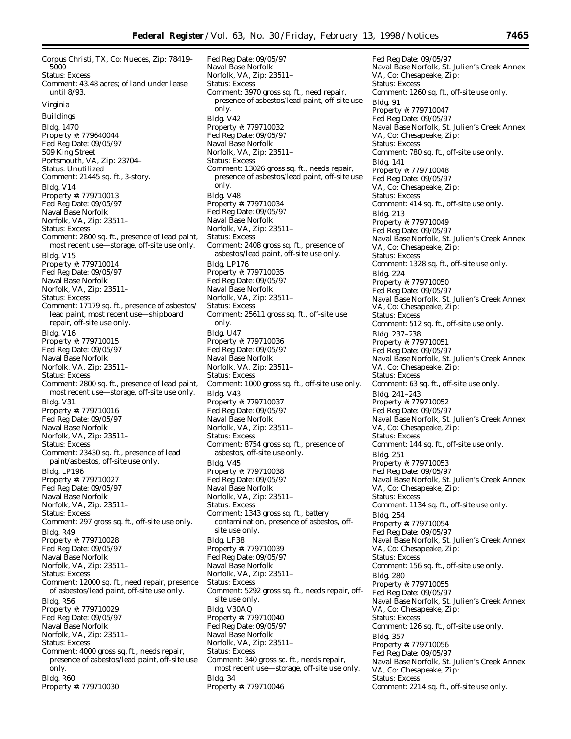Corpus Christi, TX, Co: Nueces, Zip: 78419–5000
Status: Excess
Comment: 43.48 acres; of land under lease until 8/93.

## Virginia

### Buildings

Bldg. 1470
Property #: 779640044
Fed Reg Date: 09/05/97
509 King Street
Portsmouth, VA, Zip: 23704–
Status: Unutilized
Comment: 21445 sq. ft., 3-story.

Bldg. V14
Property #: 779710013
Fed Reg Date: 09/05/97
Naval Base Norfolk
Norfolk, VA, Zip: 23511–
Status: Excess
Comment: 2800 sq. ft., presence of lead paint, most recent use—storage, off-site use only.

Bldg. V15
Property #: 779710014
Fed Reg Date: 09/05/97
Naval Base Norfolk
Norfolk, VA, Zip: 23511–
Status: Excess
Comment: 17179 sq. ft., presence of asbestos/lead paint, most recent use—shipboard repair, off-site use only.

Bldg. V16
Property #: 779710015
Fed Reg Date: 09/05/97
Naval Base Norfolk
Norfolk, VA, Zip: 23511–
Status: Excess
Comment: 2800 sq. ft., presence of lead paint, most recent use—storage, off-site use only.

Bldg. V31
Property #: 779710016
Fed Reg Date: 09/05/97
Naval Base Norfolk
Norfolk, VA, Zip: 23511–
Status: Excess
Comment: 23430 sq. ft., presence of lead paint/asbestos, off-site use only.

Bldg. LP196
Property #: 779710027
Fed Reg Date: 09/05/97
Naval Base Norfolk
Norfolk, VA, Zip: 23511–
Status: Excess
Comment: 297 gross sq. ft., off-site use only.

Bldg. R49
Property #: 779710028
Fed Reg Date: 09/05/97
Naval Base Norfolk
Norfolk, VA, Zip: 23511–
Status: Excess
Comment: 12000 sq. ft., need repair, presence of asbestos/lead paint, off-site use only.

Bldg. R56
Property #: 779710029
Fed Reg Date: 09/05/97
Naval Base Norfolk
Norfolk, VA, Zip: 23511–
Status: Excess
Comment: 4000 gross sq. ft., needs repair, presence of asbestos/lead paint, off-site use only.

Bldg. R60
Property #: 779710030
Fed Reg Date: 09/05/97
Naval Base Norfolk
Norfolk, VA, Zip: 23511–
Status: Excess
Comment: 3970 gross sq. ft., need repair, presence of asbestos/lead paint, off-site use only.

Bldg. V42
Property #: 779710032
Fed Reg Date: 09/05/97
Naval Base Norfolk
Norfolk, VA, Zip: 23511–
Status: Excess
Comment: 13026 gross sq. ft., needs repair, presence of asbestos/lead paint, off-site use only.

Bldg. V48
Property #: 779710034
Fed Reg Date: 09/05/97
Naval Base Norfolk
Norfolk, VA, Zip: 23511–
Status: Excess
Comment: 2408 gross sq. ft., presence of asbestos/lead paint, off-site use only.

Bldg. LP176
Property #: 779710035
Fed Reg Date: 09/05/97
Naval Base Norfolk
Norfolk, VA, Zip: 23511–
Status: Excess
Comment: 25611 gross sq. ft., off-site use only.

Bldg. U47
Property #: 779710036
Fed Reg Date: 09/05/97
Naval Base Norfolk
Norfolk, VA, Zip: 23511–
Status: Excess
Comment: 1000 gross sq. ft., off-site use only.

Bldg. V43
Property #: 779710037
Fed Reg Date: 09/05/97
Naval Base Norfolk
Norfolk, VA, Zip: 23511–
Status: Excess
Comment: 8754 gross sq. ft., presence of asbestos, off-site use only.

Bldg. V45
Property #: 779710038
Fed Reg Date: 09/05/97
Naval Base Norfolk
Norfolk, VA, Zip: 23511–
Status: Excess
Comment: 1343 gross sq. ft., battery contamination, presence of asbestos, off-site use only.

Bldg. LF38
Property #: 779710039
Fed Reg Date: 09/05/97
Naval Base Norfolk
Norfolk, VA, Zip: 23511–
Status: Excess
Comment: 5292 gross sq. ft., needs repair, off-site use only.

Bldg. V30AQ
Property #: 779710040
Fed Reg Date: 09/05/97
Naval Base Norfolk
Norfolk, VA, Zip: 23511–
Status: Excess
Comment: 340 gross sq. ft., needs repair, most recent use—storage, off-site use only.

Bldg. 34
Property #: 779710046
Fed Reg Date: 09/05/97
Naval Base Norfolk, St. Julien's Creek Annex
VA, Co: Chesapeake, Zip:
Status: Excess
Comment: 1260 sq. ft., off-site use only.

Bldg. 91
Property #: 779710047
Fed Reg Date: 09/05/97
Naval Base Norfolk, St. Julien's Creek Annex
VA, Co: Chesapeake, Zip:
Status: Excess
Comment: 780 sq. ft., off-site use only.

Bldg. 141
Property #: 779710048
Fed Reg Date: 09/05/97
VA, Co: Chesapeake, Zip:
Status: Excess
Comment: 414 sq. ft., off-site use only.

Bldg. 213
Property #: 779710049
Fed Reg Date: 09/05/97
Naval Base Norfolk, St. Julien's Creek Annex
VA, Co: Chesapeake, Zip:
Status: Excess
Comment: 1328 sq. ft., off-site use only.

Bldg. 224
Property #: 779710050
Fed Reg Date: 09/05/97
Naval Base Norfolk, St. Julien's Creek Annex
VA, Co: Chesapeake, Zip:
Status: Excess
Comment: 512 sq. ft., off-site use only.

Bldg. 237–238
Property #: 779710051
Fed Reg Date: 09/05/97
Naval Base Norfolk, St. Julien's Creek Annex
VA, Co: Chesapeake, Zip:
Status: Excess
Comment: 63 sq. ft., off-site use only.

Bldg. 241–243
Property #: 779710052
Fed Reg Date: 09/05/97
Naval Base Norfolk, St. Julien's Creek Annex
VA, Co: Chesapeake, Zip:
Status: Excess
Comment: 144 sq. ft., off-site use only.

Bldg. 251
Property #: 779710053
Fed Reg Date: 09/05/97
Naval Base Norfolk, St. Julien's Creek Annex
VA, Co: Chesapeake, Zip:
Status: Excess
Comment: 1134 sq. ft., off-site use only.

Bldg. 254
Property #: 779710054
Fed Reg Date: 09/05/97
Naval Base Norfolk, St. Julien's Creek Annex
VA, Co: Chesapeake, Zip:
Status: Excess
Comment: 156 sq. ft., off-site use only.

Bldg. 280
Property #: 779710055
Fed Reg Date: 09/05/97
Naval Base Norfolk, St. Julien's Creek Annex
VA, Co: Chesapeake, Zip:
Status: Excess
Comment: 126 sq. ft., off-site use only.

Bldg. 357
Property #: 779710056
Fed Reg Date: 09/05/97
Naval Base Norfolk, St. Julien's Creek Annex
VA, Co: Chesapeake, Zip:
Status: Excess
Comment: 2214 sq. ft., off-site use only.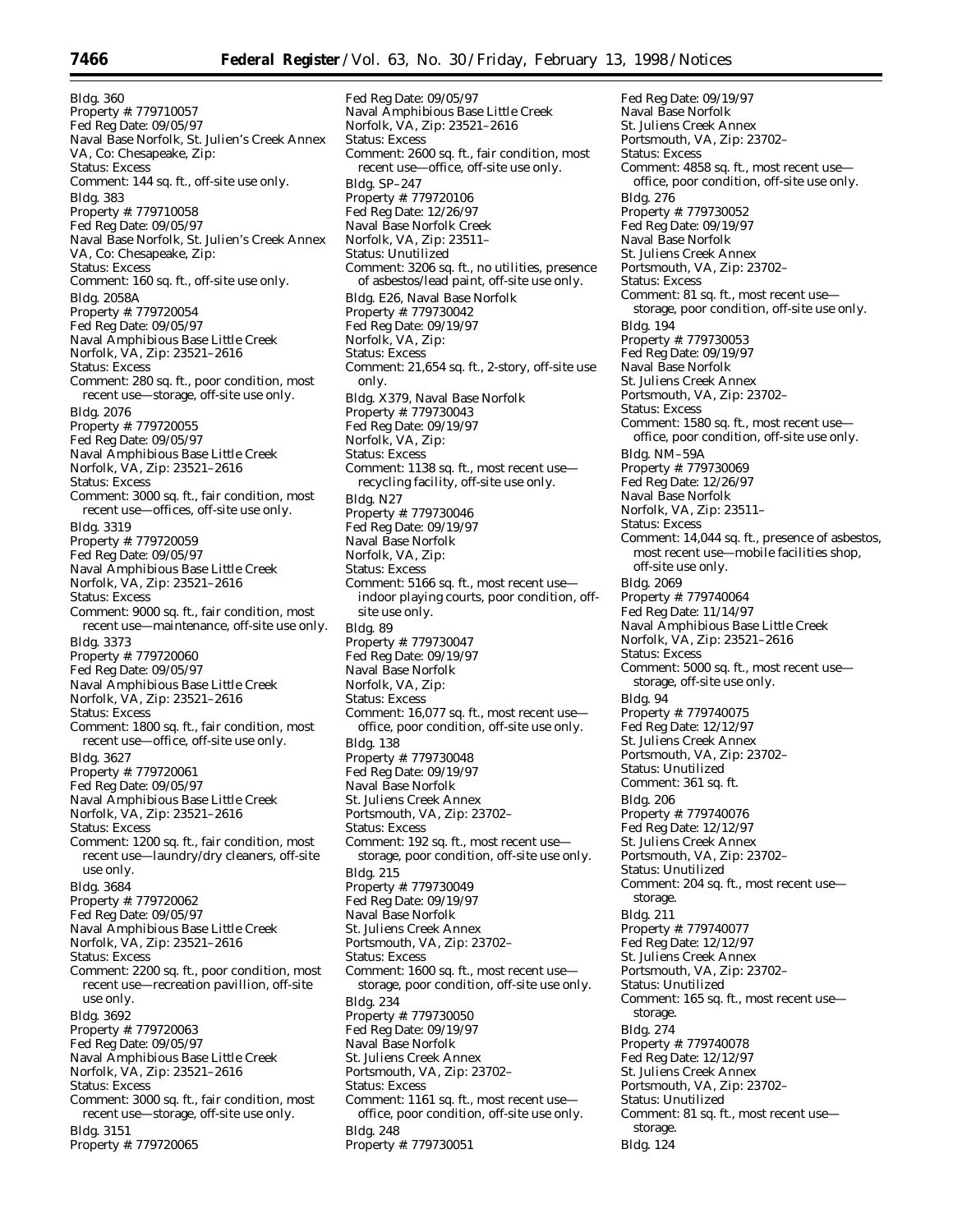Bldg. 360
Property #: 779710057
Fed Reg Date: 09/05/97
Naval Base Norfolk, St. Julien's Creek Annex
VA, Co: Chesapeake, Zip:
Status: Excess
Comment: 144 sq. ft., off-site use only.

Bldg. 383
Property #: 779710058
Fed Reg Date: 09/05/97
Naval Base Norfolk, St. Julien's Creek Annex
VA, Co: Chesapeake, Zip:
Status: Excess
Comment: 160 sq. ft., off-site use only.

Bldg. 2058A
Property #: 779720054
Fed Reg Date: 09/05/97
Naval Amphibious Base Little Creek
Norfolk, VA, Zip: 23521–2616
Status: Excess
Comment: 280 sq. ft., poor condition, most recent use—storage, off-site use only.

Bldg. 2076
Property #: 779720055
Fed Reg Date: 09/05/97
Naval Amphibious Base Little Creek
Norfolk, VA, Zip: 23521–2616
Status: Excess
Comment: 3000 sq. ft., fair condition, most recent use—offices, off-site use only.

Bldg. 3319
Property #: 779720059
Fed Reg Date: 09/05/97
Naval Amphibious Base Little Creek
Norfolk, VA, Zip: 23521–2616
Status: Excess
Comment: 9000 sq. ft., fair condition, most recent use—maintenance, off-site use only.

Bldg. 3373
Property #: 779720060
Fed Reg Date: 09/05/97
Naval Amphibious Base Little Creek
Norfolk, VA, Zip: 23521–2616
Status: Excess
Comment: 1800 sq. ft., fair condition, most recent use—office, off-site use only.

Bldg. 3627
Property #: 779720061
Fed Reg Date: 09/05/97
Naval Amphibious Base Little Creek
Norfolk, VA, Zip: 23521–2616
Status: Excess
Comment: 1200 sq. ft., fair condition, most recent use—laundry/dry cleaners, off-site use only.

Bldg. 3684
Property #: 779720062
Fed Reg Date: 09/05/97
Naval Amphibious Base Little Creek
Norfolk, VA, Zip: 23521–2616
Status: Excess
Comment: 2200 sq. ft., poor condition, most recent use—recreation pavillion, off-site use only.

Bldg. 3692
Property #: 779720063
Fed Reg Date: 09/05/97
Naval Amphibious Base Little Creek
Norfolk, VA, Zip: 23521–2616
Status: Excess
Comment: 3000 sq. ft., fair condition, most recent use—storage, off-site use only.

Bldg. 3151
Property #: 779720065
Fed Reg Date: 09/05/97
Naval Amphibious Base Little Creek
Norfolk, VA, Zip: 23521–2616
Status: Excess
Comment: 2600 sq. ft., fair condition, most recent use—office, off-site use only.

Bldg. SP–247
Property #: 779720106
Fed Reg Date: 12/26/97
Naval Base Norfolk Creek
Norfolk, VA, Zip: 23511–
Status: Unutilized
Comment: 3206 sq. ft., no utilities, presence of asbestos/lead paint, off-site use only.

Bldg. E26, Naval Base Norfolk
Property #: 779730042
Fed Reg Date: 09/19/97
Norfolk, VA, Zip:
Status: Excess
Comment: 21,654 sq. ft., 2-story, off-site use only.

Bldg. X379, Naval Base Norfolk
Property #: 779730043
Fed Reg Date: 09/19/97
Norfolk, VA, Zip:
Status: Excess
Comment: 1138 sq. ft., most recent use—recycling facility, off-site use only.

Bldg. N27
Property #: 779730046
Fed Reg Date: 09/19/97
Naval Base Norfolk
Norfolk, VA, Zip:
Status: Excess
Comment: 5166 sq. ft., most recent use—indoor playing courts, poor condition, off-site use only.

Bldg. 89
Property #: 779730047
Fed Reg Date: 09/19/97
Naval Base Norfolk
Norfolk, VA, Zip:
Status: Excess
Comment: 16,077 sq. ft., most recent use—office, poor condition, off-site use only.

Bldg. 138
Property #: 779730048
Fed Reg Date: 09/19/97
Naval Base Norfolk
St. Juliens Creek Annex
Portsmouth, VA, Zip: 23702–
Status: Excess
Comment: 192 sq. ft., most recent use—storage, poor condition, off-site use only.

Bldg. 215
Property #: 779730049
Fed Reg Date: 09/19/97
Naval Base Norfolk
St. Juliens Creek Annex
Portsmouth, VA, Zip: 23702–
Status: Excess
Comment: 1600 sq. ft., most recent use—storage, poor condition, off-site use only.

Bldg. 234
Property #: 779730050
Fed Reg Date: 09/19/97
Naval Base Norfolk
St. Juliens Creek Annex
Portsmouth, VA, Zip: 23702–
Status: Excess
Comment: 1161 sq. ft., most recent use—office, poor condition, off-site use only.

Bldg. 248
Property #: 779730051
Fed Reg Date: 09/19/97
Naval Base Norfolk
St. Juliens Creek Annex
Portsmouth, VA, Zip: 23702–
Status: Excess
Comment: 4858 sq. ft., most recent use—office, poor condition, off-site use only.

Bldg. 276
Property #: 779730052
Fed Reg Date: 09/19/97
Naval Base Norfolk
St. Juliens Creek Annex
Portsmouth, VA, Zip: 23702–
Status: Excess
Comment: 81 sq. ft., most recent use—storage, poor condition, off-site use only.

Bldg. 194
Property #: 779730053
Fed Reg Date: 09/19/97
Naval Base Norfolk
St. Juliens Creek Annex
Portsmouth, VA, Zip: 23702–
Status: Excess
Comment: 1580 sq. ft., most recent use—office, poor condition, off-site use only.

Bldg. NM–59A
Property #: 779730069
Fed Reg Date: 12/26/97
Naval Base Norfolk
Norfolk, VA, Zip: 23511–
Status: Excess
Comment: 14,044 sq. ft., presence of asbestos, most recent use—mobile facilities shop, off-site use only.

Bldg. 2069
Property #: 779740064
Fed Reg Date: 11/14/97
Naval Amphibious Base Little Creek
Norfolk, VA, Zip: 23521–2616
Status: Excess
Comment: 5000 sq. ft., most recent use—storage, off-site use only.

Bldg. 94
Property #: 779740075
Fed Reg Date: 12/12/97
St. Juliens Creek Annex
Portsmouth, VA, Zip: 23702–
Status: Unutilized
Comment: 361 sq. ft.

Bldg. 206
Property #: 779740076
Fed Reg Date: 12/12/97
St. Juliens Creek Annex
Portsmouth, VA, Zip: 23702–
Status: Unutilized
Comment: 204 sq. ft., most recent use—storage.

Bldg. 211
Property #: 779740077
Fed Reg Date: 12/12/97
St. Juliens Creek Annex
Portsmouth, VA, Zip: 23702–
Status: Unutilized
Comment: 165 sq. ft., most recent use—storage.

Bldg. 274
Property #: 779740078
Fed Reg Date: 12/12/97
St. Juliens Creek Annex
Portsmouth, VA, Zip: 23702–
Status: Unutilized
Comment: 81 sq. ft., most recent use—storage.

Bldg. 124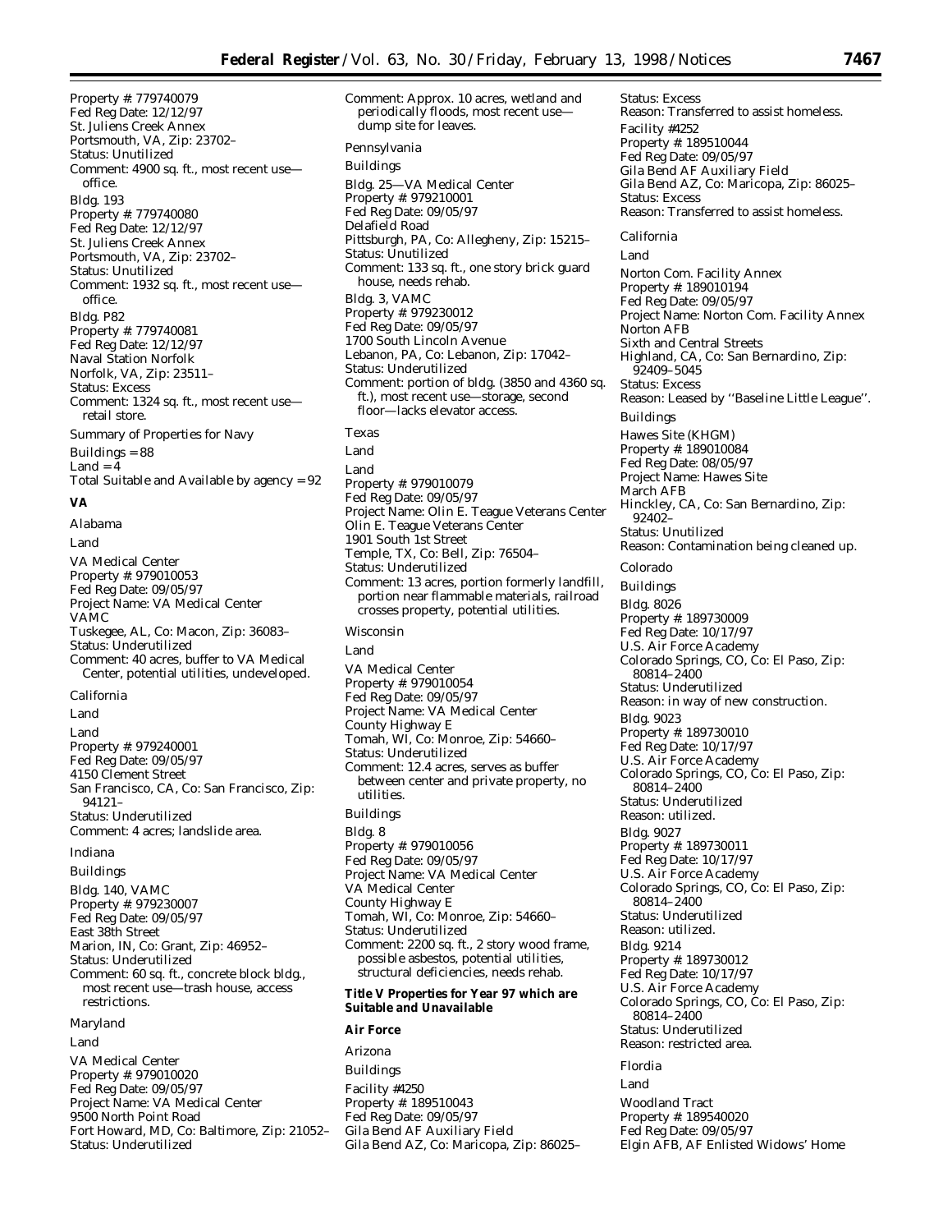Property #: 779740079
Fed Reg Date: 12/12/97
St. Juliens Creek Annex
Portsmouth, VA, Zip: 23702–
Status: Unutilized
Comment: 4900 sq. ft., most recent use—office.

Bldg. 193
Property #: 779740080
Fed Reg Date: 12/12/97
St. Juliens Creek Annex
Portsmouth, VA, Zip: 23702–
Status: Unutilized
Comment: 1932 sq. ft., most recent use—office.

Bldg. P82
Property #: 779740081
Fed Reg Date: 12/12/97
Naval Station Norfolk
Norfolk, VA, Zip: 23511–
Status: Excess
Comment: 1324 sq. ft., most recent use—retail store.

Summary of Properties for Navy
Buildings = 88
Land = 4
Total Suitable and Available by agency = 92

**VA**

Alabama

Land

VA Medical Center
Property #: 979010053
Fed Reg Date: 09/05/97
Project Name: VA Medical Center
VAMC
Tuskegee, AL, Co: Macon, Zip: 36083–
Status: Underutilized
Comment: 40 acres, buffer to VA Medical Center, potential utilities, undeveloped.

California

Land

Land
Property #: 979240001
Fed Reg Date: 09/05/97
4150 Clement Street
San Francisco, CA, Co: San Francisco, Zip: 94121–
Status: Underutilized
Comment: 4 acres; landslide area.

Indiana

Buildings

Bldg. 140, VAMC
Property #: 979230007
Fed Reg Date: 09/05/97
East 38th Street
Marion, IN, Co: Grant, Zip: 46952–
Status: Underutilized
Comment: 60 sq. ft., concrete block bldg., most recent use—trash house, access restrictions.

Maryland

Land

VA Medical Center
Property #: 979010020
Fed Reg Date: 09/05/97
Project Name: VA Medical Center
9500 North Point Road
Fort Howard, MD, Co: Baltimore, Zip: 21052–
Status: Underutilized
Comment: Approx. 10 acres, wetland and periodically floods, most recent use—dump site for leaves.

Pennsylvania

Buildings

Bldg. 25—VA Medical Center
Property #: 979210001
Fed Reg Date: 09/05/97
Delafield Road
Pittsburgh, PA, Co: Allegheny, Zip: 15215–
Status: Unutilized
Comment: 133 sq. ft., one story brick guard house, needs rehab.

Bldg. 3, VAMC
Property #: 979230012
Fed Reg Date: 09/05/97
1700 South Lincoln Avenue
Lebanon, PA, Co: Lebanon, Zip: 17042–
Status: Underutilized
Comment: portion of bldg. (3850 and 4360 sq. ft.), most recent use—storage, second floor—lacks elevator access.

Texas

Land

Land
Property #: 979010079
Fed Reg Date: 09/05/97
Project Name: Olin E. Teague Veterans Center
Olin E. Teague Veterans Center
1901 South 1st Street
Temple, TX, Co: Bell, Zip: 76504–
Status: Underutilized
Comment: 13 acres, portion formerly landfill, portion near flammable materials, railroad crosses property, potential utilities.

Wisconsin

Land

VA Medical Center
Property #: 979010054
Fed Reg Date: 09/05/97
Project Name: VA Medical Center
County Highway E
Tomah, WI, Co: Monroe, Zip: 54660–
Status: Underutilized
Comment: 12.4 acres, serves as buffer between center and private property, no utilities.

Buildings

Bldg. 8
Property #: 979010056
Fed Reg Date: 09/05/97
Project Name: VA Medical Center
VA Medical Center
County Highway E
Tomah, WI, Co: Monroe, Zip: 54660–
Status: Underutilized
Comment: 2200 sq. ft., 2 story wood frame, possible asbestos, potential utilities, structural deficiencies, needs rehab.

**Title V Properties for Year 97 which are Suitable and Unavailable**

**Air Force**

Arizona

Buildings

Facility #4250
Property #: 189510043
Fed Reg Date: 09/05/97
Gila Bend AF Auxiliary Field
Gila Bend AZ, Co: Maricopa, Zip: 86025–
Status: Excess
Reason: Transferred to assist homeless.

Facility #4252
Property #: 189510044
Fed Reg Date: 09/05/97
Gila Bend AF Auxiliary Field
Gila Bend AZ, Co: Maricopa, Zip: 86025–
Status: Excess
Reason: Transferred to assist homeless.

California

Land

Norton Com. Facility Annex
Property #: 189010194
Fed Reg Date: 09/05/97
Project Name: Norton Com. Facility Annex
Norton AFB
Sixth and Central Streets
Highland, CA, Co: San Bernardino, Zip: 92409–5045
Status: Excess
Reason: Leased by ''Baseline Little League''.

Buildings

Hawes Site (KHGM)
Property #: 189010084
Fed Reg Date: 08/05/97
Project Name: Hawes Site
March AFB
Hinckley, CA, Co: San Bernardino, Zip: 92402–
Status: Unutilized
Reason: Contamination being cleaned up.

Colorado

Buildings

Bldg. 8026
Property #: 189730009
Fed Reg Date: 10/17/97
U.S. Air Force Academy
Colorado Springs, CO, Co: El Paso, Zip: 80814–2400
Status: Underutilized
Reason: in way of new construction.

Bldg. 9023
Property #: 189730010
Fed Reg Date: 10/17/97
U.S. Air Force Academy
Colorado Springs, CO, Co: El Paso, Zip: 80814–2400
Status: Underutilized
Reason: utilized.

Bldg. 9027
Property #: 189730011
Fed Reg Date: 10/17/97
U.S. Air Force Academy
Colorado Springs, CO, Co: El Paso, Zip: 80814–2400
Status: Underutilized
Reason: utilized.

Bldg. 9214
Property #: 189730012
Fed Reg Date: 10/17/97
U.S. Air Force Academy
Colorado Springs, CO, Co: El Paso, Zip: 80814–2400
Status: Underutilized
Reason: restricted area.

Flordia

Land

Woodland Tract
Property #: 189540020
Fed Reg Date: 09/05/97
Elgin AFB, AF Enlisted Widows' Home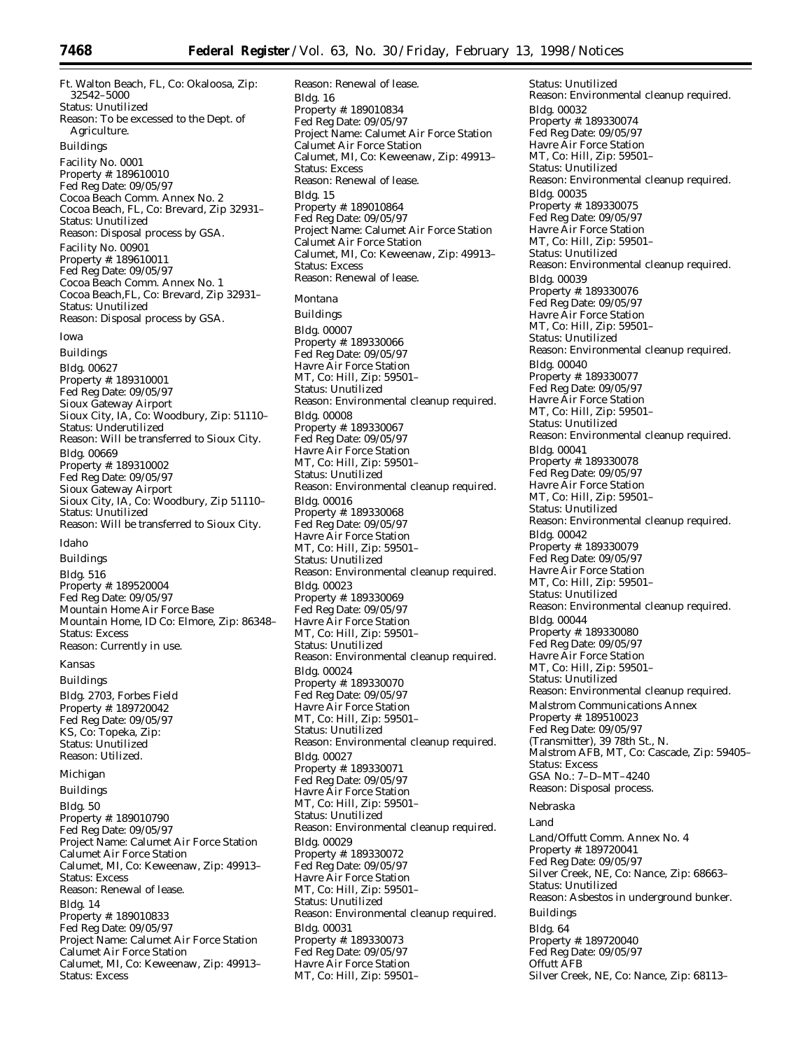Ft. Walton Beach, FL, Co: Okaloosa, Zip: 32542–5000
Status: Unutilized
Reason: To be excessed to the Dept. of Agriculture.

Buildings

Facility No. 0001
Property #: 189610010
Fed Reg Date: 09/05/97
Cocoa Beach Comm. Annex No. 2
Cocoa Beach, FL, Co: Brevard, Zip 32931–
Status: Unutilized
Reason: Disposal process by GSA.

Facility No. 00901
Property #: 189610011
Fed Reg Date: 09/05/97
Cocoa Beach Comm. Annex No. 1
Cocoa Beach,FL, Co: Brevard, Zip 32931–
Status: Unutilized
Reason: Disposal process by GSA.

Iowa

Buildings

Bldg. 00627
Property #: 189310001
Fed Reg Date: 09/05/97
Sioux Gateway Airport
Sioux City, IA, Co: Woodbury, Zip: 51110–
Status: Underutilized
Reason: Will be transferred to Sioux City.

Bldg. 00669
Property #: 189310002
Fed Reg Date: 09/05/97
Sioux Gateway Airport
Sioux City, IA, Co: Woodbury, Zip 51110–
Status: Unutilized
Reason: Will be transferred to Sioux City.

Idaho

Buildings

Bldg. 516
Property #: 189520004
Fed Reg Date: 09/05/97
Mountain Home Air Force Base
Mountain Home, ID Co: Elmore, Zip: 86348–
Status: Excess
Reason: Currently in use.

Kansas

Buildings

Bldg. 2703, Forbes Field
Property #: 189720042
Fed Reg Date: 09/05/97
KS, Co: Topeka, Zip:
Status: Unutilized
Reason: Utilized.

Michigan

Buildings

Bldg. 50
Property #: 189010790
Fed Reg Date: 09/05/97
Project Name: Calumet Air Force Station
Calumet Air Force Station
Calumet, MI, Co: Keweenaw, Zip: 49913–
Status: Excess
Reason: Renewal of lease.

Bldg. 14
Property #: 189010833
Fed Reg Date: 09/05/97
Project Name: Calumet Air Force Station
Calumet Air Force Station
Calumet, MI, Co: Keweenaw, Zip: 49913–
Status: Excess
Reason: Renewal of lease.

Bldg. 16
Property #: 189010834
Fed Reg Date: 09/05/97
Project Name: Calumet Air Force Station
Calumet Air Force Station
Calumet, MI, Co: Keweenaw, Zip: 49913–
Status: Excess
Reason: Renewal of lease.

Bldg. 15
Property #: 189010864
Fed Reg Date: 09/05/97
Project Name: Calumet Air Force Station
Calumet Air Force Station
Calumet, MI, Co: Keweenaw, Zip: 49913–
Status: Excess
Reason: Renewal of lease.

Montana

Buildings

Bldg. 00007
Property #: 189330066
Fed Reg Date: 09/05/97
Havre Air Force Station
MT, Co: Hill, Zip: 59501–
Status: Unutilized
Reason: Environmental cleanup required.

Bldg. 00008
Property #: 189330067
Fed Reg Date: 09/05/97
Havre Air Force Station
MT, Co: Hill, Zip: 59501–
Status: Unutilized
Reason: Environmental cleanup required.

Bldg. 00016
Property #: 189330068
Fed Reg Date: 09/05/97
Havre Air Force Station
MT, Co: Hill, Zip: 59501–
Status: Unutilized
Reason: Environmental cleanup required.

Bldg. 00023
Property #: 189330069
Fed Reg Date: 09/05/97
Havre Air Force Station
MT, Co: Hill, Zip: 59501–
Status: Unutilized
Reason: Environmental cleanup required.

Bldg. 00024
Property #: 189330070
Fed Reg Date: 09/05/97
Havre Air Force Station
MT, Co: Hill, Zip: 59501–
Status: Unutilized
Reason: Environmental cleanup required.

Bldg. 00027
Property #: 189330071
Fed Reg Date: 09/05/97
Havre Air Force Station
MT, Co: Hill, Zip: 59501–
Status: Unutilized
Reason: Environmental cleanup required.

Bldg. 00029
Property #: 189330072
Fed Reg Date: 09/05/97
Havre Air Force Station
MT, Co: Hill, Zip: 59501–
Status: Unutilized
Reason: Environmental cleanup required.

Bldg. 00031
Property #: 189330073
Fed Reg Date: 09/05/97
Havre Air Force Station
MT, Co: Hill, Zip: 59501–
Status: Unutilized
Reason: Environmental cleanup required.

Bldg. 00032
Property #: 189330074
Fed Reg Date: 09/05/97
Havre Air Force Station
MT, Co: Hill, Zip: 59501–
Status: Unutilized
Reason: Environmental cleanup required.

Bldg. 00035
Property #: 189330075
Fed Reg Date: 09/05/97
Havre Air Force Station
MT, Co: Hill, Zip: 59501–
Status: Unutilized
Reason: Environmental cleanup required.

Bldg. 00039
Property #: 189330076
Fed Reg Date: 09/05/97
Havre Air Force Station
MT, Co: Hill, Zip: 59501–
Status: Unutilized
Reason: Environmental cleanup required.

Bldg. 00040
Property #: 189330077
Fed Reg Date: 09/05/97
Havre Air Force Station
MT, Co: Hill, Zip: 59501–
Status: Unutilized
Reason: Environmental cleanup required.

Bldg. 00041
Property #: 189330078
Fed Reg Date: 09/05/97
Havre Air Force Station
MT, Co: Hill, Zip: 59501–
Status: Unutilized
Reason: Environmental cleanup required.

Bldg. 00042
Property #: 189330079
Fed Reg Date: 09/05/97
Havre Air Force Station
MT, Co: Hill, Zip: 59501–
Status: Unutilized
Reason: Environmental cleanup required.

Bldg. 00044
Property #: 189330080
Fed Reg Date: 09/05/97
Havre Air Force Station
MT, Co: Hill, Zip: 59501–
Status: Unutilized
Reason: Environmental cleanup required.

Malstrom Communications Annex
Property #: 189510023
Fed Reg Date: 09/05/97
(Transmitter), 39 78th St., N.
Malstrom AFB, MT, Co: Cascade, Zip: 59405–
Status: Excess
GSA No.: 7–D–MT–4240
Reason: Disposal process.

Nebraska

Land

Land/Offutt Comm. Annex No. 4
Property #: 189720041
Fed Reg Date: 09/05/97
Silver Creek, NE, Co: Nance, Zip: 68663–
Status: Unutilized
Reason: Asbestos in underground bunker.

Buildings

Bldg. 64
Property #: 189720040
Fed Reg Date: 09/05/97
Offutt AFB
Silver Creek, NE, Co: Nance, Zip: 68113–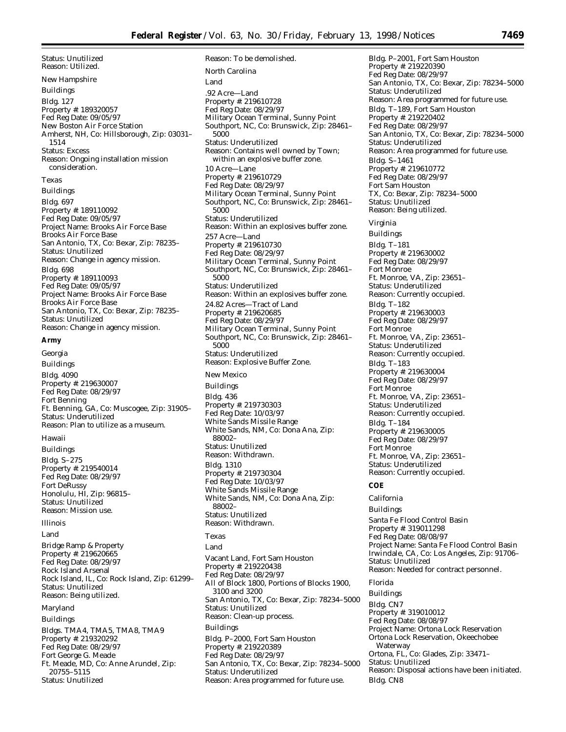Status: Unutilized
Reason: Utilized.

New Hampshire

Buildings

Bldg. 127
Property #: 189320057
Fed Reg Date: 09/05/97
New Boston Air Force Station
Amherst, NH, Co: Hillsborough, Zip: 03031–1514
Status: Excess
Reason: Ongoing installation mission consideration.

Texas

Buildings

Bldg. 697
Property #: 189110092
Fed Reg Date: 09/05/97
Project Name: Brooks Air Force Base
Brooks Air Force Base
San Antonio, TX, Co: Bexar, Zip: 78235–
Status: Unutilized
Reason: Change in agency mission.

Bldg. 698
Property #: 189110093
Fed Reg Date: 09/05/97
Project Name: Brooks Air Force Base
Brooks Air Force Base
San Antonio, TX, Co: Bexar, Zip: 78235–
Status: Unutilized
Reason: Change in agency mission.

**Army**

Georgia

Buildings

Bldg. 4090
Property #: 219630007
Fed Reg Date: 08/29/97
Fort Benning
Ft. Benning, GA, Co: Muscogee, Zip: 31905–
Status: Underutilized
Reason: Plan to utilize as a museum.

Hawaii

Buildings

Bldg. S–275
Property #: 219540014
Fed Reg Date: 08/29/97
Fort DeRussy
Honolulu, HI, Zip: 96815–
Status: Unutilized
Reason: Mission use.

Illinois

Land

Bridge Ramp & Property
Property #: 219620665
Fed Reg Date: 08/29/97
Rock Island Arsenal
Rock Island, IL, Co: Rock Island, Zip: 61299–
Status: Unutilized
Reason: Being utilized.

Maryland

Buildings

Bldgs. TMA4, TMA5, TMA8, TMA9
Property #: 219320292
Fed Reg Date: 08/29/97
Fort George G. Meade
Ft. Meade, MD, Co: Anne Arundel, Zip: 20755–5115
Status: Unutilized
Reason: To be demolished.

North Carolina

Land

.92 Acre—Land
Property #: 219610728
Fed Reg Date: 08/29/97
Military Ocean Terminal, Sunny Point
Southport, NC, Co: Brunswick, Zip: 28461–5000
Status: Underutilized
Reason: Contains well owned by Town; within an explosive buffer zone.

10 Acre—Lane
Property #: 219610729
Fed Reg Date: 08/29/97
Military Ocean Terminal, Sunny Point
Southport, NC, Co: Brunswick, Zip: 28461–5000
Status: Underutilized
Reason: Within an explosives buffer zone.

257 Acre—Land
Property #: 219610730
Fed Reg Date: 08/29/97
Military Ocean Terminal, Sunny Point
Southport, NC, Co: Brunswick, Zip: 28461–5000
Status: Underutilized
Reason: Within an explosives buffer zone.

24.82 Acres—Tract of Land
Property #: 219620685
Fed Reg Date: 08/29/97
Military Ocean Terminal, Sunny Point
Southport, NC, Co: Brunswick, Zip: 28461–5000
Status: Underutilized
Reason: Explosive Buffer Zone.

New Mexico

Buildings

Bldg. 436
Property #: 219730303
Fed Reg Date: 10/03/97
White Sands Missile Range
White Sands, NM, Co: Dona Ana, Zip: 88002–
Status: Unutilized
Reason: Withdrawn.

Bldg. 1310
Property #: 219730304
Fed Reg Date: 10/03/97
White Sands Missile Range
White Sands, NM, Co: Dona Ana, Zip: 88002–
Status: Unutilized
Reason: Withdrawn.

Texas

Land

Vacant Land, Fort Sam Houston
Property #: 219220438
Fed Reg Date: 08/29/97
All of Block 1800, Portions of Blocks 1900, 3100 and 3200
San Antonio, TX, Co: Bexar, Zip: 78234–5000
Status: Unutilized
Reason: Clean-up process.

Buildings

Bldg. P–2000, Fort Sam Houston
Property #: 219220389
Fed Reg Date: 08/29/97
San Antonio, TX, Co: Bexar, Zip: 78234–5000
Status: Underutilized
Reason: Area programmed for future use.

Bldg. P–2001, Fort Sam Houston
Property #: 219220390
Fed Reg Date: 08/29/97
San Antonio, TX, Co: Bexar, Zip: 78234–5000
Status: Underutilized
Reason: Area programmed for future use.

Bldg. T–189, Fort Sam Houston
Property #: 219220402
Fed Reg Date: 08/29/97
San Antonio, TX, Co: Bexar, Zip: 78234–5000
Status: Underutilized
Reason: Area programmed for future use.

Bldg. S–1461
Property #: 219610772
Fed Reg Date: 08/29/97
Fort Sam Houston
TX, Co: Bexar, Zip: 78234–5000
Status: Unutilized
Reason: Being utilized.

Virginia

Buildings

Bldg. T–181
Property #: 219630002
Fed Reg Date: 08/29/97
Fort Monroe
Ft. Monroe, VA, Zip: 23651–
Status: Underutilized
Reason: Currently occupied.

Bldg. T–182
Property #: 219630003
Fed Reg Date: 08/29/97
Fort Monroe
Ft. Monroe, VA, Zip: 23651–
Status: Underutilized
Reason: Currently occupied.

Bldg. T–183
Property #: 219630004
Fed Reg Date: 08/29/97
Fort Monroe
Ft. Monroe, VA, Zip: 23651–
Status: Underutilized
Reason: Currently occupied.

Bldg. T–184
Property #: 219630005
Fed Reg Date: 08/29/97
Fort Monroe
Ft. Monroe, VA, Zip: 23651–
Status: Underutilized
Reason: Currently occupied.

**COE**

California

Buildings

Santa Fe Flood Control Basin
Property #: 319011298
Fed Reg Date: 08/08/97
Project Name: Santa Fe Flood Control Basin
Irwindale, CA, Co: Los Angeles, Zip: 91706–
Status: Unutilized
Reason: Needed for contract personnel.

Florida

Buildings

Bldg. CN7
Property #: 319010012
Fed Reg Date: 08/08/97
Project Name: Ortona Lock Reservation
Ortona Lock Reservation, Okeechobee Waterway
Ortona, FL, Co: Glades, Zip: 33471–
Status: Unutilized
Reason: Disposal actions have been initiated.

Bldg. CN8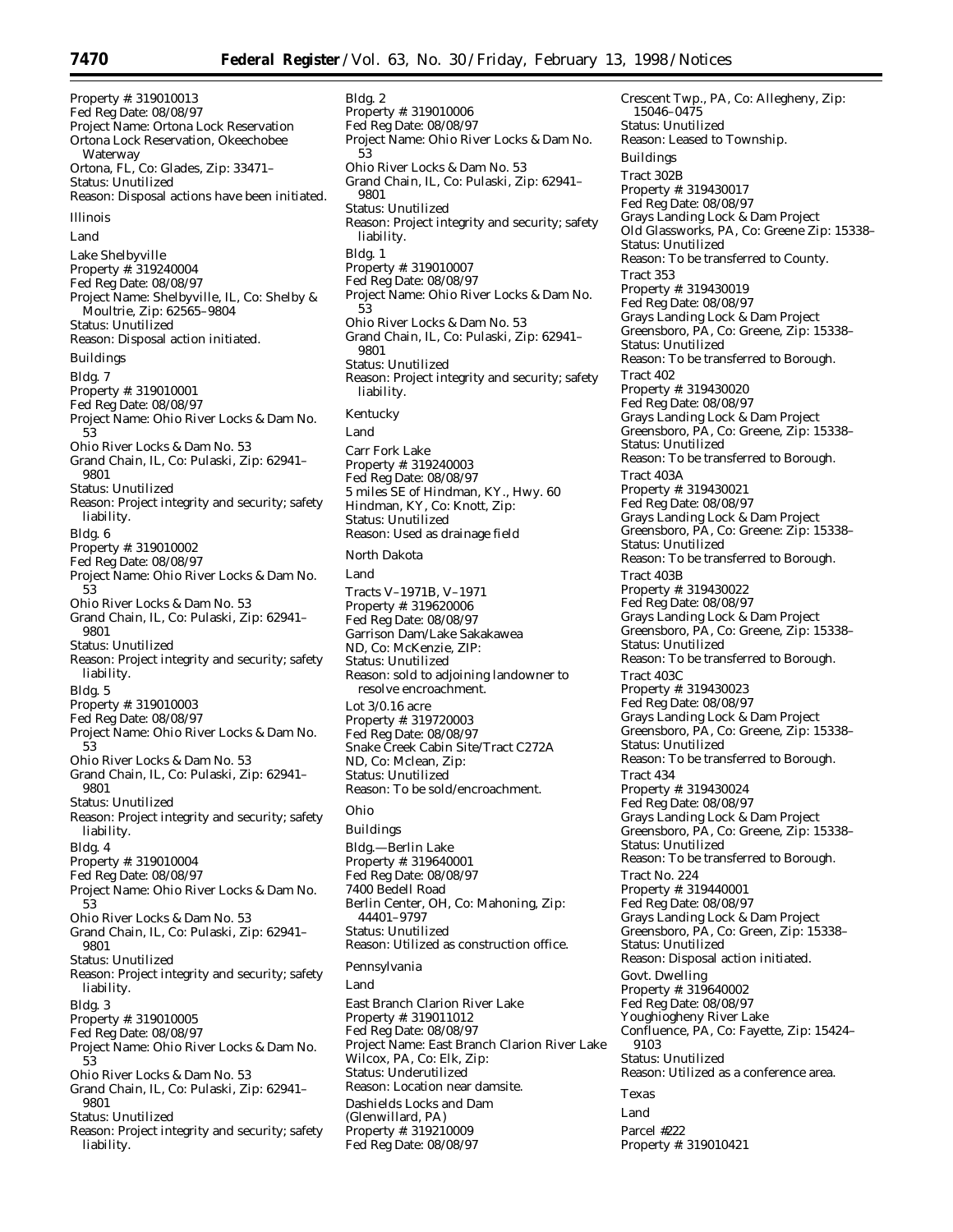Property #: 319010013
Fed Reg Date: 08/08/97
Project Name: Ortona Lock Reservation
Ortona Lock Reservation, Okeechobee Waterway
Ortona, FL, Co: Glades, Zip: 33471–
Status: Unutilized
Reason: Disposal actions have been initiated.

Illinois

Land

Lake Shelbyville
Property #: 319240004
Fed Reg Date: 08/08/97
Project Name: Shelbyville, IL, Co: Shelby & Moultrie, Zip: 62565–9804
Status: Unutilized
Reason: Disposal action initiated.

Buildings

Bldg. 7
Property #: 319010001
Fed Reg Date: 08/08/97
Project Name: Ohio River Locks & Dam No. 53
Ohio River Locks & Dam No. 53
Grand Chain, IL, Co: Pulaski, Zip: 62941–9801
Status: Unutilized
Reason: Project integrity and security; safety liability.

Bldg. 6
Property #: 319010002
Fed Reg Date: 08/08/97
Project Name: Ohio River Locks & Dam No. 53
Ohio River Locks & Dam No. 53
Grand Chain, IL, Co: Pulaski, Zip: 62941–9801
Status: Unutilized
Reason: Project integrity and security; safety liability.

Bldg. 5
Property #: 319010003
Fed Reg Date: 08/08/97
Project Name: Ohio River Locks & Dam No. 53
Ohio River Locks & Dam No. 53
Grand Chain, IL, Co: Pulaski, Zip: 62941–9801
Status: Unutilized
Reason: Project integrity and security; safety liability.

Bldg. 4
Property #: 319010004
Fed Reg Date: 08/08/97
Project Name: Ohio River Locks & Dam No. 53
Ohio River Locks & Dam No. 53
Grand Chain, IL, Co: Pulaski, Zip: 62941–9801
Status: Unutilized
Reason: Project integrity and security; safety liability.

Bldg. 3
Property #: 319010005
Fed Reg Date: 08/08/97
Project Name: Ohio River Locks & Dam No. 53
Ohio River Locks & Dam No. 53
Grand Chain, IL, Co: Pulaski, Zip: 62941–9801
Status: Unutilized
Reason: Project integrity and security; safety liability.

Bldg. 2
Property #: 319010006
Fed Reg Date: 08/08/97
Project Name: Ohio River Locks & Dam No. 53
Ohio River Locks & Dam No. 53
Grand Chain, IL, Co: Pulaski, Zip: 62941–9801
Status: Unutilized
Reason: Project integrity and security; safety liability.

Bldg. 1
Property #: 319010007
Fed Reg Date: 08/08/97
Project Name: Ohio River Locks & Dam No. 53
Ohio River Locks & Dam No. 53
Grand Chain, IL, Co: Pulaski, Zip: 62941–9801
Status: Unutilized
Reason: Project integrity and security; safety liability.

Kentucky

Land

Carr Fork Lake
Property #: 319240003
Fed Reg Date: 08/08/97
5 miles SE of Hindman, KY., Hwy. 60
Hindman, KY, Co: Knott, Zip:
Status: Unutilized
Reason: Used as drainage field

North Dakota

Land

Tracts V–1971B, V–1971
Property #: 319620006
Fed Reg Date: 08/08/97
Garrison Dam/Lake Sakakawea
ND, Co: McKenzie, ZIP:
Status: Unutilized
Reason: sold to adjoining landowner to resolve encroachment.

Lot 3/0.16 acre
Property #: 319720003
Fed Reg Date: 08/08/97
Snake Creek Cabin Site/Tract C272A
ND, Co: Mclean, Zip:
Status: Unutilized
Reason: To be sold/encroachment.

Ohio

Buildings

Bldg.—Berlin Lake
Property #: 319640001
Fed Reg Date: 08/08/97
7400 Bedell Road
Berlin Center, OH, Co: Mahoning, Zip: 44401–9797
Status: Unutilized
Reason: Utilized as construction office.

Pennsylvania

Land

East Branch Clarion River Lake
Property #: 319011012
Fed Reg Date: 08/08/97
Project Name: East Branch Clarion River Lake
Wilcox, PA, Co: Elk, Zip:
Status: Underutilized
Reason: Location near damsite.

Dashields Locks and Dam
(Glenwillard, PA)
Property #: 319210009
Fed Reg Date: 08/08/97
Crescent Twp., PA, Co: Allegheny, Zip: 15046–0475
Status: Unutilized
Reason: Leased to Township.

Buildings

Tract 302B
Property #: 319430017
Fed Reg Date: 08/08/97
Grays Landing Lock & Dam Project
Old Glassworks, PA, Co: Greene Zip: 15338–
Status: Unutilized
Reason: To be transferred to County.

Tract 353
Property #: 319430019
Fed Reg Date: 08/08/97
Grays Landing Lock & Dam Project
Greensboro, PA, Co: Greene, Zip: 15338–
Status: Unutilized
Reason: To be transferred to Borough.

Tract 402
Property #: 319430020
Fed Reg Date: 08/08/97
Grays Landing Lock & Dam Project
Greensboro, PA, Co: Greene, Zip: 15338–
Status: Unutilized
Reason: To be transferred to Borough.

Tract 403A
Property #: 319430021
Fed Reg Date: 08/08/97
Grays Landing Lock & Dam Project
Greensboro, PA, Co: Greene: Zip: 15338–
Status: Unutilized
Reason: To be transferred to Borough.

Tract 403B
Property #: 319430022
Fed Reg Date: 08/08/97
Grays Landing Lock & Dam Project
Greensboro, PA, Co: Greene, Zip: 15338–
Status: Unutilized
Reason: To be transferred to Borough.

Tract 403C
Property #: 319430023
Fed Reg Date: 08/08/97
Grays Landing Lock & Dam Project
Greensboro, PA, Co: Greene, Zip: 15338–
Status: Unutilized
Reason: To be transferred to Borough.

Tract 434
Property #: 319430024
Fed Reg Date: 08/08/97
Grays Landing Lock & Dam Project
Greensboro, PA, Co: Greene, Zip: 15338–
Status: Unutilized
Reason: To be transferred to Borough.

Tract No. 224
Property #: 319440001
Fed Reg Date: 08/08/97
Grays Landing Lock & Dam Project
Greensboro, PA, Co: Green, Zip: 15338–
Status: Unutilized
Reason: Disposal action initiated.

Govt. Dwelling
Property #: 319640002
Fed Reg Date: 08/08/97
Youghiogheny River Lake
Confluence, PA, Co: Fayette, Zip: 15424–9103
Status: Unutilized
Reason: Utilized as a conference area.

Texas

Land

Parcel #222
Property #: 319010421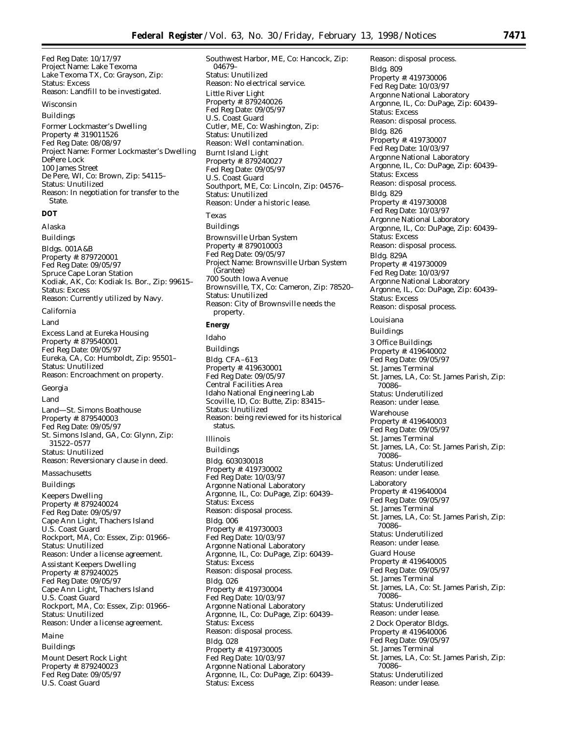Fed Reg Date: 10/17/97
Project Name: Lake Texoma
Lake Texoma TX, Co: Grayson, Zip:
Status: Excess
Reason: Landfill to be investigated.

Wisconsin

Buildings

Former Lockmaster's Dwelling
Property #: 319011526
Fed Reg Date: 08/08/97
Project Name: Former Lockmaster's Dwelling
DePere Lock
100 James Street
De Pere, WI, Co: Brown, Zip: 54115–
Status: Unutilized
Reason: In negotiation for transfer to the State.

**DOT**

Alaska

Buildings

Bldgs. 001A&B
Property #: 879720001
Fed Reg Date: 09/05/97
Spruce Cape Loran Station
Kodiak, AK, Co: Kodiak Is. Bor., Zip: 99615–
Status: Excess
Reason: Currently utilized by Navy.

California

Land

Excess Land at Eureka Housing
Property #: 879540001
Fed Reg Date: 09/05/97
Eureka, CA, Co: Humboldt, Zip: 95501–
Status: Unutilized
Reason: Encroachment on property.

Georgia

Land

Land—St. Simons Boathouse
Property #: 879540003
Fed Reg Date: 09/05/97
St. Simons Island, GA, Co: Glynn, Zip: 31522–0577
Status: Unutilized
Reason: Reversionary clause in deed.

Massachusetts

Buildings

Keepers Dwelling
Property #: 879240024
Fed Reg Date: 09/05/97
Cape Ann Light, Thachers Island
U.S. Coast Guard
Rockport, MA, Co: Essex, Zip: 01966–
Status: Unutilized
Reason: Under a license agreement.

Assistant Keepers Dwelling
Property #: 879240025
Fed Reg Date: 09/05/97
Cape Ann Light, Thachers Island
U.S. Coast Guard
Rockport, MA, Co: Essex, Zip: 01966–
Status: Unutilized
Reason: Under a license agreement.

Maine

Buildings

Mount Desert Rock Light
Property #: 879240023
Fed Reg Date: 09/05/97
U.S. Coast Guard
Southwest Harbor, ME, Co: Hancock, Zip: 04679–
Status: Unutilized
Reason: No electrical service.

Little River Light
Property #: 879240026
Fed Reg Date: 09/05/97
U.S. Coast Guard
Cutler, ME, Co: Washington, Zip:
Status: Unutilized
Reason: Well contamination.

Burnt Island Light
Property #: 879240027
Fed Reg Date: 09/05/97
U.S. Coast Guard
Southport, ME, Co: Lincoln, Zip: 04576–
Status: Unutilized
Reason: Under a historic lease.

Texas

Buildings

Brownsville Urban System
Property #: 879010003
Fed Reg Date: 09/05/97
Project Name: Brownsville Urban System (Grantee)
700 South Iowa Avenue
Brownsville, TX, Co: Cameron, Zip: 78520–
Status: Unutilized
Reason: City of Brownsville needs the property.

**Energy**

Idaho

Buildings

Bldg. CFA–613
Property #: 419630001
Fed Reg Date: 09/05/97
Central Facilities Area
Idaho National Engineering Lab
Scoville, ID, Co: Butte, Zip: 83415–
Status: Unutilized
Reason: being reviewed for its historical status.

Illinois

Buildings

Bldg. 603030018
Property #: 419730002
Fed Reg Date: 10/03/97
Argonne National Laboratory
Argonne, IL, Co: DuPage, Zip: 60439–
Status: Excess
Reason: disposal process.

Bldg. 006
Property #: 419730003
Fed Reg Date: 10/03/97
Argonne National Laboratory
Argonne, IL, Co: DuPage, Zip: 60439–
Status: Excess
Reason: disposal process.

Bldg. 026
Property #: 419730004
Fed Reg Date: 10/03/97
Argonne National Laboratory
Argonne, IL, Co: DuPage, Zip: 60439–
Status: Excess
Reason: disposal process.

Bldg. 028
Property #: 419730005
Fed Reg Date: 10/03/97
Argonne National Laboratory
Argonne, IL, Co: DuPage, Zip: 60439–
Status: Excess
Reason: disposal process.

Bldg. 809
Property #: 419730006
Fed Reg Date: 10/03/97
Argonne National Laboratory
Argonne, IL, Co: DuPage, Zip: 60439–
Status: Excess
Reason: disposal process.

Bldg. 826
Property #: 419730007
Fed Reg Date: 10/03/97
Argonne National Laboratory
Argonne, IL, Co: DuPage, Zip: 60439–
Status: Excess
Reason: disposal process.

Bldg. 829
Property #: 419730008
Fed Reg Date: 10/03/97
Argonne National Laboratory
Argonne, IL, Co: DuPage, Zip: 60439–
Status: Excess
Reason: disposal process.

Bldg. 829A
Property #: 419730009
Fed Reg Date: 10/03/97
Argonne National Laboratory
Argonne, IL, Co: DuPage, Zip: 60439–
Status: Excess
Reason: disposal process.

Louisiana

Buildings

3 Office Buildings
Property #: 419640002
Fed Reg Date: 09/05/97
St. James Terminal
St. James, LA, Co: St. James Parish, Zip: 70086–
Status: Underutilized
Reason: under lease.

Warehouse
Property #: 419640003
Fed Reg Date: 09/05/97
St. James Terminal
St. James, LA, Co: St. James Parish, Zip: 70086–
Status: Underutilized
Reason: under lease.

Laboratory
Property #: 419640004
Fed Reg Date: 09/05/97
St. James Terminal
St. James, LA, Co: St. James Parish, Zip: 70086–
Status: Underutilized
Reason: under lease.

Guard House
Property #: 419640005
Fed Reg Date: 09/05/97
St. James Terminal
St. James, LA, Co: St. James Parish, Zip: 70086–
Status: Underutilized
Reason: under lease.

2 Dock Operator Bldgs.
Property #: 419640006
Fed Reg Date: 09/05/97
St. James Terminal
St. James, LA, Co: St. James Parish, Zip: 70086–
Status: Underutilized
Reason: under lease.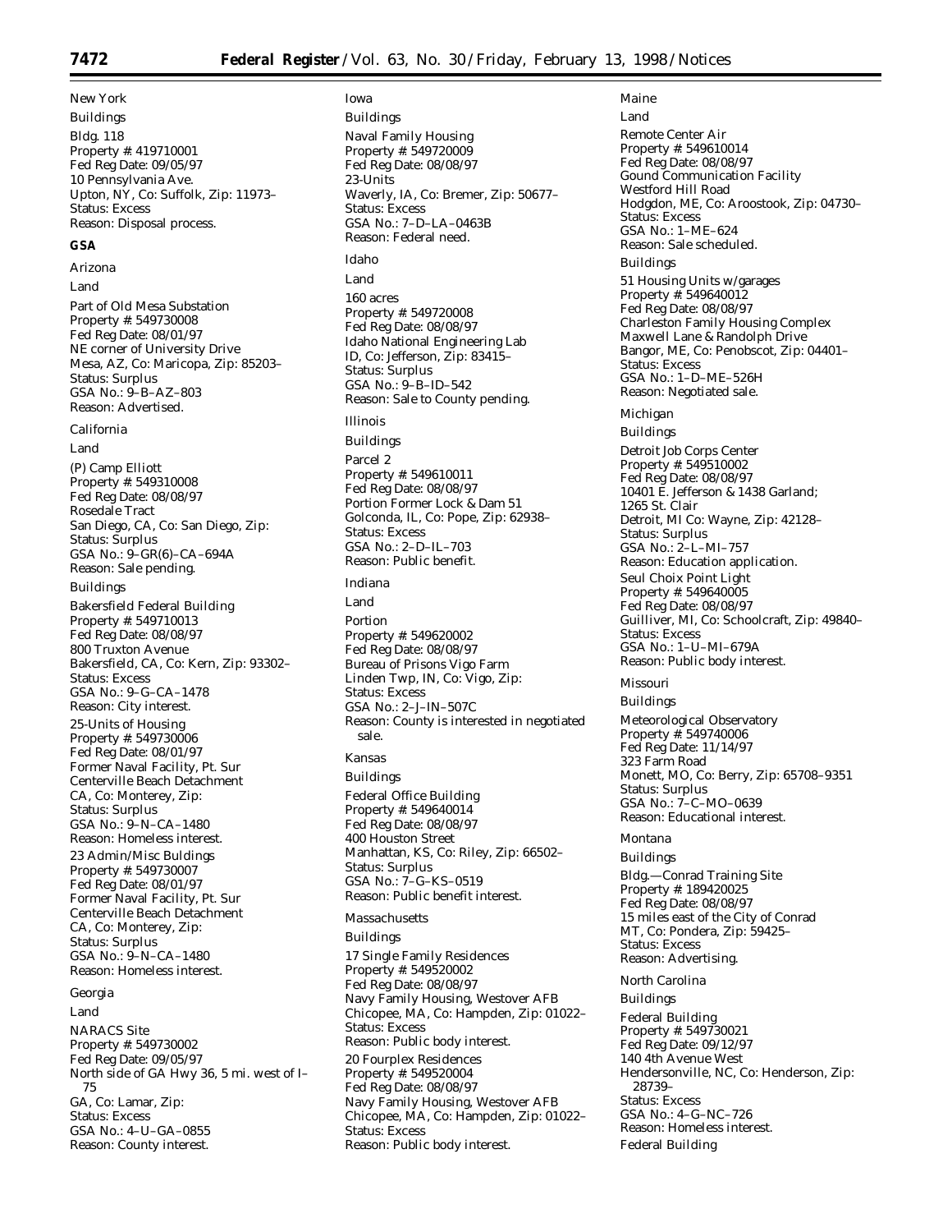New York

Buildings

Bldg. 118
Property #: 419710001
Fed Reg Date: 09/05/97
10 Pennsylvania Ave.
Upton, NY, Co: Suffolk, Zip: 11973–
Status: Excess
Reason: Disposal process.

**GSA**

Arizona

Land

Part of Old Mesa Substation
Property #: 549730008
Fed Reg Date: 08/01/97
NE corner of University Drive
Mesa, AZ, Co: Maricopa, Zip: 85203–
Status: Surplus
GSA No.: 9–B–AZ–803
Reason: Advertised.

California

Land

(P) Camp Elliott
Property #: 549310008
Fed Reg Date: 08/08/97
Rosedale Tract
San Diego, CA, Co: San Diego, Zip:
Status: Surplus
GSA No.: 9–GR(6)–CA–694A
Reason: Sale pending.

Buildings

Bakersfield Federal Building
Property #: 549710013
Fed Reg Date: 08/08/97
800 Truxton Avenue
Bakersfield, CA, Co: Kern, Zip: 93302–
Status: Excess
GSA No.: 9–G–CA–1478
Reason: City interest.

25-Units of Housing
Property #: 549730006
Fed Reg Date: 08/01/97
Former Naval Facility, Pt. Sur
Centerville Beach Detachment
CA, Co: Monterey, Zip:
Status: Surplus
GSA No.: 9–N–CA–1480
Reason: Homeless interest.

23 Admin/Misc Buldings
Property #: 549730007
Fed Reg Date: 08/01/97
Former Naval Facility, Pt. Sur
Centerville Beach Detachment
CA, Co: Monterey, Zip:
Status: Surplus
GSA No.: 9–N–CA–1480
Reason: Homeless interest.

Georgia

Land

NARACS Site
Property #: 549730002
Fed Reg Date: 09/05/97
North side of GA Hwy 36, 5 mi. west of I–75
GA, Co: Lamar, Zip:
Status: Excess
GSA No.: 4–U–GA–0855
Reason: County interest.

Iowa

Buildings

Naval Family Housing
Property #: 549720009
Fed Reg Date: 08/08/97
23-Units
Waverly, IA, Co: Bremer, Zip: 50677–
Status: Excess
GSA No.: 7–D–LA–0463B
Reason: Federal need.

Idaho

Land

160 acres
Property #: 549720008
Fed Reg Date: 08/08/97
Idaho National Engineering Lab
ID, Co: Jefferson, Zip: 83415–
Status: Surplus
GSA No.: 9–B–ID–542
Reason: Sale to County pending.

Illinois

Buildings

Parcel 2
Property #: 549610011
Fed Reg Date: 08/08/97
Portion Former Lock & Dam 51
Golconda, IL, Co: Pope, Zip: 62938–
Status: Excess
GSA No.: 2–D–IL–703
Reason: Public benefit.

Indiana

Land

Portion
Property #: 549620002
Fed Reg Date: 08/08/97
Bureau of Prisons Vigo Farm
Linden Twp, IN, Co: Vigo, Zip:
Status: Excess
GSA No.: 2–J–IN–507C
Reason: County is interested in negotiated sale.

Kansas

Buildings

Federal Office Building
Property #: 549640014
Fed Reg Date: 08/08/97
400 Houston Street
Manhattan, KS, Co: Riley, Zip: 66502–
Status: Surplus
GSA No.: 7–G–KS–0519
Reason: Public benefit interest.

Massachusetts

Buildings

17 Single Family Residences
Property #: 549520002
Fed Reg Date: 08/08/97
Navy Family Housing, Westover AFB
Chicopee, MA, Co: Hampden, Zip: 01022–
Status: Excess
Reason: Public body interest.

20 Fourplex Residences
Property #: 549520004
Fed Reg Date: 08/08/97
Navy Family Housing, Westover AFB
Chicopee, MA, Co: Hampden, Zip: 01022–
Status: Excess
Reason: Public body interest.

Maine

Land

Remote Center Air
Property #: 549610014
Fed Reg Date: 08/08/97
Gound Communication Facility
Westford Hill Road
Hodgdon, ME, Co: Aroostook, Zip: 04730–
Status: Excess
GSA No.: 1–ME–624
Reason: Sale scheduled.

Buildings

51 Housing Units w/garages
Property #: 549640012
Fed Reg Date: 08/08/97
Charleston Family Housing Complex
Maxwell Lane & Randolph Drive
Bangor, ME, Co: Penobscot, Zip: 04401–
Status: Excess
GSA No.: 1–D–ME–526H
Reason: Negotiated sale.

Michigan

Buildings

Detroit Job Corps Center
Property #: 549510002
Fed Reg Date: 08/08/97
10401 E. Jefferson & 1438 Garland;
1265 St. Clair
Detroit, MI Co: Wayne, Zip: 42128–
Status: Surplus
GSA No.: 2–L–MI–757
Reason: Education application.

Seul Choix Point Light
Property #: 549640005
Fed Reg Date: 08/08/97
Guilliver, MI, Co: Schoolcraft, Zip: 49840–
Status: Excess
GSA No.: 1–U–MI–679A
Reason: Public body interest.

Missouri

Buildings

Meteorological Observatory
Property #: 549740006
Fed Reg Date: 11/14/97
323 Farm Road
Monett, MO, Co: Berry, Zip: 65708–9351
Status: Surplus
GSA No.: 7–C–MO–0639
Reason: Educational interest.

Montana

Buildings

Bldg.—Conrad Training Site
Property #: 189420025
Fed Reg Date: 08/08/97
15 miles east of the City of Conrad
MT, Co: Pondera, Zip: 59425–
Status: Excess
Reason: Advertising.

North Carolina

Buildings

Federal Building
Property #: 549730021
Fed Reg Date: 09/12/97
140 4th Avenue West
Hendersonville, NC, Co: Henderson, Zip: 28739–
Status: Excess
GSA No.: 4–G–NC–726
Reason: Homeless interest.

Federal Building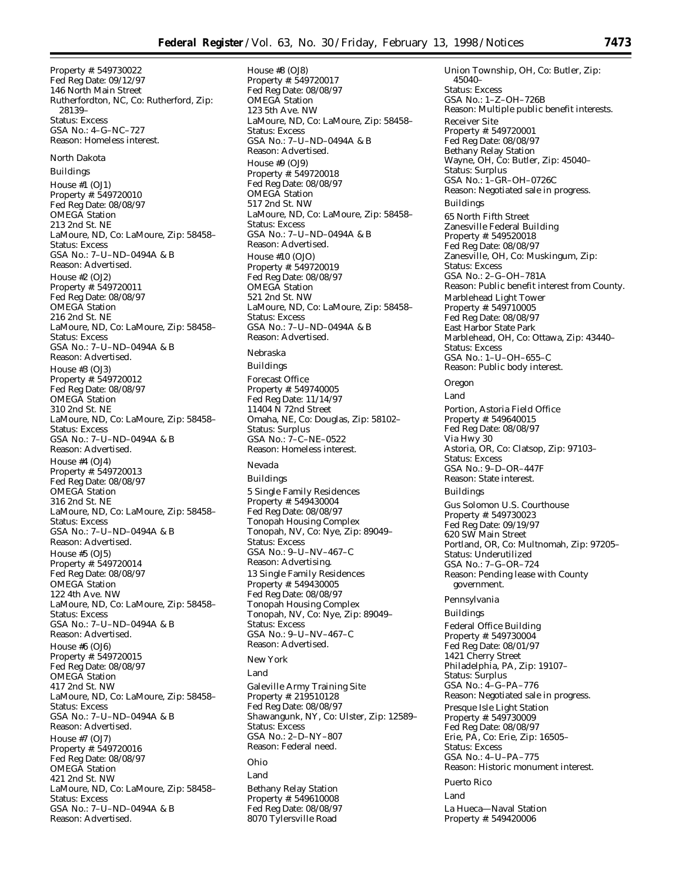Property #: 549730022
Fed Reg Date: 09/12/97
146 North Main Street
Rutherfordton, NC, Co: Rutherford, Zip: 28139–
Status: Excess
GSA No.: 4–G–NC–727
Reason: Homeless interest.

North Dakota

Buildings

House #1 (OJ1)
Property #: 549720010
Fed Reg Date: 08/08/97
OMEGA Station
213 2nd St. NE
LaMoure, ND, Co: LaMoure, Zip: 58458–
Status: Excess
GSA No.: 7–U–ND–0494A & B
Reason: Advertised.

House #2 (OJ2)
Property #: 549720011
Fed Reg Date: 08/08/97
OMEGA Station
216 2nd St. NE
LaMoure, ND, Co: LaMoure, Zip: 58458–
Status: Excess
GSA No.: 7–U–ND–0494A & B
Reason: Advertised.

House #3 (OJ3)
Property #: 549720012
Fed Reg Date: 08/08/97
OMEGA Station
310 2nd St. NE
LaMoure, ND, Co: LaMoure, Zip: 58458–
Status: Excess
GSA No.: 7–U–ND–0494A & B
Reason: Advertised.

House #4 (OJ4)
Property #: 549720013
Fed Reg Date: 08/08/97
OMEGA Station
316 2nd St. NE
LaMoure, ND, Co: LaMoure, Zip: 58458–
Status: Excess
GSA No.: 7–U–ND–0494A & B
Reason: Advertised.

House #5 (OJ5)
Property #: 549720014
Fed Reg Date: 08/08/97
OMEGA Station
122 4th Ave. NW
LaMoure, ND, Co: LaMoure, Zip: 58458–
Status: Excess
GSA No.: 7–U–ND–0494A & B
Reason: Advertised.

House #6 (OJ6)
Property #: 549720015
Fed Reg Date: 08/08/97
OMEGA Station
417 2nd St. NW
LaMoure, ND, Co: LaMoure, Zip: 58458–
Status: Excess
GSA No.: 7–U–ND–0494A & B
Reason: Advertised.

House #7 (OJ7)
Property #: 549720016
Fed Reg Date: 08/08/97
OMEGA Station
421 2nd St. NW
LaMoure, ND, Co: LaMoure, Zip: 58458–
Status: Excess
GSA No.: 7–U–ND–0494A & B
Reason: Advertised.

House #8 (OJ8)
Property #: 549720017
Fed Reg Date: 08/08/97
OMEGA Station
123 5th Ave. NW
LaMoure, ND, Co: LaMoure, Zip: 58458–
Status: Excess
GSA No.: 7–U–ND–0494A & B
Reason: Advertised.

House #9 (OJ9)
Property #: 549720018
Fed Reg Date: 08/08/97
OMEGA Station
517 2nd St. NW
LaMoure, ND, Co: LaMoure, Zip: 58458–
Status: Excess
GSA No.: 7–U–ND–0494A & B
Reason: Advertised.

House #10 (OJO)
Property #: 549720019
Fed Reg Date: 08/08/97
OMEGA Station
521 2nd St. NW
LaMoure, ND, Co: LaMoure, Zip: 58458–
Status: Excess
GSA No.: 7–U–ND–0494A & B
Reason: Advertised.

Nebraska

Buildings

Forecast Office
Property #: 549740005
Fed Reg Date: 11/14/97
11404 N 72nd Street
Omaha, NE, Co: Douglas, Zip: 58102–
Status: Surplus
GSA No.: 7–C–NE–0522
Reason: Homeless interest.

Nevada

Buildings

5 Single Family Residences
Property #: 549430004
Fed Reg Date: 08/08/97
Tonopah Housing Complex
Tonopah, NV, Co: Nye, Zip: 89049–
Status: Excess
GSA No.: 9–U–NV–467–C
Reason: Advertising.

13 Single Family Residences
Property #: 549430005
Fed Reg Date: 08/08/97
Tonopah Housing Complex
Tonopah, NV, Co: Nye, Zip: 89049–
Status: Excess
GSA No.: 9–U–NV–467–C
Reason: Advertised.

New York

Land

Galeville Army Training Site
Property #: 219510128
Fed Reg Date: 08/08/97
Shawangunk, NY, Co: Ulster, Zip: 12589–
Status: Excess
GSA No.: 2–D–NY–807
Reason: Federal need.

Ohio

Land

Bethany Relay Station
Property #: 549610008
Fed Reg Date: 08/08/97
8070 Tylersville Road
Union Township, OH, Co: Butler, Zip: 45040–
Status: Excess
GSA No.: 1–Z–OH–726B
Reason: Multiple public benefit interests.

Receiver Site
Property #: 549720001
Fed Reg Date: 08/08/97
Bethany Relay Station
Wayne, OH, Co: Butler, Zip: 45040–
Status: Surplus
GSA No.: 1–GR–OH–0726C
Reason: Negotiated sale in progress.

Buildings

65 North Fifth Street
Zanesville Federal Building
Property #: 549520018
Fed Reg Date: 08/08/97
Zanesville, OH, Co: Muskingum, Zip:
Status: Excess
GSA No.: 2–G–OH–781A
Reason: Public benefit interest from County.

Marblehead Light Tower
Property #: 549710005
Fed Reg Date: 08/08/97
East Harbor State Park
Marblehead, OH, Co: Ottawa, Zip: 43440–
Status: Excess
GSA No.: 1–U–OH–655–C
Reason: Public body interest.

Oregon

Land

Portion, Astoria Field Office
Property #: 549640015
Fed Reg Date: 08/08/97
Via Hwy 30
Astoria, OR, Co: Clatsop, Zip: 97103–
Status: Excess
GSA No.: 9–D–OR–447F
Reason: State interest.

Buildings

Gus Solomon U.S. Courthouse
Property #: 549730023
Fed Reg Date: 09/19/97
620 SW Main Street
Portland, OR, Co: Multnomah, Zip: 97205–
Status: Underutilized
GSA No.: 7–G–OR–724
Reason: Pending lease with County government.

Pennsylvania

Buildings

Federal Office Building
Property #: 549730004
Fed Reg Date: 08/01/97
1421 Cherry Street
Philadelphia, PA, Zip: 19107–
Status: Surplus
GSA No.: 4–G–PA–776
Reason: Negotiated sale in progress.

Presque Isle Light Station
Property #: 549730009
Fed Reg Date: 08/08/97
Erie, PA, Co: Erie, Zip: 16505–
Status: Excess
GSA No.: 4–U–PA–775
Reason: Historic monument interest.

Puerto Rico

Land

La Hueca—Naval Station
Property #: 549420006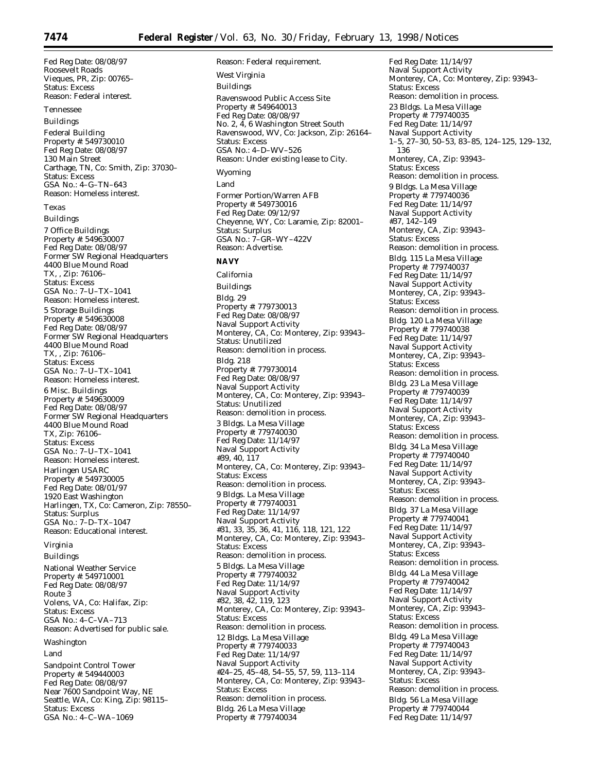Fed Reg Date: 08/08/97
Roosevelt Roads
Vieques, PR, Zip: 00765–
Status: Excess
Reason: Federal interest.

Tennessee

Buildings

Federal Building
Property #: 549730010
Fed Reg Date: 08/08/97
130 Main Street
Carthage, TN, Co: Smith, Zip: 37030–
Status: Excess
GSA No.: 4–G–TN–643
Reason: Homeless interest.

Texas

Buildings

7 Office Buildings
Property #: 549630007
Fed Reg Date: 08/08/97
Former SW Regional Headquarters
4400 Blue Mound Road
TX, , Zip: 76106–
Status: Excess
GSA No.: 7–U–TX–1041
Reason: Homeless interest.

5 Storage Buildings
Property #: 549630008
Fed Reg Date: 08/08/97
Former SW Regional Headquarters
4400 Blue Mound Road
TX, , Zip: 76106–
Status: Excess
GSA No.: 7–U–TX–1041
Reason: Homeless interest.

6 Misc. Buildings
Property #: 549630009
Fed Reg Date: 08/08/97
Former SW Regional Headquarters
4400 Blue Mound Road
TX, Zip: 76106–
Status: Excess
GSA No.: 7–U–TX–1041
Reason: Homeless interest.

Harlingen USARC
Property #: 549730005
Fed Reg Date: 08/01/97
1920 East Washington
Harlingen, TX, Co: Cameron, Zip: 78550–
Status: Surplus
GSA No.: 7–D–TX–1047
Reason: Educational interest.

Virginia

Buildings

National Weather Service
Property #: 549710001
Fed Reg Date: 08/08/97
Route 3
Volens, VA, Co: Halifax, Zip:
Status: Excess
GSA No.: 4–C–VA–713
Reason: Advertised for public sale.

Washington

Land

Sandpoint Control Tower
Property #: 549440003
Fed Reg Date: 08/08/97
Near 7600 Sandpoint Way, NE
Seattle, WA, Co: King, Zip: 98115–
Status: Excess
GSA No.: 4–C–WA–1069
Reason: Federal requirement.

West Virginia

Buildings

Ravenswood Public Access Site
Property #: 549640013
Fed Reg Date: 08/08/97
No. 2, 4, 6 Washington Street South
Ravenswood, WV, Co: Jackson, Zip: 26164–
Status: Excess
GSA No.: 4–D–WV–526
Reason: Under existing lease to City.

Wyoming

Land

Former Portion/Warren AFB
Property #: 549730016
Fed Reg Date: 09/12/97
Cheyenne, WY, Co: Laramie, Zip: 82001–
Status: Surplus
GSA No.: 7–GR–WY–422V
Reason: Advertise.

**NAVY**

California

Buildings

Bldg. 29
Property #: 779730013
Fed Reg Date: 08/08/97
Naval Support Activity
Monterey, CA, Co: Monterey, Zip: 93943–
Status: Unutilized
Reason: demolition in process.

Bldg. 218
Property #: 779730014
Fed Reg Date: 08/08/97
Naval Support Activity
Monterey, CA, Co: Monterey, Zip: 93943–
Status: Unutilized
Reason: demolition in process.

3 Bldgs. La Mesa Village
Property #: 779740030
Fed Reg Date: 11/14/97
Naval Support Activity
#39, 40, 117
Monterey, CA, Co: Monterey, Zip: 93943–
Status: Excess
Reason: demolition in process.

9 Bldgs. La Mesa Village
Property #: 779740031
Fed Reg Date: 11/14/97
Naval Support Activity
#31, 33, 35, 36, 41, 116, 118, 121, 122
Monterey, CA, Co: Monterey, Zip: 93943–
Status: Excess
Reason: demolition in process.

5 Bldgs. La Mesa Village
Property #: 779740032
Fed Reg Date: 11/14/97
Naval Support Activity
#32, 38, 42, 119, 123
Monterey, CA, Co: Monterey, Zip: 93943–
Status: Excess
Reason: demolition in process.

12 Bldgs. La Mesa Village
Property #: 779740033
Fed Reg Date: 11/14/97
Naval Support Activity
#24–25, 45–48, 54–55, 57, 59, 113–114
Monterey, CA, Co: Monterey, Zip: 93943–
Status: Excess
Reason: demolition in process.

Bldg. 26 La Mesa Village
Property #: 779740034
Fed Reg Date: 11/14/97
Naval Support Activity
Monterey, CA, Co: Monterey, Zip: 93943–
Status: Excess
Reason: demolition in process.

23 Bldgs. La Mesa Village
Property #: 779740035
Fed Reg Date: 11/14/97
Naval Support Activity
1–5, 27–30, 50–53, 83–85, 124–125, 129–132, 136
Monterey, CA, Zip: 93943–
Status: Excess
Reason: demolition in process.

9 Bldgs. La Mesa Village
Property #: 779740036
Fed Reg Date: 11/14/97
Naval Support Activity
#37, 142–149
Monterey, CA, Zip: 93943–
Status: Excess
Reason: demolition in process.

Bldg. 115 La Mesa Village
Property #: 779740037
Fed Reg Date: 11/14/97
Naval Support Activity
Monterey, CA, Zip: 93943–
Status: Excess
Reason: demolition in process.

Bldg. 120 La Mesa Village
Property #: 779740038
Fed Reg Date: 11/14/97
Naval Support Activity
Monterey, CA, Zip: 93943–
Status: Excess
Reason: demolition in process.

Bldg. 23 La Mesa Village
Property #: 779740039
Fed Reg Date: 11/14/97
Naval Support Activity
Monterey, CA, Zip: 93943–
Status: Excess
Reason: demolition in process.

Bldg. 34 La Mesa Village
Property #: 779740040
Fed Reg Date: 11/14/97
Naval Support Activity
Monterey, CA, Zip: 93943–
Status: Excess
Reason: demolition in process.

Bldg. 37 La Mesa Village
Property #: 779740041
Fed Reg Date: 11/14/97
Naval Support Activity
Monterey, CA, Zip: 93943–
Status: Excess
Reason: demolition in process.

Bldg. 44 La Mesa Village
Property #: 779740042
Fed Reg Date: 11/14/97
Naval Support Activity
Monterey, CA, Zip: 93943–
Status: Excess
Reason: demolition in process.

Bldg. 49 La Mesa Village
Property #: 779740043
Fed Reg Date: 11/14/97
Naval Support Activity
Monterey, CA, Zip: 93943–
Status: Excess
Reason: demolition in process.

Bldg. 56 La Mesa Village
Property #: 779740044
Fed Reg Date: 11/14/97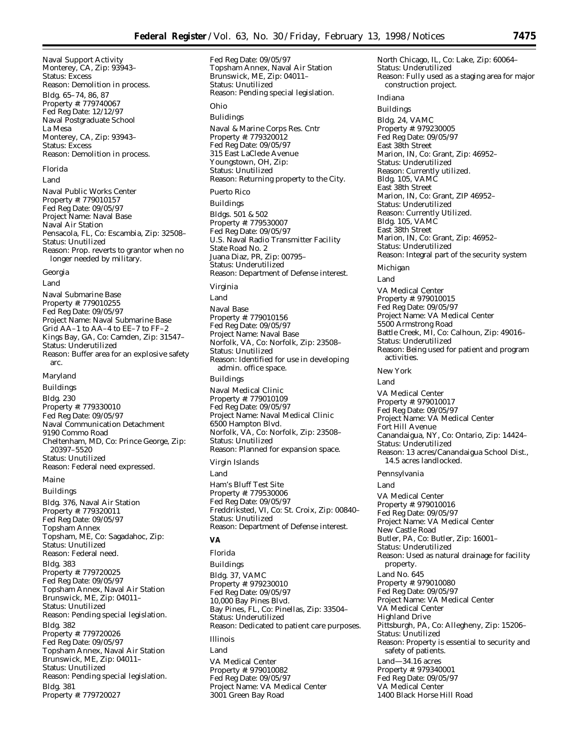Naval Support Activity
Monterey, CA, Zip: 93943–
Status: Excess
Reason: Demolition in process.

Bldg. 65–74, 86, 87
Property #: 779740067
Fed Reg Date: 12/12/97
Naval Postgraduate School
La Mesa
Monterey, CA, Zip: 93943–
Status: Excess
Reason: Demolition in process.

Florida

Land

Naval Public Works Center
Property #: 779010157
Fed Reg Date: 09/05/97
Project Name: Naval Base
Naval Air Station
Pensacola, FL, Co: Escambia, Zip: 32508–
Status: Unutilized
Reason: Prop. reverts to grantor when no longer needed by military.

Georgia

Land

Naval Submarine Base
Property #: 779010255
Fed Reg Date: 09/05/97
Project Name: Naval Submarine Base
Grid AA–1 to AA–4 to EE–7 to FF–2
Kings Bay, GA, Co: Camden, Zip: 31547–
Status: Underutilized
Reason: Buffer area for an explosive safety arc.

Maryland

Buildings

Bldg. 230
Property #: 779330010
Fed Reg Date: 09/05/97
Naval Communication Detachment
9190 Commo Road
Cheltenham, MD, Co: Prince George, Zip: 20397–5520
Status: Unutilized
Reason: Federal need expressed.

Maine

Buildings

Bldg. 376, Naval Air Station
Property #: 779320011
Fed Reg Date: 09/05/97
Topsham Annex
Topsham, ME, Co: Sagadahoc, Zip:
Status: Unutilized
Reason: Federal need.

Bldg. 383
Property #: 779720025
Fed Reg Date: 09/05/97
Topsham Annex, Naval Air Station
Brunswick, ME, Zip: 04011–
Status: Unutilized
Reason: Pending special legislation.

Bldg. 382
Property #: 779720026
Fed Reg Date: 09/05/97
Topsham Annex, Naval Air Station
Brunswick, ME, Zip: 04011–
Status: Unutilized
Reason: Pending special legislation.

Bldg. 381
Property #: 779720027
Fed Reg Date: 09/05/97
Topsham Annex, Naval Air Station
Brunswick, ME, Zip: 04011–
Status: Unutilized
Reason: Pending special legislation.

Ohio

Bulidings

Naval & Marine Corps Res. Cntr
Property #: 779320012
Fed Reg Date: 09/05/97
315 East LaClede Avenue
Youngstown, OH, Zip:
Status: Unutilized
Reason: Returning property to the City.

Puerto Rico

Buildings

Bldgs. 501 & 502
Property #: 779530007
Fed Reg Date: 09/05/97
U.S. Naval Radio Transmitter Facility
State Road No. 2
Juana Diaz, PR, Zip: 00795–
Status: Underutilized
Reason: Department of Defense interest.

Virginia

Land

Naval Base
Property #: 779010156
Fed Reg Date: 09/05/97
Project Name: Naval Base
Norfolk, VA, Co: Norfolk, Zip: 23508–
Status: Unutilized
Reason: Identified for use in developing admin. office space.

Buildings

Naval Medical Clinic
Property #: 779010109
Fed Reg Date: 09/05/97
Project Name: Naval Medical Clinic
6500 Hampton Blvd.
Norfolk, VA, Co: Norfolk, Zip: 23508–
Status: Unutilized
Reason: Planned for expansion space.

Virgin Islands

Land

Ham's Bluff Test Site
Property #: 779530006
Fed Reg Date: 09/05/97
Freddriksted, VI, Co: St. Croix, Zip: 00840–
Status: Unutilized
Reason: Department of Defense interest.

**VA**

Florida

Buildings

Bldg. 37, VAMC
Property #: 979230010
Fed Reg Date: 09/05/97
10,000 Bay Pines Blvd.
Bay Pines, FL, Co: Pinellas, Zip: 33504–
Status: Underutilized
Reason: Dedicated to patient care purposes.

Illinois

Land

VA Medical Center
Property #: 979010082
Fed Reg Date: 09/05/97
Project Name: VA Medical Center
3001 Green Bay Road
North Chicago, IL, Co: Lake, Zip: 60064–
Status: Underutilized
Reason: Fully used as a staging area for major construction project.

Indiana

Buildings

Bldg. 24, VAMC
Property #: 979230005
Fed Reg Date: 09/05/97
East 38th Street
Marion, IN, Co: Grant, Zip: 46952–
Status: Underutilized
Reason: Currently utilized.

Bldg. 105, VAMC
East 38th Street
Marion, IN, Co: Grant, ZIP 46952–
Status: Underutilized
Reason: Currently Utilized.

Bldg. 105, VAMC
East 38th Street
Marion, IN, Co: Grant, Zip: 46952–
Status: Underutilized
Reason: Integral part of the security system

Michigan

Land

VA Medical Center
Property #: 979010015
Fed Reg Date: 09/05/97
Project Name: VA Medical Center
5500 Armstrong Road
Battle Creek, MI, Co: Calhoun, Zip: 49016–
Status: Underutilized
Reason: Being used for patient and program activities.

New York

Land

VA Medical Center
Property #: 979010017
Fed Reg Date: 09/05/97
Project Name: VA Medical Center
Fort Hill Avenue
Canandaigua, NY, Co: Ontario, Zip: 14424–
Status: Underutilized
Reason: 13 acres/Canandaigua School Dist., 14.5 acres landlocked.

Pennsylvania

Land

VA Medical Center
Property #: 979010016
Fed Reg Date: 09/05/97
Project Name: VA Medical Center
New Castle Road
Butler, PA, Co: Butler, Zip: 16001–
Status: Underutilized
Reason: Used as natural drainage for facility property.

Land No. 645
Property #: 979010080
Fed Reg Date: 09/05/97
Project Name: VA Medical Center
VA Medical Center
Highland Drive
Pittsburgh, PA, Co: Allegheny, Zip: 15206–
Status: Unutilized
Reason: Property is essential to security and safety of patients.

Land—34.16 acres
Property #: 979340001
Fed Reg Date: 09/05/97
VA Medical Center
1400 Black Horse Hill Road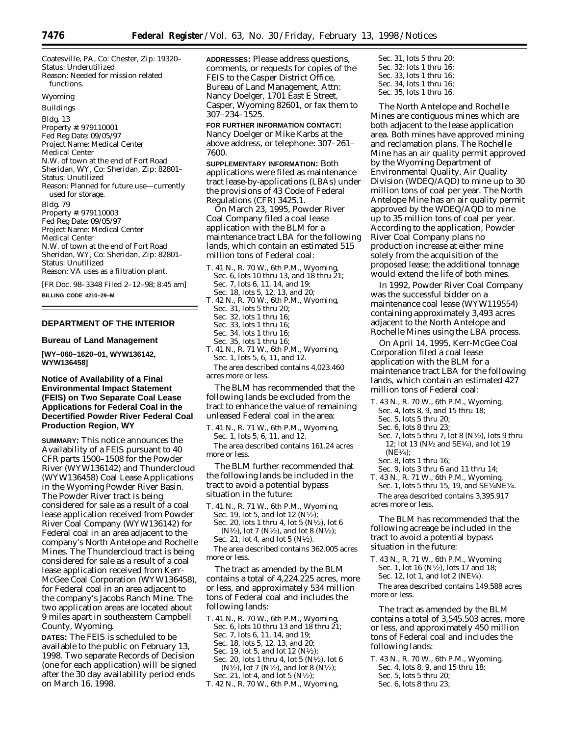Coatesville, PA, Co: Chester, Zip: 19320–
Status: Underutilized
Reason: Needed for mission related functions.

Wyoming

Buildings

Bldg. 13
Property #: 979110001
Fed Reg Date: 09/05/97
Project Name: Medical Center
Medical Center
N.W. of town at the end of Fort Road
Sheridan, WY, Co: Sheridan, Zip: 82801–
Status: Unutilized
Reason: Planned for future use—currently used for storage.

Bldg. 79
Property #: 979110003
Fed Reg Date: 09/05/97
Project Name: Medical Center
Medical Center
N.W. of town at the end of Fort Road
Sheridan, WY, Co: Sheridan, Zip: 82801–
Status: Unutilized
Reason: VA uses as a filtration plant.

[FR Doc. 98–3348 Filed 2–12–98; 8:45 am]

**BILLING CODE 4210–29–M**

## DEPARTMENT OF THE INTERIOR

### Bureau of Land Management

**[WY–060–1620–01, WYW136142, WYW136458]**

### Notice of Availability of a Final Environmental Impact Statement (FEIS) on Two Separate Coal Lease Applications for Federal Coal in the Decertified Powder River Federal Coal Production Region, WY

**SUMMARY:** This notice announces the Availability of a FEIS pursuant to 40 CFR parts 1500–1508 for the Powder River (WYW136142) and Thundercloud (WYW136458) Coal Lease Applications in the Wyoming Powder River Basin. The Powder River tract is being considered for sale as a result of a coal lease application received from Powder River Coal Company (WYW136142) for Federal coal in an area adjacent to the company's North Antelope and Rochelle Mines. The Thundercloud tract is being considered for sale as a result of a coal lease application received from Kerr-McGee Coal Corporation (WYW136458), for Federal coal in an area adjacent to the company's Jacobs Ranch Mine. The two application areas are located about 9 miles apart in southeastern Campbell County, Wyoming.

**DATES:** The FEIS is scheduled to be available to the public on February 13, 1998. Two separate Records of Decision (one for each application) will be signed after the 30 day availability period ends on March 16, 1998.

**ADDRESSES:** Please address questions, comments, or requests for copies of the FEIS to the Casper District Office, Bureau of Land Management, Attn: Nancy Doelger, 1701 East E Street, Casper, Wyoming 82601, or fax them to 307–234–1525.

**FOR FURTHER INFORMATION CONTACT:** Nancy Doelger or Mike Karbs at the above address, or telephone: 307–261–7600.

**SUPPLEMENTARY INFORMATION:** Both applications were filed as maintenance tract lease-by-applications (LBAs) under the provisions of 43 Code of Federal Regulations (CFR) 3425.1.

On March 23, 1995, Powder River Coal Company filed a coal lease application with the BLM for a maintenance tract LBA for the following lands, which contain an estimated 515 million tons of Federal coal:

T. 41 N., R. 70 W., 6th P.M., Wyoming,
Sec. 6, lots 10 thru 13, and 18 thru 21;
Sec. 7, lots 6, 11, 14, and 19;
Sec. 18, lots 5, 12, 13, and 20;
T. 42 N., R. 70 W., 6th P.M., Wyoming,
Sec. 31, lots 5 thru 20;
Sec. 32, lots 1 thru 16;
Sec. 33, lots 1 thru 16;
Sec. 34, lots 1 thru 16;
Sec. 35, lots 1 thru 16;
T. 41 N., R. 71 W., 6th P.M., Wyoming,
Sec. 1, lots 5, 6, 11, and 12.

The area described contains 4,023.460 acres more or less.

The BLM has recommended that the following lands be excluded from the tract to enhance the value of remaining unleased Federal coal in the area:

T. 41 N., R. 71 W., 6th P.M., Wyoming,
Sec. 1, lots 5, 6, 11, and 12.

The area described contains 161.24 acres more or less.

The BLM further recommended that the following lands be included in the tract to avoid a potential bypass situation in the future:

T. 41 N., R. 71 W., 6th P.M., Wyoming,
Sec. 19, lot 5, and lot 12 (N½);
Sec. 20, lots 1 thru 4, lot 5 (N½), lot 6 (N½), lot 7 (N½), and lot 8 (N½);
Sec. 21, lot 4, and lot 5 (N½).

The area described contains 362.005 acres more or less.

The tract as amended by the BLM contains a total of 4,224.225 acres, more or less, and approximately 534 million tons of Federal coal and includes the following lands:

T. 41 N., R. 70 W., 6th P.M., Wyoming,
Sec. 6, lots 10 thru 13 and 18 thru 21;
Sec. 7, lots 6, 11, 14, and 19;
Sec. 18, lots 5, 12, 13, and 20;
Sec. 19, lot 5, and lot 12 (N½);
Sec. 20, lots 1 thru 4, lot 5 (N½), lot 6 (N½), lot 7 (N½), and lot 8 (N½);
Sec. 21, lot 4, and lot 5 (N½);
T. 42 N., R. 70 W., 6th P.M., Wyoming,
Sec. 31, lots 5 thru 20;
Sec. 32: lots 1 thru 16;
Sec. 33, lots 1 thru 16;
Sec. 34, lots 1 thru 16;
Sec. 35, lots 1 thru 16.

The North Antelope and Rochelle Mines are contiguous mines which are both adjacent to the lease application area. Both mines have approved mining and reclamation plans. The Rochelle Mine has an air quality permit approved by the Wyoming Department of Environmental Quality, Air Quality Division (WDEQ/AQD) to mine up to 30 million tons of coal per year. The North Antelope Mine has an air quality permit approved by the WDEQ/AQD to mine up to 35 million tons of coal per year. According to the application, Powder River Coal Company plans no production increase at either mine solely from the acquisition of the proposed lease; the additional tonnage would extend the life of both mines.

In 1992, Powder River Coal Company was the successful bidder on a maintenance coal lease (WYW119554) containing approximately 3,493 acres adjacent to the North Antelope and Rochelle Mines using the LBA process.

On April 14, 1995, Kerr-McGee Coal Corporation filed a coal lease application with the BLM for a maintenance tract LBA for the following lands, which contain an estimated 427 million tons of Federal coal:

T. 43 N., R. 70 W., 6th P.M., Wyoming,
Sec. 4, lots 8, 9, and 15 thru 18;
Sec. 5, lots 5 thru 20;
Sec. 6, lots 8 thru 23;
Sec. 7, lots 5 thru 7, lot 8 (N½), lots 9 thru 12; lot 13 (N½ and SE¼), and lot 19 (NE¼);
Sec. 8, lots 1 thru 16;
Sec. 9, lots 3 thru 6 and 11 thru 14;
T. 43 N., R. 71 W., 6th P.M., Wyoming,
Sec. 1, lots 5 thru 15, 19, and SE¼NE¼.

The area described contains 3,395.917 acres more or less.

The BLM has recommended that the following acreage be included in the tract to avoid a potential bypass situation in the future:

T. 43 N., R. 71 W., 6th P.M., Wyoming
Sec. 1, lot 16 (N½), lots 17 and 18;
Sec. 12, lot 1, and lot 2 (NE¼).

The area described contains 149.588 acres more or less.

The tract as amended by the BLM contains a total of 3,545.503 acres, more or less, and approximately 450 million tons of Federal coal and includes the following lands:

T. 43 N., R. 70 W., 6th P.M., Wyoming,
Sec. 4, lots 8, 9, and 15 thru 18;
Sec. 5, lots 5 thru 20;
Sec. 6, lots 8 thru 23;